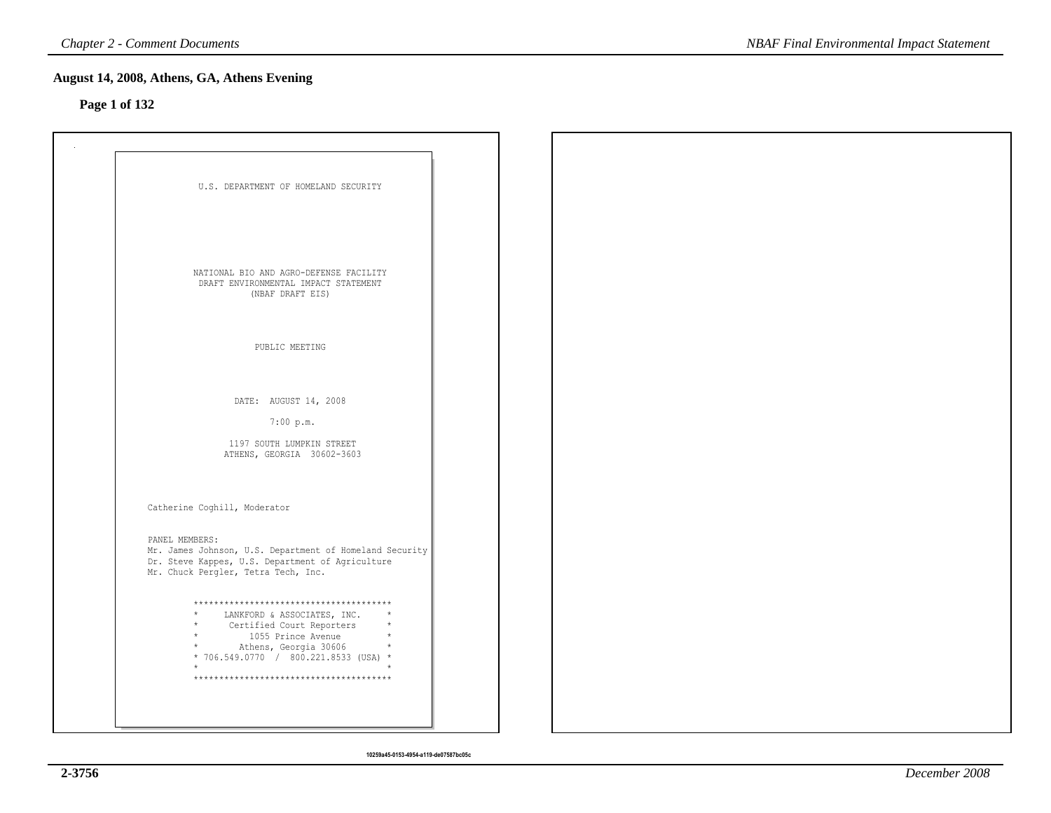## August 14, 2008, Athens, GA, Athens Evening

**Page 1 of 132**

U.S. DEPARTMENT OF HOMELAND SECURITY

NATIONAL BIO AND AGRO-DEFENSE FACILITY
DRAFT ENVIRONMENTAL IMPACT STATEMENT
(NBAF DRAFT EIS)

PUBLIC MEETING

DATE: AUGUST 14, 2008

7:00 p.m.

1197 SOUTH LUMPKIN STREET
ATHENS, GEORGIA 30602-3603

Catherine Coghill, Moderator

PANEL MEMBERS:
Mr. James Johnson, U.S. Department of Homeland Security
Dr. Steve Kappes, U.S. Department of Agriculture
Mr. Chuck Pergler, Tetra Tech, Inc.

LANKFORD & ASSOCIATES, INC.
Certified Court Reporters
1055 Prince Avenue
Athens, Georgia 30606
706.549.0770 / 800.221.8533 (USA)

10259a45-0153-4954-a119-de07587bc05c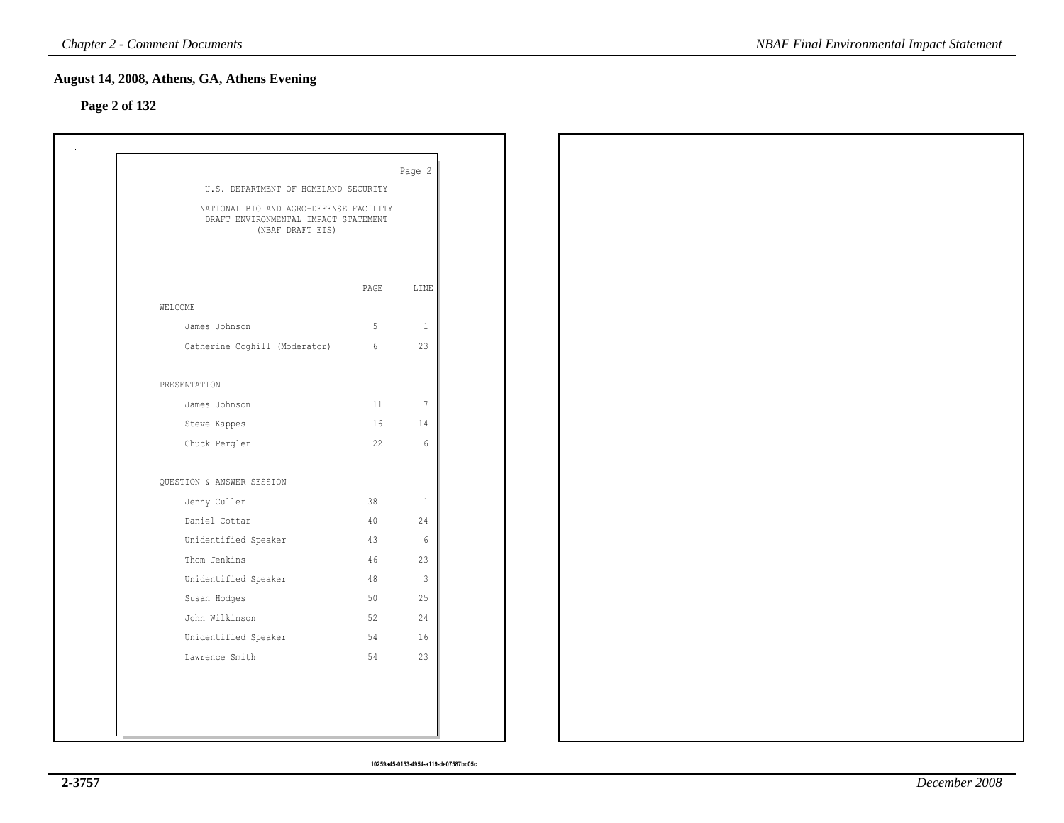## August 14, 2008, Athens, GA, Athens Evening

**Page 2 of 132**

Page 2

U.S. DEPARTMENT OF HOMELAND SECURITY

NATIONAL BIO AND AGRO-DEFENSE FACILITY
DRAFT ENVIRONMENTAL IMPACT STATEMENT
(NBAF DRAFT EIS)

| | PAGE | LINE |
|---|---|---|
| WELCOME | | |
| James Johnson | 5 | 1 |
| Catherine Coghill (Moderator) | 6 | 23 |
| PRESENTATION | | |
| James Johnson | 11 | 7 |
| Steve Kappes | 16 | 14 |
| Chuck Pergler | 22 | 6 |
| QUESTION & ANSWER SESSION | | |
| Jenny Culler | 38 | 1 |
| Daniel Cottar | 40 | 24 |
| Unidentified Speaker | 43 | 6 |
| Thom Jenkins | 46 | 23 |
| Unidentified Speaker | 48 | 3 |
| Susan Hodges | 50 | 25 |
| John Wilkinson | 52 | 24 |
| Unidentified Speaker | 54 | 16 |
| Lawrence Smith | 54 | 23 |

10259a45-0153-4954-a119-de07587bc05c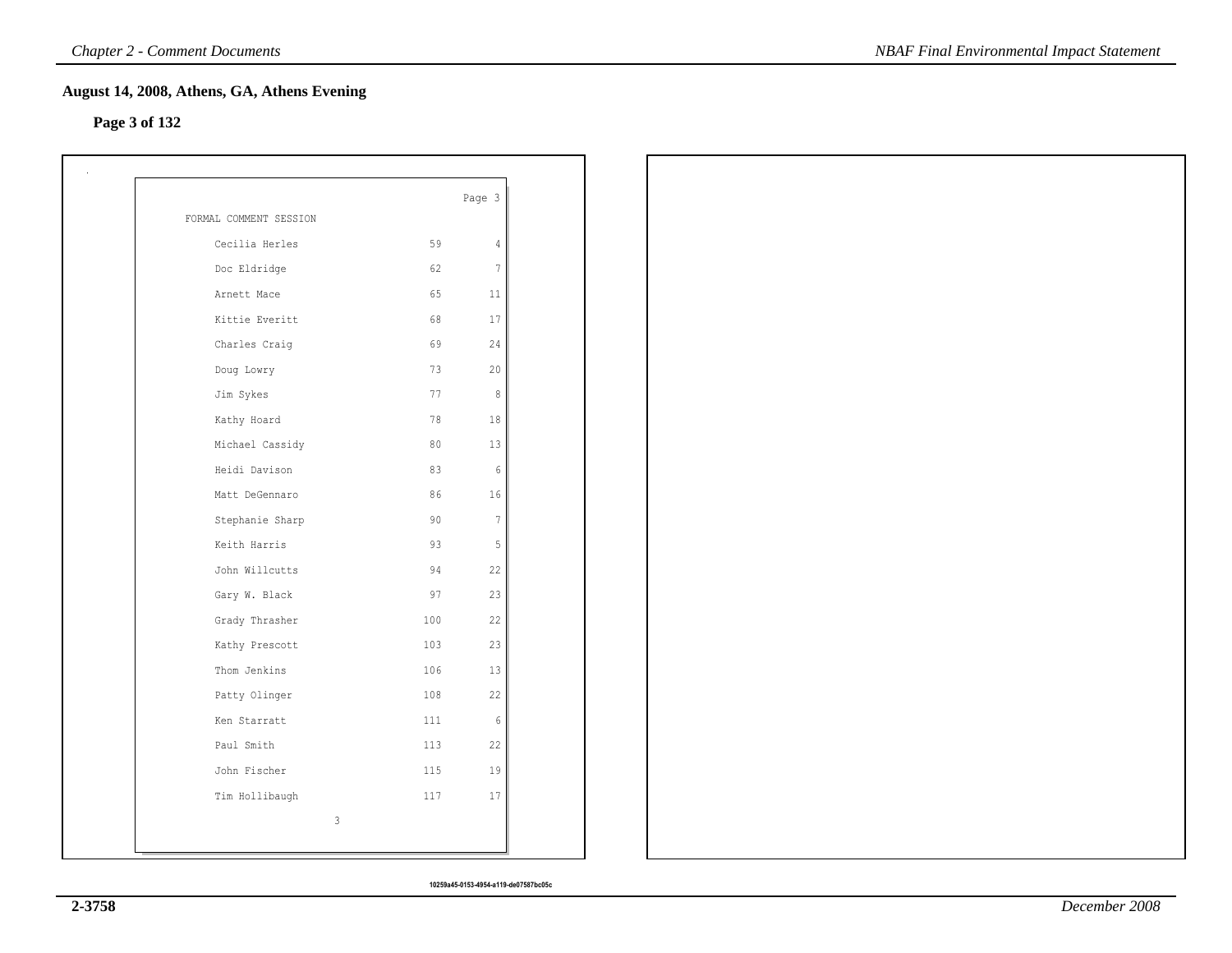## August 14, 2008, Athens, GA, Athens Evening

**Page 3 of 132**

FORMAL COMMENT SESSION

| Name | Page | Line |
|---|---|---|
| Cecilia Herles | 59 | 4 |
| Doc Eldridge | 62 | 7 |
| Arnett Mace | 65 | 11 |
| Kittie Everitt | 68 | 17 |
| Charles Craig | 69 | 24 |
| Doug Lowry | 73 | 20 |
| Jim Sykes | 77 | 8 |
| Kathy Hoard | 78 | 18 |
| Michael Cassidy | 80 | 13 |
| Heidi Davison | 83 | 6 |
| Matt DeGennaro | 86 | 16 |
| Stephanie Sharp | 90 | 7 |
| Keith Harris | 93 | 5 |
| John Willcutts | 94 | 22 |
| Gary W. Black | 97 | 23 |
| Grady Thrasher | 100 | 22 |
| Kathy Prescott | 103 | 23 |
| Thom Jenkins | 106 | 13 |
| Patty Olinger | 108 | 22 |
| Ken Starratt | 111 | 6 |
| Paul Smith | 113 | 22 |
| John Fischer | 115 | 19 |
| Tim Hollibaugh | 117 | 17 |

10259a45-0153-4954-a119-de07587bc05c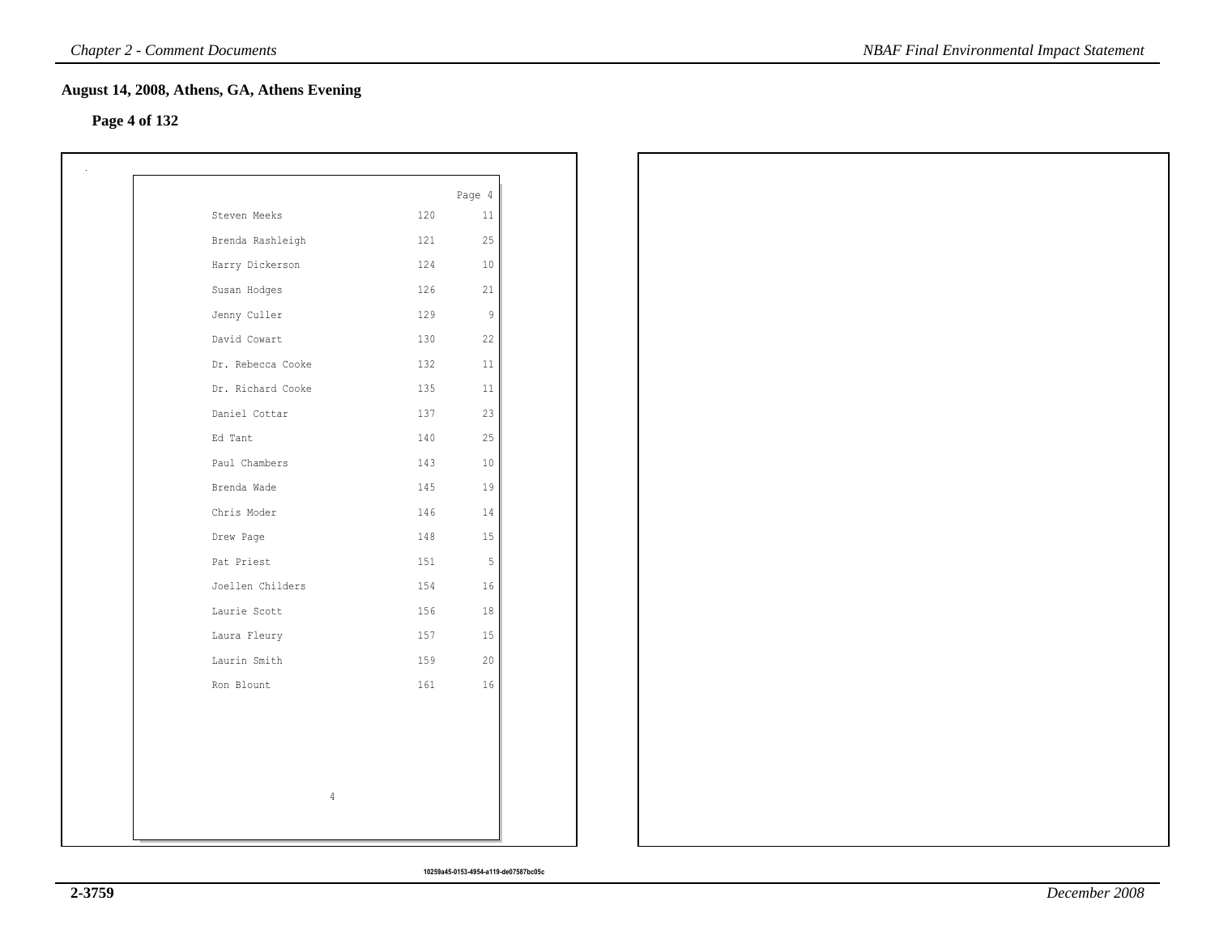## August 14, 2008, Athens, GA, Athens Evening

**Page 4 of 132**

Page 4

| | | |
|---|---|---|
| Steven Meeks | 120 | 11 |
| Brenda Rashleigh | 121 | 25 |
| Harry Dickerson | 124 | 10 |
| Susan Hodges | 126 | 21 |
| Jenny Culler | 129 | 9 |
| David Cowart | 130 | 22 |
| Dr. Rebecca Cooke | 132 | 11 |
| Dr. Richard Cooke | 135 | 11 |
| Daniel Cottar | 137 | 23 |
| Ed Tant | 140 | 25 |
| Paul Chambers | 143 | 10 |
| Brenda Wade | 145 | 19 |
| Chris Moder | 146 | 14 |
| Drew Page | 148 | 15 |
| Pat Priest | 151 | 5 |
| Joellen Childers | 154 | 16 |
| Laurie Scott | 156 | 18 |
| Laura Fleury | 157 | 15 |
| Laurin Smith | 159 | 20 |
| Ron Blount | 161 | 16 |

10259a45-0153-4954-a119-de07587bc05c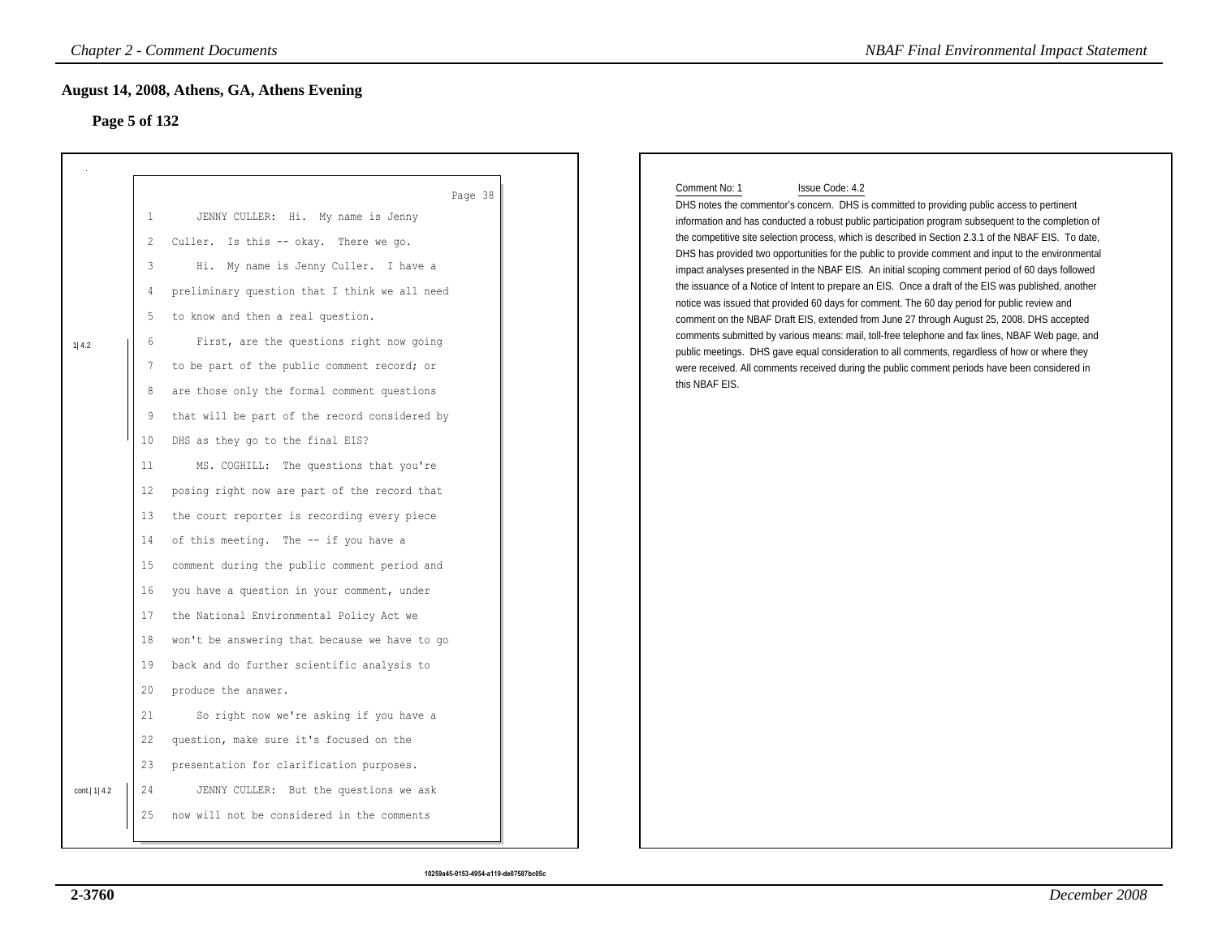## August 14, 2008, Athens, GA, Athens Evening

**Page 5 of 132**

Page 38

1| 4.2

1 JENNY CULLER: Hi. My name is Jenny
2 Culler. Is this -- okay. There we go.
3 Hi. My name is Jenny Culler. I have a
4 preliminary question that I think we all need
5 to know and then a real question.
6 First, are the questions right now going
7 to be part of the public comment record; or
8 are those only the formal comment questions
9 that will be part of the record considered by
10 DHS as they go to the final EIS?
11 MS. COGHILL: The questions that you're
12 posing right now are part of the record that
13 the court reporter is recording every piece
14 of this meeting. The -- if you have a
15 comment during the public comment period and
16 you have a question in your comment, under
17 the National Environmental Policy Act we
18 won't be answering that because we have to go
19 back and do further scientific analysis to
20 produce the answer.
21 So right now we're asking if you have a
22 question, make sure it's focused on the
23 presentation for clarification purposes.
24 JENNY CULLER: But the questions we ask
25 now will not be considered in the comments

cont.| 1| 4.2

Comment No: 1 Issue Code: 4.2

DHS notes the commentor's concern. DHS is committed to providing public access to pertinent information and has conducted a robust public participation program subsequent to the completion of the competitive site selection process, which is described in Section 2.3.1 of the NBAF EIS. To date, DHS has provided two opportunities for the public to provide comment and input to the environmental impact analyses presented in the NBAF EIS. An initial scoping comment period of 60 days followed the issuance of a Notice of Intent to prepare an EIS. Once a draft of the EIS was published, another notice was issued that provided 60 days for comment. The 60 day period for public review and comment on the NBAF Draft EIS, extended from June 27 through August 25, 2008. DHS accepted comments submitted by various means: mail, toll-free telephone and fax lines, NBAF Web page, and public meetings. DHS gave equal consideration to all comments, regardless of how or where they were received. All comments received during the public comment periods have been considered in this NBAF EIS.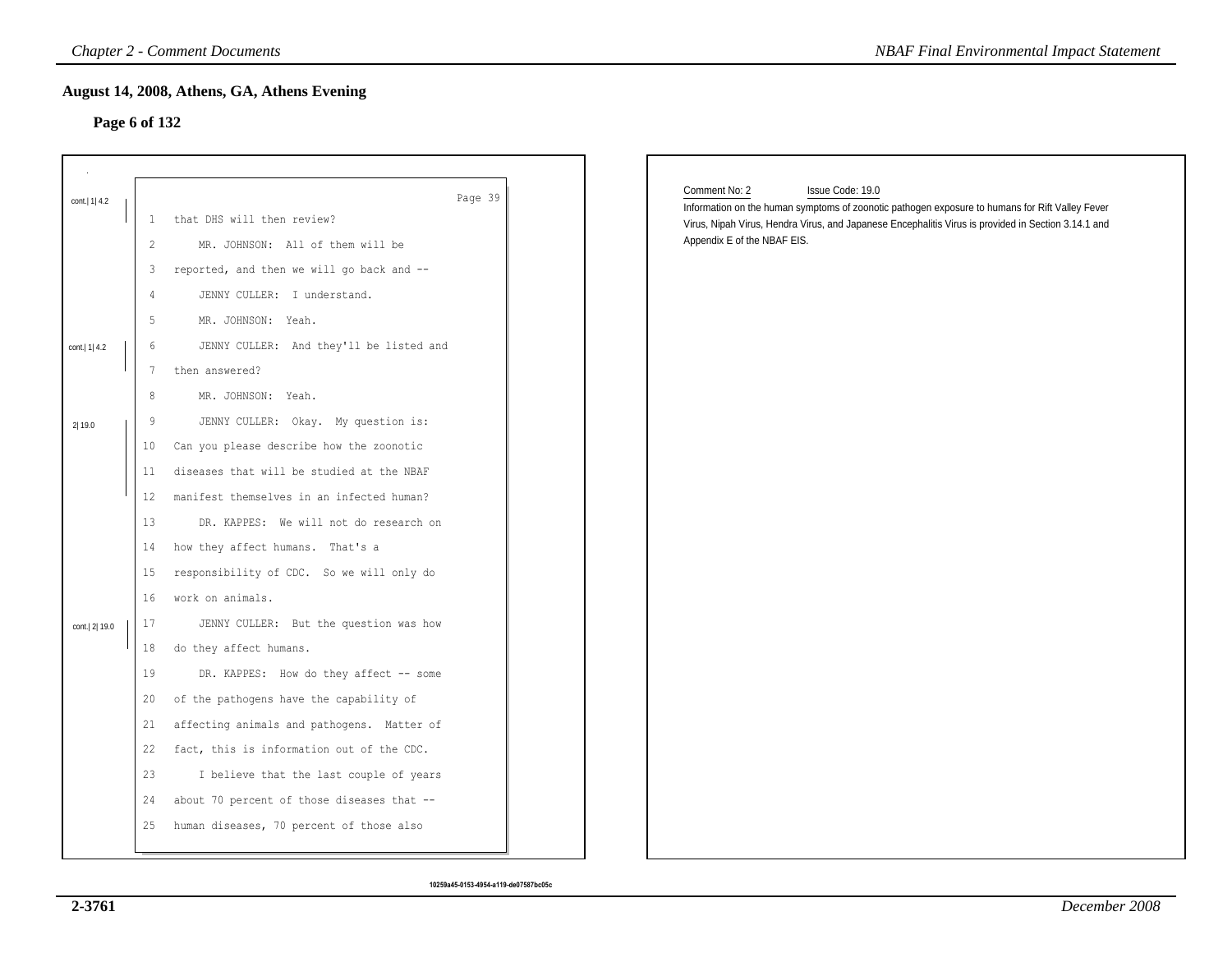## August 14, 2008, Athens, GA, Athens Evening

### Page 6 of 132

Page 39

cont.| 1| 4.2

1 that DHS will then review?

2 MR. JOHNSON: All of them will be

3 reported, and then we will go back and --

4 JENNY CULLER: I understand.

5 MR. JOHNSON: Yeah.

cont.| 1| 4.2

6 JENNY CULLER: And they'll be listed and

7 then answered?

8 MR. JOHNSON: Yeah.

2| 19.0

9 JENNY CULLER: Okay. My question is:

10 Can you please describe how the zoonotic

11 diseases that will be studied at the NBAF

12 manifest themselves in an infected human?

13 DR. KAPPES: We will not do research on

14 how they affect humans. That's a

15 responsibility of CDC. So we will only do

16 work on animals.

cont.| 2| 19.0

17 JENNY CULLER: But the question was how

18 do they affect humans.

19 DR. KAPPES: How do they affect -- some

20 of the pathogens have the capability of

21 affecting animals and pathogens. Matter of

22 fact, this is information out of the CDC.

23 I believe that the last couple of years

24 about 70 percent of those diseases that --

25 human diseases, 70 percent of those also

Comment No: 2 Issue Code: 19.0

Information on the human symptoms of zoonotic pathogen exposure to humans for Rift Valley Fever Virus, Nipah Virus, Hendra Virus, and Japanese Encephalitis Virus is provided in Section 3.14.1 and Appendix E of the NBAF EIS.

10259a45-0153-4954-a119-de07587bc05c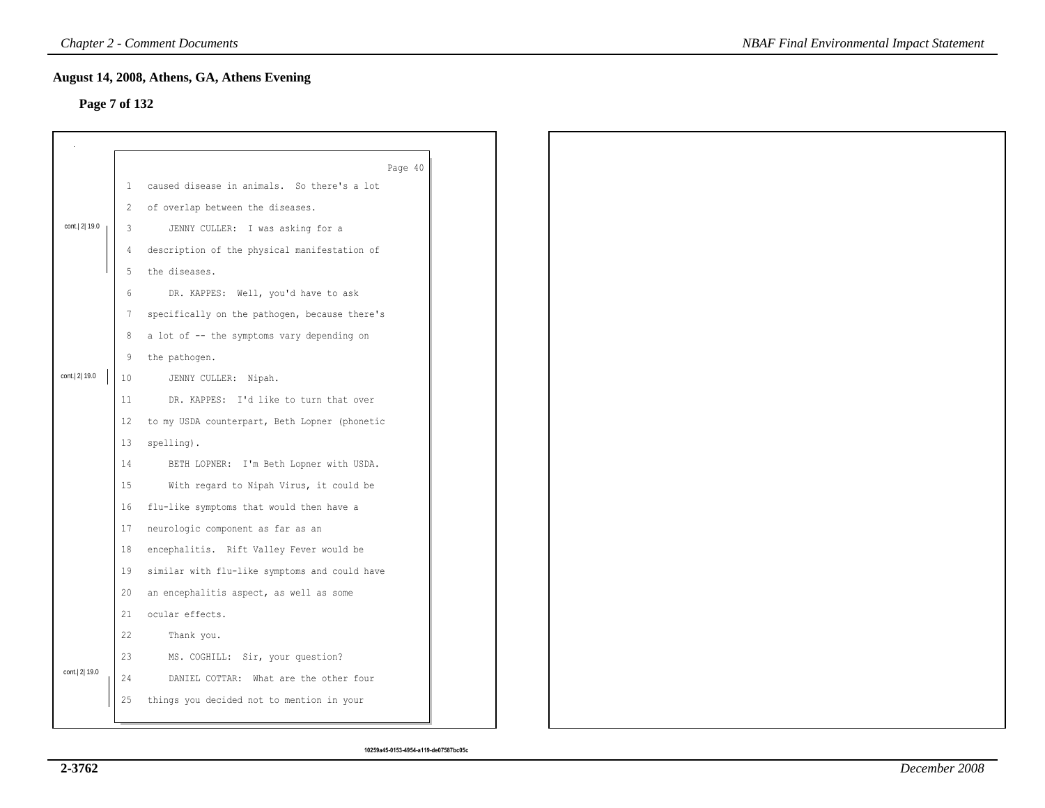## August 14, 2008, Athens, GA, Athens Evening

**Page 7 of 132**

Page 40

1 caused disease in animals. So there's a lot
2 of overlap between the diseases.

cont.| 2| 19.0

3 JENNY CULLER: I was asking for a
4 description of the physical manifestation of
5 the diseases.
6 DR. KAPPES: Well, you'd have to ask
7 specifically on the pathogen, because there's
8 a lot of -- the symptoms vary depending on
9 the pathogen.

cont.| 2| 19.0

10 JENNY CULLER: Nipah.
11 DR. KAPPES: I'd like to turn that over
12 to my USDA counterpart, Beth Lopner (phonetic
13 spelling).
14 BETH LOPNER: I'm Beth Lopner with USDA.
15 With regard to Nipah Virus, it could be
16 flu-like symptoms that would then have a
17 neurologic component as far as an
18 encephalitis. Rift Valley Fever would be
19 similar with flu-like symptoms and could have
20 an encephalitis aspect, as well as some
21 ocular effects.
22 Thank you.
23 MS. COGHILL: Sir, your question?

cont.| 2| 19.0

24 DANIEL COTTAR: What are the other four
25 things you decided not to mention in your

10259a45-0153-4954-a119-de07587bc05c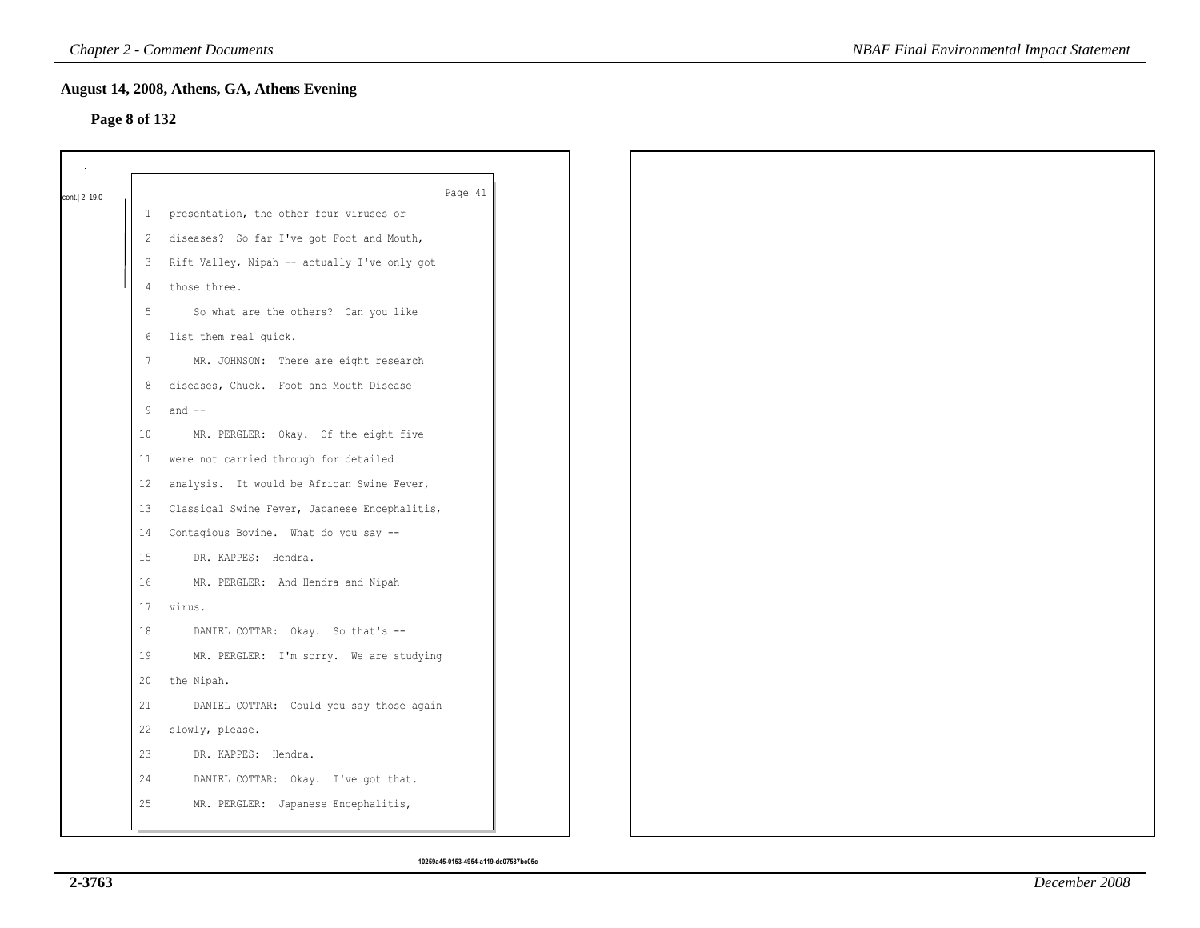## August 14, 2008, Athens, GA, Athens Evening

**Page 8 of 132**

cont.| 2| 19.0

Page 41

1 presentation, the other four viruses or
2 diseases? So far I've got Foot and Mouth,
3 Rift Valley, Nipah -- actually I've only got
4 those three.
5 So what are the others? Can you like
6 list them real quick.
7 MR. JOHNSON: There are eight research
8 diseases, Chuck. Foot and Mouth Disease
9 and --
10 MR. PERGLER: Okay. Of the eight five
11 were not carried through for detailed
12 analysis. It would be African Swine Fever,
13 Classical Swine Fever, Japanese Encephalitis,
14 Contagious Bovine. What do you say --
15 DR. KAPPES: Hendra.
16 MR. PERGLER: And Hendra and Nipah
17 virus.
18 DANIEL COTTAR: Okay. So that's --
19 MR. PERGLER: I'm sorry. We are studying
20 the Nipah.
21 DANIEL COTTAR: Could you say those again
22 slowly, please.
23 DR. KAPPES: Hendra.
24 DANIEL COTTAR: Okay. I've got that.
25 MR. PERGLER: Japanese Encephalitis,

10259a45-0153-4954-a119-de07587bc05c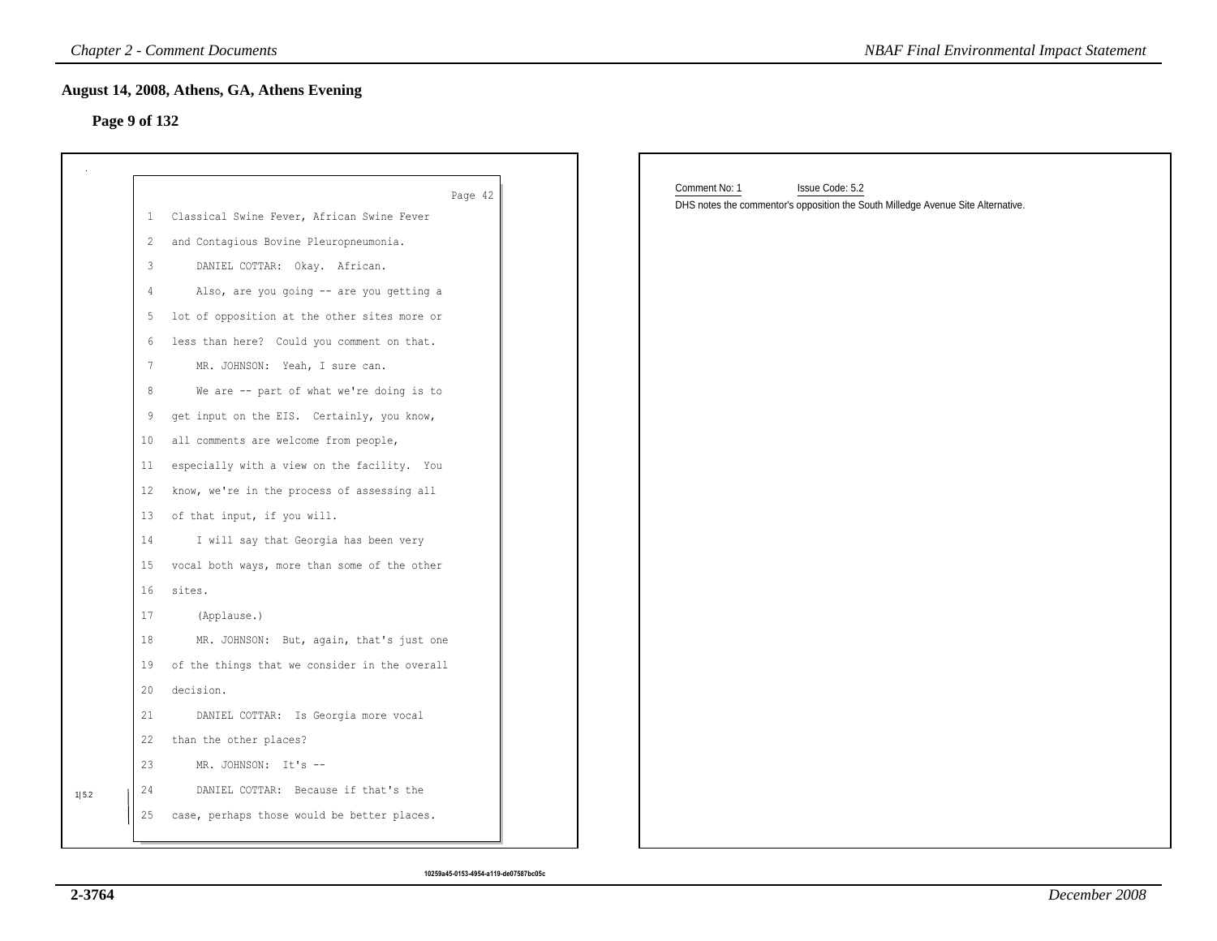## August 14, 2008, Athens, GA, Athens Evening

### Page 9 of 132

Page 42

1 Classical Swine Fever, African Swine Fever
2 and Contagious Bovine Pleuropneumonia.
3 DANIEL COTTAR: Okay. African.
4 Also, are you going -- are you getting a
5 lot of opposition at the other sites more or
6 less than here? Could you comment on that.
7 MR. JOHNSON: Yeah, I sure can.
8 We are -- part of what we're doing is to
9 get input on the EIS. Certainly, you know,
10 all comments are welcome from people,
11 especially with a view on the facility. You
12 know, we're in the process of assessing all
13 of that input, if you will.
14 I will say that Georgia has been very
15 vocal both ways, more than some of the other
16 sites.
17 (Applause.)
18 MR. JOHNSON: But, again, that's just one
19 of the things that we consider in the overall
20 decision.
21 DANIEL COTTAR: Is Georgia more vocal
22 than the other places?
23 MR. JOHNSON: It's --
24 DANIEL COTTAR: Because if that's the
25 case, perhaps those would be better places.

1|5.2

Comment No: 1 Issue Code: 5.2

DHS notes the commentor's opposition the South Milledge Avenue Site Alternative.

10259a45-0153-4954-a119-de07587bc05c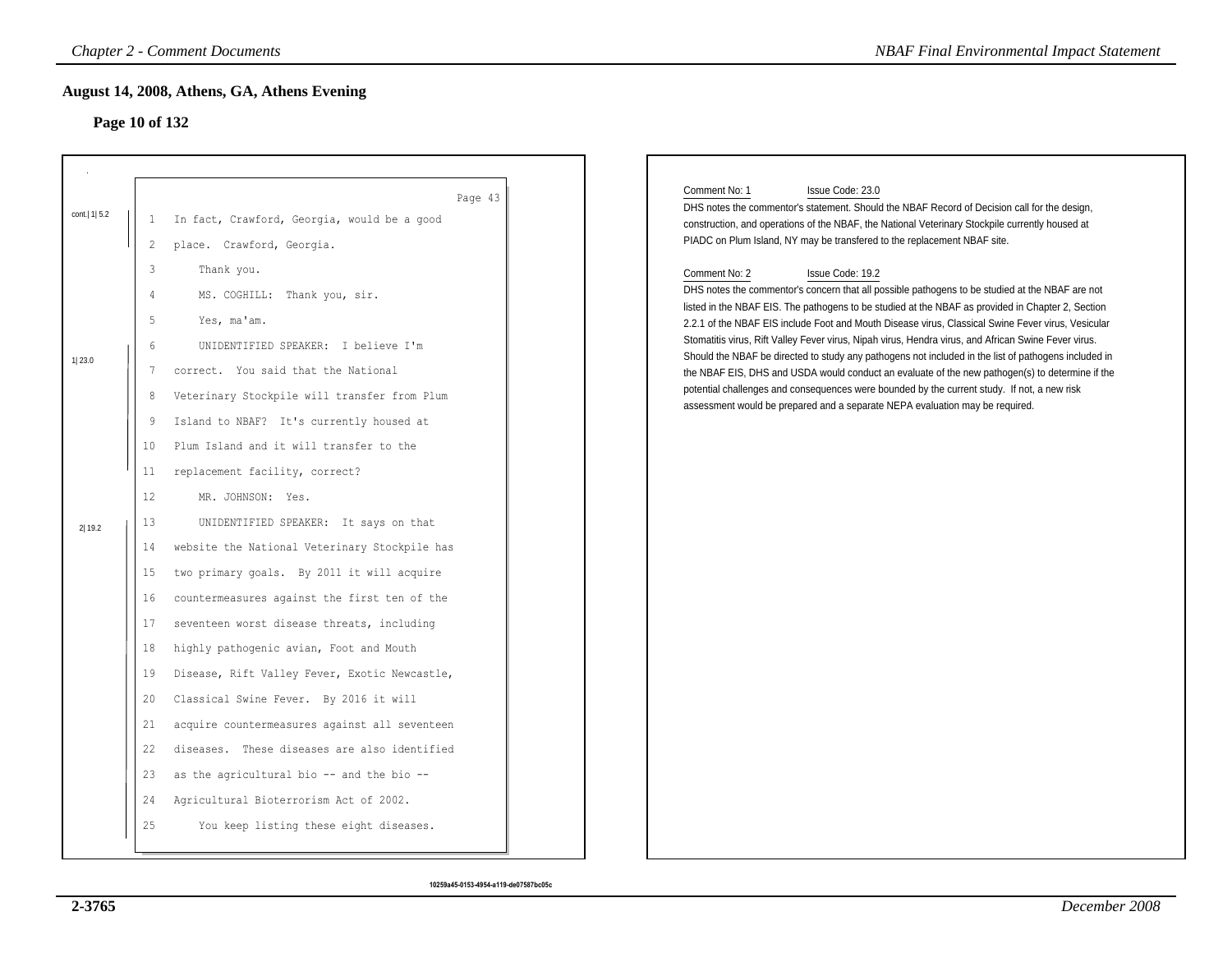## August 14, 2008, Athens, GA, Athens Evening

### Page 10 of 132

Page 43

cont.| 1| 5.2

1 In fact, Crawford, Georgia, would be a good
2 place. Crawford, Georgia.
3 Thank you.
4 MS. COGHILL: Thank you, sir.
5 Yes, ma'am.

1| 23.0

6 UNIDENTIFIED SPEAKER: I believe I'm
7 correct. You said that the National
8 Veterinary Stockpile will transfer from Plum
9 Island to NBAF? It's currently housed at
10 Plum Island and it will transfer to the
11 replacement facility, correct?
12 MR. JOHNSON: Yes.

2| 19.2

13 UNIDENTIFIED SPEAKER: It says on that
14 website the National Veterinary Stockpile has
15 two primary goals. By 2011 it will acquire
16 countermeasures against the first ten of the
17 seventeen worst disease threats, including
18 highly pathogenic avian, Foot and Mouth
19 Disease, Rift Valley Fever, Exotic Newcastle,
20 Classical Swine Fever. By 2016 it will
21 acquire countermeasures against all seventeen
22 diseases. These diseases are also identified
23 as the agricultural bio -- and the bio --
24 Agricultural Bioterrorism Act of 2002.
25 You keep listing these eight diseases.

Comment No: 1 Issue Code: 23.0

DHS notes the commentor's statement. Should the NBAF Record of Decision call for the design, construction, and operations of the NBAF, the National Veterinary Stockpile currently housed at PIADC on Plum Island, NY may be transfered to the replacement NBAF site.

Comment No: 2 Issue Code: 19.2

DHS notes the commentor's concern that all possible pathogens to be studied at the NBAF are not listed in the NBAF EIS. The pathogens to be studied at the NBAF as provided in Chapter 2, Section 2.2.1 of the NBAF EIS include Foot and Mouth Disease virus, Classical Swine Fever virus, Vesicular Stomatitis virus, Rift Valley Fever virus, Nipah virus, Hendra virus, and African Swine Fever virus. Should the NBAF be directed to study any pathogens not included in the list of pathogens included in the NBAF EIS, DHS and USDA would conduct an evaluate of the new pathogen(s) to determine if the potential challenges and consequences were bounded by the current study. If not, a new risk assessment would be prepared and a separate NEPA evaluation may be required.

10259a45-0153-4954-a119-de07587bc05c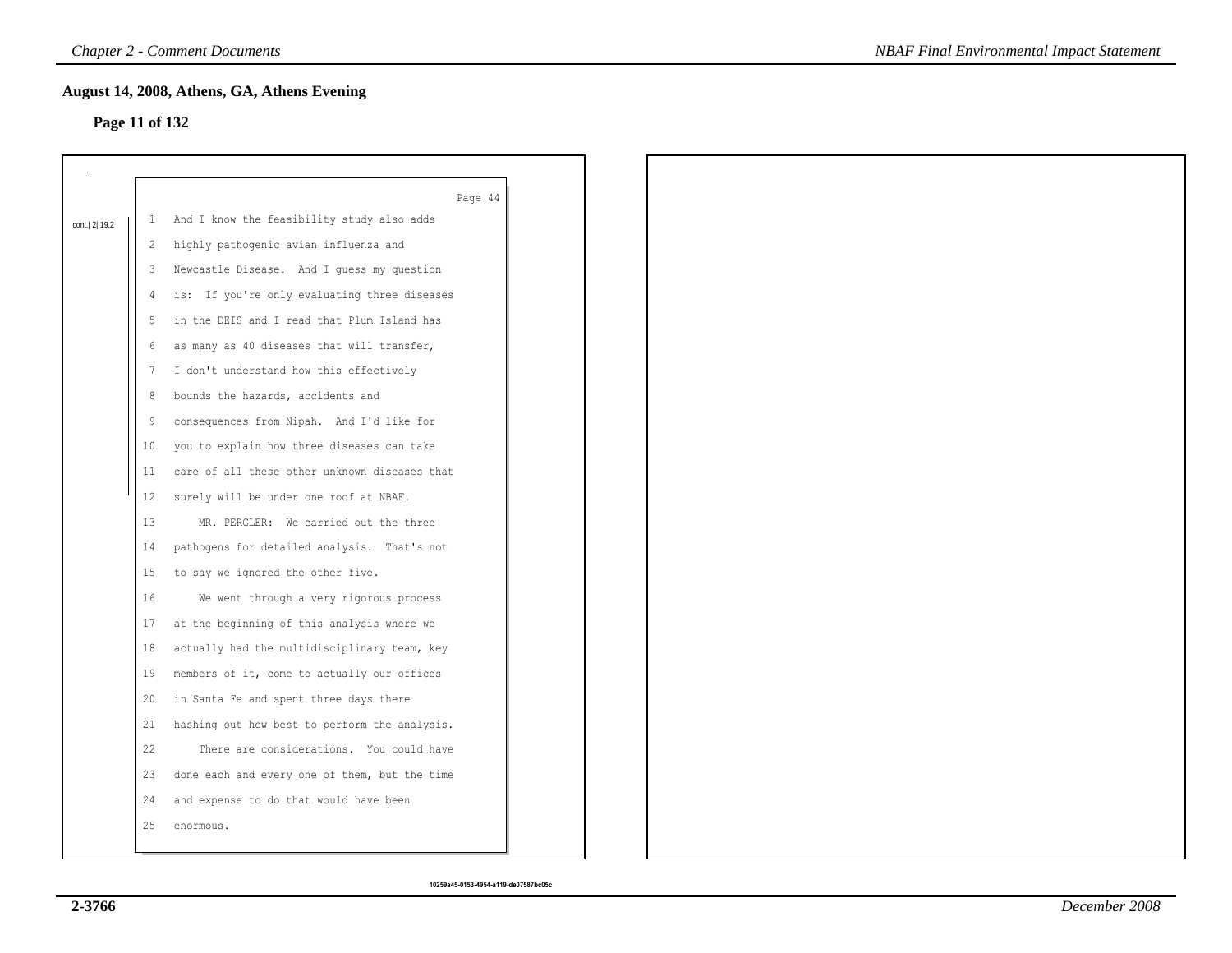## August 14, 2008, Athens, GA, Athens Evening

**Page 11 of 132**

Page 44

cont.| 2| 19.2

1 And I know the feasibility study also adds
2 highly pathogenic avian influenza and
3 Newcastle Disease. And I guess my question
4 is: If you're only evaluating three diseases
5 in the DEIS and I read that Plum Island has
6 as many as 40 diseases that will transfer,
7 I don't understand how this effectively
8 bounds the hazards, accidents and
9 consequences from Nipah. And I'd like for
10 you to explain how three diseases can take
11 care of all these other unknown diseases that
12 surely will be under one roof at NBAF.
13 MR. PERGLER: We carried out the three
14 pathogens for detailed analysis. That's not
15 to say we ignored the other five.
16 We went through a very rigorous process
17 at the beginning of this analysis where we
18 actually had the multidisciplinary team, key
19 members of it, come to actually our offices
20 in Santa Fe and spent three days there
21 hashing out how best to perform the analysis.
22 There are considerations. You could have
23 done each and every one of them, but the time
24 and expense to do that would have been
25 enormous.

10259a45-0153-4954-a119-de07587bc05c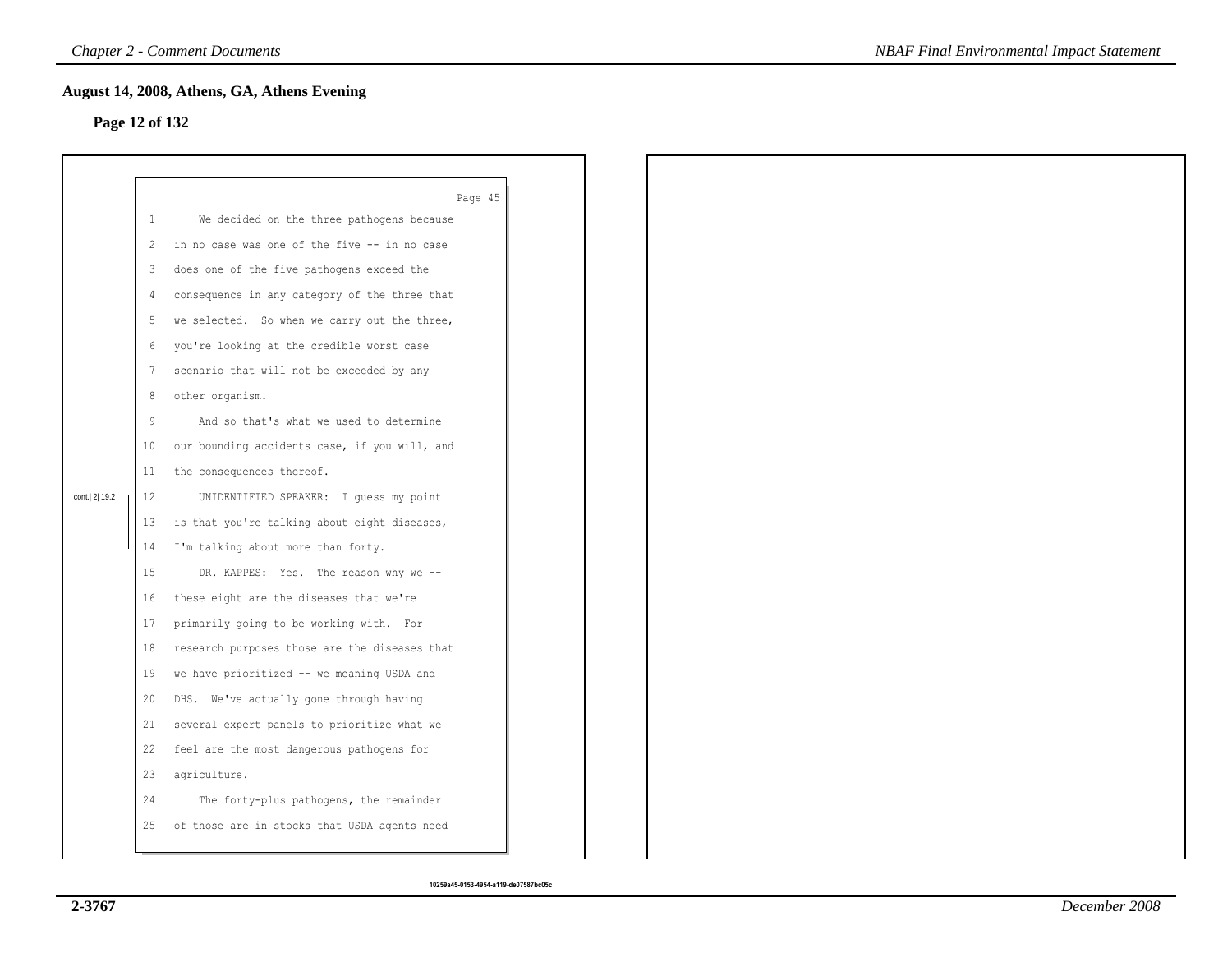## August 14, 2008, Athens, GA, Athens Evening

### Page 12 of 132

Page 45

1 We decided on the three pathogens because
2 in no case was one of the five -- in no case
3 does one of the five pathogens exceed the
4 consequence in any category of the three that
5 we selected. So when we carry out the three,
6 you're looking at the credible worst case
7 scenario that will not be exceeded by any
8 other organism.
9 And so that's what we used to determine
10 our bounding accidents case, if you will, and
11 the consequences thereof.

cont.| 2| 19.2

12 UNIDENTIFIED SPEAKER: I guess my point
13 is that you're talking about eight diseases,
14 I'm talking about more than forty.
15 DR. KAPPES: Yes. The reason why we --
16 these eight are the diseases that we're
17 primarily going to be working with. For
18 research purposes those are the diseases that
19 we have prioritized -- we meaning USDA and
20 DHS. We've actually gone through having
21 several expert panels to prioritize what we
22 feel are the most dangerous pathogens for
23 agriculture.
24 The forty-plus pathogens, the remainder
25 of those are in stocks that USDA agents need

10259a45-0153-4954-a119-de07587bc05c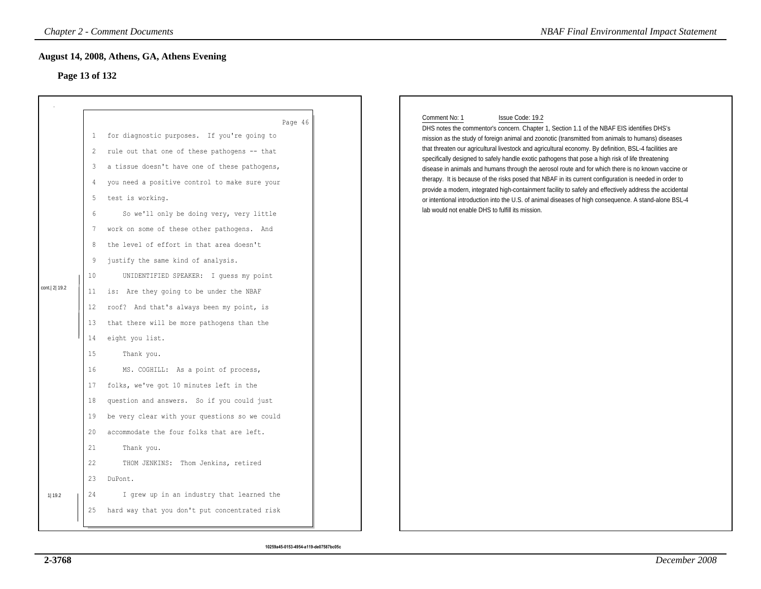## August 14, 2008, Athens, GA, Athens Evening

### Page 13 of 132

Page 46

1 for diagnostic purposes. If you're going to
2 rule out that one of these pathogens -- that
3 a tissue doesn't have one of these pathogens,
4 you need a positive control to make sure your
5 test is working.
6 So we'll only be doing very, very little
7 work on some of these other pathogens. And
8 the level of effort in that area doesn't
9 justify the same kind of analysis.
10 UNIDENTIFIED SPEAKER: I guess my point
11 is: Are they going to be under the NBAF
12 roof? And that's always been my point, is
13 that there will be more pathogens than the
14 eight you list.
15 Thank you.
16 MS. COGHILL: As a point of process,
17 folks, we've got 10 minutes left in the
18 question and answers. So if you could just
19 be very clear with your questions so we could
20 accommodate the four folks that are left.
21 Thank you.
22 THOM JENKINS: Thom Jenkins, retired
23 DuPont.
24 I grew up in an industry that learned the
25 hard way that you don't put concentrated risk

cont.| 2| 19.2

1| 19.2

Comment No: 1 Issue Code: 19.2

DHS notes the commentor's concern. Chapter 1, Section 1.1 of the NBAF EIS identifies DHS's mission as the study of foreign animal and zoonotic (transmitted from animals to humans) diseases that threaten our agricultural livestock and agricultural economy. By definition, BSL-4 facilities are specifically designed to safely handle exotic pathogens that pose a high risk of life threatening disease in animals and humans through the aerosol route and for which there is no known vaccine or therapy. It is because of the risks posed that NBAF in its current configuration is needed in order to provide a modern, integrated high-containment facility to safely and effectively address the accidental or intentional introduction into the U.S. of animal diseases of high consequence. A stand-alone BSL-4 lab would not enable DHS to fulfill its mission.

10259a45-0153-4954-a119-de07587bc05c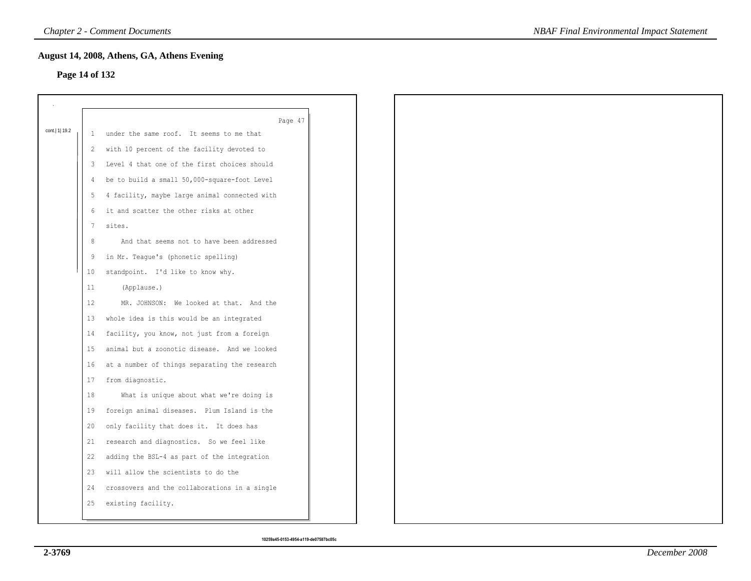## August 14, 2008, Athens, GA, Athens Evening

**Page 14 of 132**

cont.| 1| 19.2

Page 47

1 under the same roof. It seems to me that
2 with 10 percent of the facility devoted to
3 Level 4 that one of the first choices should
4 be to build a small 50,000-square-foot Level
5 4 facility, maybe large animal connected with
6 it and scatter the other risks at other
7 sites.
8 And that seems not to have been addressed
9 in Mr. Teague's (phonetic spelling)
10 standpoint. I'd like to know why.
11 (Applause.)
12 MR. JOHNSON: We looked at that. And the
13 whole idea is this would be an integrated
14 facility, you know, not just from a foreign
15 animal but a zoonotic disease. And we looked
16 at a number of things separating the research
17 from diagnostic.
18 What is unique about what we're doing is
19 foreign animal diseases. Plum Island is the
20 only facility that does it. It does has
21 research and diagnostics. So we feel like
22 adding the BSL-4 as part of the integration
23 will allow the scientists to do the
24 crossovers and the collaborations in a single
25 existing facility.

10259a45-0153-4954-a119-de07587bc05c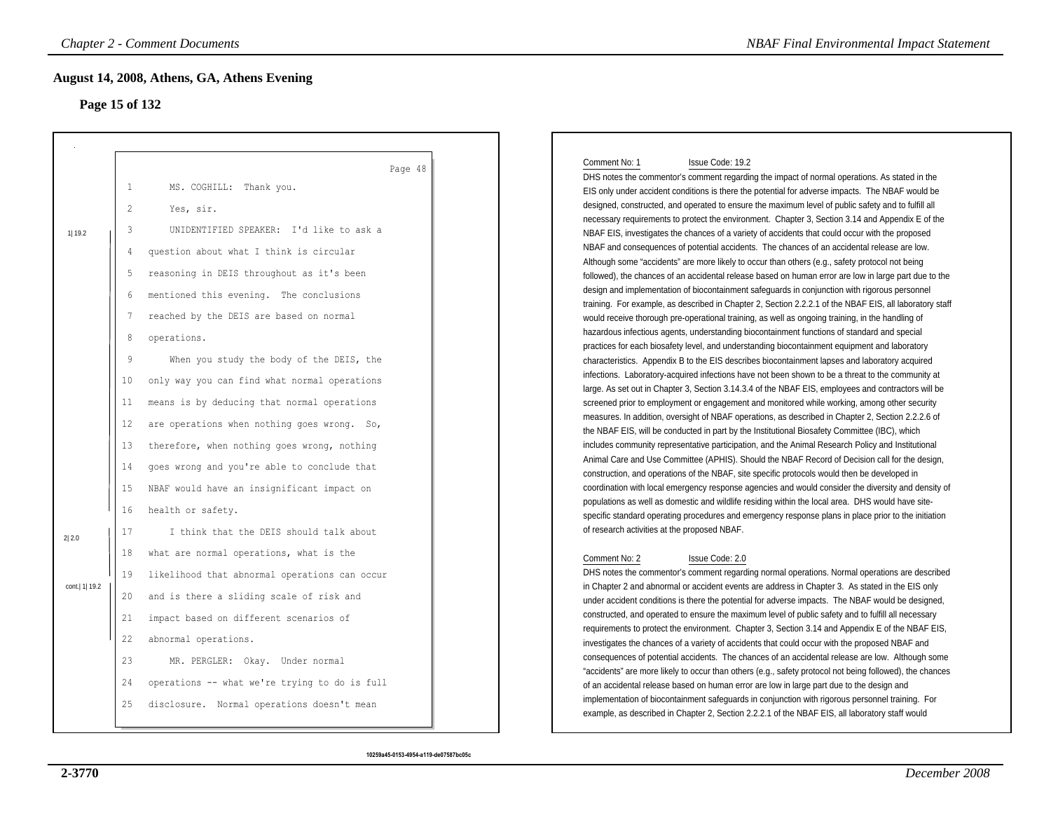## August 14, 2008, Athens, GA, Athens Evening

### Page 15 of 132

Page 48

1 MS. COGHILL: Thank you.

2 Yes, sir.

3 UNIDENTIFIED SPEAKER: I'd like to ask a

4 question about what I think is circular

5 reasoning in DEIS throughout as it's been

6 mentioned this evening. The conclusions

7 reached by the DEIS are based on normal

8 operations.

9 When you study the body of the DEIS, the

10 only way you can find what normal operations

11 means is by deducing that normal operations

12 are operations when nothing goes wrong. So,

13 therefore, when nothing goes wrong, nothing

14 goes wrong and you're able to conclude that

15 NBAF would have an insignificant impact on

16 health or safety.

17 I think that the DEIS should talk about

18 what are normal operations, what is the

19 likelihood that abnormal operations can occur

20 and is there a sliding scale of risk and

21 impact based on different scenarios of

22 abnormal operations.

23 MR. PERGLER: Okay. Under normal

24 operations -- what we're trying to do is full

25 disclosure. Normal operations doesn't mean

1| 19.2

2| 2.0

cont.| 1| 19.2

10259a45-0153-4954-a119-de07587bc05c

Comment No: 1 Issue Code: 19.2

DHS notes the commentor's comment regarding the impact of normal operations. As stated in the EIS only under accident conditions is there the potential for adverse impacts. The NBAF would be designed, constructed, and operated to ensure the maximum level of public safety and to fulfill all necessary requirements to protect the environment. Chapter 3, Section 3.14 and Appendix E of the NBAF EIS, investigates the chances of a variety of accidents that could occur with the proposed NBAF and consequences of potential accidents. The chances of an accidental release are low. Although some "accidents" are more likely to occur than others (e.g., safety protocol not being followed), the chances of an accidental release based on human error are low in large part due to the design and implementation of biocontainment safeguards in conjunction with rigorous personnel training. For example, as described in Chapter 2, Section 2.2.2.1 of the NBAF EIS, all laboratory staff would receive thorough pre-operational training, as well as ongoing training, in the handling of hazardous infectious agents, understanding biocontainment functions of standard and special practices for each biosafety level, and understanding biocontainment equipment and laboratory characteristics. Appendix B to the EIS describes biocontainment lapses and laboratory acquired infections. Laboratory-acquired infections have not been shown to be a threat to the community at large. As set out in Chapter 3, Section 3.14.3.4 of the NBAF EIS, employees and contractors will be screened prior to employment or engagement and monitored while working, among other security measures. In addition, oversight of NBAF operations, as described in Chapter 2, Section 2.2.2.6 of the NBAF EIS, will be conducted in part by the Institutional Biosafety Committee (IBC), which includes community representative participation, and the Animal Research Policy and Institutional Animal Care and Use Committee (APHIS). Should the NBAF Record of Decision call for the design, construction, and operations of the NBAF, site specific protocols would then be developed in coordination with local emergency response agencies and would consider the diversity and density of populations as well as domestic and wildlife residing within the local area. DHS would have site-specific standard operating procedures and emergency response plans in place prior to the initiation of research activities at the proposed NBAF.

Comment No: 2 Issue Code: 2.0

DHS notes the commentor's comment regarding normal operations. Normal operations are described in Chapter 2 and abnormal or accident events are address in Chapter 3. As stated in the EIS only under accident conditions is there the potential for adverse impacts. The NBAF would be designed, constructed, and operated to ensure the maximum level of public safety and to fulfill all necessary requirements to protect the environment. Chapter 3, Section 3.14 and Appendix E of the NBAF EIS, investigates the chances of a variety of accidents that could occur with the proposed NBAF and consequences of potential accidents. The chances of an accidental release are low. Although some "accidents" are more likely to occur than others (e.g., safety protocol not being followed), the chances of an accidental release based on human error are low in large part due to the design and implementation of biocontainment safeguards in conjunction with rigorous personnel training. For example, as described in Chapter 2, Section 2.2.2.1 of the NBAF EIS, all laboratory staff would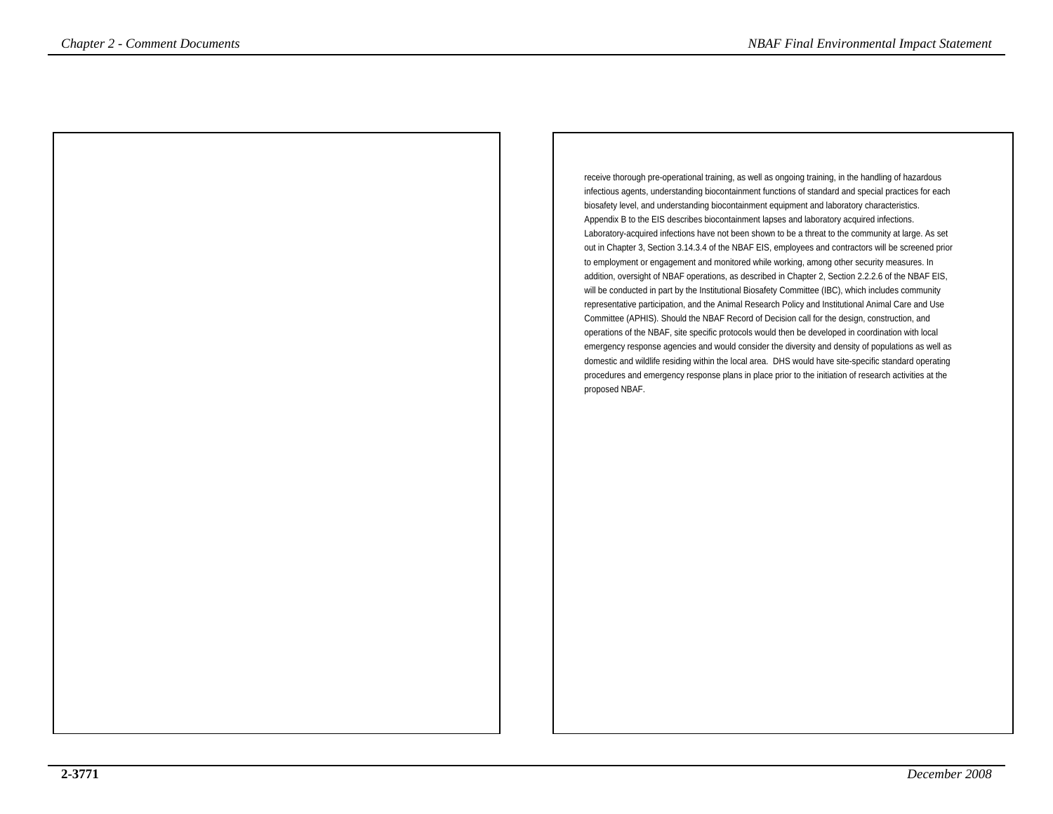receive thorough pre-operational training, as well as ongoing training, in the handling of hazardous infectious agents, understanding biocontainment functions of standard and special practices for each biosafety level, and understanding biocontainment equipment and laboratory characteristics. Appendix B to the EIS describes biocontainment lapses and laboratory acquired infections. Laboratory-acquired infections have not been shown to be a threat to the community at large. As set out in Chapter 3, Section 3.14.3.4 of the NBAF EIS, employees and contractors will be screened prior to employment or engagement and monitored while working, among other security measures. In addition, oversight of NBAF operations, as described in Chapter 2, Section 2.2.2.6 of the NBAF EIS, will be conducted in part by the Institutional Biosafety Committee (IBC), which includes community representative participation, and the Animal Research Policy and Institutional Animal Care and Use Committee (APHIS). Should the NBAF Record of Decision call for the design, construction, and operations of the NBAF, site specific protocols would then be developed in coordination with local emergency response agencies and would consider the diversity and density of populations as well as domestic and wildlife residing within the local area. DHS would have site-specific standard operating procedures and emergency response plans in place prior to the initiation of research activities at the proposed NBAF.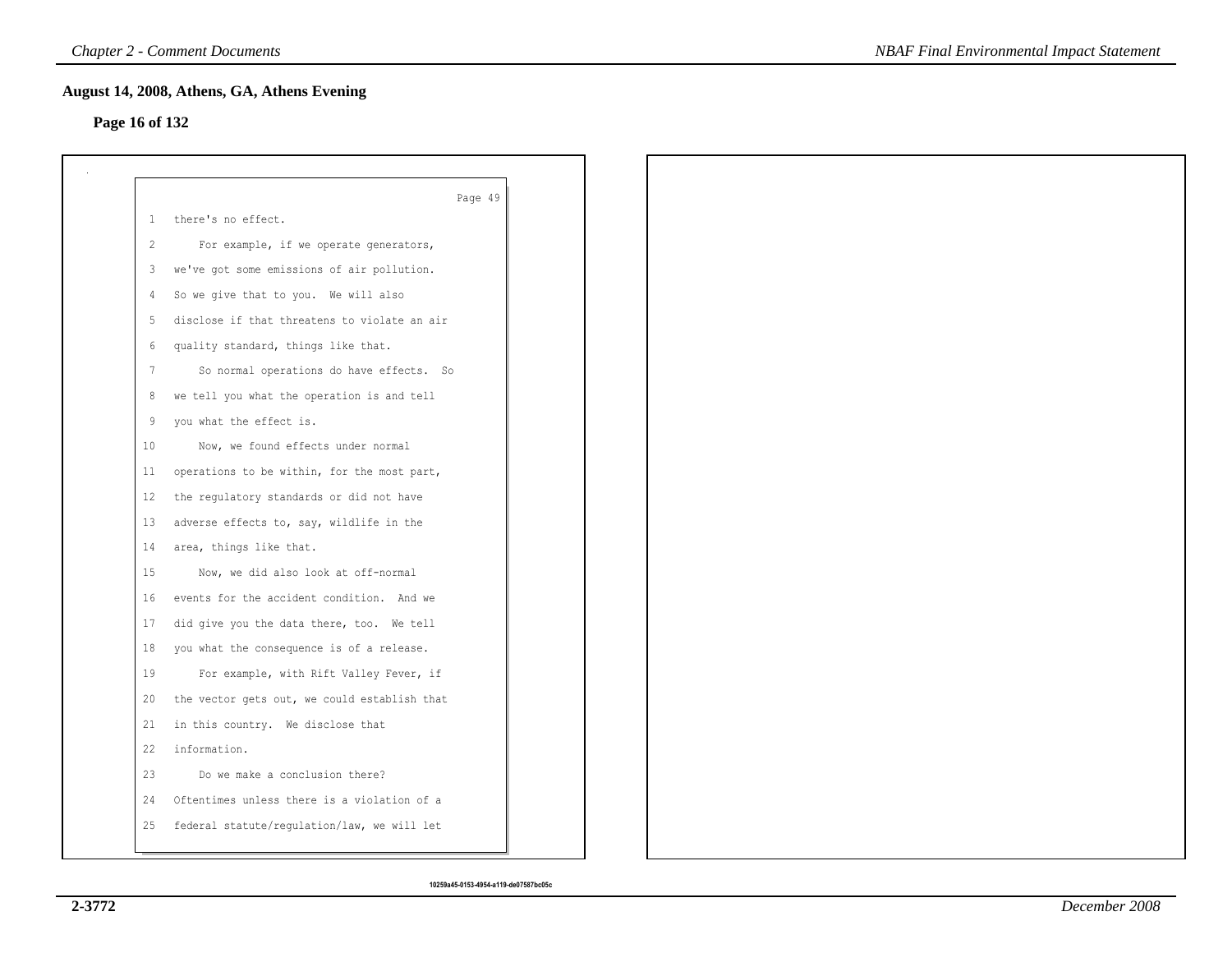## August 14, 2008, Athens, GA, Athens Evening

**Page 16 of 132**

Page 49

1 there's no effect.

2 For example, if we operate generators,

3 we've got some emissions of air pollution.

4 So we give that to you. We will also

5 disclose if that threatens to violate an air

6 quality standard, things like that.

7 So normal operations do have effects. So

8 we tell you what the operation is and tell

9 you what the effect is.

10 Now, we found effects under normal

11 operations to be within, for the most part,

12 the regulatory standards or did not have

13 adverse effects to, say, wildlife in the

14 area, things like that.

15 Now, we did also look at off-normal

16 events for the accident condition. And we

17 did give you the data there, too. We tell

18 you what the consequence is of a release.

19 For example, with Rift Valley Fever, if

20 the vector gets out, we could establish that

21 in this country. We disclose that

22 information.

23 Do we make a conclusion there?

24 Oftentimes unless there is a violation of a

25 federal statute/regulation/law, we will let

10259a45-0153-4954-a119-de07587bc05c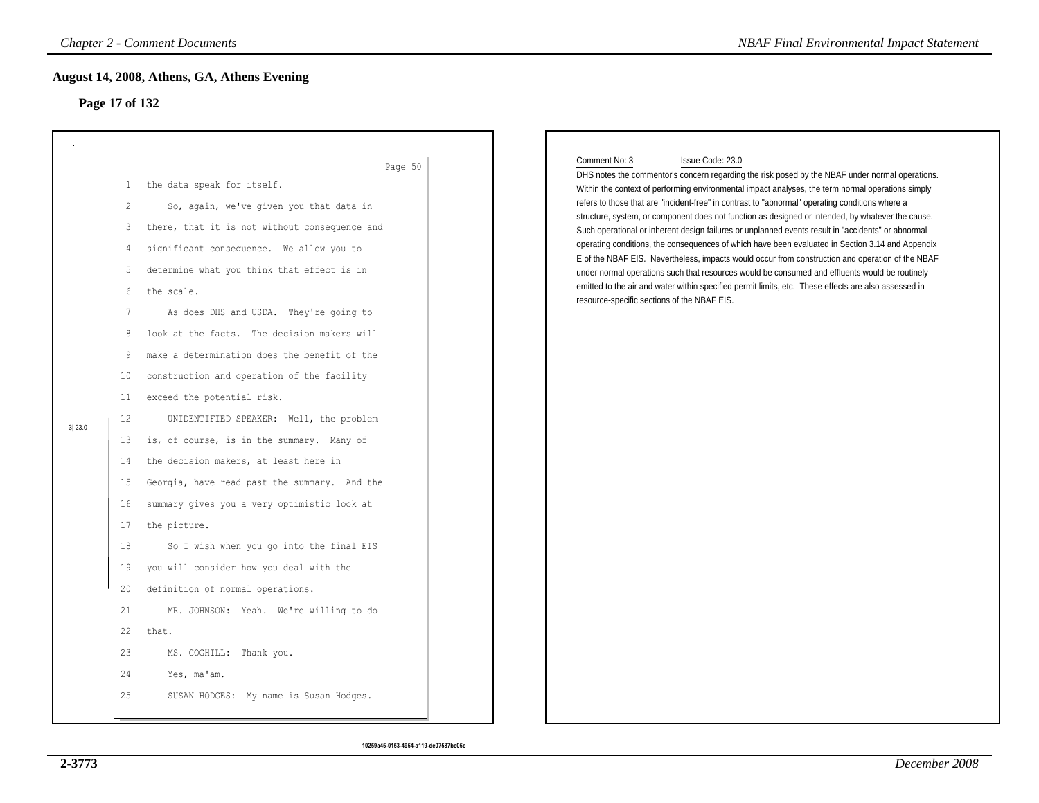## August 14, 2008, Athens, GA, Athens Evening

### Page 17 of 132

Page 50

1 the data speak for itself.

2 So, again, we've given you that data in

3 there, that it is not without consequence and

4 significant consequence. We allow you to

5 determine what you think that effect is in

6 the scale.

7 As does DHS and USDA. They're going to

8 look at the facts. The decision makers will

9 make a determination does the benefit of the

10 construction and operation of the facility

11 exceed the potential risk.

3|23.0

12 UNIDENTIFIED SPEAKER: Well, the problem

13 is, of course, is in the summary. Many of

14 the decision makers, at least here in

15 Georgia, have read past the summary. And the

16 summary gives you a very optimistic look at

17 the picture.

18 So I wish when you go into the final EIS

19 you will consider how you deal with the

20 definition of normal operations.

21 MR. JOHNSON: Yeah. We're willing to do

22 that.

23 MS. COGHILL: Thank you.

24 Yes, ma'am.

25 SUSAN HODGES: My name is Susan Hodges.

10259a45-0153-4954-a119-de07587bc05c

Comment No: 3 Issue Code: 23.0

DHS notes the commentor's concern regarding the risk posed by the NBAF under normal operations. Within the context of performing environmental impact analyses, the term normal operations simply refers to those that are "incident-free" in contrast to "abnormal" operating conditions where a structure, system, or component does not function as designed or intended, by whatever the cause. Such operational or inherent design failures or unplanned events result in "accidents" or abnormal operating conditions, the consequences of which have been evaluated in Section 3.14 and Appendix E of the NBAF EIS. Nevertheless, impacts would occur from construction and operation of the NBAF under normal operations such that resources would be consumed and effluents would be routinely emitted to the air and water within specified permit limits, etc. These effects are also assessed in resource-specific sections of the NBAF EIS.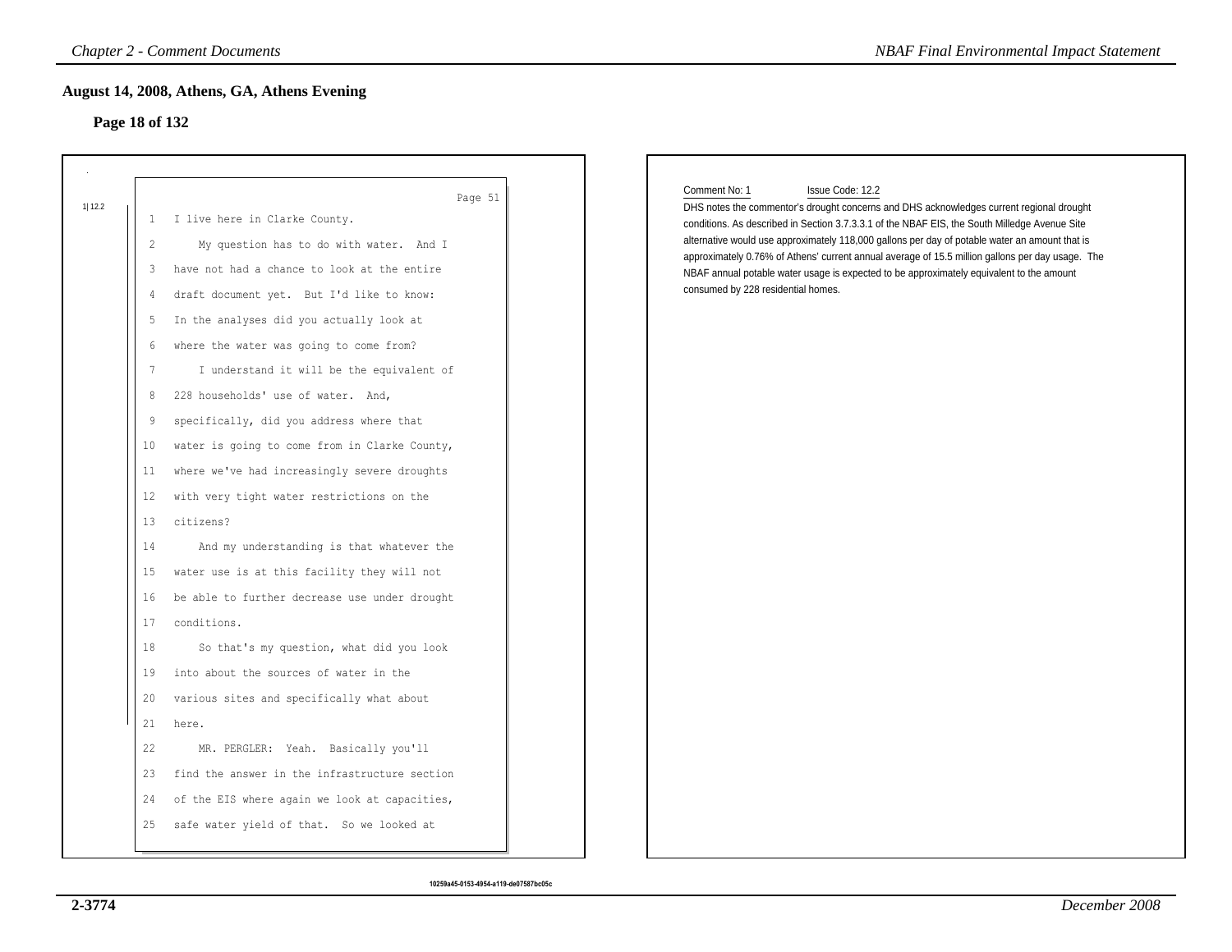## August 14, 2008, Athens, GA, Athens Evening

### Page 18 of 132

Page 51

1|12.2

1 I live here in Clarke County.

2 My question has to do with water. And I

3 have not had a chance to look at the entire

4 draft document yet. But I'd like to know:

5 In the analyses did you actually look at

6 where the water was going to come from?

7 I understand it will be the equivalent of

8 228 households' use of water. And,

9 specifically, did you address where that

10 water is going to come from in Clarke County,

11 where we've had increasingly severe droughts

12 with very tight water restrictions on the

13 citizens?

14 And my understanding is that whatever the

15 water use is at this facility they will not

16 be able to further decrease use under drought

17 conditions.

18 So that's my question, what did you look

19 into about the sources of water in the

20 various sites and specifically what about

21 here.

22 MR. PERGLER: Yeah. Basically you'll

23 find the answer in the infrastructure section

24 of the EIS where again we look at capacities,

25 safe water yield of that. So we looked at

Comment No: 1 Issue Code: 12.2

DHS notes the commentor's drought concerns and DHS acknowledges current regional drought conditions. As described in Section 3.7.3.3.1 of the NBAF EIS, the South Milledge Avenue Site alternative would use approximately 118,000 gallons per day of potable water an amount that is approximately 0.76% of Athens' current annual average of 15.5 million gallons per day usage. The NBAF annual potable water usage is expected to be approximately equivalent to the amount consumed by 228 residential homes.

10259a45-0153-4954-a119-de07587bc05c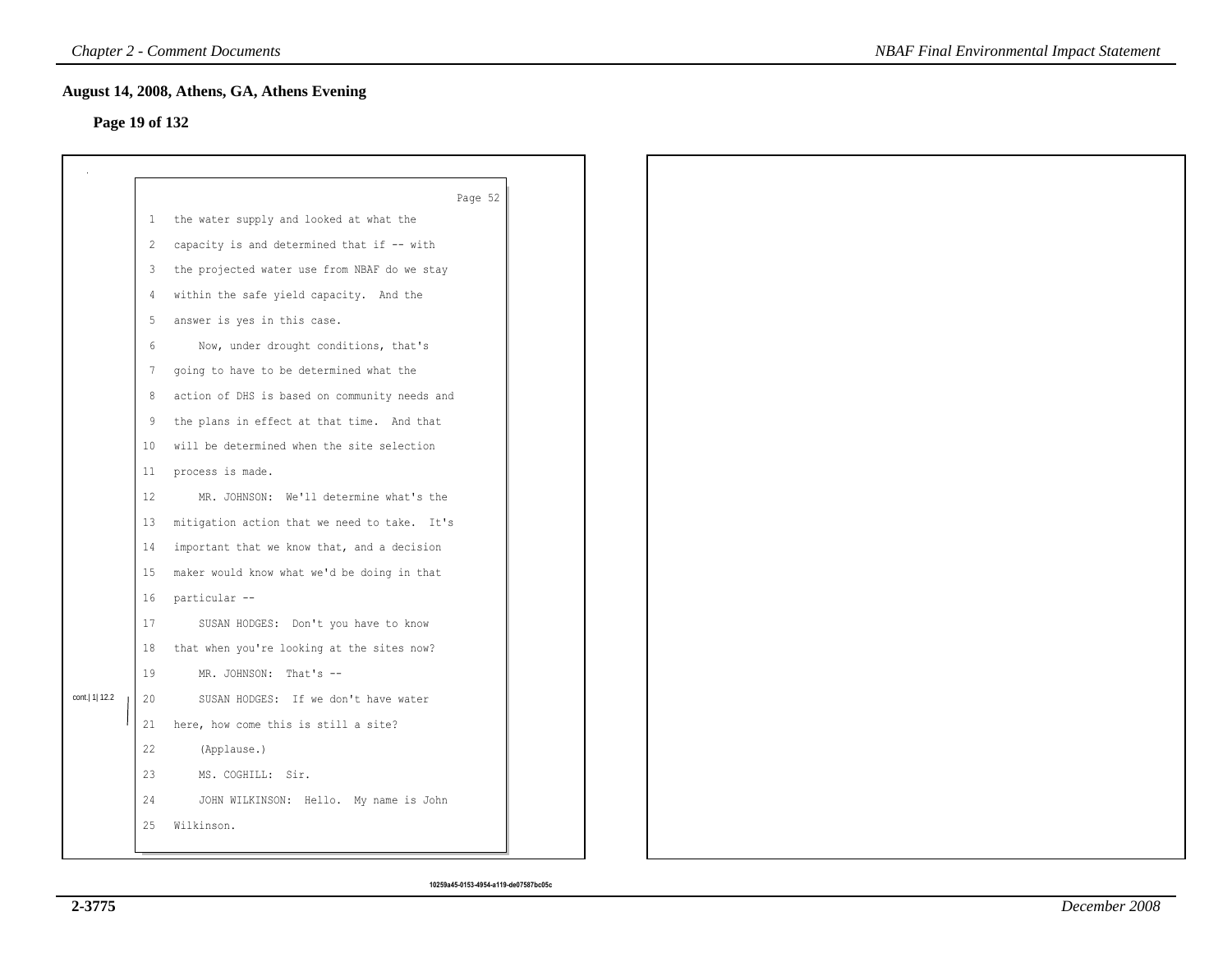## August 14, 2008, Athens, GA, Athens Evening

**Page 19 of 132**

Page 52

1 the water supply and looked at what the
2 capacity is and determined that if -- with
3 the projected water use from NBAF do we stay
4 within the safe yield capacity. And the
5 answer is yes in this case.
6 Now, under drought conditions, that's
7 going to have to be determined what the
8 action of DHS is based on community needs and
9 the plans in effect at that time. And that
10 will be determined when the site selection
11 process is made.
12 MR. JOHNSON: We'll determine what's the
13 mitigation action that we need to take. It's
14 important that we know that, and a decision
15 maker would know what we'd be doing in that
16 particular --
17 SUSAN HODGES: Don't you have to know
18 that when you're looking at the sites now?
19 MR. JOHNSON: That's --
20 SUSAN HODGES: If we don't have water
21 here, how come this is still a site?
22 (Applause.)
23 MS. COGHILL: Sir.
24 JOHN WILKINSON: Hello. My name is John
25 Wilkinson.

cont.| 1| 12.2

10259a45-0153-4954-a119-de07587bc05c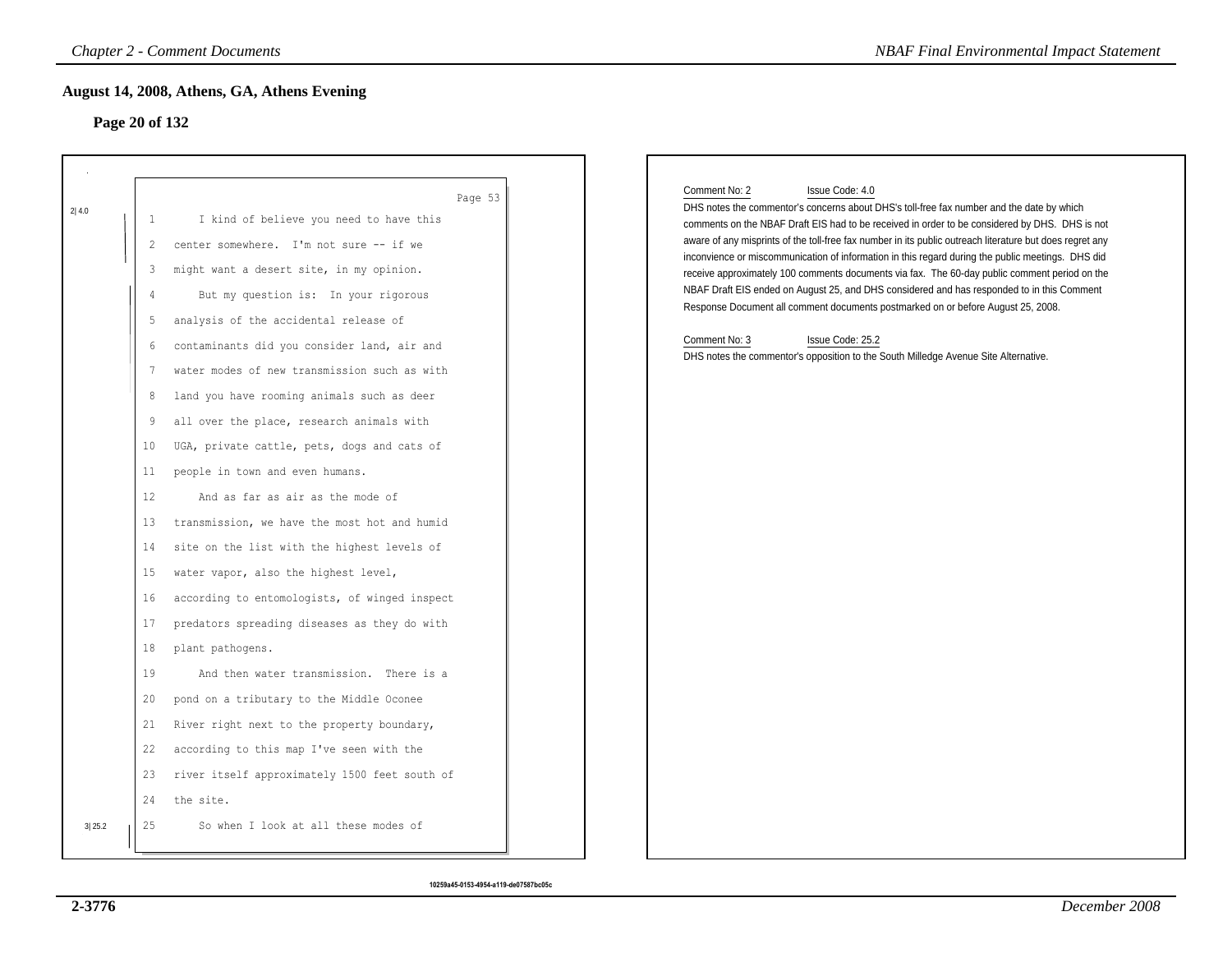## August 14, 2008, Athens, GA, Athens Evening

### Page 20 of 132

Page 53

2| 4.0

1 I kind of believe you need to have this
2 center somewhere. I'm not sure -- if we
3 might want a desert site, in my opinion.
4 But my question is: In your rigorous
5 analysis of the accidental release of
6 contaminants did you consider land, air and
7 water modes of new transmission such as with
8 land you have rooming animals such as deer
9 all over the place, research animals with
10 UGA, private cattle, pets, dogs and cats of
11 people in town and even humans.
12 And as far as air as the mode of
13 transmission, we have the most hot and humid
14 site on the list with the highest levels of
15 water vapor, also the highest level,
16 according to entomologists, of winged inspect
17 predators spreading diseases as they do with
18 plant pathogens.
19 And then water transmission. There is a
20 pond on a tributary to the Middle Oconee
21 River right next to the property boundary,
22 according to this map I've seen with the
23 river itself approximately 1500 feet south of
24 the site.

3| 25.2

25 So when I look at all these modes of

10259a45-0153-4954-a119-de07587bc05c

Comment No: 2 Issue Code: 4.0

DHS notes the commentor's concerns about DHS's toll-free fax number and the date by which comments on the NBAF Draft EIS had to be received in order to be considered by DHS. DHS is not aware of any misprints of the toll-free fax number in its public outreach literature but does regret any inconvience or miscommunication of information in this regard during the public meetings. DHS did receive approximately 100 comments documents via fax. The 60-day public comment period on the NBAF Draft EIS ended on August 25, and DHS considered and has responded to in this Comment Response Document all comment documents postmarked on or before August 25, 2008.

Comment No: 3 Issue Code: 25.2

DHS notes the commentor's opposition to the South Milledge Avenue Site Alternative.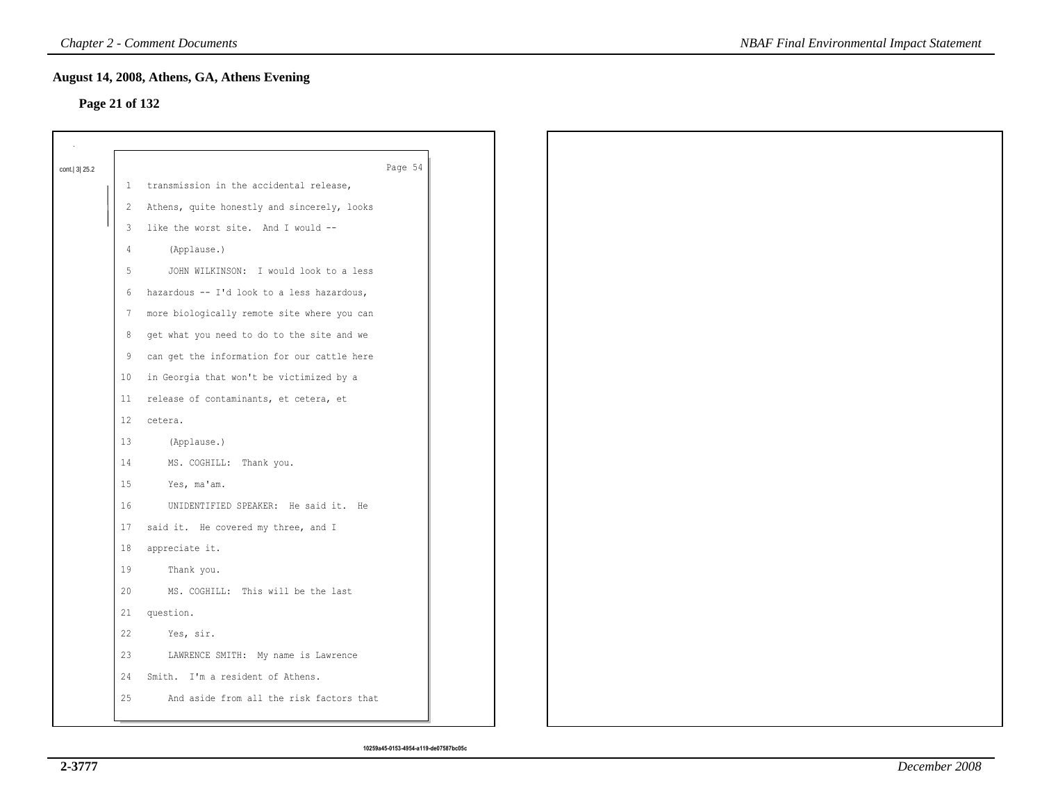## August 14, 2008, Athens, GA, Athens Evening

### Page 21 of 132

cont.| 3| 25.2

Page 54

1 transmission in the accidental release,
2 Athens, quite honestly and sincerely, looks
3 like the worst site. And I would --
4 (Applause.)
5 JOHN WILKINSON: I would look to a less
6 hazardous -- I'd look to a less hazardous,
7 more biologically remote site where you can
8 get what you need to do to the site and we
9 can get the information for our cattle here
10 in Georgia that won't be victimized by a
11 release of contaminants, et cetera, et
12 cetera.
13 (Applause.)
14 MS. COGHILL: Thank you.
15 Yes, ma'am.
16 UNIDENTIFIED SPEAKER: He said it. He
17 said it. He covered my three, and I
18 appreciate it.
19 Thank you.
20 MS. COGHILL: This will be the last
21 question.
22 Yes, sir.
23 LAWRENCE SMITH: My name is Lawrence
24 Smith. I'm a resident of Athens.
25 And aside from all the risk factors that

10259a45-0153-4954-a119-de07587bc05c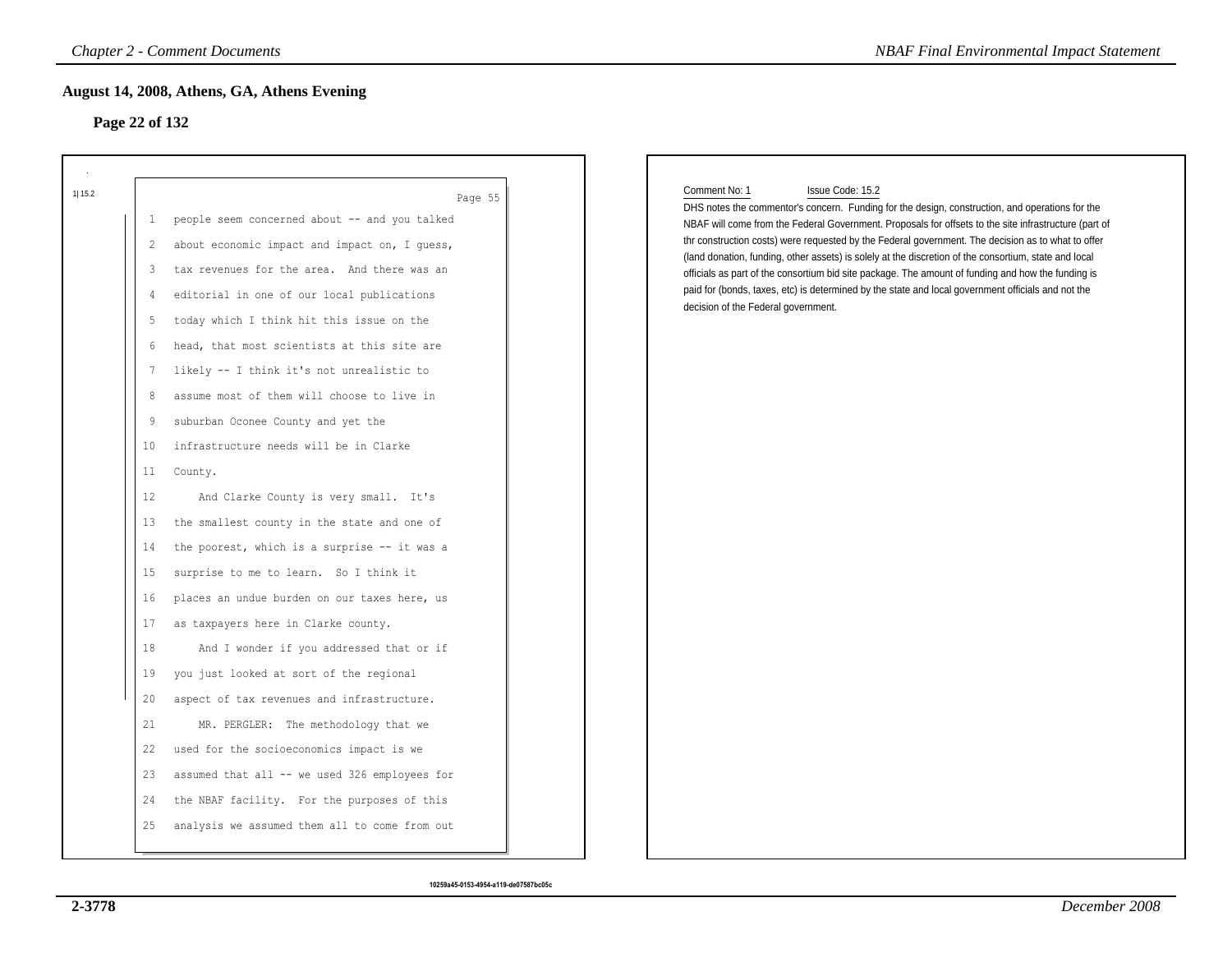## August 14, 2008, Athens, GA, Athens Evening

### Page 22 of 132

1| 15.2

Page 55

1 people seem concerned about -- and you talked
2 about economic impact and impact on, I guess,
3 tax revenues for the area. And there was an
4 editorial in one of our local publications
5 today which I think hit this issue on the
6 head, that most scientists at this site are
7 likely -- I think it's not unrealistic to
8 assume most of them will choose to live in
9 suburban Oconee County and yet the
10 infrastructure needs will be in Clarke
11 County.
12 And Clarke County is very small. It's
13 the smallest county in the state and one of
14 the poorest, which is a surprise -- it was a
15 surprise to me to learn. So I think it
16 places an undue burden on our taxes here, us
17 as taxpayers here in Clarke county.
18 And I wonder if you addressed that or if
19 you just looked at sort of the regional
20 aspect of tax revenues and infrastructure.
21 MR. PERGLER: The methodology that we
22 used for the socioeconomics impact is we
23 assumed that all -- we used 326 employees for
24 the NBAF facility. For the purposes of this
25 analysis we assumed them all to come from out

Comment No: 1 Issue Code: 15.2

DHS notes the commentor's concern. Funding for the design, construction, and operations for the NBAF will come from the Federal Government. Proposals for offsets to the site infrastructure (part of thr construction costs) were requested by the Federal government. The decision as to what to offer (land donation, funding, other assets) is solely at the discretion of the consortium, state and local officials as part of the consortium bid site package. The amount of funding and how the funding is paid for (bonds, taxes, etc) is determined by the state and local government officials and not the decision of the Federal government.

10259a45-0153-4954-a119-de07587bc05c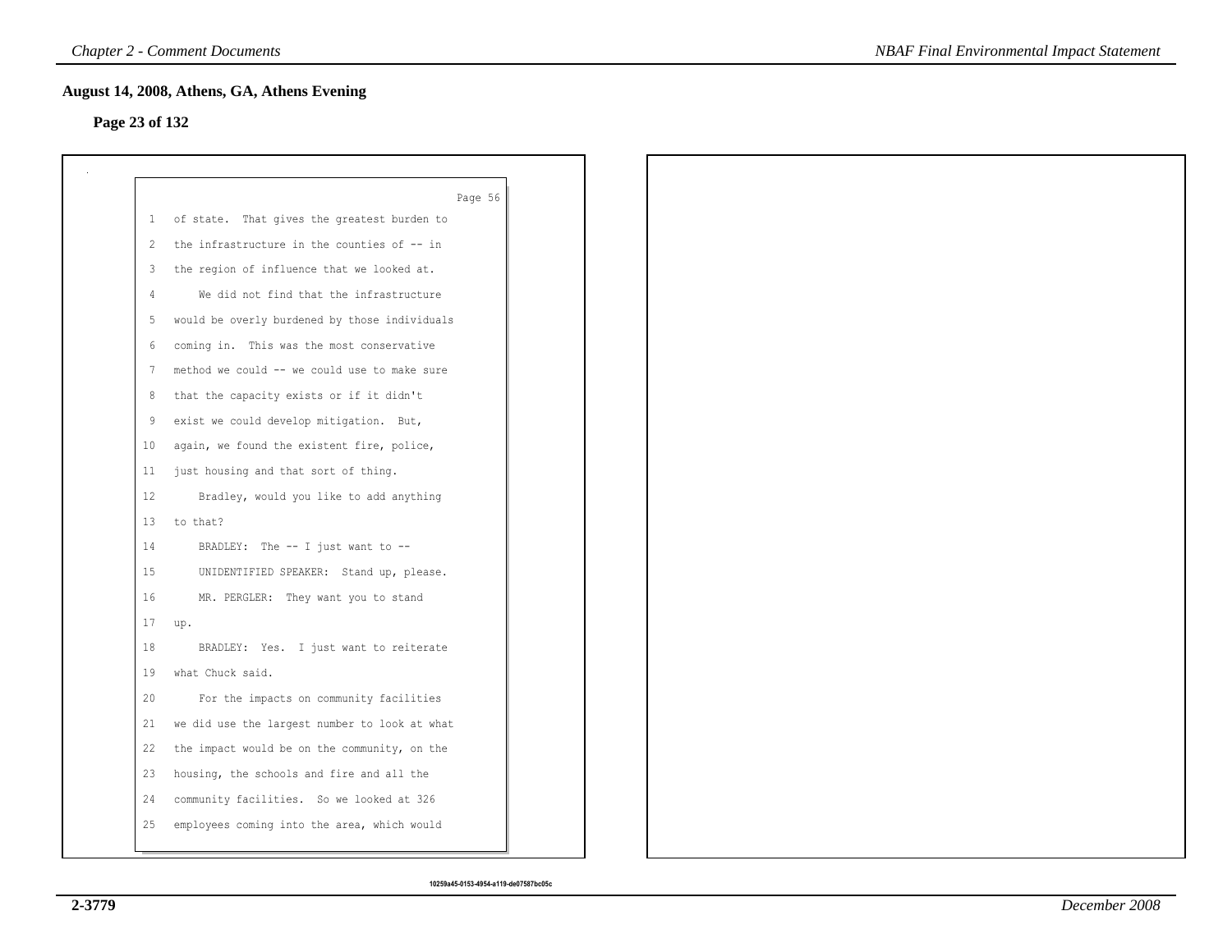## August 14, 2008, Athens, GA, Athens Evening

**Page 23 of 132**

Page 56

1 of state. That gives the greatest burden to
2 the infrastructure in the counties of -- in
3 the region of influence that we looked at.
4 We did not find that the infrastructure
5 would be overly burdened by those individuals
6 coming in. This was the most conservative
7 method we could -- we could use to make sure
8 that the capacity exists or if it didn't
9 exist we could develop mitigation. But,
10 again, we found the existent fire, police,
11 just housing and that sort of thing.
12 Bradley, would you like to add anything
13 to that?
14 BRADLEY: The -- I just want to --
15 UNIDENTIFIED SPEAKER: Stand up, please.
16 MR. PERGLER: They want you to stand
17 up.
18 BRADLEY: Yes. I just want to reiterate
19 what Chuck said.
20 For the impacts on community facilities
21 we did use the largest number to look at what
22 the impact would be on the community, on the
23 housing, the schools and fire and all the
24 community facilities. So we looked at 326
25 employees coming into the area, which would

10259a45-0153-4954-a119-de07587bc05c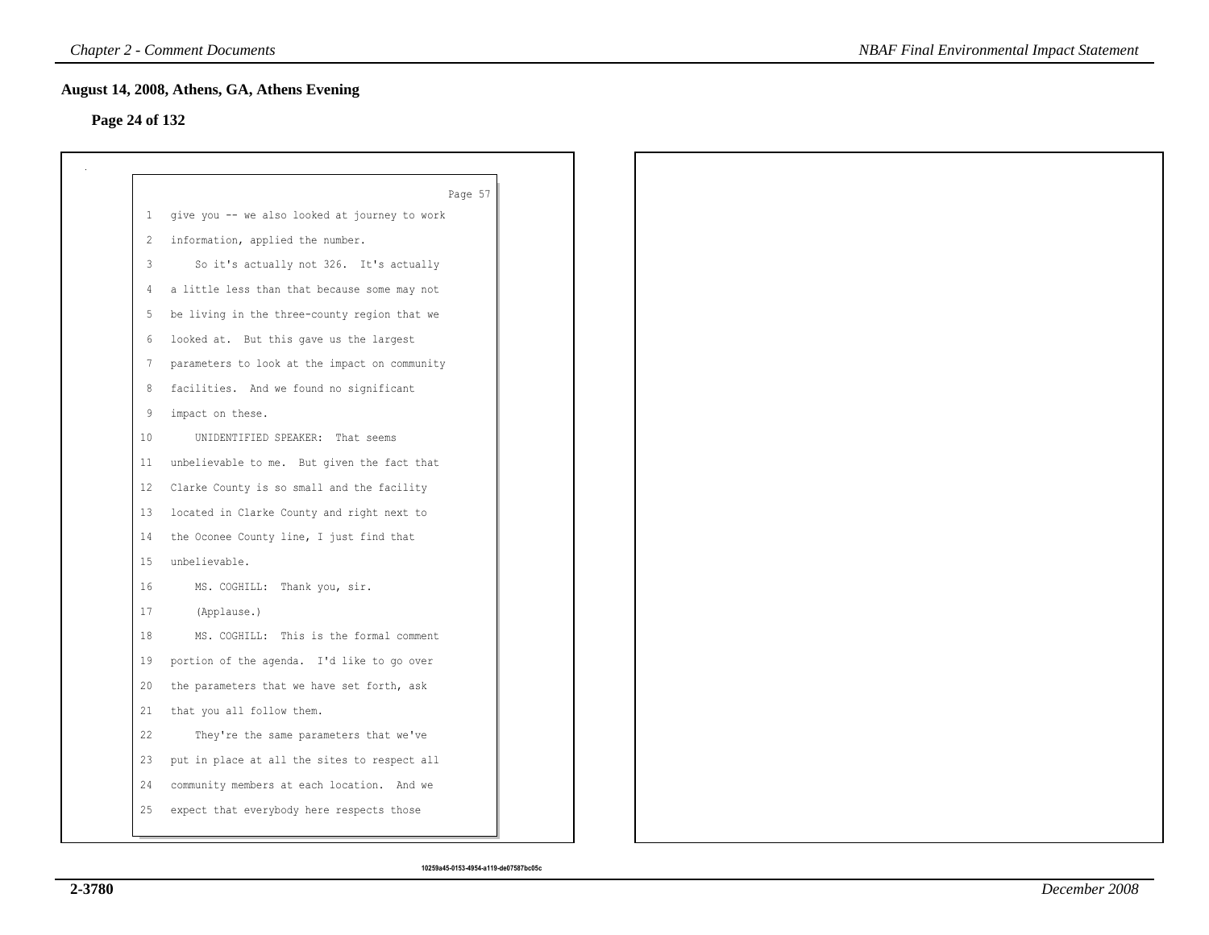## August 14, 2008, Athens, GA, Athens Evening

**Page 24 of 132**

Page 57

1 give you -- we also looked at journey to work
2 information, applied the number.
3 So it's actually not 326. It's actually
4 a little less than that because some may not
5 be living in the three-county region that we
6 looked at. But this gave us the largest
7 parameters to look at the impact on community
8 facilities. And we found no significant
9 impact on these.
10 UNIDENTIFIED SPEAKER: That seems
11 unbelievable to me. But given the fact that
12 Clarke County is so small and the facility
13 located in Clarke County and right next to
14 the Oconee County line, I just find that
15 unbelievable.
16 MS. COGHILL: Thank you, sir.
17 (Applause.)
18 MS. COGHILL: This is the formal comment
19 portion of the agenda. I'd like to go over
20 the parameters that we have set forth, ask
21 that you all follow them.
22 They're the same parameters that we've
23 put in place at all the sites to respect all
24 community members at each location. And we
25 expect that everybody here respects those

10259a45-0153-4954-a119-de07587bc05c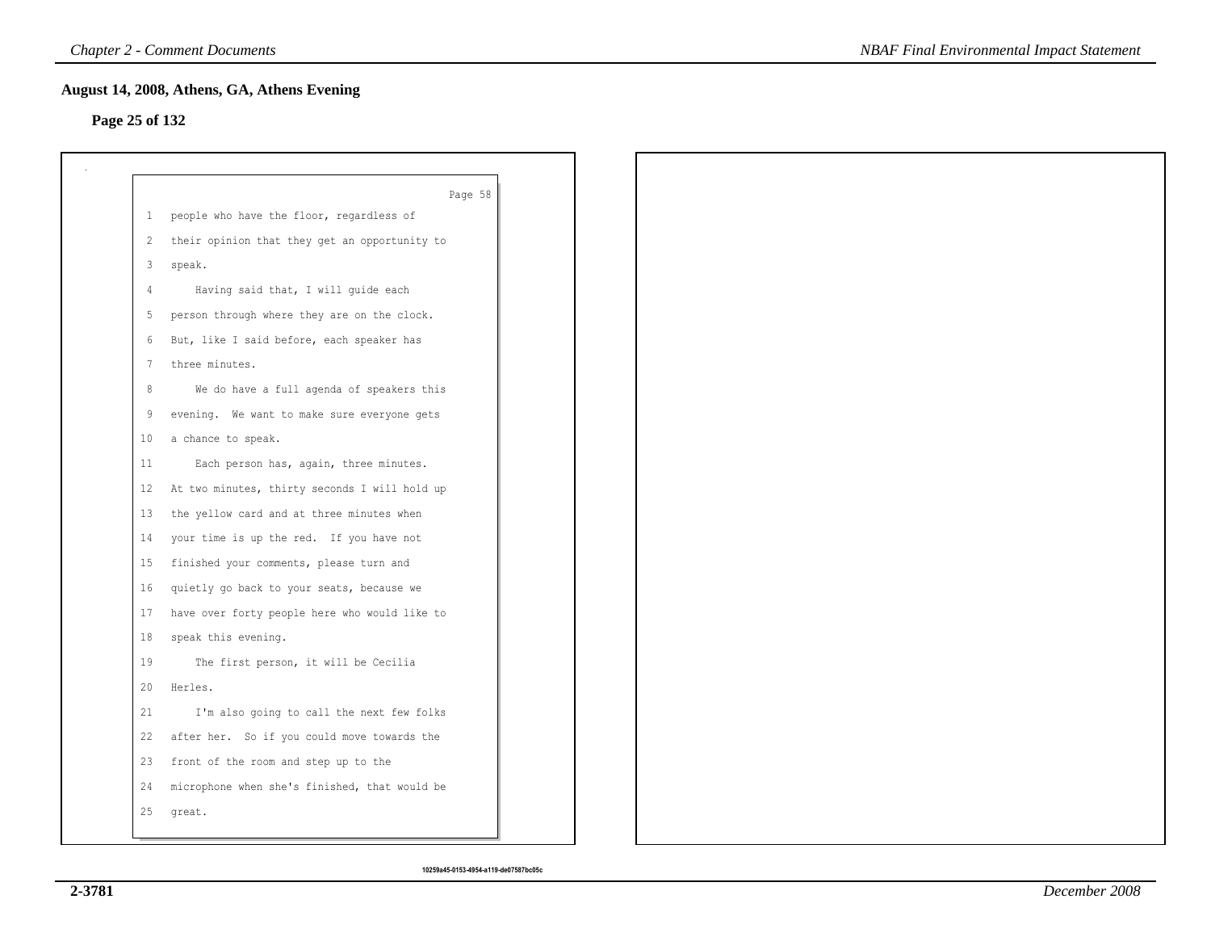## August 14, 2008, Athens, GA, Athens Evening

### Page 25 of 132

Page 58

1 people who have the floor, regardless of
2 their opinion that they get an opportunity to
3 speak.
4 Having said that, I will guide each
5 person through where they are on the clock.
6 But, like I said before, each speaker has
7 three minutes.
8 We do have a full agenda of speakers this
9 evening. We want to make sure everyone gets
10 a chance to speak.
11 Each person has, again, three minutes.
12 At two minutes, thirty seconds I will hold up
13 the yellow card and at three minutes when
14 your time is up the red. If you have not
15 finished your comments, please turn and
16 quietly go back to your seats, because we
17 have over forty people here who would like to
18 speak this evening.
19 The first person, it will be Cecilia
20 Herles.
21 I'm also going to call the next few folks
22 after her. So if you could move towards the
23 front of the room and step up to the
24 microphone when she's finished, that would be
25 great.

10259a45-0153-4954-a119-de07587bc05c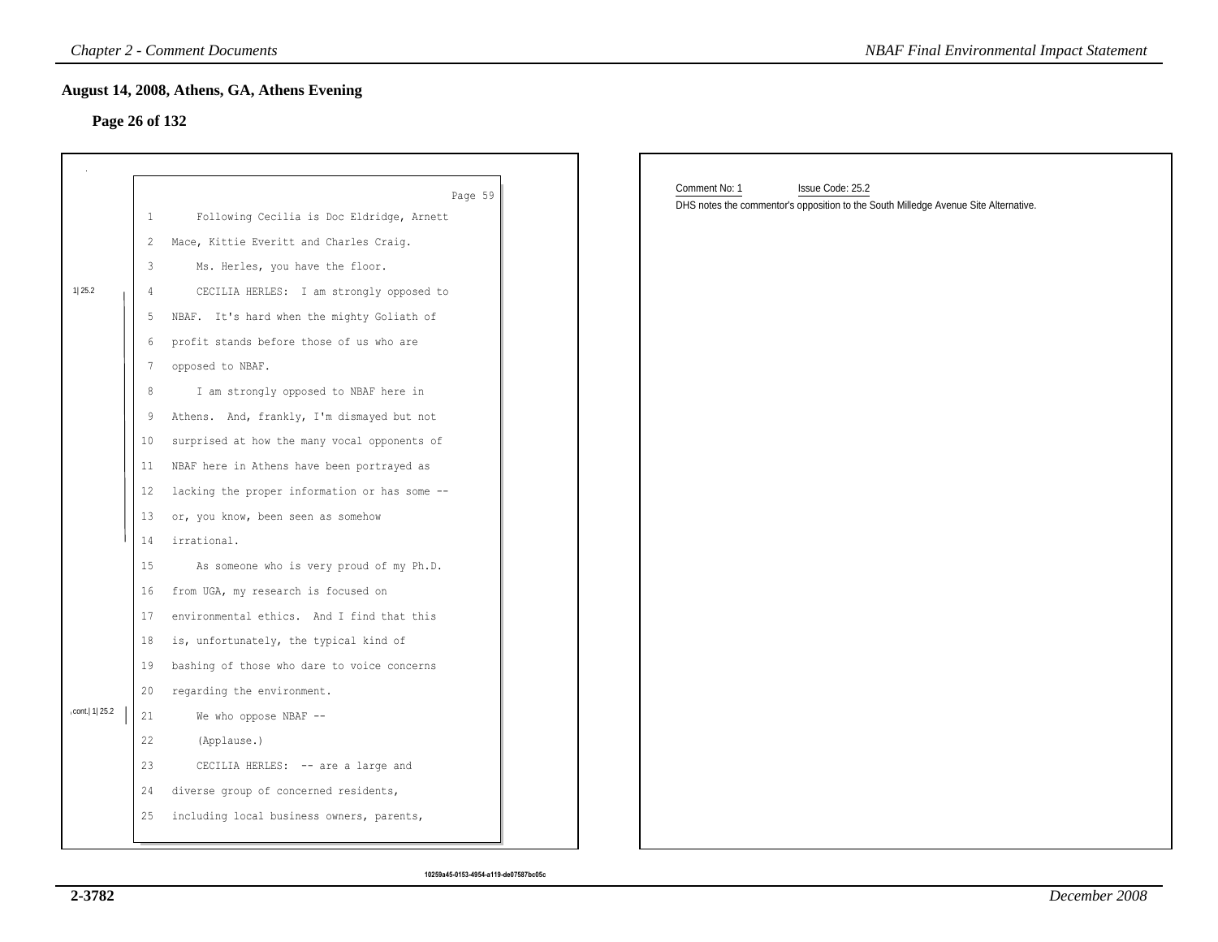## August 14, 2008, Athens, GA, Athens Evening

### Page 26 of 132

Page 59

1 Following Cecilia is Doc Eldridge, Arnett
2 Mace, Kittie Everitt and Charles Craig.
3 Ms. Herles, you have the floor.
4 CECILIA HERLES: I am strongly opposed to
5 NBAF. It's hard when the mighty Goliath of
6 profit stands before those of us who are
7 opposed to NBAF.
8 I am strongly opposed to NBAF here in
9 Athens. And, frankly, I'm dismayed but not
10 surprised at how the many vocal opponents of
11 NBAF here in Athens have been portrayed as
12 lacking the proper information or has some --
13 or, you know, been seen as somehow
14 irrational.
15 As someone who is very proud of my Ph.D.
16 from UGA, my research is focused on
17 environmental ethics. And I find that this
18 is, unfortunately, the typical kind of
19 bashing of those who dare to voice concerns
20 regarding the environment.
21 We who oppose NBAF --
22 (Applause.)
23 CECILIA HERLES: -- are a large and
24 diverse group of concerned residents,
25 including local business owners, parents,

1| 25.2 (lines 4–14)

cont.| 1| 25.2 (line 21)

Comment No: 1 Issue Code: 25.2

DHS notes the commentor's opposition to the South Milledge Avenue Site Alternative.

10259a45-0153-4954-a119-de07587bc05c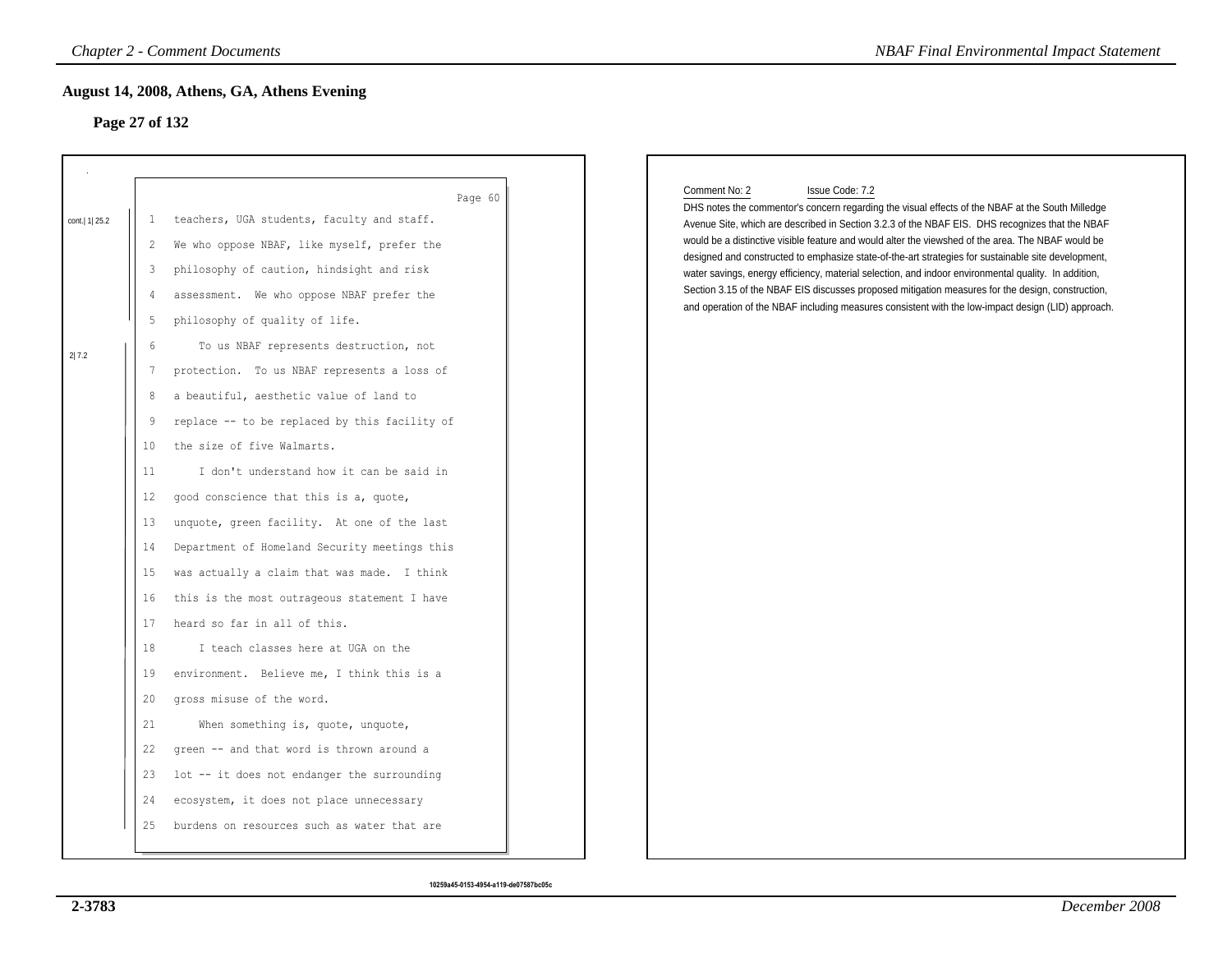## August 14, 2008, Athens, GA, Athens Evening

### Page 27 of 132

Page 60

cont.| 1| 25.2

1 teachers, UGA students, faculty and staff.
2 We who oppose NBAF, like myself, prefer the
3 philosophy of caution, hindsight and risk
4 assessment. We who oppose NBAF prefer the
5 philosophy of quality of life.

2| 7.2

6 To us NBAF represents destruction, not
7 protection. To us NBAF represents a loss of
8 a beautiful, aesthetic value of land to
9 replace -- to be replaced by this facility of
10 the size of five Walmarts.
11 I don't understand how it can be said in
12 good conscience that this is a, quote,
13 unquote, green facility. At one of the last
14 Department of Homeland Security meetings this
15 was actually a claim that was made. I think
16 this is the most outrageous statement I have
17 heard so far in all of this.
18 I teach classes here at UGA on the
19 environment. Believe me, I think this is a
20 gross misuse of the word.
21 When something is, quote, unquote,
22 green -- and that word is thrown around a
23 lot -- it does not endanger the surrounding
24 ecosystem, it does not place unnecessary
25 burdens on resources such as water that are

10259a45-0153-4954-a119-de07587bc05c

Comment No: 2 Issue Code: 7.2

DHS notes the commentor's concern regarding the visual effects of the NBAF at the South Milledge Avenue Site, which are described in Section 3.2.3 of the NBAF EIS. DHS recognizes that the NBAF would be a distinctive visible feature and would alter the viewshed of the area. The NBAF would be designed and constructed to emphasize state-of-the-art strategies for sustainable site development, water savings, energy efficiency, material selection, and indoor environmental quality. In addition, Section 3.15 of the NBAF EIS discusses proposed mitigation measures for the design, construction, and operation of the NBAF including measures consistent with the low-impact design (LID) approach.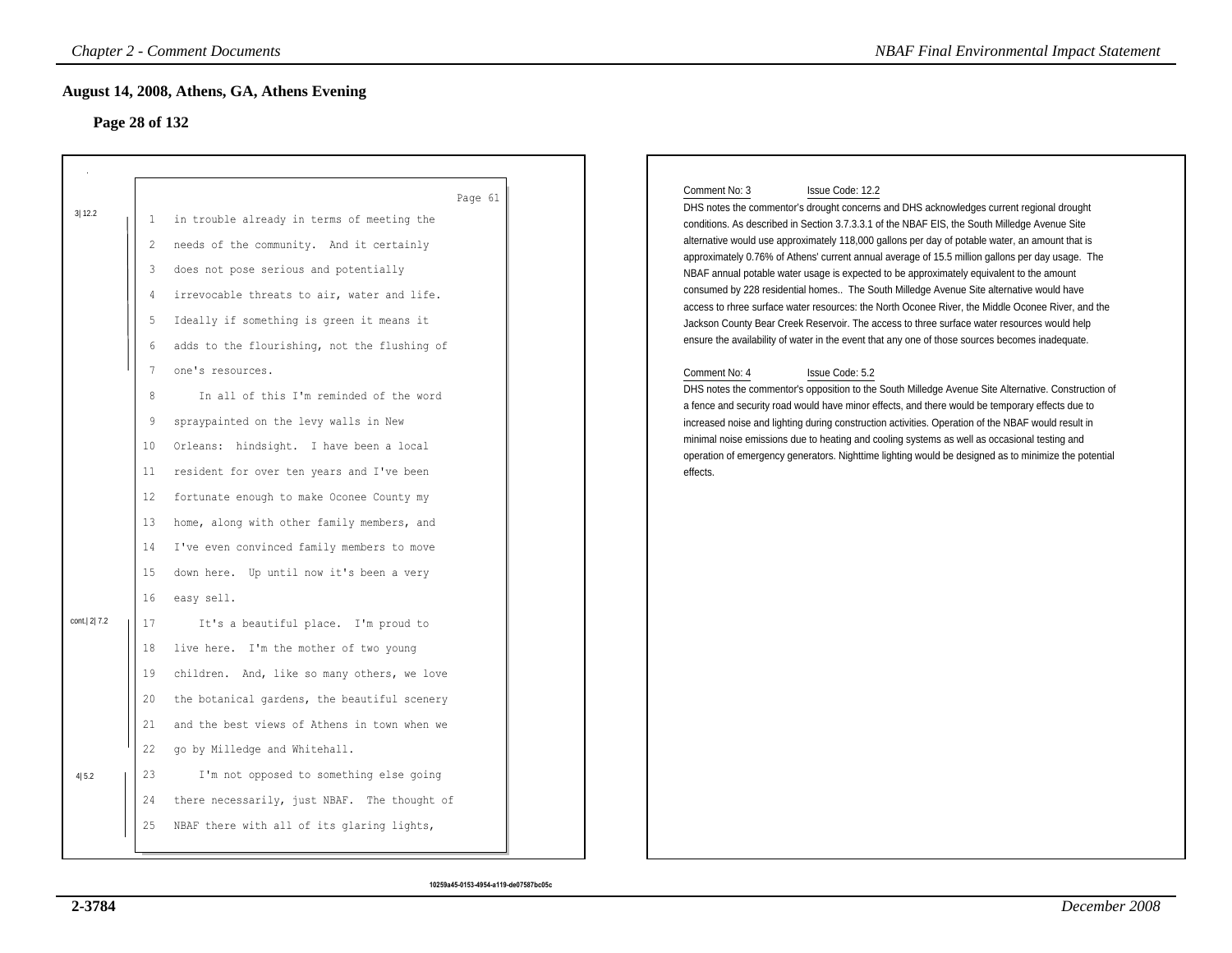## August 14, 2008, Athens, GA, Athens Evening

**Page 28 of 132**

Page 61

3| 12.2

1 in trouble already in terms of meeting the
2 needs of the community. And it certainly
3 does not pose serious and potentially
4 irrevocable threats to air, water and life.
5 Ideally if something is green it means it
6 adds to the flourishing, not the flushing of
7 one's resources.

8 In all of this I'm reminded of the word
9 spraypainted on the levy walls in New
10 Orleans: hindsight. I have been a local
11 resident for over ten years and I've been
12 fortunate enough to make Oconee County my
13 home, along with other family members, and
14 I've even convinced family members to move
15 down here. Up until now it's been a very
16 easy sell.

cont.| 2| 7.2

17 It's a beautiful place. I'm proud to
18 live here. I'm the mother of two young
19 children. And, like so many others, we love
20 the botanical gardens, the beautiful scenery
21 and the best views of Athens in town when we
22 go by Milledge and Whitehall.

4| 5.2

23 I'm not opposed to something else going
24 there necessarily, just NBAF. The thought of
25 NBAF there with all of its glaring lights,

Comment No: 3 Issue Code: 12.2

DHS notes the commentor's drought concerns and DHS acknowledges current regional drought conditions. As described in Section 3.7.3.3.1 of the NBAF EIS, the South Milledge Avenue Site alternative would use approximately 118,000 gallons per day of potable water, an amount that is approximately 0.76% of Athens' current annual average of 15.5 million gallons per day usage. The NBAF annual potable water usage is expected to be approximately equivalent to the amount consumed by 228 residential homes.. The South Milledge Avenue Site alternative would have access to rhree surface water resources: the North Oconee River, the Middle Oconee River, and the Jackson County Bear Creek Reservoir. The access to three surface water resources would help ensure the availability of water in the event that any one of those sources becomes inadequate.

Comment No: 4 Issue Code: 5.2

DHS notes the commentor's opposition to the South Milledge Avenue Site Alternative. Construction of a fence and security road would have minor effects, and there would be temporary effects due to increased noise and lighting during construction activities. Operation of the NBAF would result in minimal noise emissions due to heating and cooling systems as well as occasional testing and operation of emergency generators. Nighttime lighting would be designed as to minimize the potential effects.

10259a45-0153-4954-a119-de07587bc05c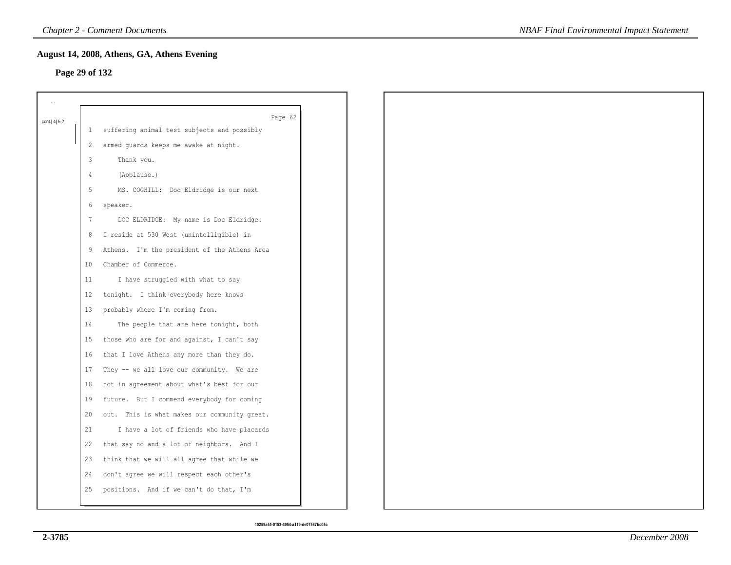## August 14, 2008, Athens, GA, Athens Evening

**Page 29 of 132**

cont.| 4| 5.2

Page 62

1 suffering animal test subjects and possibly
2 armed guards keeps me awake at night.
3 Thank you.
4 (Applause.)
5 MS. COGHILL: Doc Eldridge is our next
6 speaker.
7 DOC ELDRIDGE: My name is Doc Eldridge.
8 I reside at 530 West (unintelligible) in
9 Athens. I'm the president of the Athens Area
10 Chamber of Commerce.
11 I have struggled with what to say
12 tonight. I think everybody here knows
13 probably where I'm coming from.
14 The people that are here tonight, both
15 those who are for and against, I can't say
16 that I love Athens any more than they do.
17 They -- we all love our community. We are
18 not in agreement about what's best for our
19 future. But I commend everybody for coming
20 out. This is what makes our community great.
21 I have a lot of friends who have placards
22 that say no and a lot of neighbors. And I
23 think that we will all agree that while we
24 don't agree we will respect each other's
25 positions. And if we can't do that, I'm

10259a45-0153-4954-a119-de07587bc05c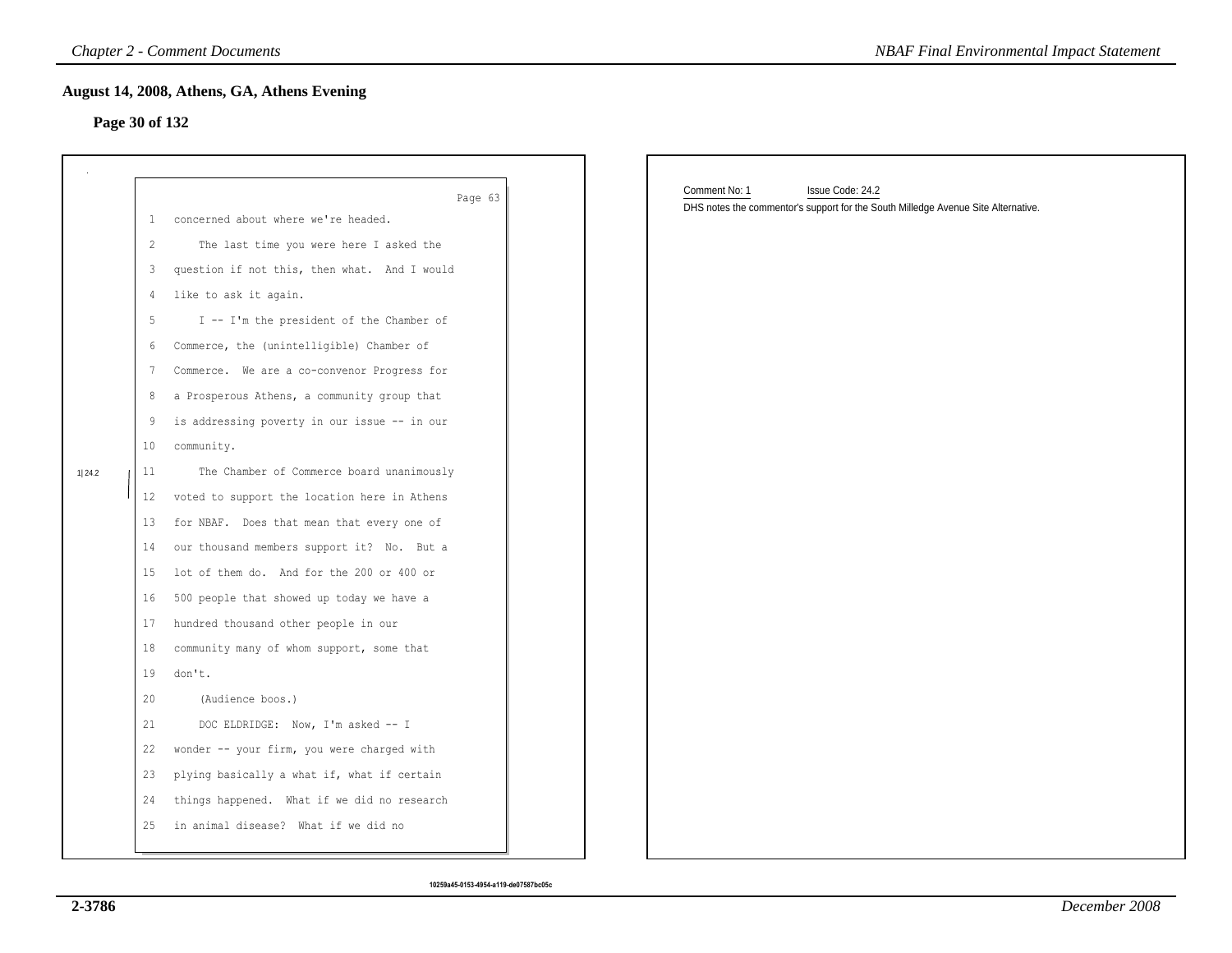## August 14, 2008, Athens, GA, Athens Evening

### Page 30 of 132

Page 63

1 concerned about where we're headed.

2 The last time you were here I asked the

3 question if not this, then what. And I would

4 like to ask it again.

5 I -- I'm the president of the Chamber of

6 Commerce, the (unintelligible) Chamber of

7 Commerce. We are a co-convenor Progress for

8 a Prosperous Athens, a community group that

9 is addressing poverty in our issue -- in our

10 community.

1|24.2

11 The Chamber of Commerce board unanimously

12 voted to support the location here in Athens

13 for NBAF. Does that mean that every one of

14 our thousand members support it? No. But a

15 lot of them do. And for the 200 or 400 or

16 500 people that showed up today we have a

17 hundred thousand other people in our

18 community many of whom support, some that

19 don't.

20 (Audience boos.)

21 DOC ELDRIDGE: Now, I'm asked -- I

22 wonder -- your firm, you were charged with

23 plying basically a what if, what if certain

24 things happened. What if we did no research

25 in animal disease? What if we did no

Comment No: 1 Issue Code: 24.2

DHS notes the commentor's support for the South Milledge Avenue Site Alternative.

10259a45-0153-4954-a119-de07587bc05c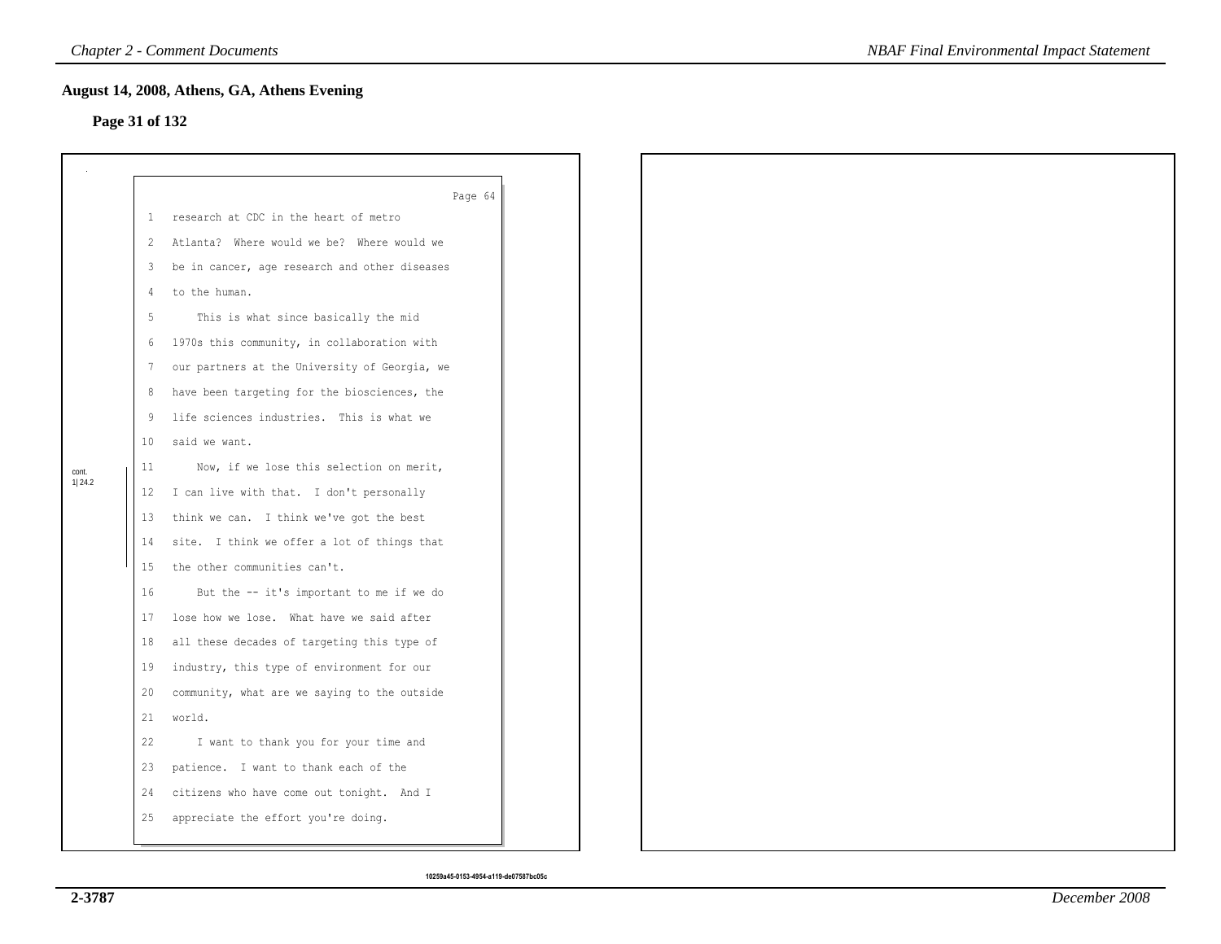## August 14, 2008, Athens, GA, Athens Evening

**Page 31 of 132**

Page 64

1 research at CDC in the heart of metro
2 Atlanta? Where would we be? Where would we
3 be in cancer, age research and other diseases
4 to the human.
5 This is what since basically the mid
6 1970s this community, in collaboration with
7 our partners at the University of Georgia, we
8 have been targeting for the biosciences, the
9 life sciences industries. This is what we
10 said we want.

cont. 1| 24.2

11 Now, if we lose this selection on merit,
12 I can live with that. I don't personally
13 think we can. I think we've got the best
14 site. I think we offer a lot of things that
15 the other communities can't.
16 But the -- it's important to me if we do
17 lose how we lose. What have we said after
18 all these decades of targeting this type of
19 industry, this type of environment for our
20 community, what are we saying to the outside
21 world.
22 I want to thank you for your time and
23 patience. I want to thank each of the
24 citizens who have come out tonight. And I
25 appreciate the effort you're doing.

10259a45-0153-4954-a119-de07587bc05c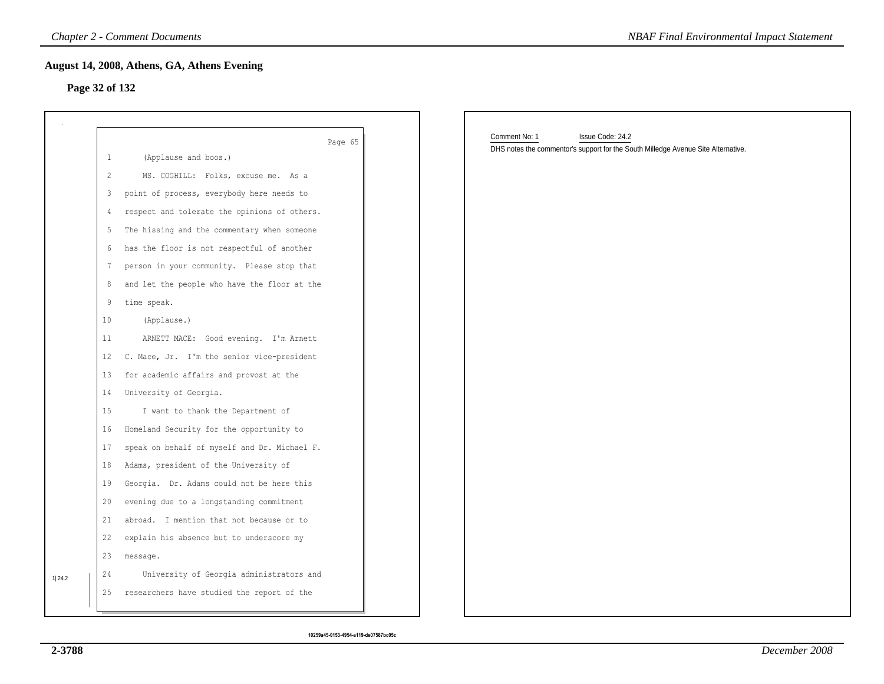## August 14, 2008, Athens, GA, Athens Evening

### Page 32 of 132

Page 65

1 (Applause and boos.)

2 MS. COGHILL: Folks, excuse me. As a

3 point of process, everybody here needs to

4 respect and tolerate the opinions of others.

5 The hissing and the commentary when someone

6 has the floor is not respectful of another

7 person in your community. Please stop that

8 and let the people who have the floor at the

9 time speak.

10 (Applause.)

11 ARNETT MACE: Good evening. I'm Arnett

12 C. Mace, Jr. I'm the senior vice-president

13 for academic affairs and provost at the

14 University of Georgia.

15 I want to thank the Department of

16 Homeland Security for the opportunity to

17 speak on behalf of myself and Dr. Michael F.

18 Adams, president of the University of

19 Georgia. Dr. Adams could not be here this

20 evening due to a longstanding commitment

21 abroad. I mention that not because or to

22 explain his absence but to underscore my

23 message.

1| 24.2

24 University of Georgia administrators and

25 researchers have studied the report of the

Comment No: 1 Issue Code: 24.2

DHS notes the commentor's support for the South Milledge Avenue Site Alternative.

10259a45-0153-4954-a119-de07587bc05c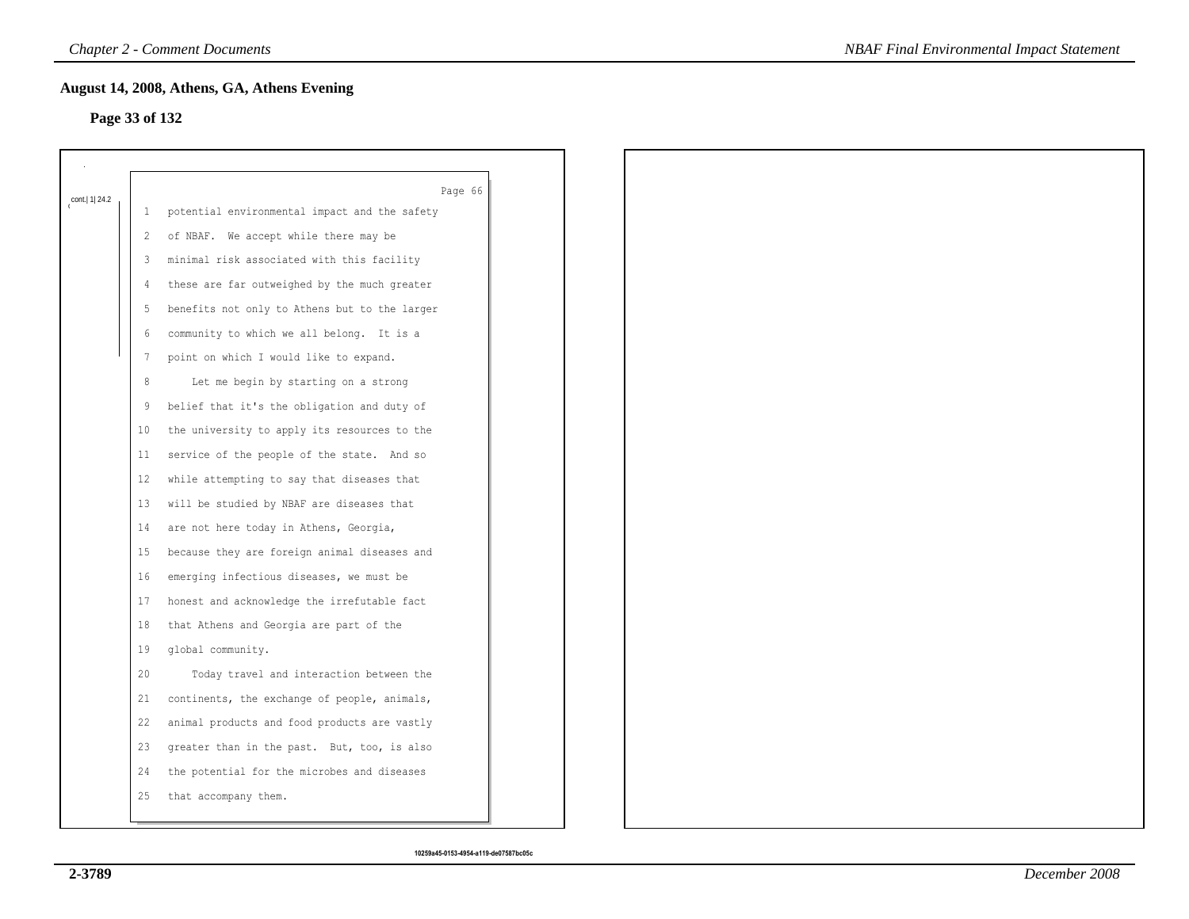## August 14, 2008, Athens, GA, Athens Evening

### Page 33 of 132

cont.| 1| 24.2

Page 66

1 potential environmental impact and the safety
2 of NBAF. We accept while there may be
3 minimal risk associated with this facility
4 these are far outweighed by the much greater
5 benefits not only to Athens but to the larger
6 community to which we all belong. It is a
7 point on which I would like to expand.
8 Let me begin by starting on a strong
9 belief that it's the obligation and duty of
10 the university to apply its resources to the
11 service of the people of the state. And so
12 while attempting to say that diseases that
13 will be studied by NBAF are diseases that
14 are not here today in Athens, Georgia,
15 because they are foreign animal diseases and
16 emerging infectious diseases, we must be
17 honest and acknowledge the irrefutable fact
18 that Athens and Georgia are part of the
19 global community.
20 Today travel and interaction between the
21 continents, the exchange of people, animals,
22 animal products and food products are vastly
23 greater than in the past. But, too, is also
24 the potential for the microbes and diseases
25 that accompany them.

10259a45-0153-4954-a119-de07587bc05c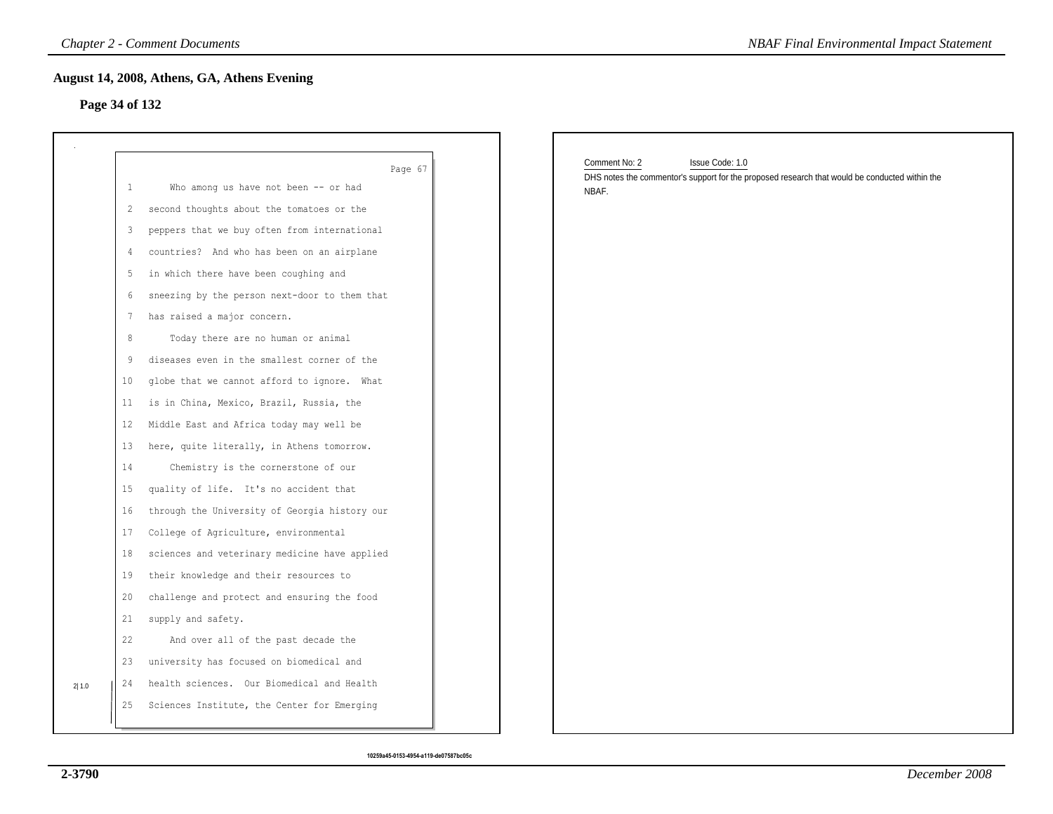## August 14, 2008, Athens, GA, Athens Evening

### Page 34 of 132

Page 67

1 Who among us have not been -- or had
2 second thoughts about the tomatoes or the
3 peppers that we buy often from international
4 countries? And who has been on an airplane
5 in which there have been coughing and
6 sneezing by the person next-door to them that
7 has raised a major concern.
8 Today there are no human or animal
9 diseases even in the smallest corner of the
10 globe that we cannot afford to ignore. What
11 is in China, Mexico, Brazil, Russia, the
12 Middle East and Africa today may well be
13 here, quite literally, in Athens tomorrow.
14 Chemistry is the cornerstone of our
15 quality of life. It's no accident that
16 through the University of Georgia history our
17 College of Agriculture, environmental
18 sciences and veterinary medicine have applied
19 their knowledge and their resources to
20 challenge and protect and ensuring the food
21 supply and safety.
22 And over all of the past decade the
23 university has focused on biomedical and
24 health sciences. Our Biomedical and Health
25 Sciences Institute, the Center for Emerging

2|1.0

Comment No: 2 Issue Code: 1.0

DHS notes the commentor's support for the proposed research that would be conducted within the NBAF.

10259a45-0153-4954-a119-de07587bc05c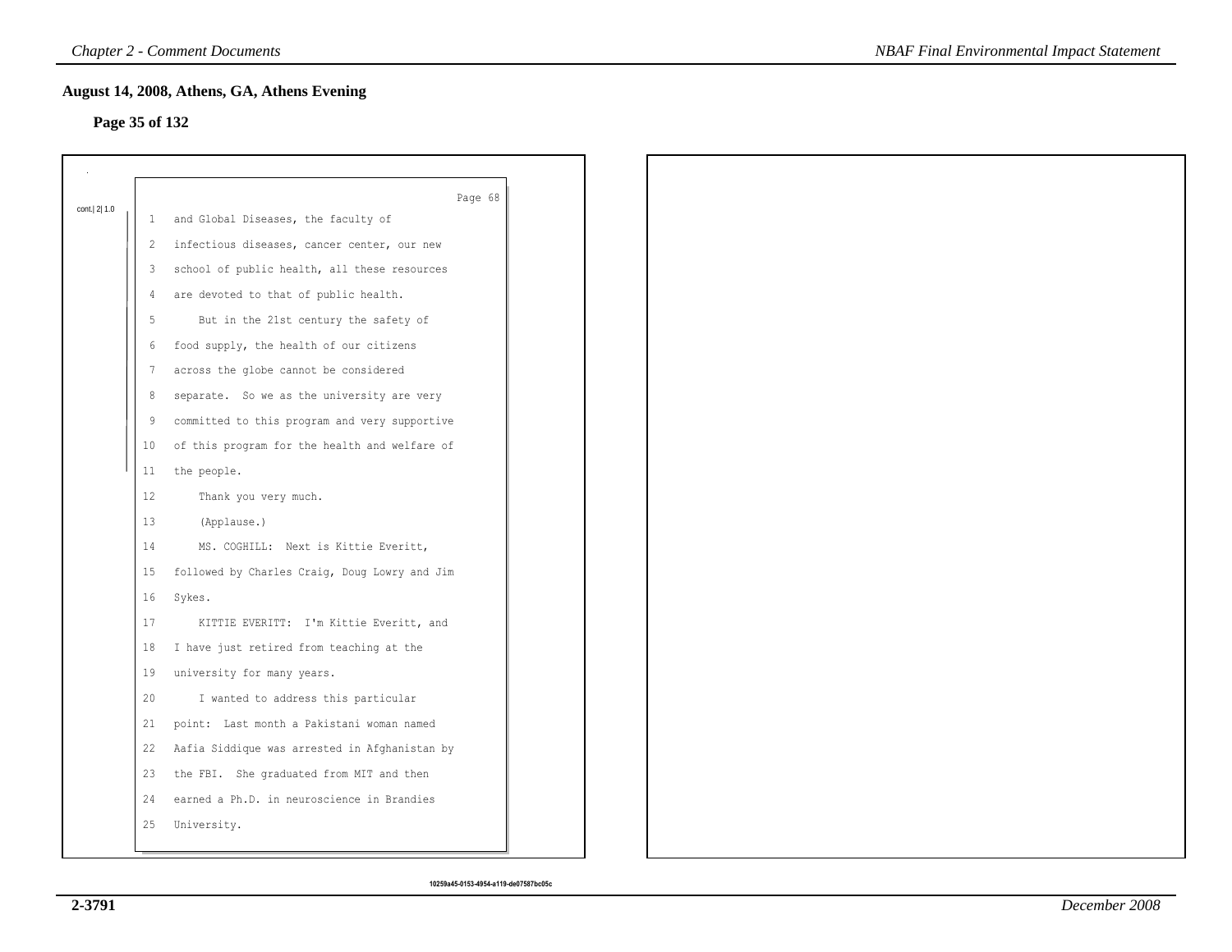## August 14, 2008, Athens, GA, Athens Evening

### Page 35 of 132

cont.| 2| 1.0

Page 68

1 and Global Diseases, the faculty of
2 infectious diseases, cancer center, our new
3 school of public health, all these resources
4 are devoted to that of public health.
5 But in the 21st century the safety of
6 food supply, the health of our citizens
7 across the globe cannot be considered
8 separate. So we as the university are very
9 committed to this program and very supportive
10 of this program for the health and welfare of
11 the people.
12 Thank you very much.
13 (Applause.)
14 MS. COGHILL: Next is Kittie Everitt,
15 followed by Charles Craig, Doug Lowry and Jim
16 Sykes.
17 KITTIE EVERITT: I'm Kittie Everitt, and
18 I have just retired from teaching at the
19 university for many years.
20 I wanted to address this particular
21 point: Last month a Pakistani woman named
22 Aafia Siddique was arrested in Afghanistan by
23 the FBI. She graduated from MIT and then
24 earned a Ph.D. in neuroscience in Brandies
25 University.

10259a45-0153-4954-a119-de07587bc05c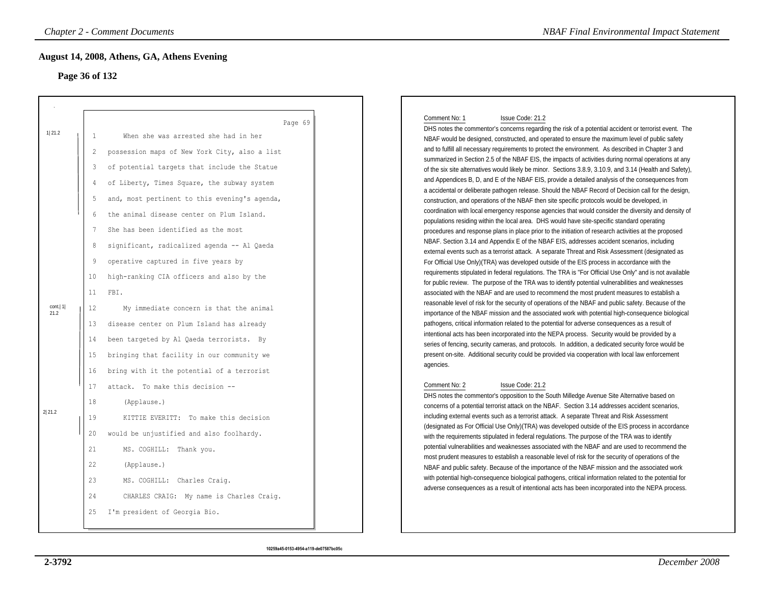## August 14, 2008, Athens, GA, Athens Evening

### Page 36 of 132

Page 69

1|21.2

1 When she was arrested she had in her
2 possession maps of New York City, also a list
3 of potential targets that include the Statue
4 of Liberty, Times Square, the subway system
5 and, most pertinent to this evening's agenda,
6 the animal disease center on Plum Island.
7 She has been identified as the most
8 significant, radicalized agenda -- Al Qaeda
9 operative captured in five years by
10 high-ranking CIA officers and also by the
11 FBI.

cont.|1|21.2

12 My immediate concern is that the animal
13 disease center on Plum Island has already
14 been targeted by Al Qaeda terrorists. By
15 bringing that facility in our community we
16 bring with it the potential of a terrorist
17 attack. To make this decision --
18 (Applause.)

2|21.2

19 KITTIE EVERITT: To make this decision
20 would be unjustified and also foolhardy.
21 MS. COGHILL: Thank you.
22 (Applause.)
23 MS. COGHILL: Charles Craig.
24 CHARLES CRAIG: My name is Charles Craig.
25 I'm president of Georgia Bio.

10259a45-0153-4954-a119-de07587bc05c

Comment No: 1 Issue Code: 21.2

DHS notes the commentor's concerns regarding the risk of a potential accident or terrorist event. The NBAF would be designed, constructed, and operated to ensure the maximum level of public safety and to fulfill all necessary requirements to protect the environment. As described in Chapter 3 and summarized in Section 2.5 of the NBAF EIS, the impacts of activities during normal operations at any of the six site alternatives would likely be minor. Sections 3.8.9, 3.10.9, and 3.14 (Health and Safety), and Appendices B, D, and E of the NBAF EIS, provide a detailed analysis of the consequences from a accidental or deliberate pathogen release. Should the NBAF Record of Decision call for the design, construction, and operations of the NBAF then site specific protocols would be developed, in coordination with local emergency response agencies that would consider the diversity and density of populations residing within the local area. DHS would have site-specific standard operating procedures and response plans in place prior to the initiation of research activities at the proposed NBAF. Section 3.14 and Appendix E of the NBAF EIS, addresses accident scenarios, including external events such as a terrorist attack. A separate Threat and Risk Assessment (designated as For Official Use Only)(TRA) was developed outside of the EIS process in accordance with the requirements stipulated in federal regulations. The TRA is "For Official Use Only" and is not available for public review. The purpose of the TRA was to identify potential vulnerabilities and weaknesses associated with the NBAF and are used to recommend the most prudent measures to establish a reasonable level of risk for the security of operations of the NBAF and public safety. Because of the importance of the NBAF mission and the associated work with potential high-consequence biological pathogens, critical information related to the potential for adverse consequences as a result of intentional acts has been incorporated into the NEPA process. Security would be provided by a series of fencing, security cameras, and protocols. In addition, a dedicated security force would be present on-site. Additional security could be provided via cooperation with local law enforcement agencies.

Comment No: 2 Issue Code: 21.2

DHS notes the commentor's opposition to the South Milledge Avenue Site Alternative based on concerns of a potential terrorist attack on the NBAF. Section 3.14 addresses accident scenarios, including external events such as a terrorist attack. A separate Threat and Risk Assessment (designated as For Official Use Only)(TRA) was developed outside of the EIS process in accordance with the requirements stipulated in federal regulations. The purpose of the TRA was to identify potential vulnerabilities and weaknesses associated with the NBAF and are used to recommend the most prudent measures to establish a reasonable level of risk for the security of operations of the NBAF and public safety. Because of the importance of the NBAF mission and the associated work with potential high-consequence biological pathogens, critical information related to the potential for adverse consequences as a result of intentional acts has been incorporated into the NEPA process.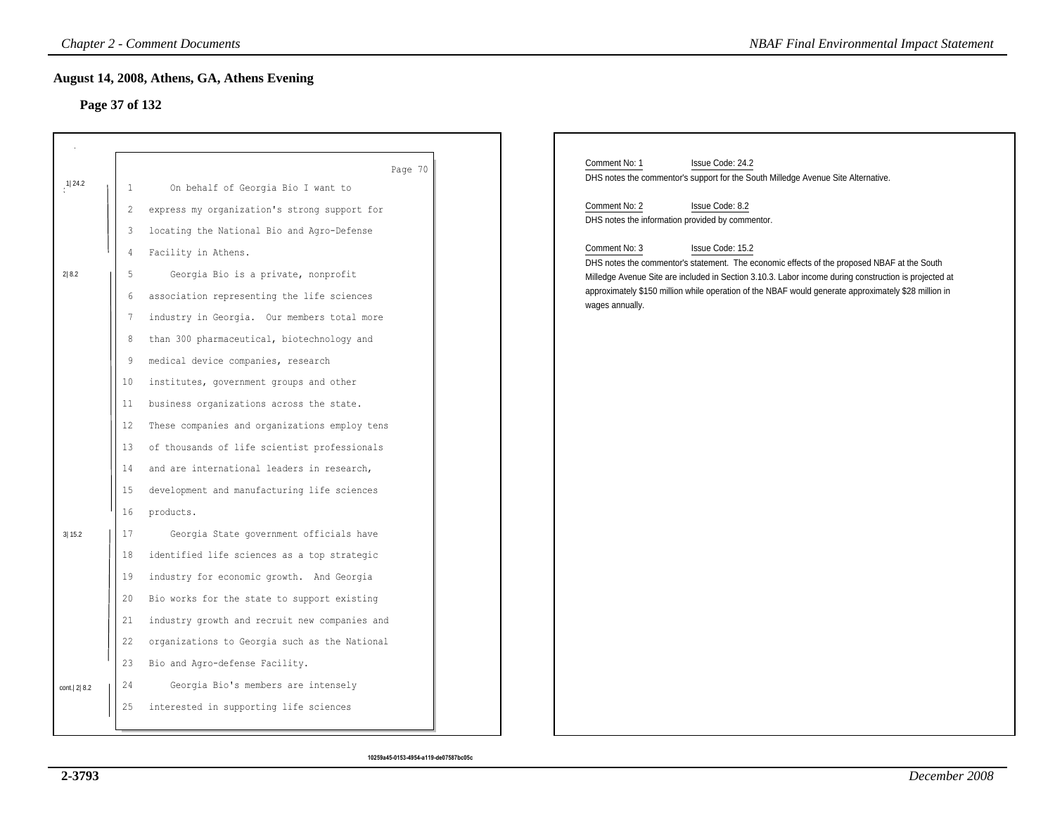## August 14, 2008, Athens, GA, Athens Evening

### Page 37 of 132

Page 70

1|24.2

1 On behalf of Georgia Bio I want to
2 express my organization's strong support for
3 locating the National Bio and Agro-Defense
4 Facility in Athens.

2|8.2

5 Georgia Bio is a private, nonprofit
6 association representing the life sciences
7 industry in Georgia. Our members total more
8 than 300 pharmaceutical, biotechnology and
9 medical device companies, research
10 institutes, government groups and other
11 business organizations across the state.
12 These companies and organizations employ tens
13 of thousands of life scientist professionals
14 and are international leaders in research,
15 development and manufacturing life sciences
16 products.

3|15.2

17 Georgia State government officials have
18 identified life sciences as a top strategic
19 industry for economic growth. And Georgia
20 Bio works for the state to support existing
21 industry growth and recruit new companies and
22 organizations to Georgia such as the National
23 Bio and Agro-defense Facility.

cont.|2|8.2

24 Georgia Bio's members are intensely
25 interested in supporting life sciences

10259a45-0153-4954-a119-de07587bc05c

Comment No: 1 Issue Code: 24.2

DHS notes the commentor's support for the South Milledge Avenue Site Alternative.

Comment No: 2 Issue Code: 8.2

DHS notes the information provided by commentor.

Comment No: 3 Issue Code: 15.2

DHS notes the commentor's statement. The economic effects of the proposed NBAF at the South Milledge Avenue Site are included in Section 3.10.3. Labor income during construction is projected at approximately $150 million while operation of the NBAF would generate approximately $28 million in wages annually.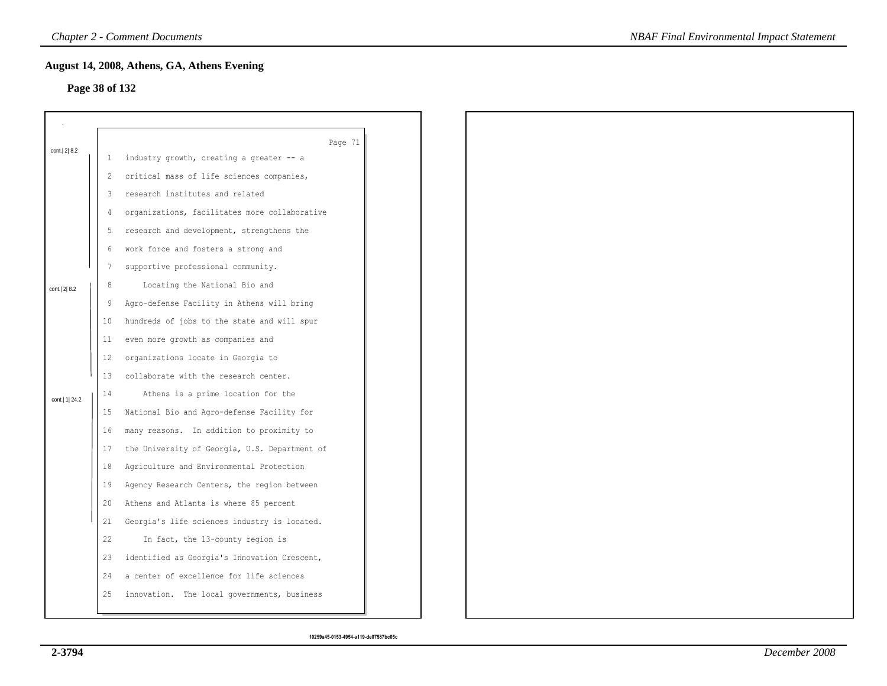## August 14, 2008, Athens, GA, Athens Evening

**Page 38 of 132**

Page 71

cont.| 2| 8.2

1 industry growth, creating a greater -- a
2 critical mass of life sciences companies,
3 research institutes and related
4 organizations, facilitates more collaborative
5 research and development, strengthens the
6 work force and fosters a strong and
7 supportive professional community.

cont.| 2| 8.2

8 Locating the National Bio and
9 Agro-defense Facility in Athens will bring
10 hundreds of jobs to the state and will spur
11 even more growth as companies and
12 organizations locate in Georgia to
13 collaborate with the research center.

cont.| 1| 24.2

14 Athens is a prime location for the
15 National Bio and Agro-defense Facility for
16 many reasons. In addition to proximity to
17 the University of Georgia, U.S. Department of
18 Agriculture and Environmental Protection
19 Agency Research Centers, the region between
20 Athens and Atlanta is where 85 percent
21 Georgia's life sciences industry is located.
22 In fact, the 13-county region is
23 identified as Georgia's Innovation Crescent,
24 a center of excellence for life sciences
25 innovation. The local governments, business

10259a45-0153-4954-a119-de07587bc05c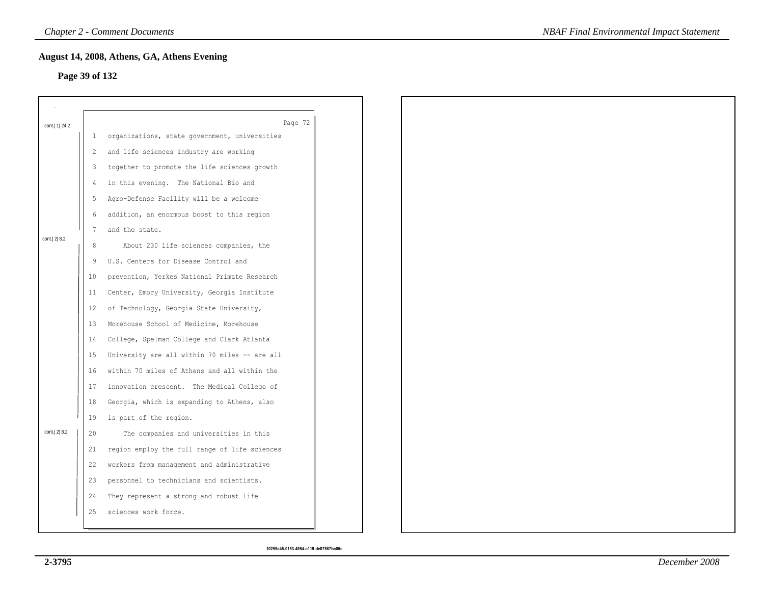## August 14, 2008, Athens, GA, Athens Evening

### Page 39 of 132

Page 72

cont.| 1| 24.2

1 organizations, state government, universities
2 and life sciences industry are working
3 together to promote the life sciences growth
4 in this evening. The National Bio and
5 Agro-Defense Facility will be a welcome
6 addition, an enormous boost to this region
7 and the state.

cont.| 2| 8.2

8 About 230 life sciences companies, the
9 U.S. Centers for Disease Control and
10 prevention, Yerkes National Primate Research
11 Center, Emory University, Georgia Institute
12 of Technology, Georgia State University,
13 Morehouse School of Medicine, Morehouse
14 College, Spelman College and Clark Atlanta
15 University are all within 70 miles -- are all
16 within 70 miles of Athens and all within the
17 innovation crescent. The Medical College of
18 Georgia, which is expanding to Athens, also
19 is part of the region.

cont.| 2| 8.2

20 The companies and universities in this
21 region employ the full range of life sciences
22 workers from management and administrative
23 personnel to technicians and scientists.
24 They represent a strong and robust life
25 sciences work force.

10259a45-0153-4954-a119-de07587bc05c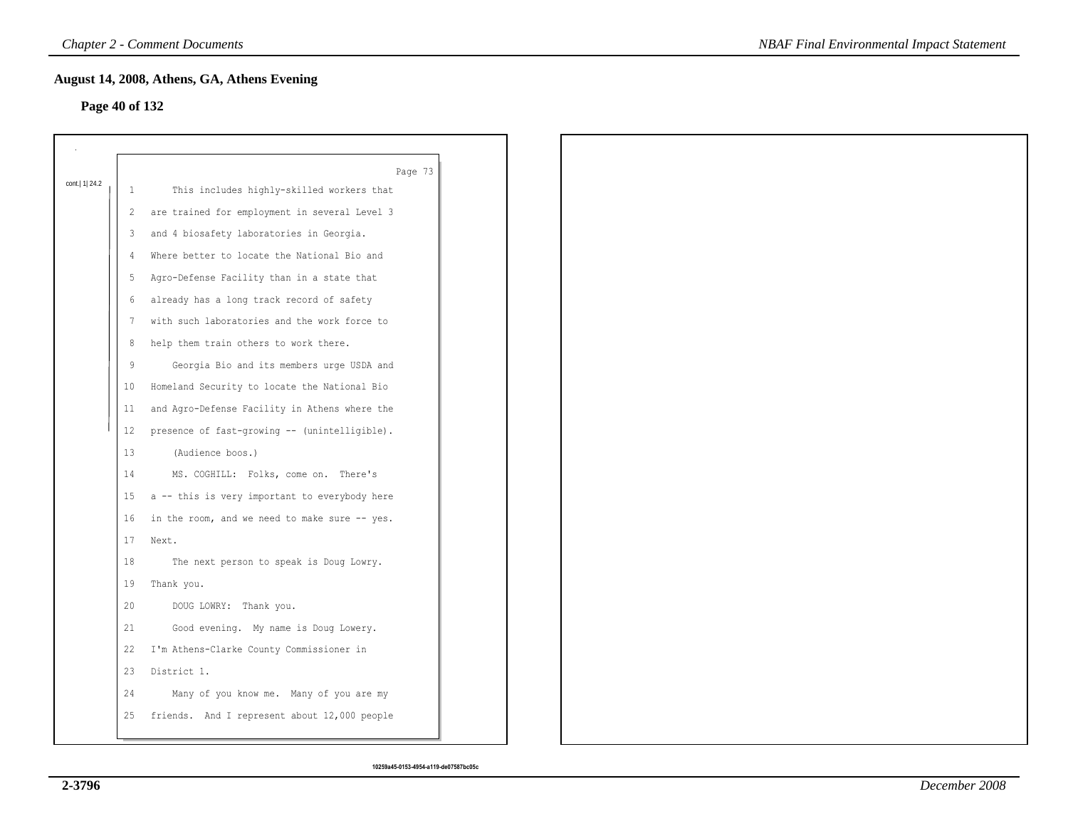## August 14, 2008, Athens, GA, Athens Evening

### Page 40 of 132

Page 73

cont.| 1| 24.2

1 This includes highly-skilled workers that
2 are trained for employment in several Level 3
3 and 4 biosafety laboratories in Georgia.
4 Where better to locate the National Bio and
5 Agro-Defense Facility than in a state that
6 already has a long track record of safety
7 with such laboratories and the work force to
8 help them train others to work there.
9 Georgia Bio and its members urge USDA and
10 Homeland Security to locate the National Bio
11 and Agro-Defense Facility in Athens where the
12 presence of fast-growing -- (unintelligible).
13 (Audience boos.)
14 MS. COGHILL: Folks, come on. There's
15 a -- this is very important to everybody here
16 in the room, and we need to make sure -- yes.
17 Next.
18 The next person to speak is Doug Lowry.
19 Thank you.
20 DOUG LOWRY: Thank you.
21 Good evening. My name is Doug Lowery.
22 I'm Athens-Clarke County Commissioner in
23 District 1.
24 Many of you know me. Many of you are my
25 friends. And I represent about 12,000 people

10259a45-0153-4954-a119-de07587bc05c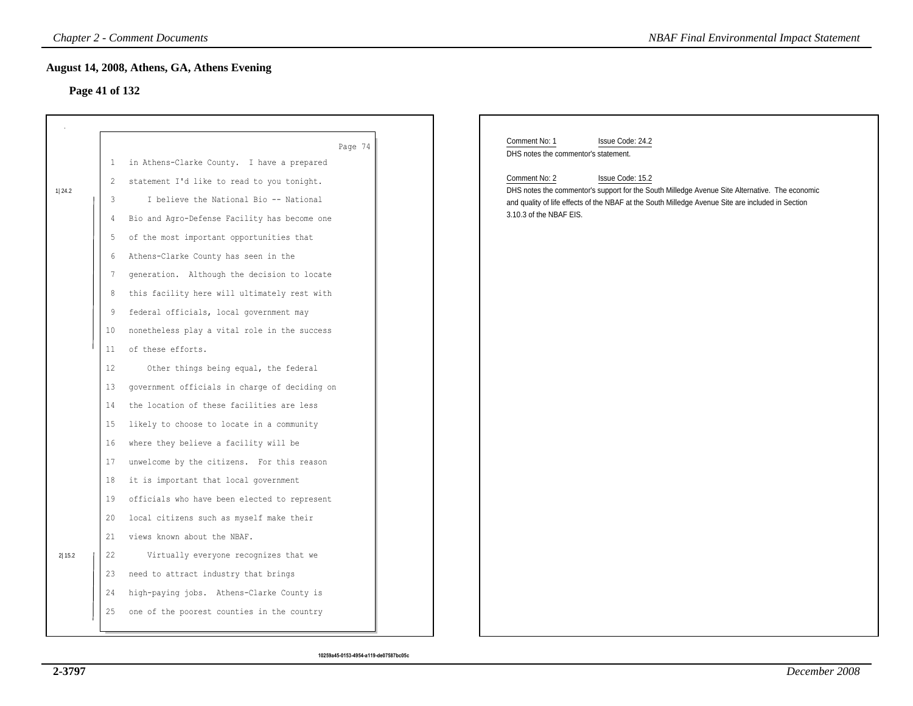## August 14, 2008, Athens, GA, Athens Evening

### Page 41 of 132

Page 74

1 in Athens-Clarke County. I have a prepared
2 statement I'd like to read to you tonight.

1|24.2

3 I believe the National Bio -- National
4 Bio and Agro-Defense Facility has become one
5 of the most important opportunities that
6 Athens-Clarke County has seen in the
7 generation. Although the decision to locate
8 this facility here will ultimately rest with
9 federal officials, local government may
10 nonetheless play a vital role in the success
11 of these efforts.
12 Other things being equal, the federal
13 government officials in charge of deciding on
14 the location of these facilities are less
15 likely to choose to locate in a community
16 where they believe a facility will be
17 unwelcome by the citizens. For this reason
18 it is important that local government
19 officials who have been elected to represent
20 local citizens such as myself make their
21 views known about the NBAF.

2|15.2

22 Virtually everyone recognizes that we
23 need to attract industry that brings
24 high-paying jobs. Athens-Clarke County is
25 one of the poorest counties in the country

10259a45-0153-4954-a119-de07587bc05c

Comment No: 1 Issue Code: 24.2

DHS notes the commentor's statement.

Comment No: 2 Issue Code: 15.2

DHS notes the commentor's support for the South Milledge Avenue Site Alternative. The economic and quality of life effects of the NBAF at the South Milledge Avenue Site are included in Section 3.10.3 of the NBAF EIS.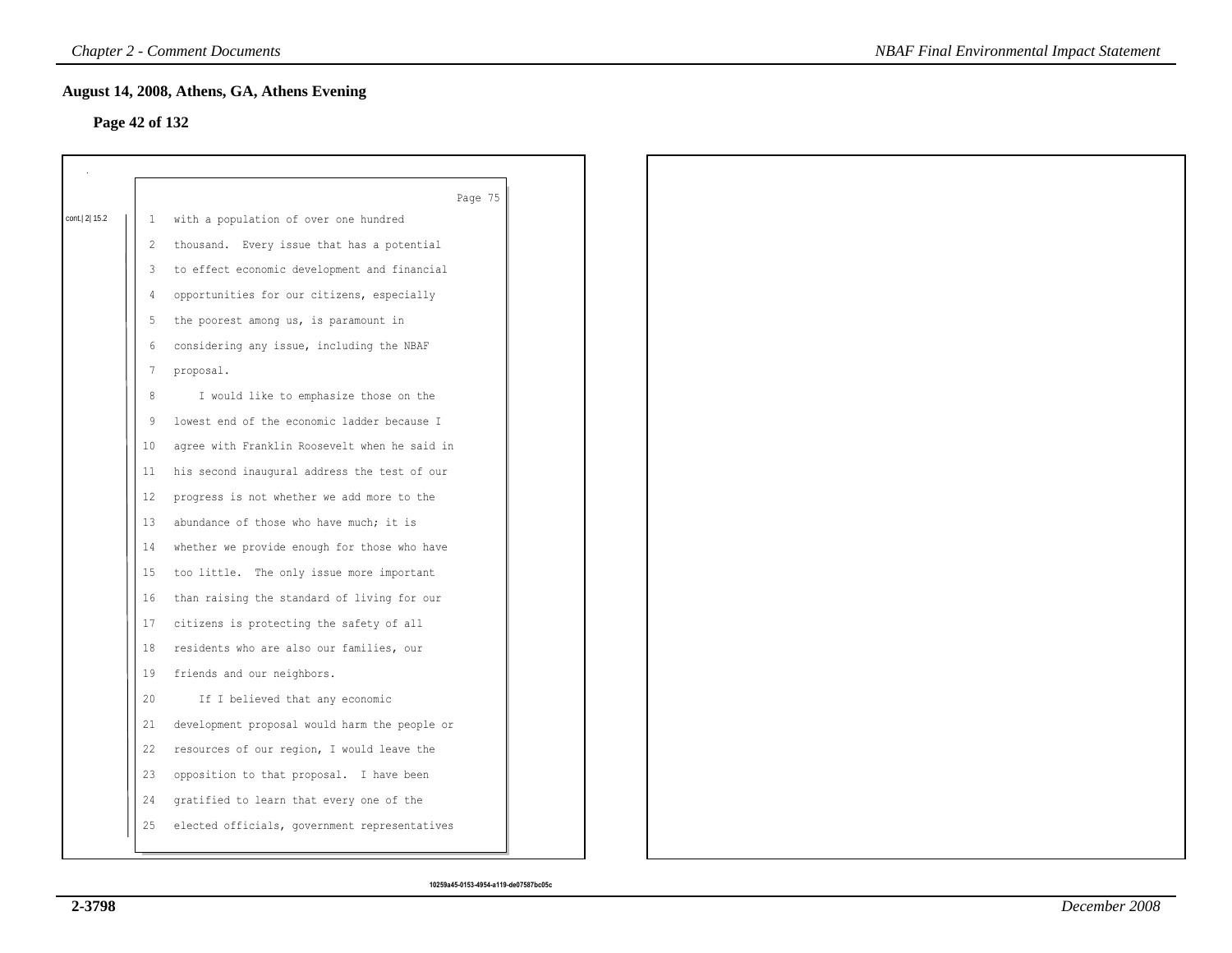## August 14, 2008, Athens, GA, Athens Evening

**Page 42 of 132**

Page 75

cont.| 2| 15.2

1 with a population of over one hundred
2 thousand. Every issue that has a potential
3 to effect economic development and financial
4 opportunities for our citizens, especially
5 the poorest among us, is paramount in
6 considering any issue, including the NBAF
7 proposal.
8 I would like to emphasize those on the
9 lowest end of the economic ladder because I
10 agree with Franklin Roosevelt when he said in
11 his second inaugural address the test of our
12 progress is not whether we add more to the
13 abundance of those who have much; it is
14 whether we provide enough for those who have
15 too little. The only issue more important
16 than raising the standard of living for our
17 citizens is protecting the safety of all
18 residents who are also our families, our
19 friends and our neighbors.
20 If I believed that any economic
21 development proposal would harm the people or
22 resources of our region, I would leave the
23 opposition to that proposal. I have been
24 gratified to learn that every one of the
25 elected officials, government representatives

10259a45-0153-4954-a119-de07587bc05c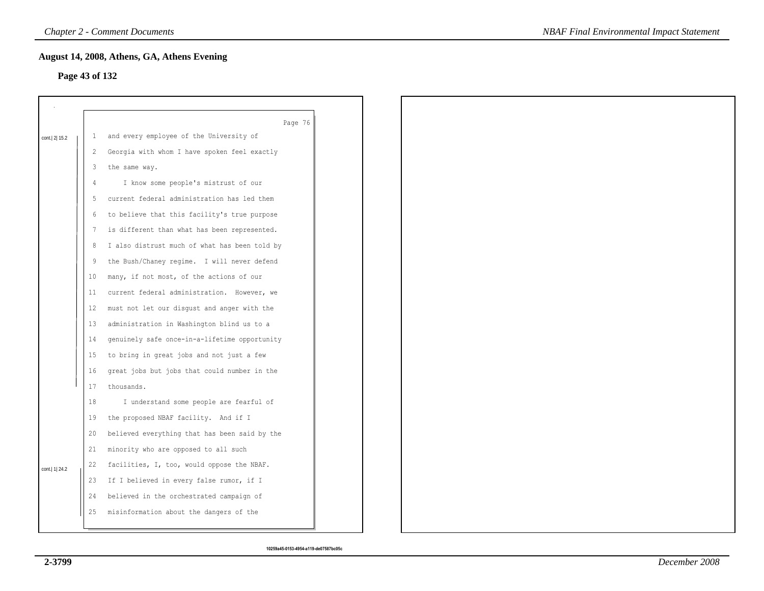## August 14, 2008, Athens, GA, Athens Evening

**Page 43 of 132**

Page 76

cont.| 2| 15.2

1 and every employee of the University of
2 Georgia with whom I have spoken feel exactly
3 the same way.
4 I know some people's mistrust of our
5 current federal administration has led them
6 to believe that this facility's true purpose
7 is different than what has been represented.
8 I also distrust much of what has been told by
9 the Bush/Chaney regime. I will never defend
10 many, if not most, of the actions of our
11 current federal administration. However, we
12 must not let our disgust and anger with the
13 administration in Washington blind us to a
14 genuinely safe once-in-a-lifetime opportunity
15 to bring in great jobs and not just a few
16 great jobs but jobs that could number in the
17 thousands.
18 I understand some people are fearful of
19 the proposed NBAF facility. And if I
20 believed everything that has been said by the
21 minority who are opposed to all such
22 facilities, I, too, would oppose the NBAF.

cont.| 1| 24.2

23 If I believed in every false rumor, if I
24 believed in the orchestrated campaign of
25 misinformation about the dangers of the

10259a45-0153-4954-a119-de07587bc05c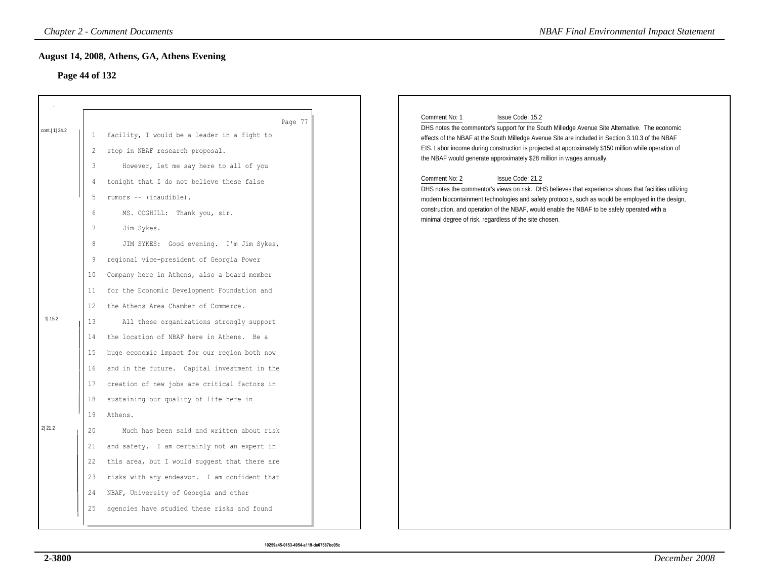## August 14, 2008, Athens, GA, Athens Evening

### Page 44 of 132

Page 77

cont.| 1| 24.2

1 facility, I would be a leader in a fight to
2 stop in NBAF research proposal.
3 However, let me say here to all of you
4 tonight that I do not believe these false
5 rumors -- (inaudible).
6 MS. COGHILL: Thank you, sir.
7 Jim Sykes.
8 JIM SYKES: Good evening. I'm Jim Sykes,
9 regional vice-president of Georgia Power
10 Company here in Athens, also a board member
11 for the Economic Development Foundation and
12 the Athens Area Chamber of Commerce.

1| 15.2

13 All these organizations strongly support
14 the location of NBAF here in Athens. Be a
15 huge economic impact for our region both now
16 and in the future. Capital investment in the
17 creation of new jobs are critical factors in
18 sustaining our quality of life here in
19 Athens.

2| 21.2

20 Much has been said and written about risk
21 and safety. I am certainly not an expert in
22 this area, but I would suggest that there are
23 risks with any endeavor. I am confident that
24 NBAF, University of Georgia and other
25 agencies have studied these risks and found

Comment No: 1 Issue Code: 15.2

DHS notes the commentor's support for the South Milledge Avenue Site Alternative. The economic effects of the NBAF at the South Milledge Avenue Site are included in Section 3.10.3 of the NBAF EIS. Labor income during construction is projected at approximately $150 million while operation of the NBAF would generate approximately $28 million in wages annually.

Comment No: 2 Issue Code: 21.2

DHS notes the commentor's views on risk. DHS believes that experience shows that facilities utilizing modern biocontainment technologies and safety protocols, such as would be employed in the design, construction, and operation of the NBAF, would enable the NBAF to be safely operated with a minimal degree of risk, regardless of the site chosen.

10259a45-0153-4954-a119-de07587bc05c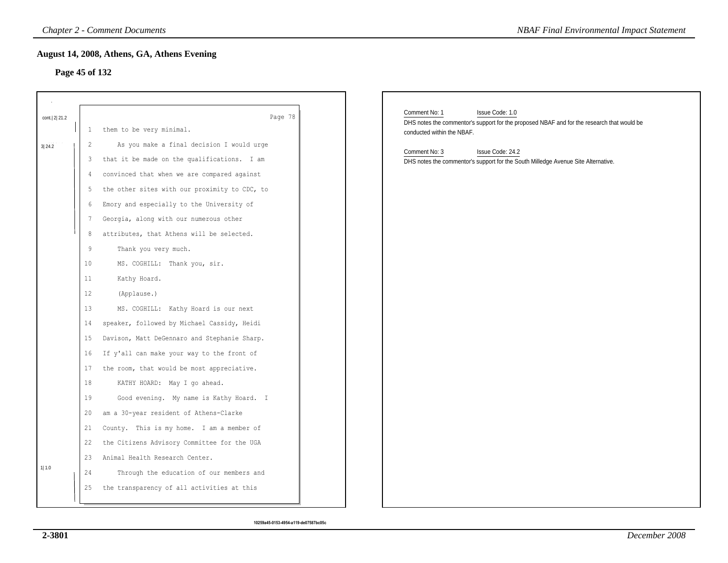## August 14, 2008, Athens, GA, Athens Evening

### Page 45 of 132

cont.| 2| 21.2

Page 78

1 them to be very minimal.

3| 24.2

2 As you make a final decision I would urge
3 that it be made on the qualifications. I am
4 convinced that when we are compared against
5 the other sites with our proximity to CDC, to
6 Emory and especially to the University of
7 Georgia, along with our numerous other
8 attributes, that Athens will be selected.
9 Thank you very much.
10 MS. COGHILL: Thank you, sir.
11 Kathy Hoard.
12 (Applause.)
13 MS. COGHILL: Kathy Hoard is our next
14 speaker, followed by Michael Cassidy, Heidi
15 Davison, Matt DeGennaro and Stephanie Sharp.
16 If y'all can make your way to the front of
17 the room, that would be most appreciative.
18 KATHY HOARD: May I go ahead.
19 Good evening. My name is Kathy Hoard. I
20 am a 30-year resident of Athens-Clarke
21 County. This is my home. I am a member of
22 the Citizens Advisory Committee for the UGA
23 Animal Health Research Center.

1| 1.0

24 Through the education of our members and
25 the transparency of all activities at this

Comment No: 1 Issue Code: 1.0

DHS notes the commentor's support for the proposed NBAF and for the research that would be conducted within the NBAF.

Comment No: 3 Issue Code: 24.2

DHS notes the commentor's support for the South Milledge Avenue Site Alternative.

10259a45-0153-4954-a119-de07587bc05c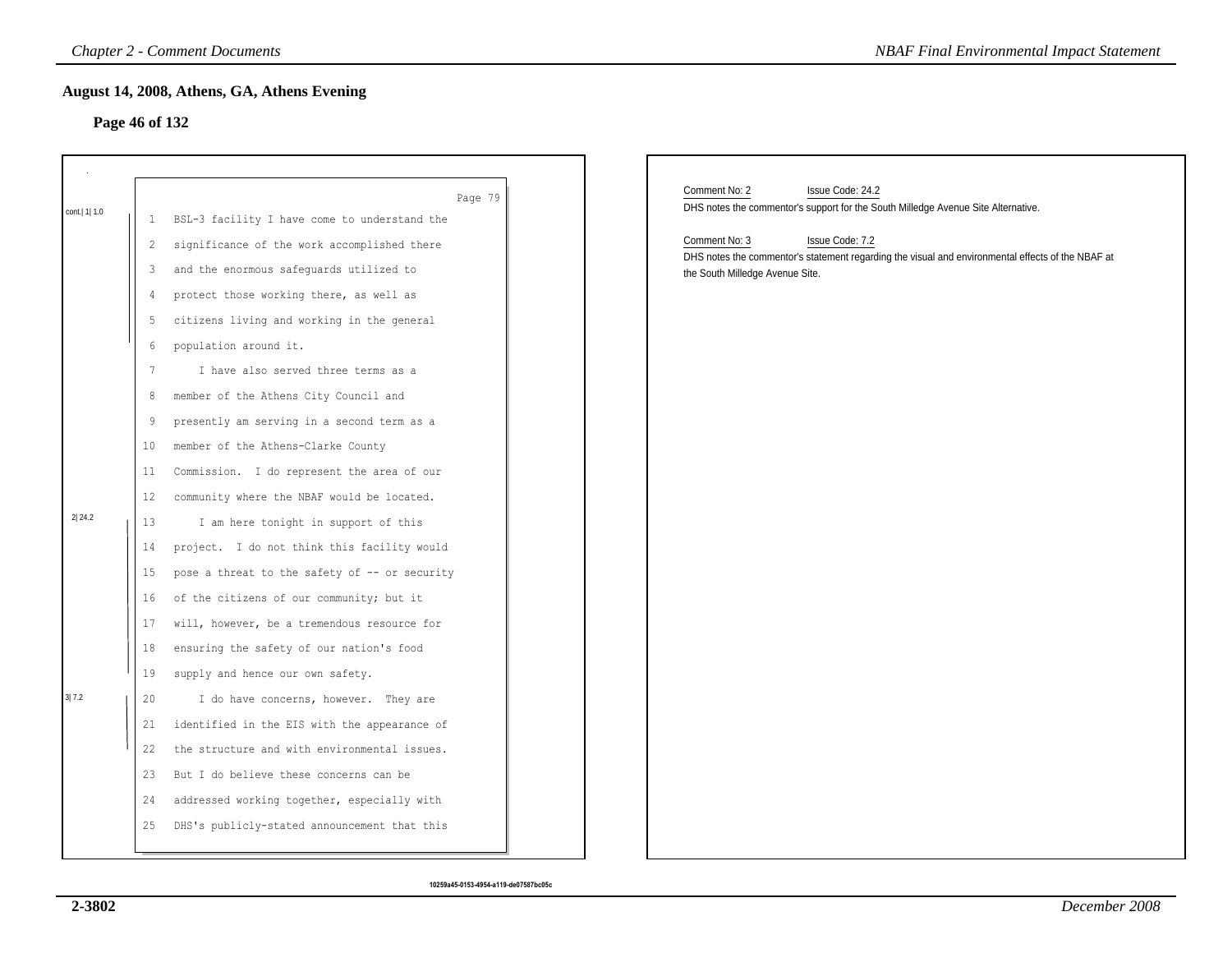## August 14, 2008, Athens, GA, Athens Evening

### Page 46 of 132

Page 79

cont.| 1| 1.0

1 BSL-3 facility I have come to understand the
2 significance of the work accomplished there
3 and the enormous safeguards utilized to
4 protect those working there, as well as
5 citizens living and working in the general
6 population around it.
7 I have also served three terms as a
8 member of the Athens City Council and
9 presently am serving in a second term as a
10 member of the Athens-Clarke County
11 Commission. I do represent the area of our
12 community where the NBAF would be located.

2| 24.2

13 I am here tonight in support of this
14 project. I do not think this facility would
15 pose a threat to the safety of -- or security
16 of the citizens of our community; but it
17 will, however, be a tremendous resource for
18 ensuring the safety of our nation's food
19 supply and hence our own safety.

3| 7.2

20 I do have concerns, however. They are
21 identified in the EIS with the appearance of
22 the structure and with environmental issues.
23 But I do believe these concerns can be
24 addressed working together, especially with
25 DHS's publicly-stated announcement that this

Comment No: 2 Issue Code: 24.2

DHS notes the commentor's support for the South Milledge Avenue Site Alternative.

Comment No: 3 Issue Code: 7.2

DHS notes the commentor's statement regarding the visual and environmental effects of the NBAF at the South Milledge Avenue Site.

10259a45-0153-4954-a119-de07587bc05c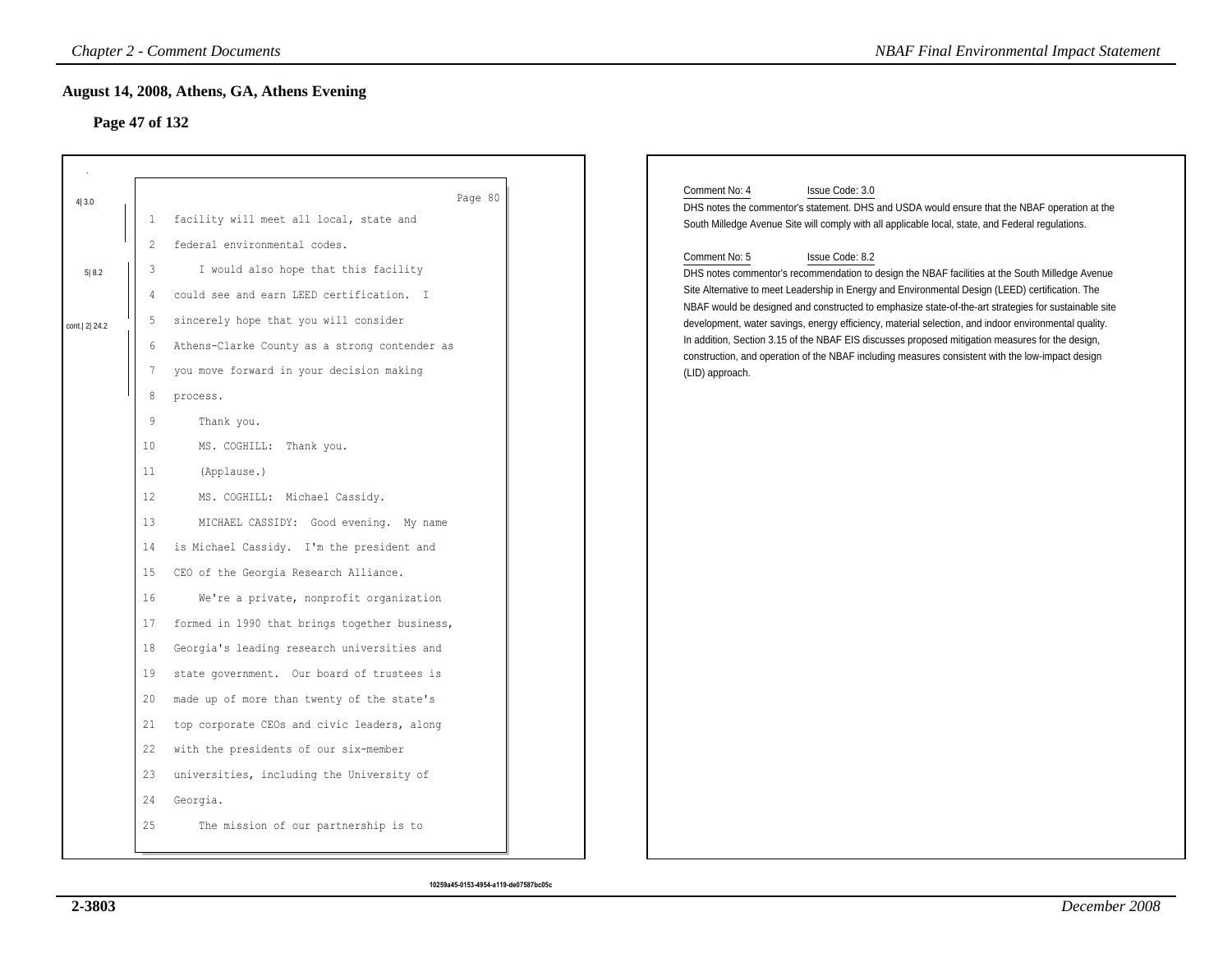## August 14, 2008, Athens, GA, Athens Evening

### Page 47 of 132

Page 80

4| 3.0

1 facility will meet all local, state and
2 federal environmental codes.

5| 8.2

3 I would also hope that this facility
4 could see and earn LEED certification. I

cont.| 2| 24.2

5 sincerely hope that you will consider
6 Athens-Clarke County as a strong contender as
7 you move forward in your decision making
8 process.
9 Thank you.
10 MS. COGHILL: Thank you.
11 (Applause.)
12 MS. COGHILL: Michael Cassidy.
13 MICHAEL CASSIDY: Good evening. My name
14 is Michael Cassidy. I'm the president and
15 CEO of the Georgia Research Alliance.
16 We're a private, nonprofit organization
17 formed in 1990 that brings together business,
18 Georgia's leading research universities and
19 state government. Our board of trustees is
20 made up of more than twenty of the state's
21 top corporate CEOs and civic leaders, along
22 with the presidents of our six-member
23 universities, including the University of
24 Georgia.
25 The mission of our partnership is to

Comment No: 4 Issue Code: 3.0

DHS notes the commentor's statement. DHS and USDA would ensure that the NBAF operation at the South Milledge Avenue Site will comply with all applicable local, state, and Federal regulations.

Comment No: 5 Issue Code: 8.2

DHS notes commentor's recommendation to design the NBAF facilities at the South Milledge Avenue Site Alternative to meet Leadership in Energy and Environmental Design (LEED) certification. The NBAF would be designed and constructed to emphasize state-of-the-art strategies for sustainable site development, water savings, energy efficiency, material selection, and indoor environmental quality. In addition, Section 3.15 of the NBAF EIS discusses proposed mitigation measures for the design, construction, and operation of the NBAF including measures consistent with the low-impact design (LID) approach.

10259a45-0153-4954-a119-de07587bc05c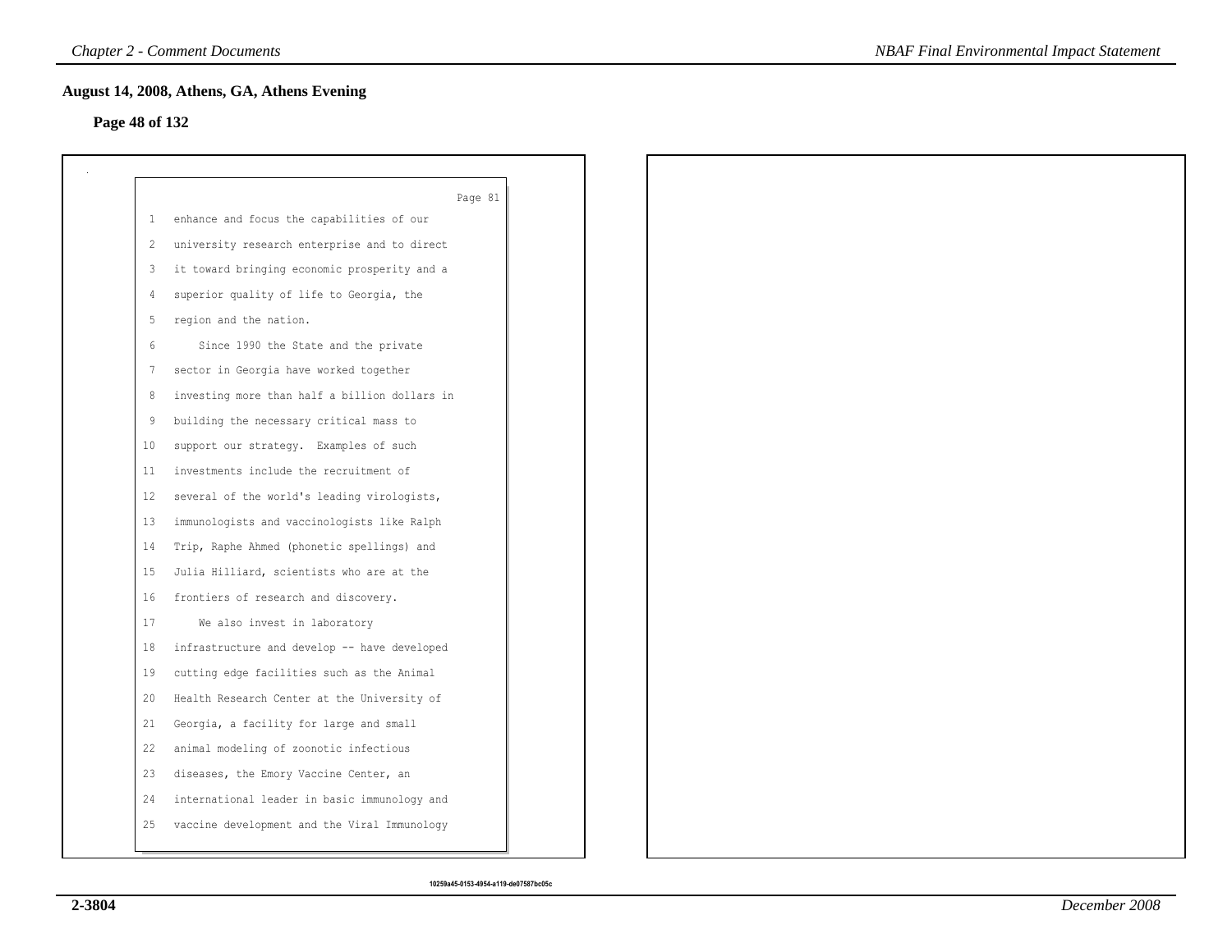## August 14, 2008, Athens, GA, Athens Evening

**Page 48 of 132**

Page 81

1 enhance and focus the capabilities of our
2 university research enterprise and to direct
3 it toward bringing economic prosperity and a
4 superior quality of life to Georgia, the
5 region and the nation.
6 Since 1990 the State and the private
7 sector in Georgia have worked together
8 investing more than half a billion dollars in
9 building the necessary critical mass to
10 support our strategy. Examples of such
11 investments include the recruitment of
12 several of the world's leading virologists,
13 immunologists and vaccinologists like Ralph
14 Trip, Raphe Ahmed (phonetic spellings) and
15 Julia Hilliard, scientists who are at the
16 frontiers of research and discovery.
17 We also invest in laboratory
18 infrastructure and develop -- have developed
19 cutting edge facilities such as the Animal
20 Health Research Center at the University of
21 Georgia, a facility for large and small
22 animal modeling of zoonotic infectious
23 diseases, the Emory Vaccine Center, an
24 international leader in basic immunology and
25 vaccine development and the Viral Immunology

10259a45-0153-4954-a119-de07587bc05c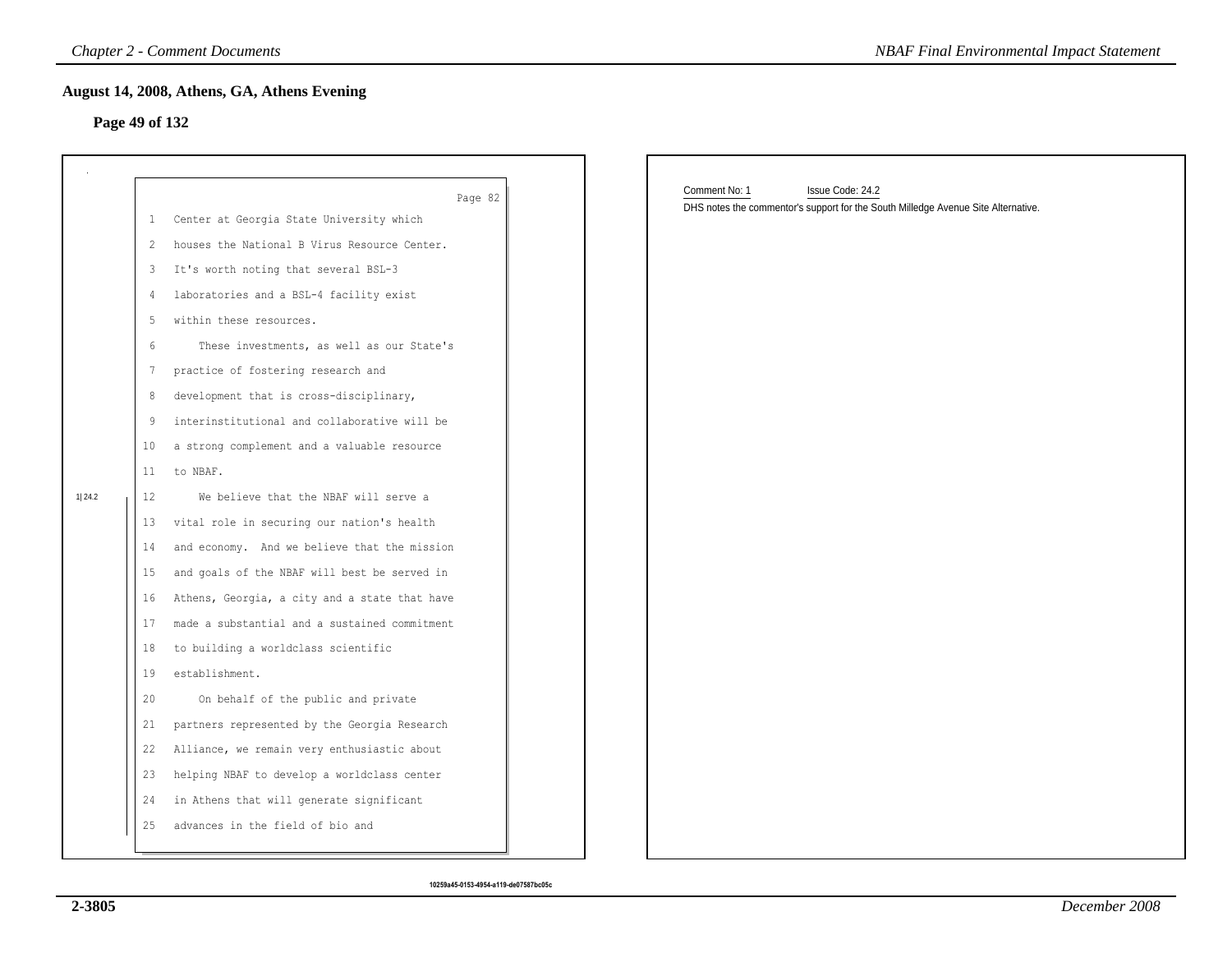## August 14, 2008, Athens, GA, Athens Evening

### Page 49 of 132

Page 82

1 Center at Georgia State University which
2 houses the National B Virus Resource Center.
3 It's worth noting that several BSL-3
4 laboratories and a BSL-4 facility exist
5 within these resources.
6 These investments, as well as our State's
7 practice of fostering research and
8 development that is cross-disciplinary,
9 interinstitutional and collaborative will be
10 a strong complement and a valuable resource
11 to NBAF.

1|24.2

12 We believe that the NBAF will serve a
13 vital role in securing our nation's health
14 and economy. And we believe that the mission
15 and goals of the NBAF will best be served in
16 Athens, Georgia, a city and a state that have
17 made a substantial and a sustained commitment
18 to building a worldclass scientific
19 establishment.
20 On behalf of the public and private
21 partners represented by the Georgia Research
22 Alliance, we remain very enthusiastic about
23 helping NBAF to develop a worldclass center
24 in Athens that will generate significant
25 advances in the field of bio and

Comment No: 1 Issue Code: 24.2

DHS notes the commentor's support for the South Milledge Avenue Site Alternative.

10259a45-0153-4954-a119-de07587bc05c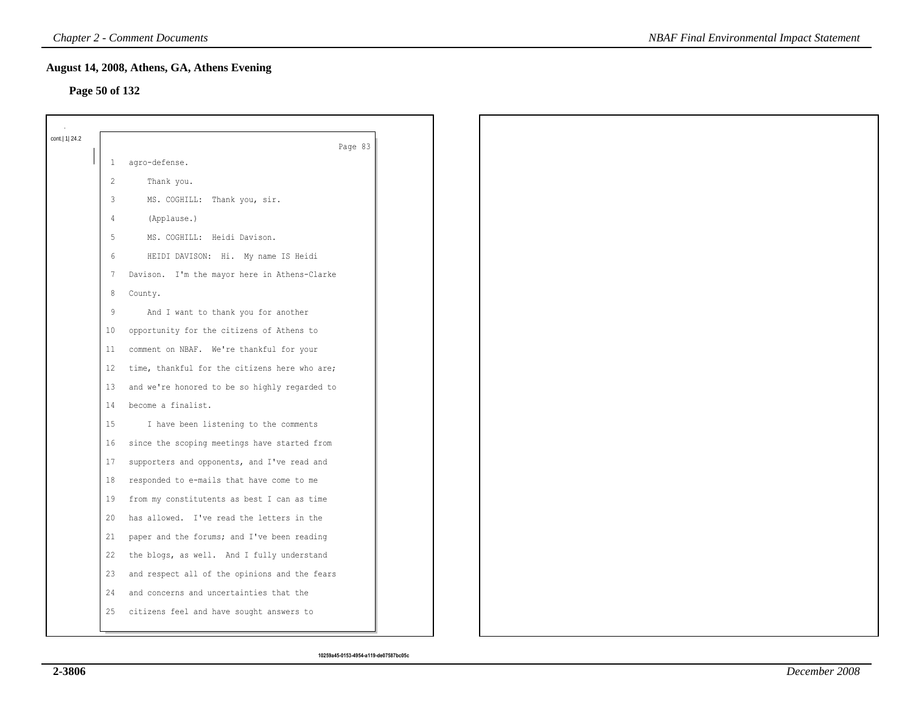## August 14, 2008, Athens, GA, Athens Evening

**Page 50 of 132**

cont.| 1| 24.2

Page 83

1 agro-defense.

2 Thank you.

3 MS. COGHILL: Thank you, sir.

4 (Applause.)

5 MS. COGHILL: Heidi Davison.

6 HEIDI DAVISON: Hi. My name IS Heidi

7 Davison. I'm the mayor here in Athens-Clarke

8 County.

9 And I want to thank you for another

10 opportunity for the citizens of Athens to

11 comment on NBAF. We're thankful for your

12 time, thankful for the citizens here who are;

13 and we're honored to be so highly regarded to

14 become a finalist.

15 I have been listening to the comments

16 since the scoping meetings have started from

17 supporters and opponents, and I've read and

18 responded to e-mails that have come to me

19 from my constitutents as best I can as time

20 has allowed. I've read the letters in the

21 paper and the forums; and I've been reading

22 the blogs, as well. And I fully understand

23 and respect all of the opinions and the fears

24 and concerns and uncertainties that the

25 citizens feel and have sought answers to

10259a45-0153-4954-a119-de07587bc05c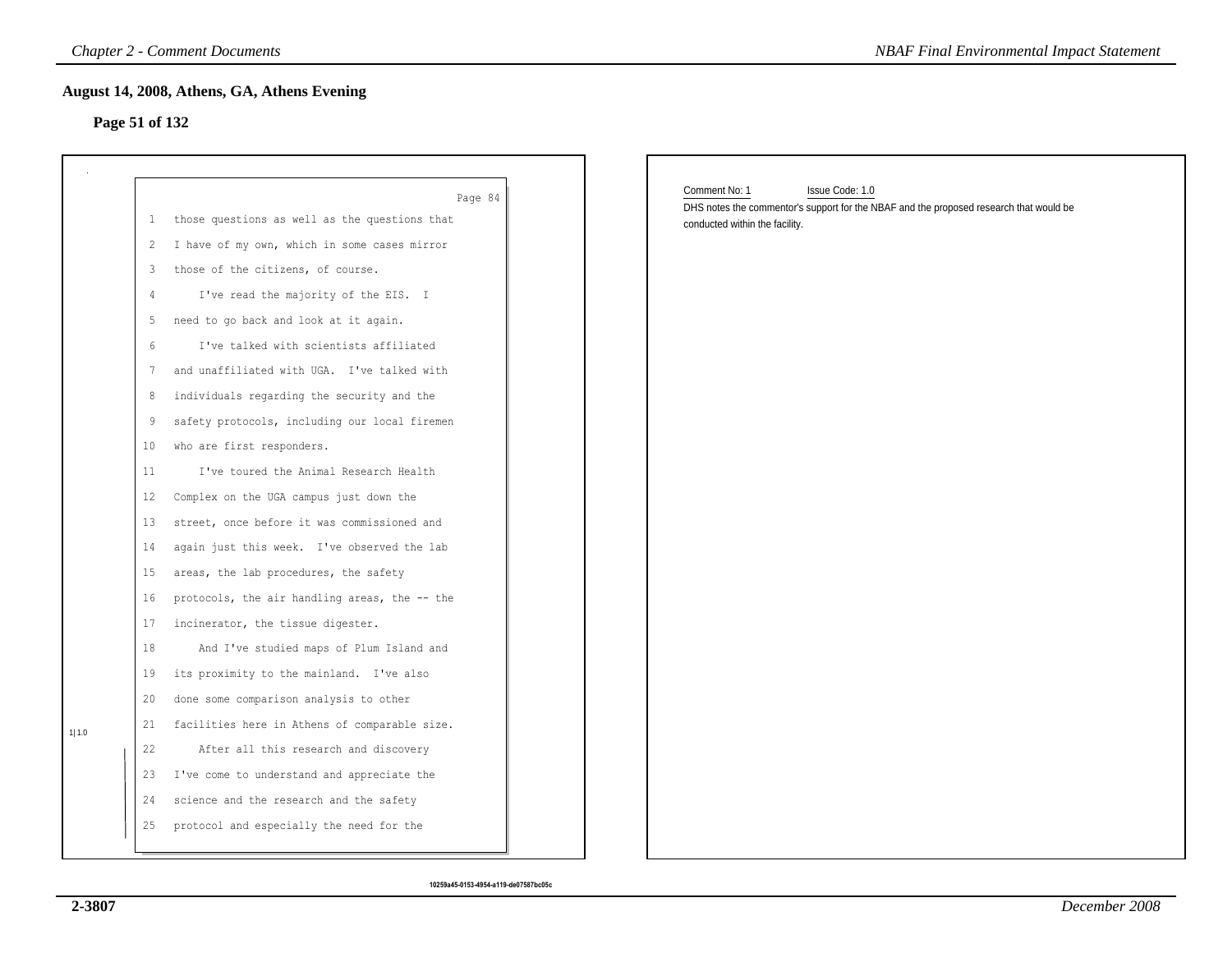## August 14, 2008, Athens, GA, Athens Evening

### Page 51 of 132

Page 84

1 those questions as well as the questions that
2 I have of my own, which in some cases mirror
3 those of the citizens, of course.
4 I've read the majority of the EIS. I
5 need to go back and look at it again.
6 I've talked with scientists affiliated
7 and unaffiliated with UGA. I've talked with
8 individuals regarding the security and the
9 safety protocols, including our local firemen
10 who are first responders.
11 I've toured the Animal Research Health
12 Complex on the UGA campus just down the
13 street, once before it was commissioned and
14 again just this week. I've observed the lab
15 areas, the lab procedures, the safety
16 protocols, the air handling areas, the -- the
17 incinerator, the tissue digester.
18 And I've studied maps of Plum Island and
19 its proximity to the mainland. I've also
20 done some comparison analysis to other
21 facilities here in Athens of comparable size.
22 After all this research and discovery
23 I've come to understand and appreciate the
24 science and the research and the safety
25 protocol and especially the need for the

1|1.0

Comment No: 1 Issue Code: 1.0

DHS notes the commentor's support for the NBAF and the proposed research that would be conducted within the facility.

10259a45-0153-4954-a119-de07587bc05c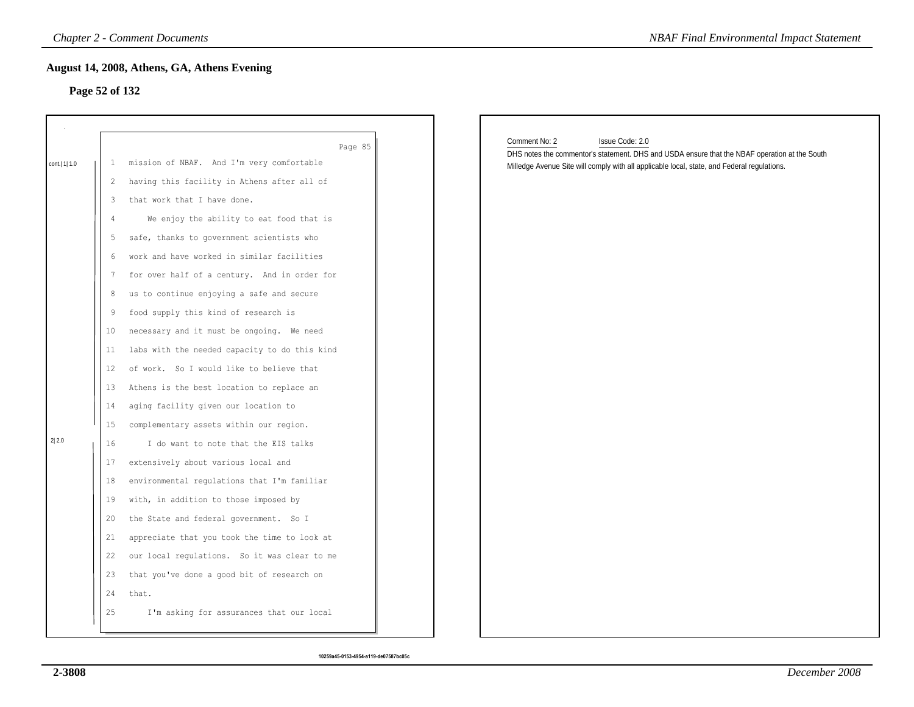## August 14, 2008, Athens, GA, Athens Evening

### Page 52 of 132

Page 85

cont.| 1| 1.0

1 mission of NBAF. And I'm very comfortable
2 having this facility in Athens after all of
3 that work that I have done.
4 We enjoy the ability to eat food that is
5 safe, thanks to government scientists who
6 work and have worked in similar facilities
7 for over half of a century. And in order for
8 us to continue enjoying a safe and secure
9 food supply this kind of research is
10 necessary and it must be ongoing. We need
11 labs with the needed capacity to do this kind
12 of work. So I would like to believe that
13 Athens is the best location to replace an
14 aging facility given our location to
15 complementary assets within our region.

2| 2.0

16 I do want to note that the EIS talks
17 extensively about various local and
18 environmental regulations that I'm familiar
19 with, in addition to those imposed by
20 the State and federal government. So I
21 appreciate that you took the time to look at
22 our local regulations. So it was clear to me
23 that you've done a good bit of research on
24 that.
25 I'm asking for assurances that our local

Comment No: 2 Issue Code: 2.0

DHS notes the commentor's statement. DHS and USDA ensure that the NBAF operation at the South Milledge Avenue Site will comply with all applicable local, state, and Federal regulations.

10259a45-0153-4954-a119-de07587bc05c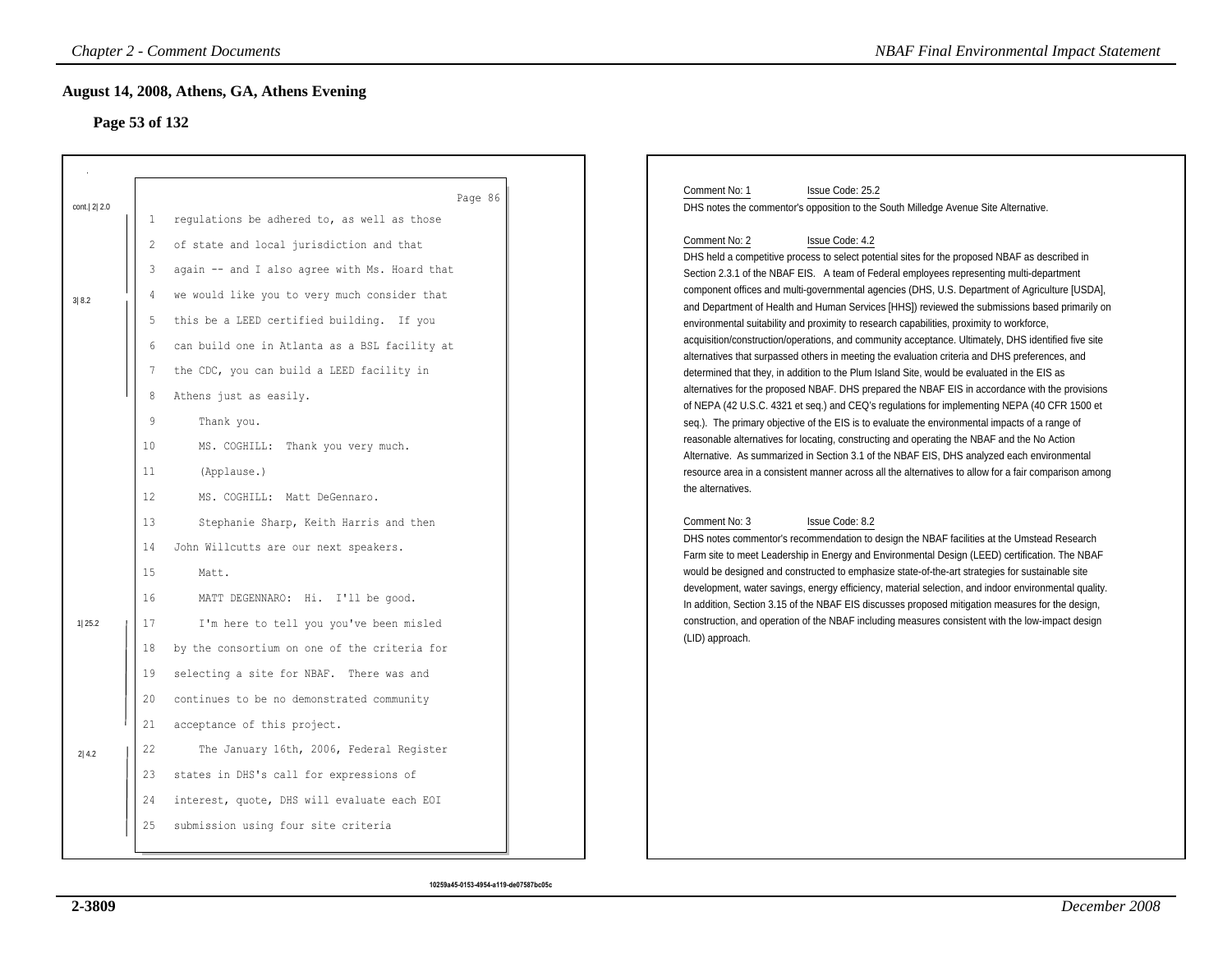## August 14, 2008, Athens, GA, Athens Evening

### Page 53 of 132

Page 86

cont.| 2| 2.0

1 regulations be adhered to, as well as those
2 of state and local jurisdiction and that
3 again -- and I also agree with Ms. Hoard that

3| 8.2

4 we would like you to very much consider that
5 this be a LEED certified building. If you
6 can build one in Atlanta as a BSL facility at
7 the CDC, you can build a LEED facility in
8 Athens just as easily.
9 Thank you.
10 MS. COGHILL: Thank you very much.
11 (Applause.)
12 MS. COGHILL: Matt DeGennaro.
13 Stephanie Sharp, Keith Harris and then
14 John Willcutts are our next speakers.
15 Matt.
16 MATT DEGENNARO: Hi. I'll be good.

1| 25.2

17 I'm here to tell you you've been misled
18 by the consortium on one of the criteria for
19 selecting a site for NBAF. There was and
20 continues to be no demonstrated community
21 acceptance of this project.

2| 4.2

22 The January 16th, 2006, Federal Register
23 states in DHS's call for expressions of
24 interest, quote, DHS will evaluate each EOI
25 submission using four site criteria

---

Comment No: 1 Issue Code: 25.2

DHS notes the commentor's opposition to the South Milledge Avenue Site Alternative.

Comment No: 2 Issue Code: 4.2

DHS held a competitive process to select potential sites for the proposed NBAF as described in Section 2.3.1 of the NBAF EIS. A team of Federal employees representing multi-department component offices and multi-governmental agencies (DHS, U.S. Department of Agriculture [USDA], and Department of Health and Human Services [HHS]) reviewed the submissions based primarily on environmental suitability and proximity to research capabilities, proximity to workforce, acquisition/construction/operations, and community acceptance. Ultimately, DHS identified five site alternatives that surpassed others in meeting the evaluation criteria and DHS preferences, and determined that they, in addition to the Plum Island Site, would be evaluated in the EIS as alternatives for the proposed NBAF. DHS prepared the NBAF EIS in accordance with the provisions of NEPA (42 U.S.C. 4321 et seq.) and CEQ's regulations for implementing NEPA (40 CFR 1500 et seq.). The primary objective of the EIS is to evaluate the environmental impacts of a range of reasonable alternatives for locating, constructing and operating the NBAF and the No Action Alternative. As summarized in Section 3.1 of the NBAF EIS, DHS analyzed each environmental resource area in a consistent manner across all the alternatives to allow for a fair comparison among the alternatives.

Comment No: 3 Issue Code: 8.2

DHS notes commentor's recommendation to design the NBAF facilities at the Umstead Research Farm site to meet Leadership in Energy and Environmental Design (LEED) certification. The NBAF would be designed and constructed to emphasize state-of-the-art strategies for sustainable site development, water savings, energy efficiency, material selection, and indoor environmental quality. In addition, Section 3.15 of the NBAF EIS discusses proposed mitigation measures for the design, construction, and operation of the NBAF including measures consistent with the low-impact design (LID) approach.

10259a45-0153-4954-a119-de07587bc05c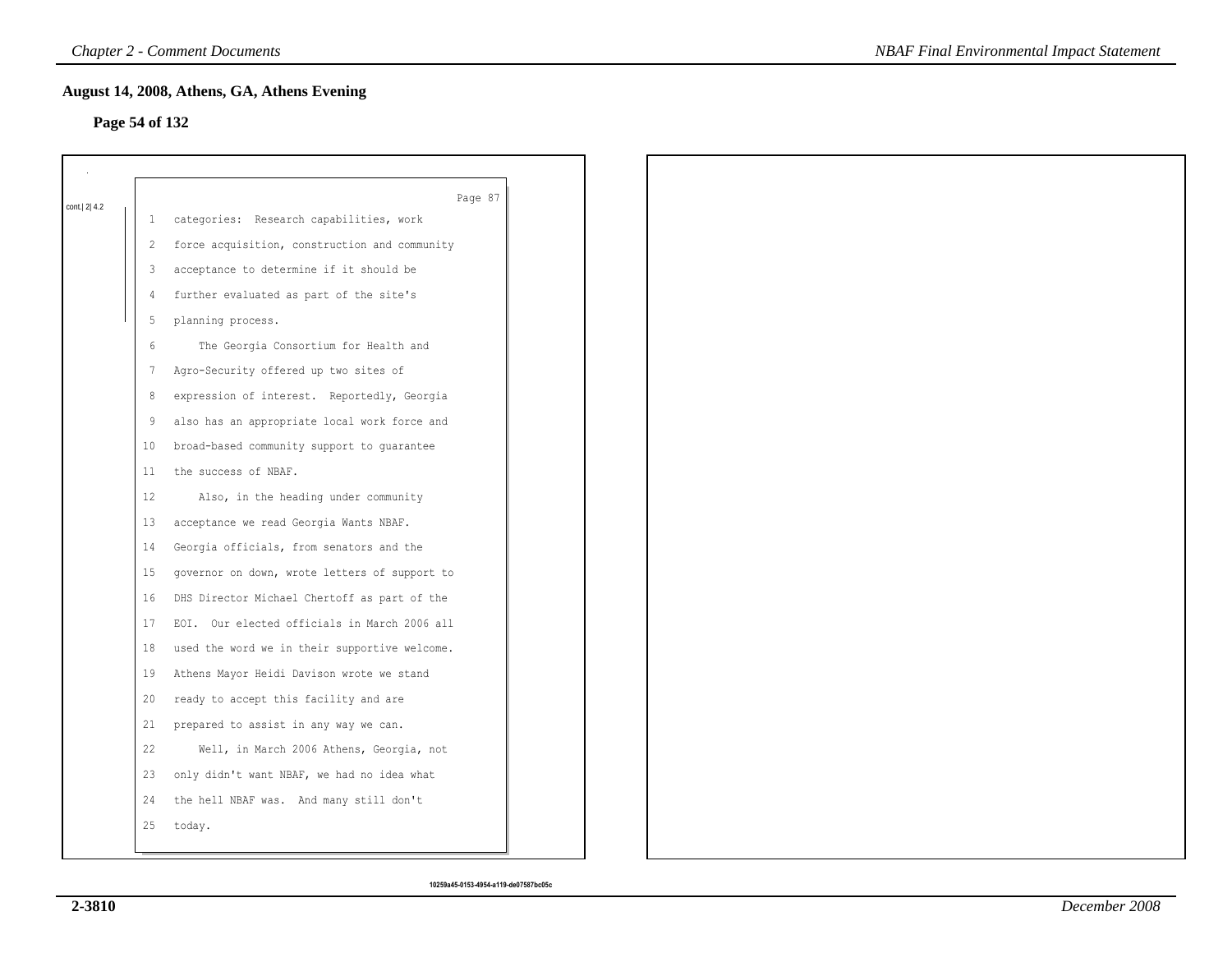## August 14, 2008, Athens, GA, Athens Evening

### Page 54 of 132

cont.| 2| 4.2

Page 87

1 categories: Research capabilities, work
2 force acquisition, construction and community
3 acceptance to determine if it should be
4 further evaluated as part of the site's
5 planning process.
6 The Georgia Consortium for Health and
7 Agro-Security offered up two sites of
8 expression of interest. Reportedly, Georgia
9 also has an appropriate local work force and
10 broad-based community support to guarantee
11 the success of NBAF.
12 Also, in the heading under community
13 acceptance we read Georgia Wants NBAF.
14 Georgia officials, from senators and the
15 governor on down, wrote letters of support to
16 DHS Director Michael Chertoff as part of the
17 EOI. Our elected officials in March 2006 all
18 used the word we in their supportive welcome.
19 Athens Mayor Heidi Davison wrote we stand
20 ready to accept this facility and are
21 prepared to assist in any way we can.
22 Well, in March 2006 Athens, Georgia, not
23 only didn't want NBAF, we had no idea what
24 the hell NBAF was. And many still don't
25 today.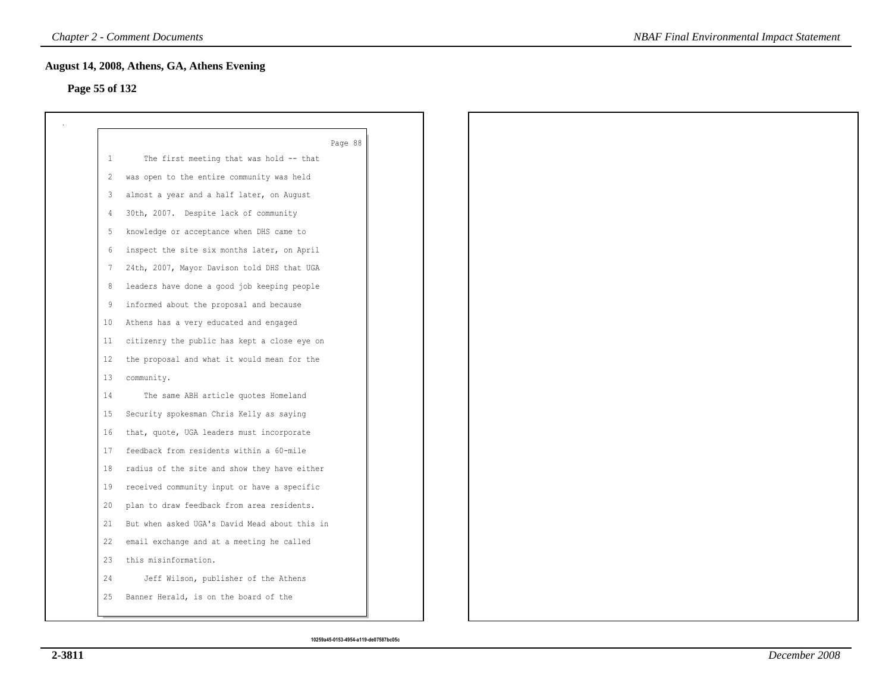## August 14, 2008, Athens, GA, Athens Evening

**Page 55 of 132**

Page 88

1 The first meeting that was hold -- that
2 was open to the entire community was held
3 almost a year and a half later, on August
4 30th, 2007. Despite lack of community
5 knowledge or acceptance when DHS came to
6 inspect the site six months later, on April
7 24th, 2007, Mayor Davison told DHS that UGA
8 leaders have done a good job keeping people
9 informed about the proposal and because
10 Athens has a very educated and engaged
11 citizenry the public has kept a close eye on
12 the proposal and what it would mean for the
13 community.
14 The same ABH article quotes Homeland
15 Security spokesman Chris Kelly as saying
16 that, quote, UGA leaders must incorporate
17 feedback from residents within a 60-mile
18 radius of the site and show they have either
19 received community input or have a specific
20 plan to draw feedback from area residents.
21 But when asked UGA's David Mead about this in
22 email exchange and at a meeting he called
23 this misinformation.
24 Jeff Wilson, publisher of the Athens
25 Banner Herald, is on the board of the

10259a45-0153-4954-a119-de07587bc05c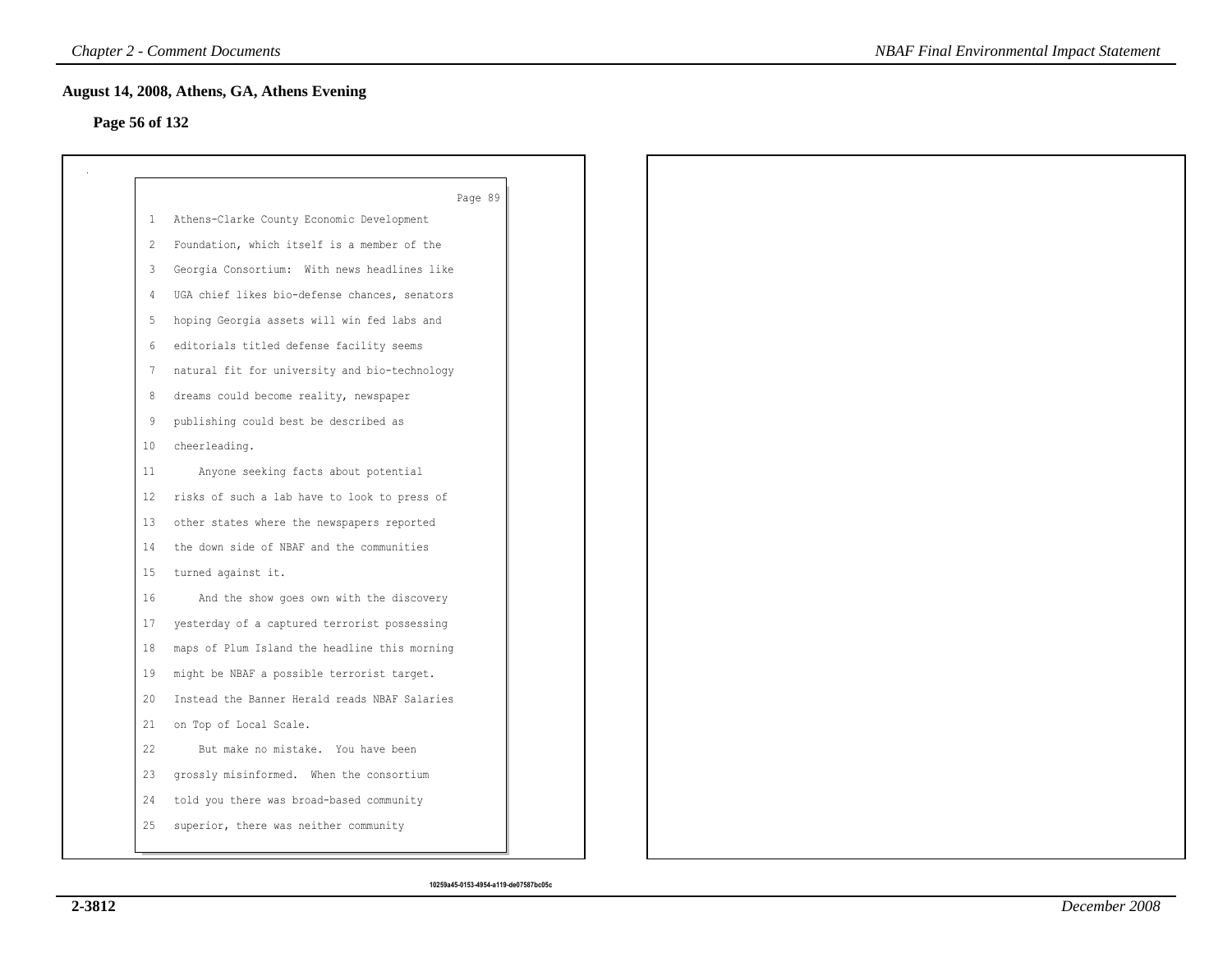## August 14, 2008, Athens, GA, Athens Evening

### Page 56 of 132

Page 89

1 Athens-Clarke County Economic Development
2 Foundation, which itself is a member of the
3 Georgia Consortium: With news headlines like
4 UGA chief likes bio-defense chances, senators
5 hoping Georgia assets will win fed labs and
6 editorials titled defense facility seems
7 natural fit for university and bio-technology
8 dreams could become reality, newspaper
9 publishing could best be described as
10 cheerleading.
11 Anyone seeking facts about potential
12 risks of such a lab have to look to press of
13 other states where the newspapers reported
14 the down side of NBAF and the communities
15 turned against it.
16 And the show goes own with the discovery
17 yesterday of a captured terrorist possessing
18 maps of Plum Island the headline this morning
19 might be NBAF a possible terrorist target.
20 Instead the Banner Herald reads NBAF Salaries
21 on Top of Local Scale.
22 But make no mistake. You have been
23 grossly misinformed. When the consortium
24 told you there was broad-based community
25 superior, there was neither community

10259a45-0153-4954-a119-de07587bc05c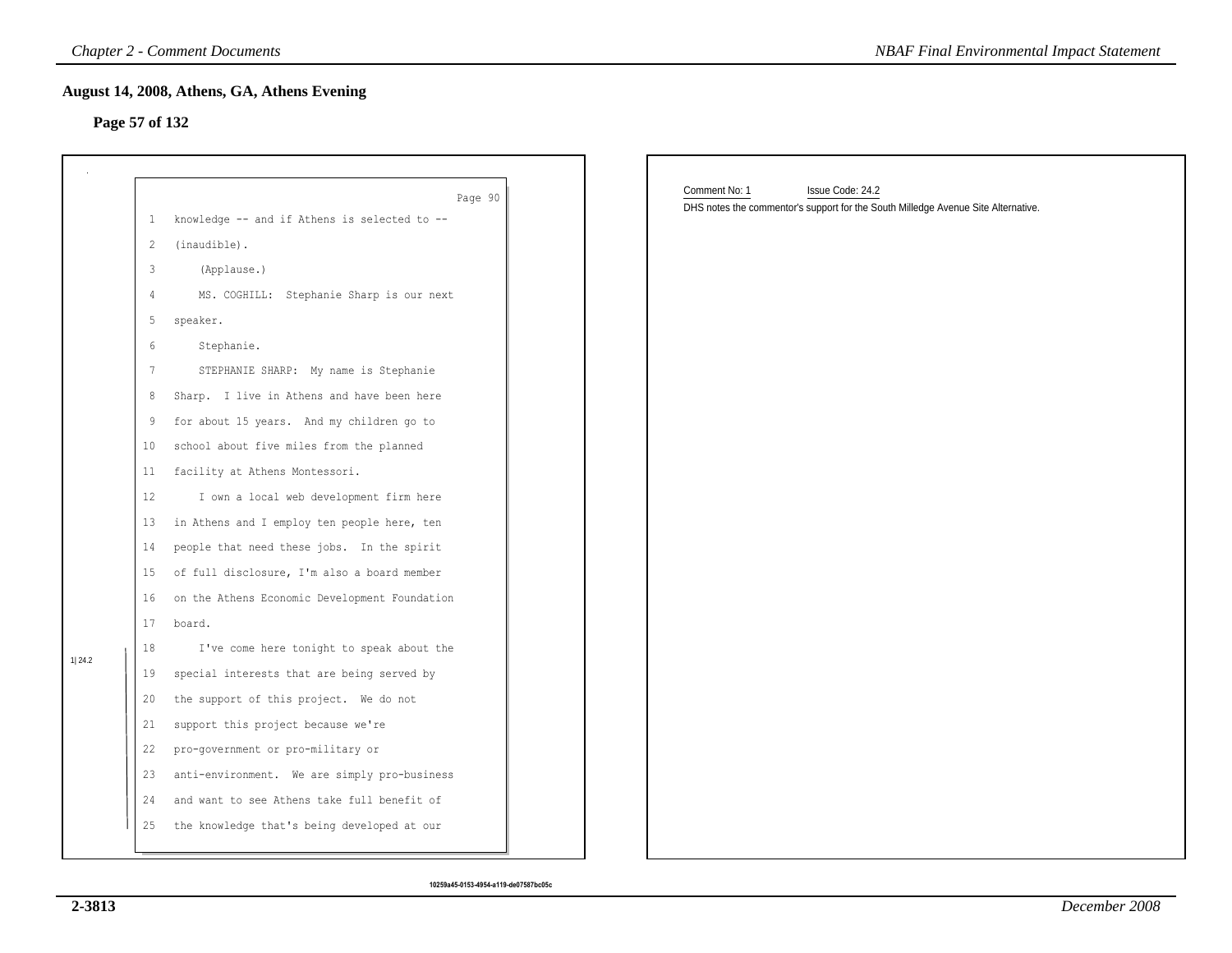## August 14, 2008, Athens, GA, Athens Evening

### Page 57 of 132

Page 90

1 knowledge -- and if Athens is selected to --
2 (inaudible).
3 (Applause.)
4 MS. COGHILL: Stephanie Sharp is our next
5 speaker.
6 Stephanie.
7 STEPHANIE SHARP: My name is Stephanie
8 Sharp. I live in Athens and have been here
9 for about 15 years. And my children go to
10 school about five miles from the planned
11 facility at Athens Montessori.
12 I own a local web development firm here
13 in Athens and I employ ten people here, ten
14 people that need these jobs. In the spirit
15 of full disclosure, I'm also a board member
16 on the Athens Economic Development Foundation
17 board.
18 I've come here tonight to speak about the
19 special interests that are being served by
20 the support of this project. We do not
21 support this project because we're
22 pro-government or pro-military or
23 anti-environment. We are simply pro-business
24 and want to see Athens take full benefit of
25 the knowledge that's being developed at our

1|24.2

Comment No: 1 Issue Code: 24.2

DHS notes the commentor's support for the South Milledge Avenue Site Alternative.

10259a45-0153-4954-a119-de07587bc05c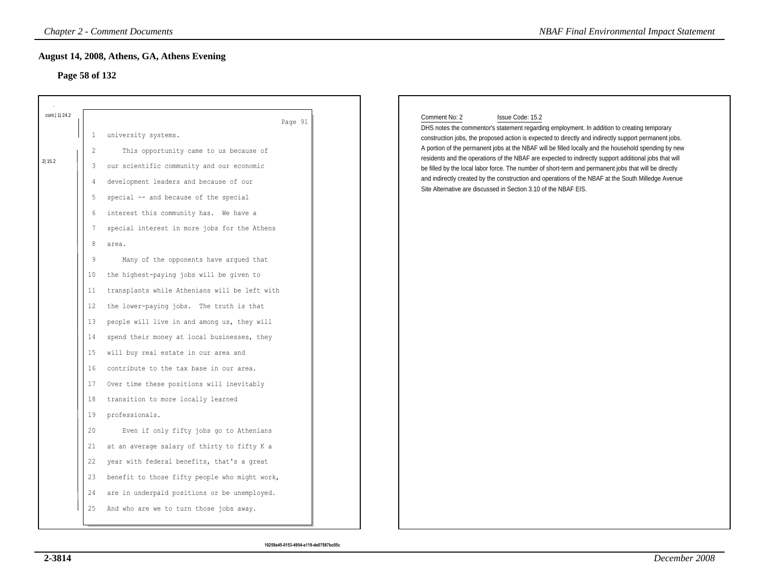## August 14, 2008, Athens, GA, Athens Evening

### Page 58 of 132

cont.| 1| 24.2

Page 91

1 university systems.

2| 15.2

2 This opportunity came to us because of
3 our scientific community and our economic
4 development leaders and because of our
5 special -- and because of the special
6 interest this community has. We have a
7 special interest in more jobs for the Athens
8 area.
9 Many of the opponents have argued that
10 the highest-paying jobs will be given to
11 transplants while Athenians will be left with
12 the lower-paying jobs. The truth is that
13 people will live in and among us, they will
14 spend their money at local businesses, they
15 will buy real estate in our area and
16 contribute to the tax base in our area.
17 Over time these positions will inevitably
18 transition to more locally learned
19 professionals.
20 Even if only fifty jobs go to Athenians
21 at an average salary of thirty to fifty K a
22 year with federal benefits, that's a great
23 benefit to those fifty people who might work,
24 are in underpaid positions or be unemployed.
25 And who are we to turn those jobs away.

Comment No: 2 Issue Code: 15.2

DHS notes the commentor's statement regarding employment. In addition to creating temporary construction jobs, the proposed action is expected to directly and indirectly support permanent jobs. A portion of the permanent jobs at the NBAF will be filled locally and the household spending by new residents and the operations of the NBAF are expected to indirectly support additional jobs that will be filled by the local labor force. The number of short-term and permanent jobs that will be directly and indirectly created by the construction and operations of the NBAF at the South Milledge Avenue Site Alternative are discussed in Section 3.10 of the NBAF EIS.

10259a45-0153-4954-a119-de07587bc05c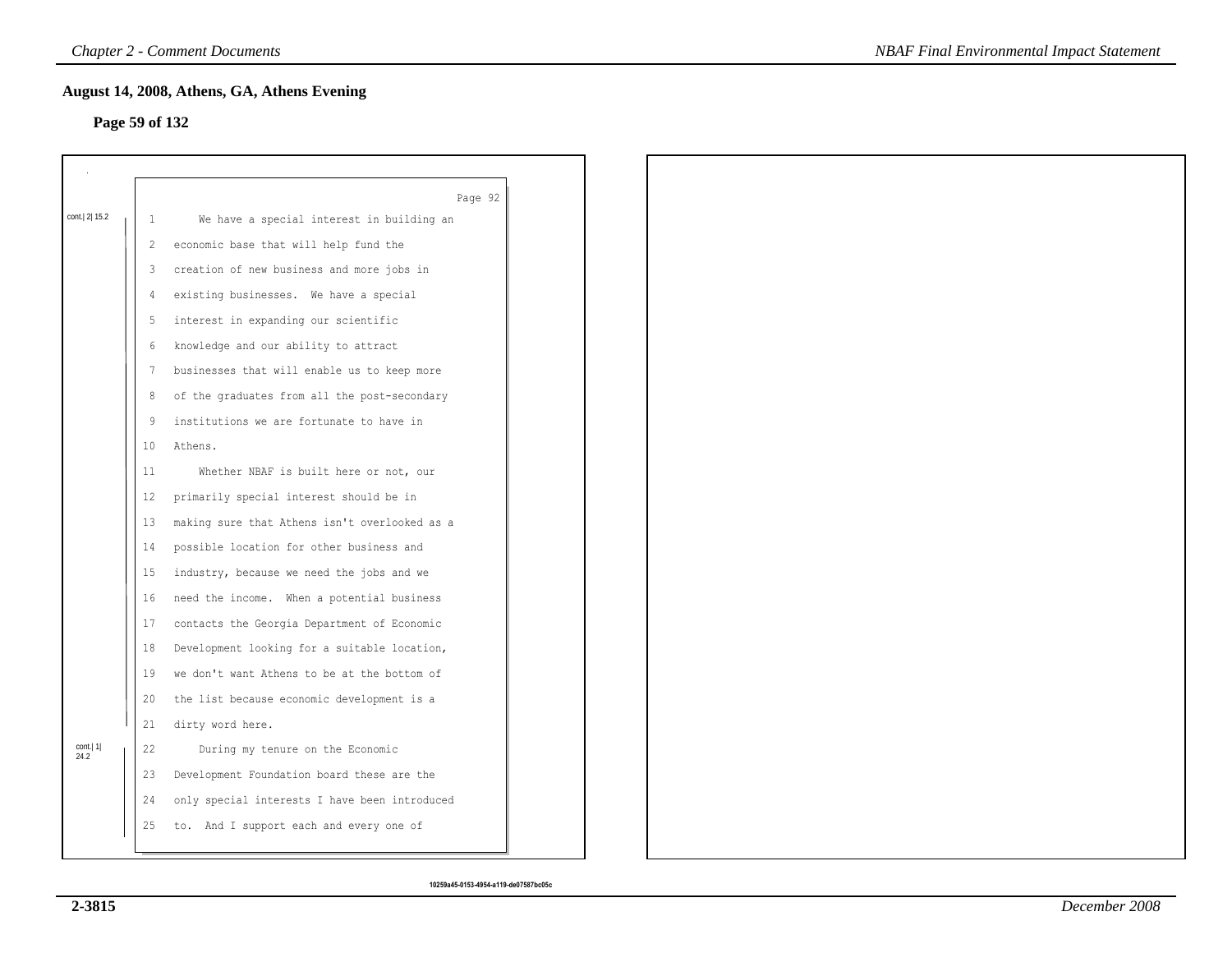## August 14, 2008, Athens, GA, Athens Evening

**Page 59 of 132**

Page 92

cont.| 2| 15.2

1 We have a special interest in building an
2 economic base that will help fund the
3 creation of new business and more jobs in
4 existing businesses. We have a special
5 interest in expanding our scientific
6 knowledge and our ability to attract
7 businesses that will enable us to keep more
8 of the graduates from all the post-secondary
9 institutions we are fortunate to have in
10 Athens.
11 Whether NBAF is built here or not, our
12 primarily special interest should be in
13 making sure that Athens isn't overlooked as a
14 possible location for other business and
15 industry, because we need the jobs and we
16 need the income. When a potential business
17 contacts the Georgia Department of Economic
18 Development looking for a suitable location,
19 we don't want Athens to be at the bottom of
20 the list because economic development is a
21 dirty word here.

cont.| 1| 24.2

22 During my tenure on the Economic
23 Development Foundation board these are the
24 only special interests I have been introduced
25 to. And I support each and every one of

10259a45-0153-4954-a119-de07587bc05c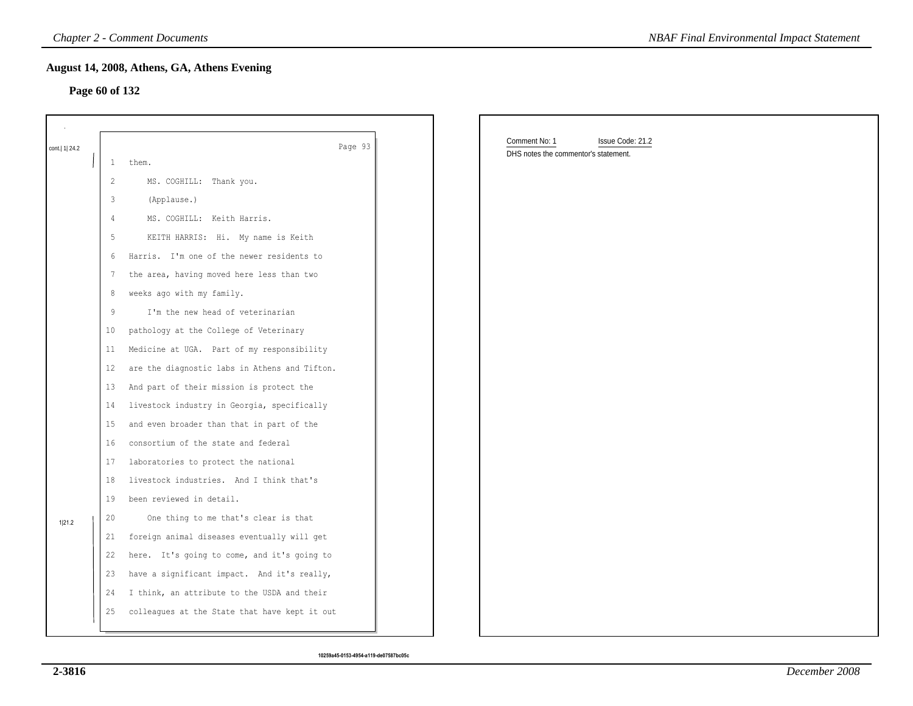## August 14, 2008, Athens, GA, Athens Evening

### Page 60 of 132

cont.| 1| 24.2

Page 93

1 them.
2 MS. COGHILL: Thank you.
3 (Applause.)
4 MS. COGHILL: Keith Harris.
5 KEITH HARRIS: Hi. My name is Keith
6 Harris. I'm one of the newer residents to
7 the area, having moved here less than two
8 weeks ago with my family.
9 I'm the new head of veterinarian
10 pathology at the College of Veterinary
11 Medicine at UGA. Part of my responsibility
12 are the diagnostic labs in Athens and Tifton.
13 And part of their mission is protect the
14 livestock industry in Georgia, specifically
15 and even broader than that in part of the
16 consortium of the state and federal
17 laboratories to protect the national
18 livestock industries. And I think that's
19 been reviewed in detail.

1|21.2

20 One thing to me that's clear is that
21 foreign animal diseases eventually will get
22 here. It's going to come, and it's going to
23 have a significant impact. And it's really,
24 I think, an attribute to the USDA and their
25 colleagues at the State that have kept it out

Comment No: 1 Issue Code: 21.2

DHS notes the commentor's statement.

10259a45-0153-4954-a119-de07587bc05c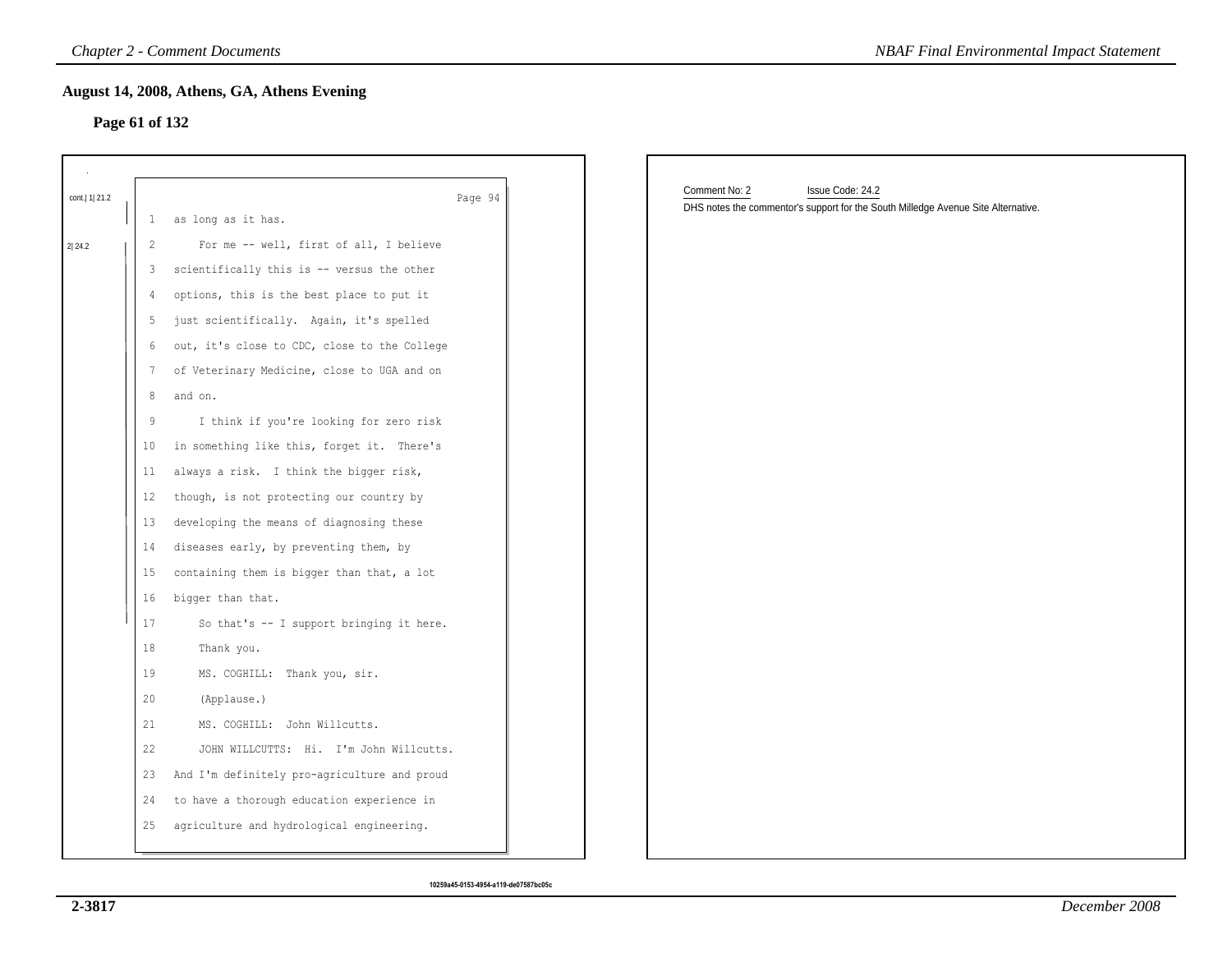## August 14, 2008, Athens, GA, Athens Evening

### Page 61 of 132

cont.| 1| 21.2

2| 24.2

Page 94

1 as long as it has.

2 For me -- well, first of all, I believe

3 scientifically this is -- versus the other

4 options, this is the best place to put it

5 just scientifically. Again, it's spelled

6 out, it's close to CDC, close to the College

7 of Veterinary Medicine, close to UGA and on

8 and on.

9 I think if you're looking for zero risk

10 in something like this, forget it. There's

11 always a risk. I think the bigger risk,

12 though, is not protecting our country by

13 developing the means of diagnosing these

14 diseases early, by preventing them, by

15 containing them is bigger than that, a lot

16 bigger than that.

17 So that's -- I support bringing it here.

18 Thank you.

19 MS. COGHILL: Thank you, sir.

20 (Applause.)

21 MS. COGHILL: John Willcutts.

22 JOHN WILLCUTTS: Hi. I'm John Willcutts.

23 And I'm definitely pro-agriculture and proud

24 to have a thorough education experience in

25 agriculture and hydrological engineering.

10259a45-0153-4954-a119-de07587bc05c

Comment No: 2 Issue Code: 24.2

DHS notes the commentor's support for the South Milledge Avenue Site Alternative.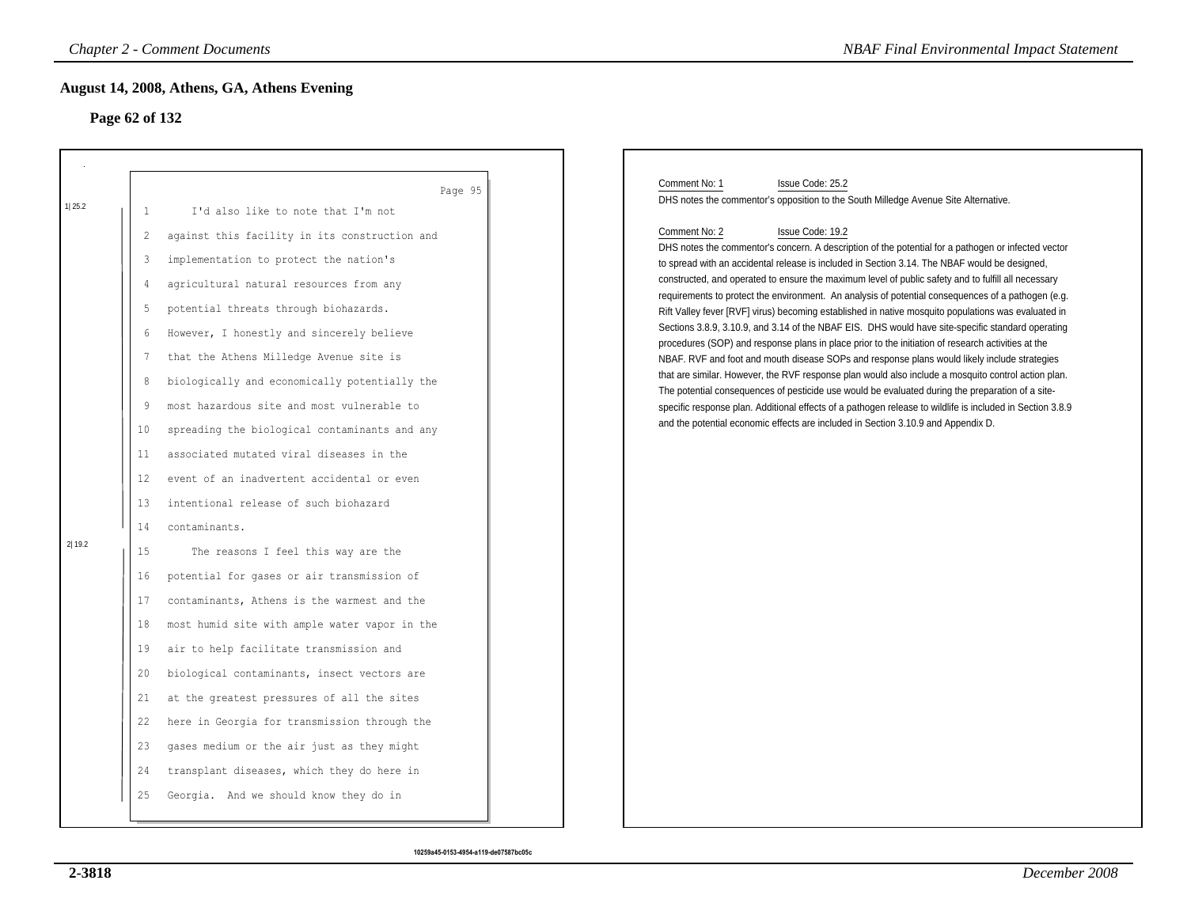## August 14, 2008, Athens, GA, Athens Evening

### Page 62 of 132

Page 95

1|25.2

1 I'd also like to note that I'm not
2 against this facility in its construction and
3 implementation to protect the nation's
4 agricultural natural resources from any
5 potential threats through biohazards.
6 However, I honestly and sincerely believe
7 that the Athens Milledge Avenue site is
8 biologically and economically potentially the
9 most hazardous site and most vulnerable to
10 spreading the biological contaminants and any
11 associated mutated viral diseases in the
12 event of an inadvertent accidental or even
13 intentional release of such biohazard
14 contaminants.

2|19.2

15 The reasons I feel this way are the
16 potential for gases or air transmission of
17 contaminants, Athens is the warmest and the
18 most humid site with ample water vapor in the
19 air to help facilitate transmission and
20 biological contaminants, insect vectors are
21 at the greatest pressures of all the sites
22 here in Georgia for transmission through the
23 gases medium or the air just as they might
24 transplant diseases, which they do here in
25 Georgia. And we should know they do in

Comment No: 1 Issue Code: 25.2

DHS notes the commentor's opposition to the South Milledge Avenue Site Alternative.

Comment No: 2 Issue Code: 19.2

DHS notes the commentor's concern. A description of the potential for a pathogen or infected vector to spread with an accidental release is included in Section 3.14. The NBAF would be designed, constructed, and operated to ensure the maximum level of public safety and to fulfill all necessary requirements to protect the environment. An analysis of potential consequences of a pathogen (e.g. Rift Valley fever [RVF] virus) becoming established in native mosquito populations was evaluated in Sections 3.8.9, 3.10.9, and 3.14 of the NBAF EIS. DHS would have site-specific standard operating procedures (SOP) and response plans in place prior to the initiation of research activities at the NBAF. RVF and foot and mouth disease SOPs and response plans would likely include strategies that are similar. However, the RVF response plan would also include a mosquito control action plan. The potential consequences of pesticide use would be evaluated during the preparation of a site-specific response plan. Additional effects of a pathogen release to wildlife is included in Section 3.8.9 and the potential economic effects are included in Section 3.10.9 and Appendix D.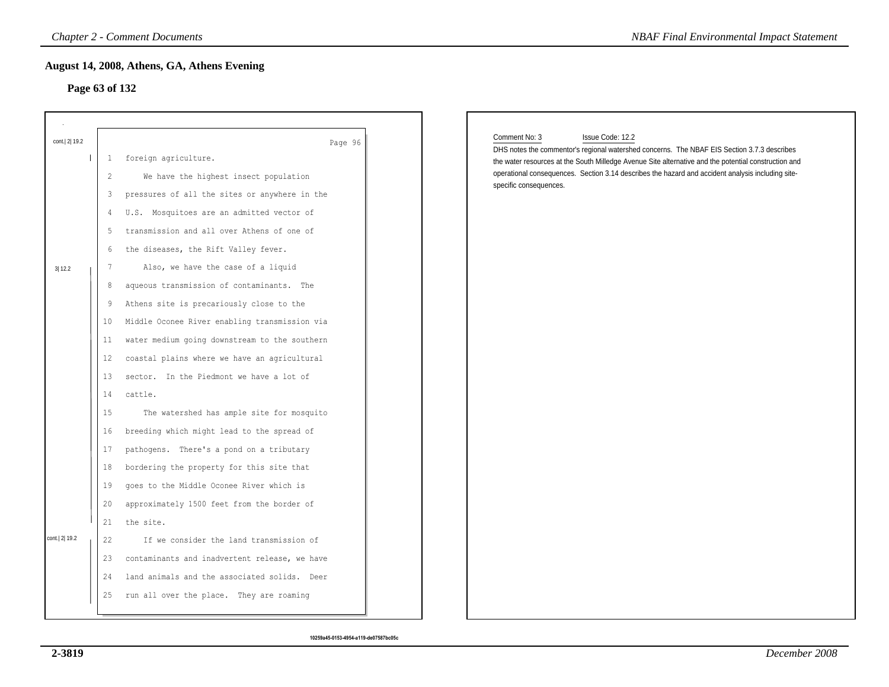## August 14, 2008, Athens, GA, Athens Evening

### Page 63 of 132

cont.| 2| 19.2

Page 96

1 foreign agriculture.

2 We have the highest insect population

3 pressures of all the sites or anywhere in the

4 U.S. Mosquitoes are an admitted vector of

5 transmission and all over Athens of one of

6 the diseases, the Rift Valley fever.

3| 12.2

7 Also, we have the case of a liquid

8 aqueous transmission of contaminants. The

9 Athens site is precariously close to the

10 Middle Oconee River enabling transmission via

11 water medium going downstream to the southern

12 coastal plains where we have an agricultural

13 sector. In the Piedmont we have a lot of

14 cattle.

15 The watershed has ample site for mosquito

16 breeding which might lead to the spread of

17 pathogens. There's a pond on a tributary

18 bordering the property for this site that

19 goes to the Middle Oconee River which is

20 approximately 1500 feet from the border of

21 the site.

cont.| 2| 19.2

22 If we consider the land transmission of

23 contaminants and inadvertent release, we have

24 land animals and the associated solids. Deer

25 run all over the place. They are roaming

Comment No: 3 Issue Code: 12.2

DHS notes the commentor's regional watershed concerns. The NBAF EIS Section 3.7.3 describes the water resources at the South Milledge Avenue Site alternative and the potential construction and operational consequences. Section 3.14 describes the hazard and accident analysis including site-specific consequences.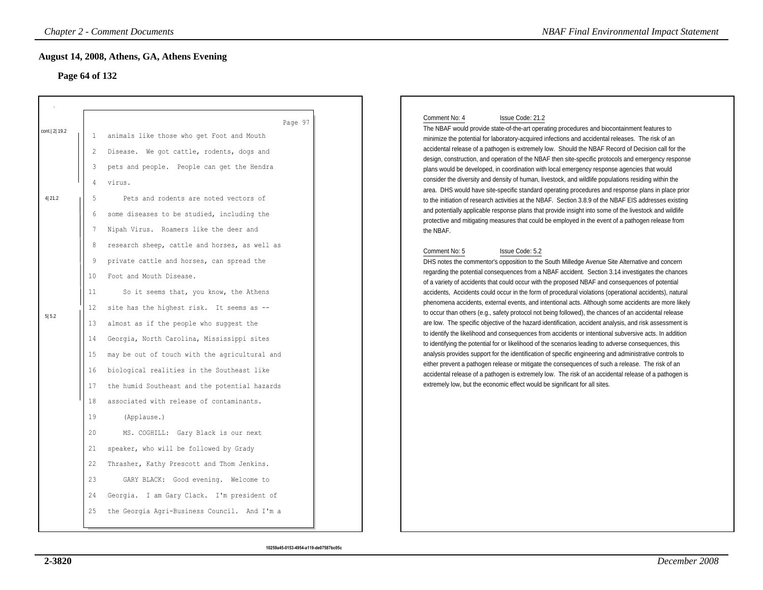## August 14, 2008, Athens, GA, Athens Evening

**Page 64 of 132**

Page 97

cont.| 2| 19.2

1 animals like those who get Foot and Mouth
2 Disease. We got cattle, rodents, dogs and
3 pets and people. People can get the Hendra
4 virus.

4| 21.2

5 Pets and rodents are noted vectors of
6 some diseases to be studied, including the
7 Nipah Virus. Roamers like the deer and
8 research sheep, cattle and horses, as well as
9 private cattle and horses, can spread the
10 Foot and Mouth Disease.

5| 5.2

11 So it seems that, you know, the Athens
12 site has the highest risk. It seems as --
13 almost as if the people who suggest the
14 Georgia, North Carolina, Mississippi sites
15 may be out of touch with the agricultural and
16 biological realities in the Southeast like
17 the humid Southeast and the potential hazards
18 associated with release of contaminants.
19 (Applause.)
20 MS. COGHILL: Gary Black is our next
21 speaker, who will be followed by Grady
22 Thrasher, Kathy Prescott and Thom Jenkins.
23 GARY BLACK: Good evening. Welcome to
24 Georgia. I am Gary Clack. I'm president of
25 the Georgia Agri-Business Council. And I'm a

Comment No: 4 Issue Code: 21.2

The NBAF would provide state-of-the-art operating procedures and biocontainment features to minimize the potential for laboratory-acquired infections and accidental releases. The risk of an accidental release of a pathogen is extremely low. Should the NBAF Record of Decision call for the design, construction, and operation of the NBAF then site-specific protocols and emergency response plans would be developed, in coordination with local emergency response agencies that would consider the diversity and density of human, livestock, and wildlife populations residing within the area. DHS would have site-specific standard operating procedures and response plans in place prior to the initiation of research activities at the NBAF. Section 3.8.9 of the NBAF EIS addresses existing and potentially applicable response plans that provide insight into some of the livestock and wildlife protective and mitigating measures that could be employed in the event of a pathogen release from the NBAF.

Comment No: 5 Issue Code: 5.2

DHS notes the commentor's opposition to the South Milledge Avenue Site Alternative and concern regarding the potential consequences from a NBAF accident. Section 3.14 investigates the chances of a variety of accidents that could occur with the proposed NBAF and consequences of potential accidents, Accidents could occur in the form of procedural violations (operational accidents), natural phenomena accidents, external events, and intentional acts. Although some accidents are more likely to occur than others (e.g., safety protocol not being followed), the chances of an accidental release are low. The specific objective of the hazard identification, accident analysis, and risk assessment is to identify the likelihood and consequences from accidents or intentional subversive acts. In addition to identifying the potential for or likelihood of the scenarios leading to adverse consequences, this analysis provides support for the identification of specific engineering and administrative controls to either prevent a pathogen release or mitigate the consequences of such a release. The risk of an accidental release of a pathogen is extremely low. The risk of an accidental release of a pathogen is extremely low, but the economic effect would be significant for all sites.

10259a45-0153-4954-a119-de07587bc05c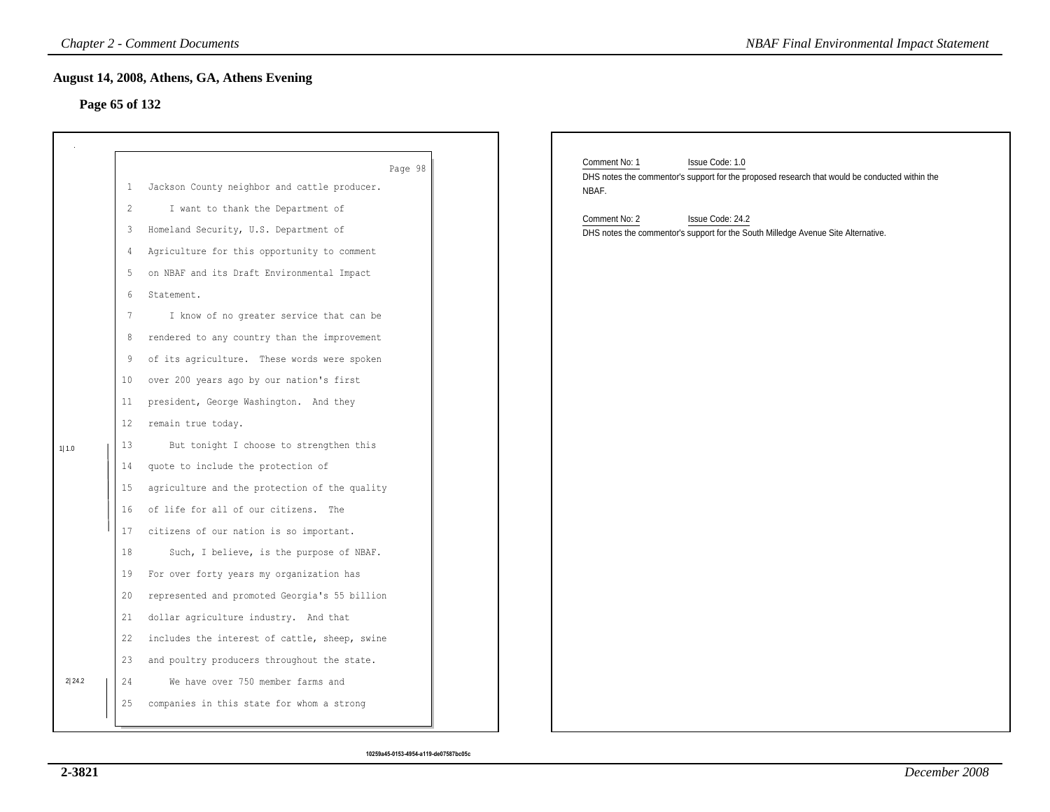## August 14, 2008, Athens, GA, Athens Evening

### Page 65 of 132

Page 98

1 Jackson County neighbor and cattle producer.

2 I want to thank the Department of

3 Homeland Security, U.S. Department of

4 Agriculture for this opportunity to comment

5 on NBAF and its Draft Environmental Impact

6 Statement.

7 I know of no greater service that can be

8 rendered to any country than the improvement

9 of its agriculture. These words were spoken

10 over 200 years ago by our nation's first

11 president, George Washington. And they

12 remain true today.

1| 1.0

13 But tonight I choose to strengthen this

14 quote to include the protection of

15 agriculture and the protection of the quality

16 of life for all of our citizens. The

17 citizens of our nation is so important.

18 Such, I believe, is the purpose of NBAF.

19 For over forty years my organization has

20 represented and promoted Georgia's 55 billion

21 dollar agriculture industry. And that

22 includes the interest of cattle, sheep, swine

23 and poultry producers throughout the state.

2| 24.2

24 We have over 750 member farms and

25 companies in this state for whom a strong

Comment No: 1 Issue Code: 1.0

DHS notes the commentor's support for the proposed research that would be conducted within the NBAF.

Comment No: 2 Issue Code: 24.2

DHS notes the commentor's support for the South Milledge Avenue Site Alternative.

10259a45-0153-4954-a119-de07587bc05c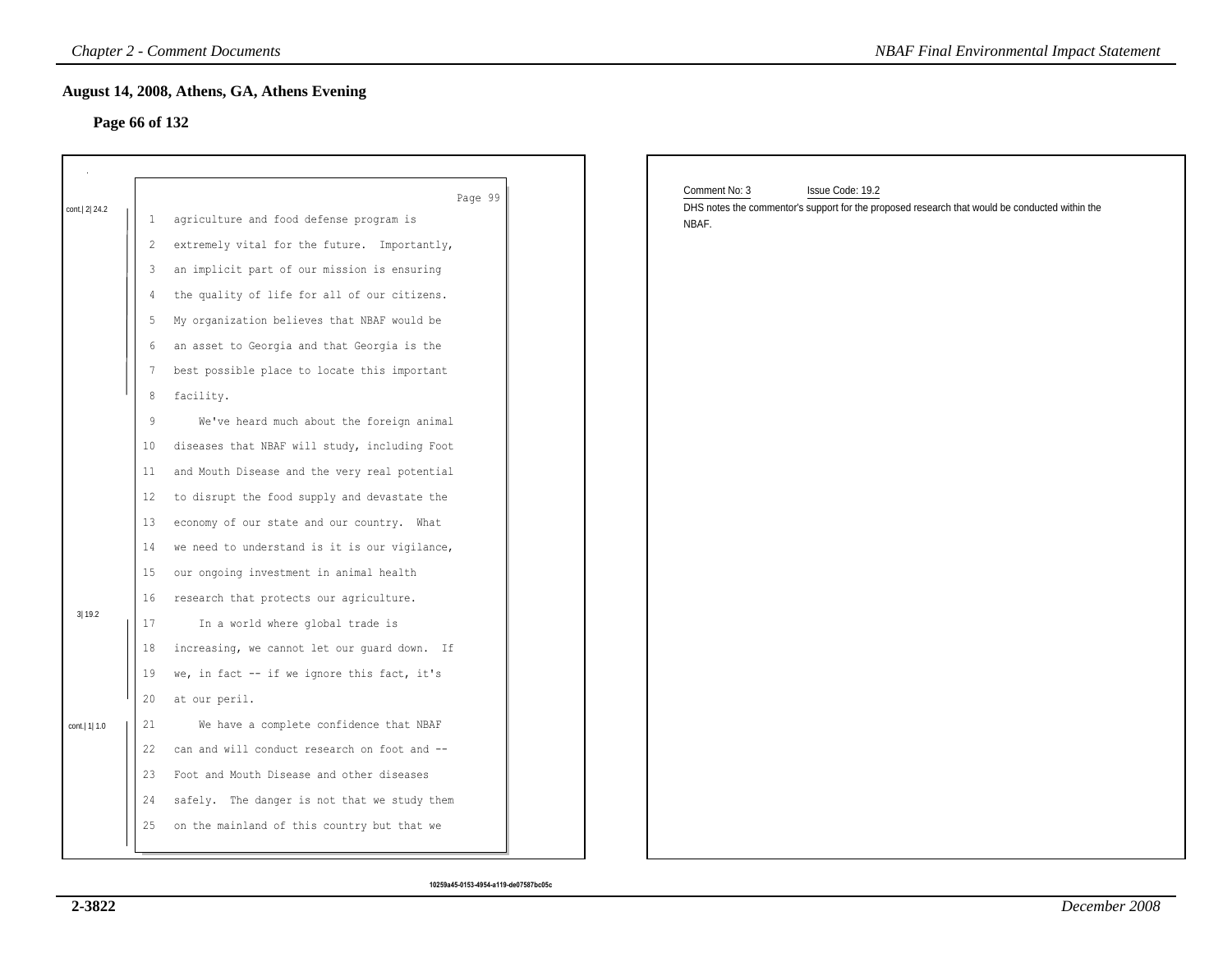## August 14, 2008, Athens, GA, Athens Evening

### Page 66 of 132

Page 99

cont.| 2| 24.2

1 agriculture and food defense program is
2 extremely vital for the future. Importantly,
3 an implicit part of our mission is ensuring
4 the quality of life for all of our citizens.
5 My organization believes that NBAF would be
6 an asset to Georgia and that Georgia is the
7 best possible place to locate this important
8 facility.
9 We've heard much about the foreign animal
10 diseases that NBAF will study, including Foot
11 and Mouth Disease and the very real potential
12 to disrupt the food supply and devastate the
13 economy of our state and our country. What
14 we need to understand is it is our vigilance,
15 our ongoing investment in animal health
16 research that protects our agriculture.

3| 19.2

17 In a world where global trade is
18 increasing, we cannot let our guard down. If
19 we, in fact -- if we ignore this fact, it's
20 at our peril.

cont.| 1| 1.0

21 We have a complete confidence that NBAF
22 can and will conduct research on foot and --
23 Foot and Mouth Disease and other diseases
24 safely. The danger is not that we study them
25 on the mainland of this country but that we

Comment No: 3 Issue Code: 19.2

DHS notes the commentor's support for the proposed research that would be conducted within the NBAF.

10259a45-0153-4954-a119-de07587bc05c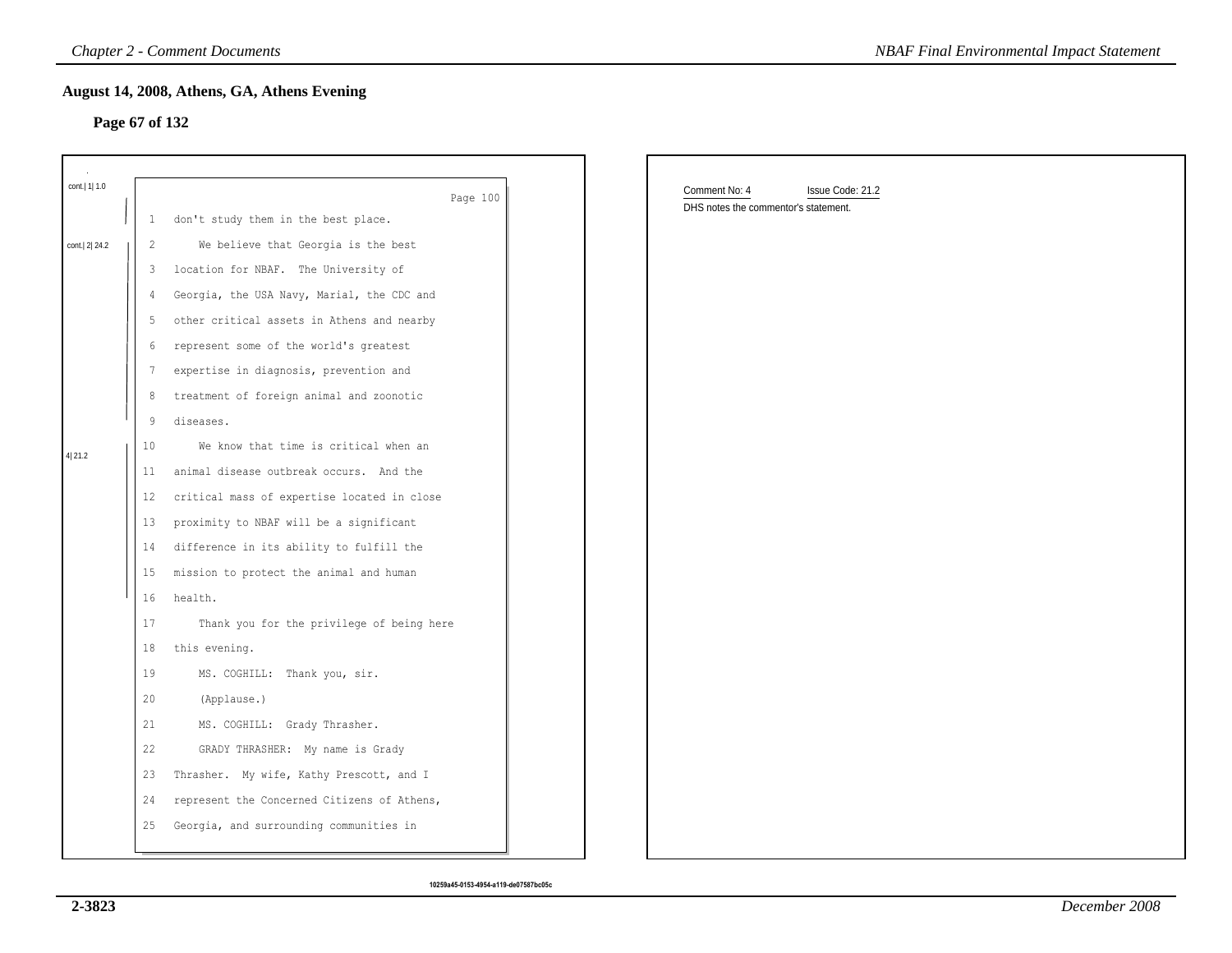## August 14, 2008, Athens, GA, Athens Evening

**Page 67 of 132**

cont.| 1| 1.0

Page 100

1 don't study them in the best place.

cont.| 2| 24.2

2 We believe that Georgia is the best
3 location for NBAF. The University of
4 Georgia, the USA Navy, Marial, the CDC and
5 other critical assets in Athens and nearby
6 represent some of the world's greatest
7 expertise in diagnosis, prevention and
8 treatment of foreign animal and zoonotic
9 diseases.

4| 21.2

10 We know that time is critical when an
11 animal disease outbreak occurs. And the
12 critical mass of expertise located in close
13 proximity to NBAF will be a significant
14 difference in its ability to fulfill the
15 mission to protect the animal and human
16 health.
17 Thank you for the privilege of being here
18 this evening.
19 MS. COGHILL: Thank you, sir.
20 (Applause.)
21 MS. COGHILL: Grady Thrasher.
22 GRADY THRASHER: My name is Grady
23 Thrasher. My wife, Kathy Prescott, and I
24 represent the Concerned Citizens of Athens,
25 Georgia, and surrounding communities in

Comment No: 4 Issue Code: 21.2

DHS notes the commentor's statement.

10259a45-0153-4954-a119-de07587bc05c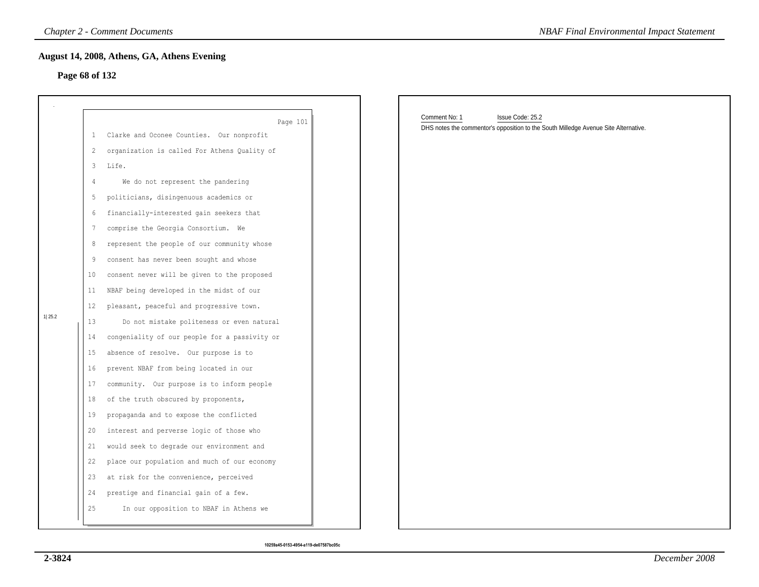## August 14, 2008, Athens, GA, Athens Evening

### Page 68 of 132

Page 101

1 Clarke and Oconee Counties. Our nonprofit
2 organization is called For Athens Quality of
3 Life.
4 We do not represent the pandering
5 politicians, disingenuous academics or
6 financially-interested gain seekers that
7 comprise the Georgia Consortium. We
8 represent the people of our community whose
9 consent has never been sought and whose
10 consent never will be given to the proposed
11 NBAF being developed in the midst of our
12 pleasant, peaceful and progressive town.

1| 25.2

13 Do not mistake politeness or even natural
14 congeniality of our people for a passivity or
15 absence of resolve. Our purpose is to
16 prevent NBAF from being located in our
17 community. Our purpose is to inform people
18 of the truth obscured by proponents,
19 propaganda and to expose the conflicted
20 interest and perverse logic of those who
21 would seek to degrade our environment and
22 place our population and much of our economy
23 at risk for the convenience, perceived
24 prestige and financial gain of a few.
25 In our opposition to NBAF in Athens we

Comment No: 1 Issue Code: 25.2

DHS notes the commentor's opposition to the South Milledge Avenue Site Alternative.

10259a45-0153-4954-a119-de07587bc05c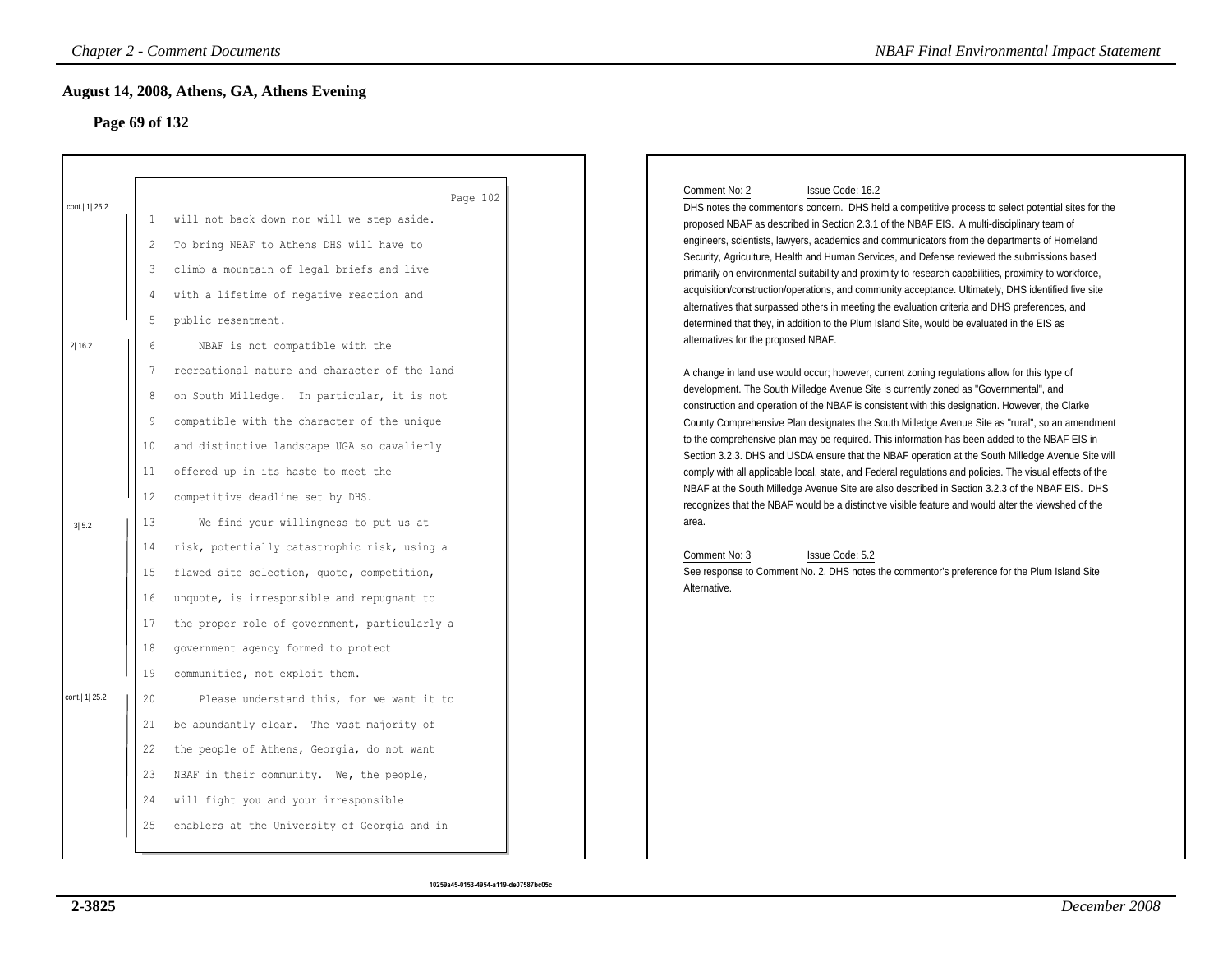## August 14, 2008, Athens, GA, Athens Evening

### Page 69 of 132

Page 102

cont.| 1| 25.2

1 will not back down nor will we step aside.
2 To bring NBAF to Athens DHS will have to
3 climb a mountain of legal briefs and live
4 with a lifetime of negative reaction and
5 public resentment.

2| 16.2

6 NBAF is not compatible with the
7 recreational nature and character of the land
8 on South Milledge. In particular, it is not
9 compatible with the character of the unique
10 and distinctive landscape UGA so cavalierly
11 offered up in its haste to meet the
12 competitive deadline set by DHS.

3| 5.2

13 We find your willingness to put us at
14 risk, potentially catastrophic risk, using a
15 flawed site selection, quote, competition,
16 unquote, is irresponsible and repugnant to
17 the proper role of government, particularly a
18 government agency formed to protect
19 communities, not exploit them.

cont.| 1| 25.2

20 Please understand this, for we want it to
21 be abundantly clear. The vast majority of
22 the people of Athens, Georgia, do not want
23 NBAF in their community. We, the people,
24 will fight you and your irresponsible
25 enablers at the University of Georgia and in

Comment No: 2 Issue Code: 16.2

DHS notes the commentor's concern. DHS held a competitive process to select potential sites for the proposed NBAF as described in Section 2.3.1 of the NBAF EIS. A multi-disciplinary team of engineers, scientists, lawyers, academics and communicators from the departments of Homeland Security, Agriculture, Health and Human Services, and Defense reviewed the submissions based primarily on environmental suitability and proximity to research capabilities, proximity to workforce, acquisition/construction/operations, and community acceptance. Ultimately, DHS identified five site alternatives that surpassed others in meeting the evaluation criteria and DHS preferences, and determined that they, in addition to the Plum Island Site, would be evaluated in the EIS as alternatives for the proposed NBAF.

A change in land use would occur; however, current zoning regulations allow for this type of development. The South Milledge Avenue Site is currently zoned as "Governmental", and construction and operation of the NBAF is consistent with this designation. However, the Clarke County Comprehensive Plan designates the South Milledge Avenue Site as "rural", so an amendment to the comprehensive plan may be required. This information has been added to the NBAF EIS in Section 3.2.3. DHS and USDA ensure that the NBAF operation at the South Milledge Avenue Site will comply with all applicable local, state, and Federal regulations and policies. The visual effects of the NBAF at the South Milledge Avenue Site are also described in Section 3.2.3 of the NBAF EIS. DHS recognizes that the NBAF would be a distinctive visible feature and would alter the viewshed of the area.

Comment No: 3 Issue Code: 5.2

See response to Comment No. 2. DHS notes the commentor's preference for the Plum Island Site Alternative.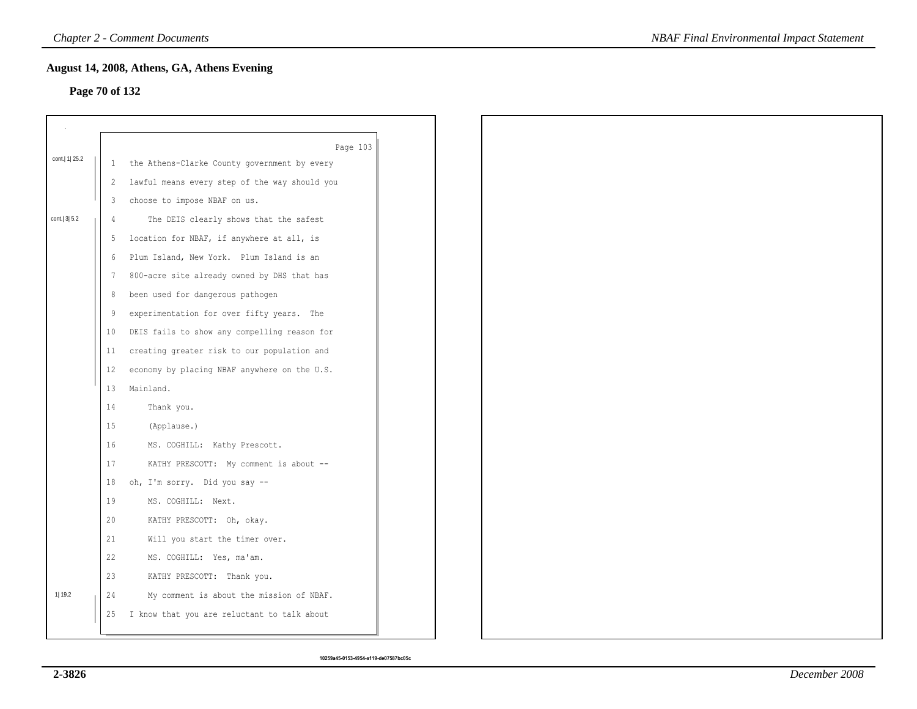## August 14, 2008, Athens, GA, Athens Evening

**Page 70 of 132**

Page 103

cont.| 1| 25.2

1 the Athens-Clarke County government by every
2 lawful means every step of the way should you
3 choose to impose NBAF on us.

cont.| 3| 5.2

4 The DEIS clearly shows that the safest
5 location for NBAF, if anywhere at all, is
6 Plum Island, New York. Plum Island is an
7 800-acre site already owned by DHS that has
8 been used for dangerous pathogen
9 experimentation for over fifty years. The
10 DEIS fails to show any compelling reason for
11 creating greater risk to our population and
12 economy by placing NBAF anywhere on the U.S.
13 Mainland.
14 Thank you.
15 (Applause.)
16 MS. COGHILL: Kathy Prescott.
17 KATHY PRESCOTT: My comment is about --
18 oh, I'm sorry. Did you say --
19 MS. COGHILL: Next.
20 KATHY PRESCOTT: Oh, okay.
21 Will you start the timer over.
22 MS. COGHILL: Yes, ma'am.
23 KATHY PRESCOTT: Thank you.

1| 19.2

24 My comment is about the mission of NBAF.
25 I know that you are reluctant to talk about

10259a45-0153-4954-a119-de07587bc05c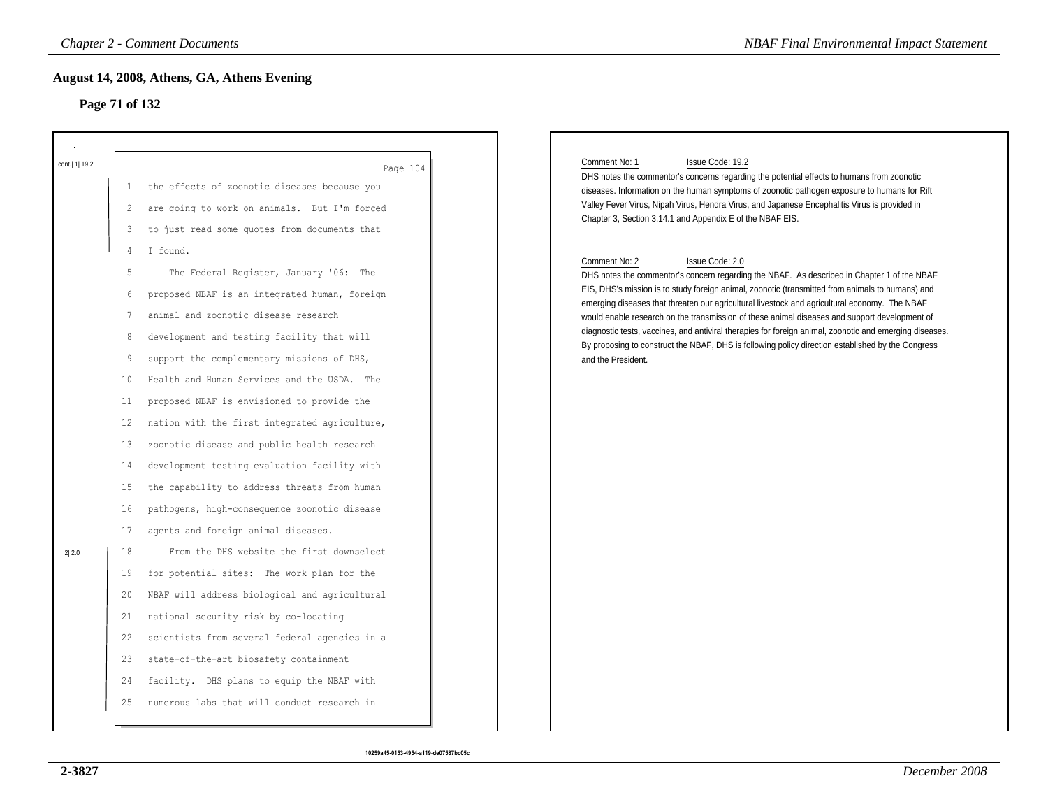## August 14, 2008, Athens, GA, Athens Evening

### Page 71 of 132

cont.| 1| 19.2

Page 104

1 the effects of zoonotic diseases because you
2 are going to work on animals. But I'm forced
3 to just read some quotes from documents that
4 I found.
5 The Federal Register, January '06: The
6 proposed NBAF is an integrated human, foreign
7 animal and zoonotic disease research
8 development and testing facility that will
9 support the complementary missions of DHS,
10 Health and Human Services and the USDA. The
11 proposed NBAF is envisioned to provide the
12 nation with the first integrated agriculture,
13 zoonotic disease and public health research
14 development testing evaluation facility with
15 the capability to address threats from human
16 pathogens, high-consequence zoonotic disease
17 agents and foreign animal diseases.

2| 2.0

18 From the DHS website the first downselect
19 for potential sites: The work plan for the
20 NBAF will address biological and agricultural
21 national security risk by co-locating
22 scientists from several federal agencies in a
23 state-of-the-art biosafety containment
24 facility. DHS plans to equip the NBAF with
25 numerous labs that will conduct research in

Comment No: 1 Issue Code: 19.2

DHS notes the commentor's concerns regarding the potential effects to humans from zoonotic diseases. Information on the human symptoms of zoonotic pathogen exposure to humans for Rift Valley Fever Virus, Nipah Virus, Hendra Virus, and Japanese Encephalitis Virus is provided in Chapter 3, Section 3.14.1 and Appendix E of the NBAF EIS.

Comment No: 2 Issue Code: 2.0

DHS notes the commentor's concern regarding the NBAF. As described in Chapter 1 of the NBAF EIS, DHS's mission is to study foreign animal, zoonotic (transmitted from animals to humans) and emerging diseases that threaten our agricultural livestock and agricultural economy. The NBAF would enable research on the transmission of these animal diseases and support development of diagnostic tests, vaccines, and antiviral therapies for foreign animal, zoonotic and emerging diseases. By proposing to construct the NBAF, DHS is following policy direction established by the Congress and the President.

10259a45-0153-4954-a119-de07587bc05c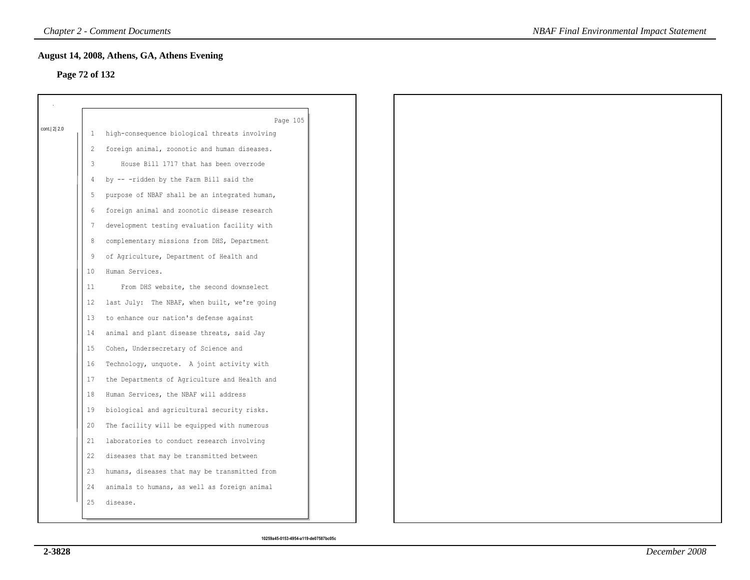## August 14, 2008, Athens, GA, Athens Evening

**Page 72 of 132**

cont.| 2| 2.0

Page 105

1 high-consequence biological threats involving
2 foreign animal, zoonotic and human diseases.
3 House Bill 1717 that has been overrode
4 by -- -ridden by the Farm Bill said the
5 purpose of NBAF shall be an integrated human,
6 foreign animal and zoonotic disease research
7 development testing evaluation facility with
8 complementary missions from DHS, Department
9 of Agriculture, Department of Health and
10 Human Services.
11 From DHS website, the second downselect
12 last July: The NBAF, when built, we're going
13 to enhance our nation's defense against
14 animal and plant disease threats, said Jay
15 Cohen, Undersecretary of Science and
16 Technology, unquote. A joint activity with
17 the Departments of Agriculture and Health and
18 Human Services, the NBAF will address
19 biological and agricultural security risks.
20 The facility will be equipped with numerous
21 laboratories to conduct research involving
22 diseases that may be transmitted between
23 humans, diseases that may be transmitted from
24 animals to humans, as well as foreign animal
25 disease.

10259a45-0153-4954-a119-de07587bc05c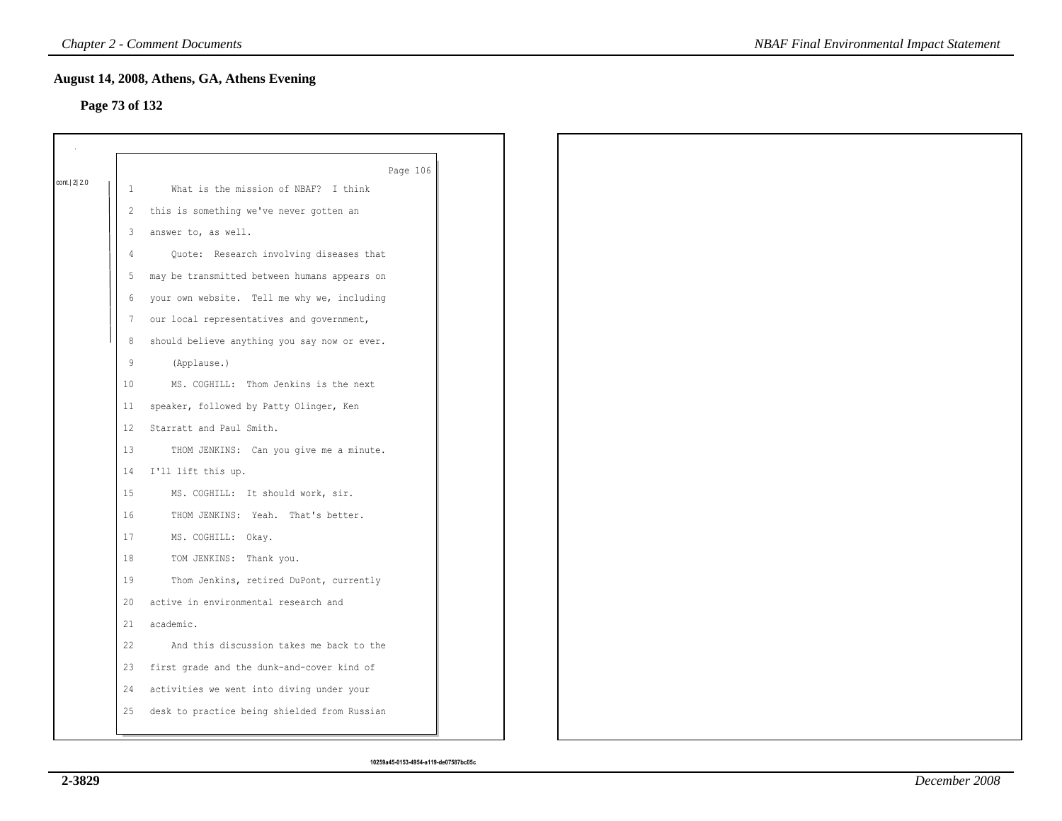## August 14, 2008, Athens, GA, Athens Evening

**Page 73 of 132**

cont.| 2| 2.0

Page 106

1 What is the mission of NBAF? I think
2 this is something we've never gotten an
3 answer to, as well.
4 Quote: Research involving diseases that
5 may be transmitted between humans appears on
6 your own website. Tell me why we, including
7 our local representatives and government,
8 should believe anything you say now or ever.
9 (Applause.)
10 MS. COGHILL: Thom Jenkins is the next
11 speaker, followed by Patty Olinger, Ken
12 Starratt and Paul Smith.
13 THOM JENKINS: Can you give me a minute.
14 I'll lift this up.
15 MS. COGHILL: It should work, sir.
16 THOM JENKINS: Yeah. That's better.
17 MS. COGHILL: Okay.
18 TOM JENKINS: Thank you.
19 Thom Jenkins, retired DuPont, currently
20 active in environmental research and
21 academic.
22 And this discussion takes me back to the
23 first grade and the dunk-and-cover kind of
24 activities we went into diving under your
25 desk to practice being shielded from Russian

10259a45-0153-4954-a119-de07587bc05c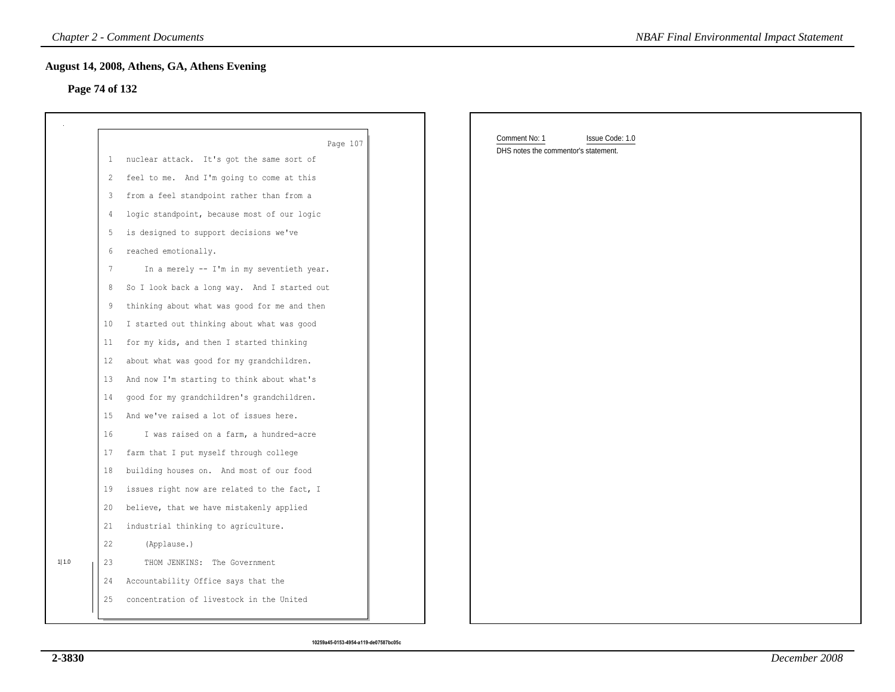## August 14, 2008, Athens, GA, Athens Evening

### Page 74 of 132

Page 107

1 nuclear attack. It's got the same sort of
2 feel to me. And I'm going to come at this
3 from a feel standpoint rather than from a
4 logic standpoint, because most of our logic
5 is designed to support decisions we've
6 reached emotionally.
7 In a merely -- I'm in my seventieth year.
8 So I look back a long way. And I started out
9 thinking about what was good for me and then
10 I started out thinking about what was good
11 for my kids, and then I started thinking
12 about what was good for my grandchildren.
13 And now I'm starting to think about what's
14 good for my grandchildren's grandchildren.
15 And we've raised a lot of issues here.
16 I was raised on a farm, a hundred-acre
17 farm that I put myself through college
18 building houses on. And most of our food
19 issues right now are related to the fact, I
20 believe, that we have mistakenly applied
21 industrial thinking to agriculture.
22 (Applause.)
23 THOM JENKINS: The Government
24 Accountability Office says that the
25 concentration of livestock in the United

1|1.0

Comment No: 1 Issue Code: 1.0

DHS notes the commentor's statement.

10259a45-0153-4954-a119-de07587bc05c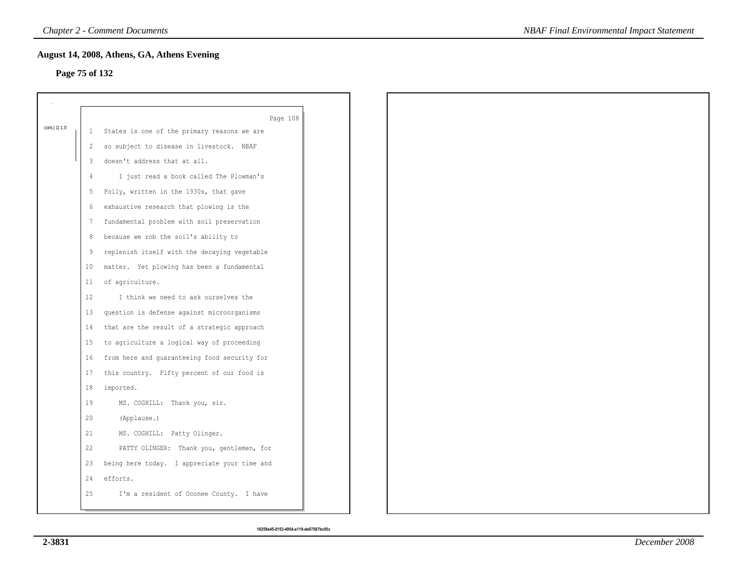## August 14, 2008, Athens, GA, Athens Evening

**Page 75 of 132**

cont.| 1| 1.0

Page 108

1 States is one of the primary reasons we are
2 so subject to disease in livestock. NBAF
3 doesn't address that at all.
4 I just read a book called The Plowman's
5 Folly, written in the 1930s, that gave
6 exhaustive research that plowing is the
7 fundamental problem with soil preservation
8 because we rob the soil's ability to
9 replenish itself with the decaying vegetable
10 matter. Yet plowing has been a fundamental
11 of agriculture.
12 I think we need to ask ourselves the
13 question is defense against microorganisms
14 that are the result of a strategic approach
15 to agriculture a logical way of proceeding
16 from here and guaranteeing food security for
17 this country. Fifty percent of our food is
18 imported.
19 MS. COGHILL: Thank you, sir.
20 (Applause.)
21 MS. COGHILL: Patty Olinger.
22 PATTY OLINGER: Thank you, gentlemen, for
23 being here today. I appreciate your time and
24 efforts.
25 I'm a resident of Oconee County. I have

10259a45-0153-4954-a119-de07587bc05c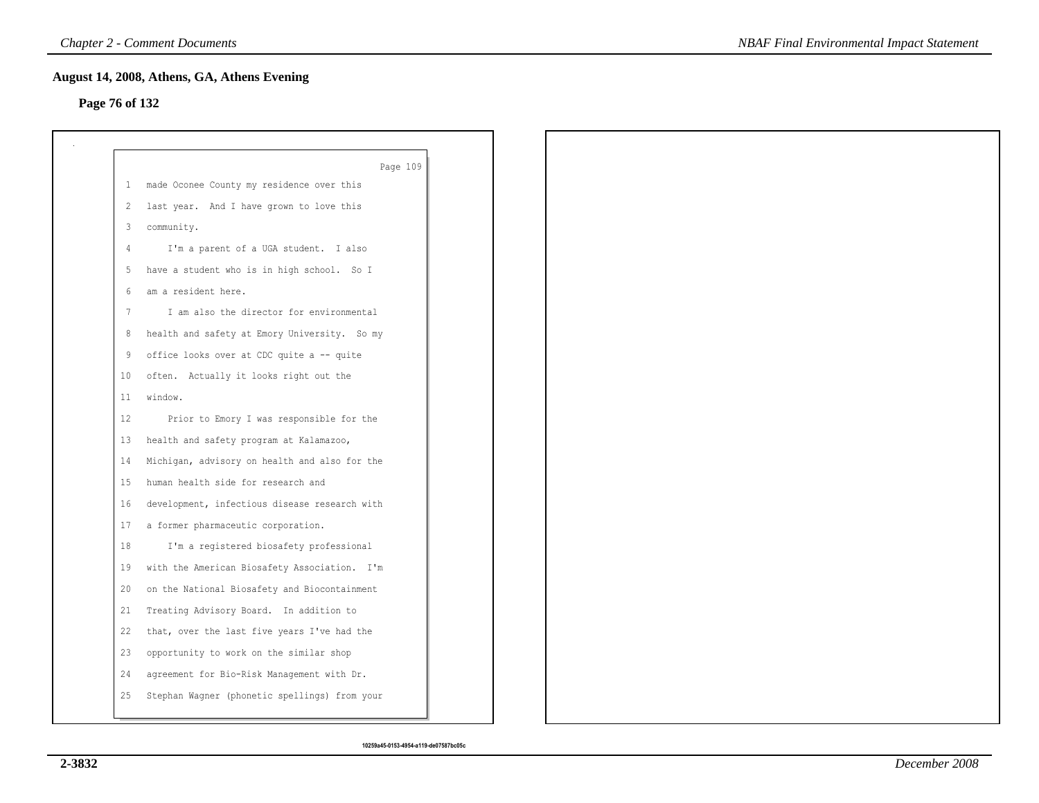## August 14, 2008, Athens, GA, Athens Evening

**Page 76 of 132**

Page 109

1 made Oconee County my residence over this
2 last year. And I have grown to love this
3 community.
4 I'm a parent of a UGA student. I also
5 have a student who is in high school. So I
6 am a resident here.
7 I am also the director for environmental
8 health and safety at Emory University. So my
9 office looks over at CDC quite a -- quite
10 often. Actually it looks right out the
11 window.
12 Prior to Emory I was responsible for the
13 health and safety program at Kalamazoo,
14 Michigan, advisory on health and also for the
15 human health side for research and
16 development, infectious disease research with
17 a former pharmaceutic corporation.
18 I'm a registered biosafety professional
19 with the American Biosafety Association. I'm
20 on the National Biosafety and Biocontainment
21 Treating Advisory Board. In addition to
22 that, over the last five years I've had the
23 opportunity to work on the similar shop
24 agreement for Bio-Risk Management with Dr.
25 Stephan Wagner (phonetic spellings) from your

10259a45-0153-4954-a119-de07587bc05c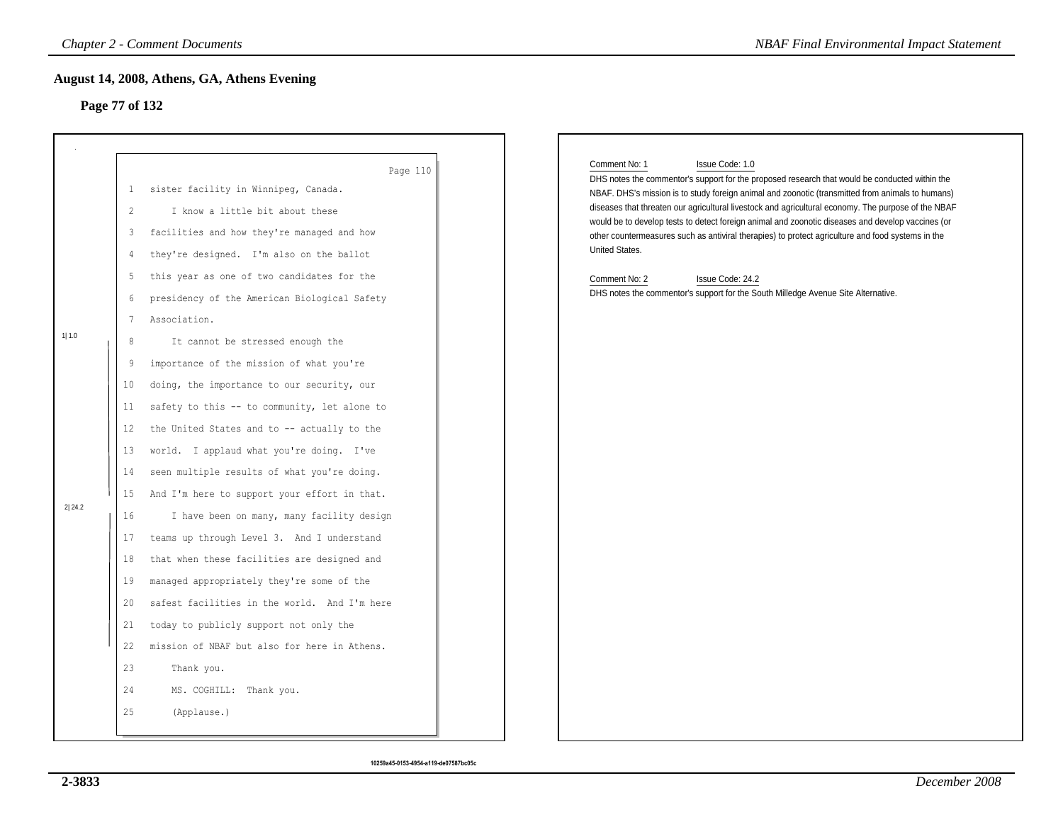## August 14, 2008, Athens, GA, Athens Evening

### Page 77 of 132

Page 110

1 sister facility in Winnipeg, Canada.
2 I know a little bit about these
3 facilities and how they're managed and how
4 they're designed. I'm also on the ballot
5 this year as one of two candidates for the
6 presidency of the American Biological Safety
7 Association.

1| 1.0

8 It cannot be stressed enough the
9 importance of the mission of what you're
10 doing, the importance to our security, our
11 safety to this -- to community, let alone to
12 the United States and to -- actually to the
13 world. I applaud what you're doing. I've
14 seen multiple results of what you're doing.
15 And I'm here to support your effort in that.

2| 24.2

16 I have been on many, many facility design
17 teams up through Level 3. And I understand
18 that when these facilities are designed and
19 managed appropriately they're some of the
20 safest facilities in the world. And I'm here
21 today to publicly support not only the
22 mission of NBAF but also for here in Athens.
23 Thank you.
24 MS. COGHILL: Thank you.
25 (Applause.)

Comment No: 1 Issue Code: 1.0

DHS notes the commentor's support for the proposed research that would be conducted within the NBAF. DHS's mission is to study foreign animal and zoonotic (transmitted from animals to humans) diseases that threaten our agricultural livestock and agricultural economy. The purpose of the NBAF would be to develop tests to detect foreign animal and zoonotic diseases and develop vaccines (or other countermeasures such as antiviral therapies) to protect agriculture and food systems in the United States.

Comment No: 2 Issue Code: 24.2

DHS notes the commentor's support for the South Milledge Avenue Site Alternative.

10259a45-0153-4954-a119-de07587bc05c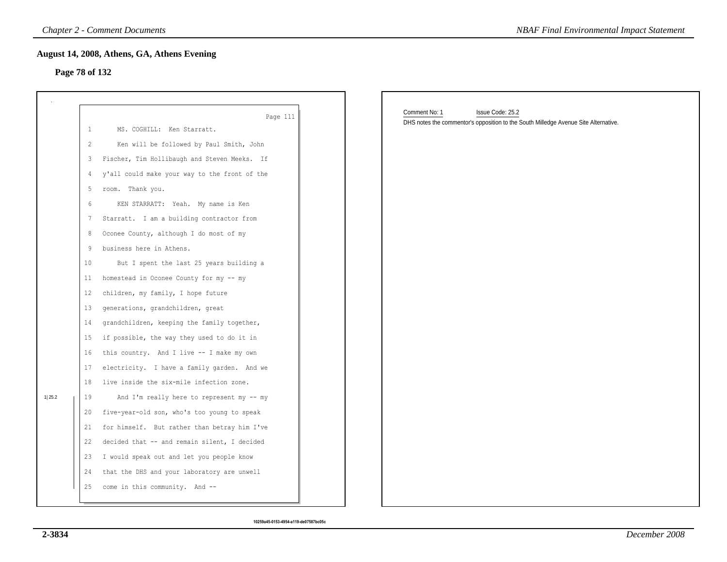## August 14, 2008, Athens, GA, Athens Evening

**Page 78 of 132**

Page 111

1 MS. COGHILL: Ken Starratt.
2 Ken will be followed by Paul Smith, John
3 Fischer, Tim Hollibaugh and Steven Meeks. If
4 y'all could make your way to the front of the
5 room. Thank you.
6 KEN STARRATT: Yeah. My name is Ken
7 Starratt. I am a building contractor from
8 Oconee County, although I do most of my
9 business here in Athens.
10 But I spent the last 25 years building a
11 homestead in Oconee County for my -- my
12 children, my family, I hope future
13 generations, grandchildren, great
14 grandchildren, keeping the family together,
15 if possible, the way they used to do it in
16 this country. And I live -- I make my own
17 electricity. I have a family garden. And we
18 live inside the six-mile infection zone.

1|25.2

19 And I'm really here to represent my -- my
20 five-year-old son, who's too young to speak
21 for himself. But rather than betray him I've
22 decided that -- and remain silent, I decided
23 I would speak out and let you people know
24 that the DHS and your laboratory are unwell
25 come in this community. And --

Comment No: 1 Issue Code: 25.2

DHS notes the commentor's opposition to the South Milledge Avenue Site Alternative.

10259a45-0153-4954-a119-de07587bc05c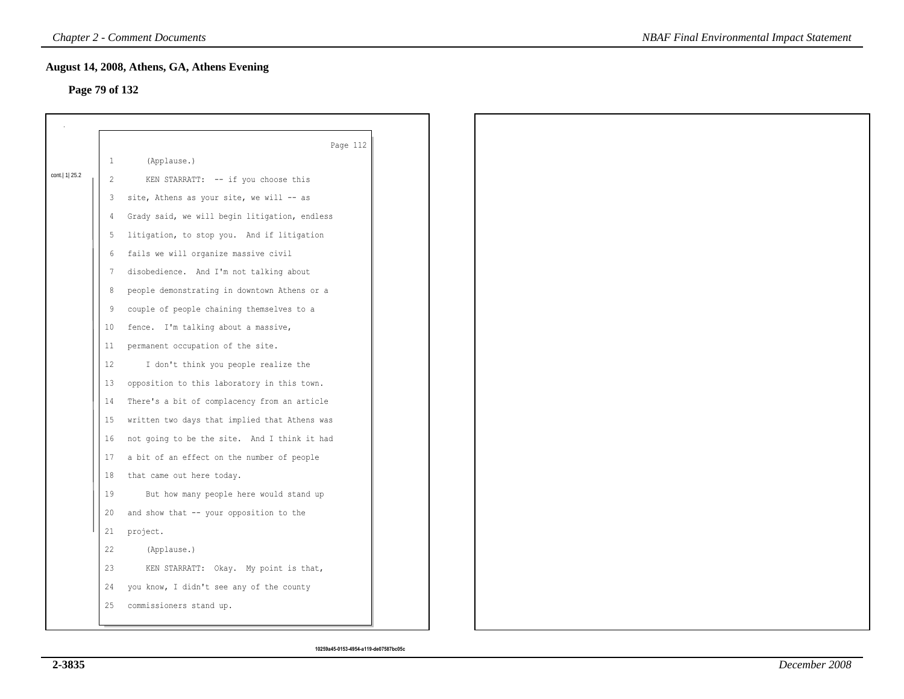## August 14, 2008, Athens, GA, Athens Evening

**Page 79 of 132**

Page 112

cont.| 1| 25.2

```
1       (Applause.)
2       KEN STARRATT:  -- if you choose this
3   site, Athens as your site, we will -- as
4   Grady said, we will begin litigation, endless
5   litigation, to stop you.  And if litigation
6   fails we will organize massive civil
7   disobedience.  And I'm not talking about
8   people demonstrating in downtown Athens or a
9   couple of people chaining themselves to a
10  fence.  I'm talking about a massive,
11  permanent occupation of the site.
12      I don't think you people realize the
13  opposition to this laboratory in this town.
14  There's a bit of complacency from an article
15  written two days that implied that Athens was
16  not going to be the site.  And I think it had
17  a bit of an effect on the number of people
18  that came out here today.
19      But how many people here would stand up
20  and show that -- your opposition to the
21  project.
22      (Applause.)
23      KEN STARRATT:  Okay.  My point is that,
24  you know, I didn't see any of the county
25  commissioners stand up.
```

10259a45-0153-4954-a119-de07587bc05c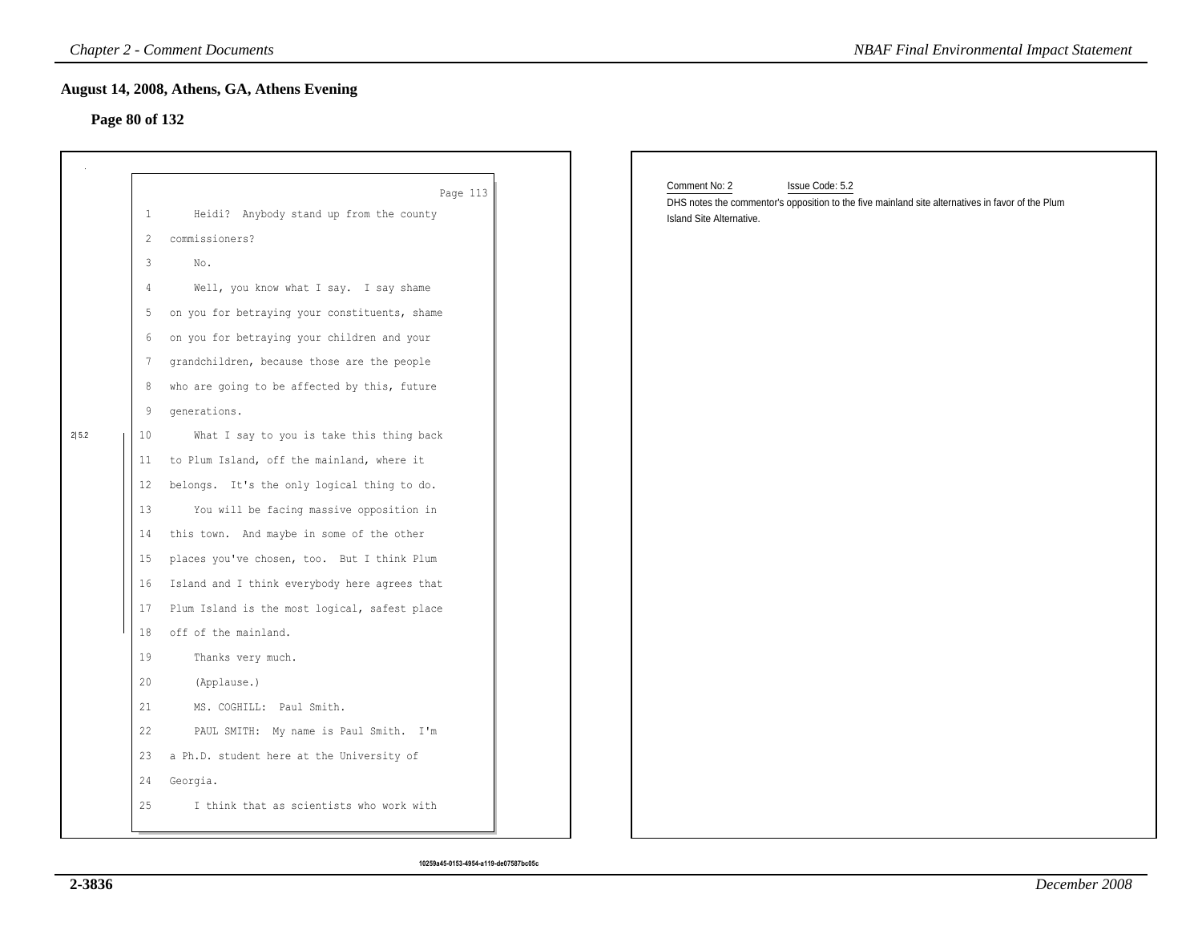## August 14, 2008, Athens, GA, Athens Evening

**Page 80 of 132**

Page 113

1 Heidi? Anybody stand up from the county
2 commissioners?
3 No.
4 Well, you know what I say. I say shame
5 on you for betraying your constituents, shame
6 on you for betraying your children and your
7 grandchildren, because those are the people
8 who are going to be affected by this, future
9 generations.

2|5.2

10 What I say to you is take this thing back
11 to Plum Island, off the mainland, where it
12 belongs. It's the only logical thing to do.
13 You will be facing massive opposition in
14 this town. And maybe in some of the other
15 places you've chosen, too. But I think Plum
16 Island and I think everybody here agrees that
17 Plum Island is the most logical, safest place
18 off of the mainland.
19 Thanks very much.
20 (Applause.)
21 MS. COGHILL: Paul Smith.
22 PAUL SMITH: My name is Paul Smith. I'm
23 a Ph.D. student here at the University of
24 Georgia.
25 I think that as scientists who work with

Comment No: 2 Issue Code: 5.2

DHS notes the commentor's opposition to the five mainland site alternatives in favor of the Plum Island Site Alternative.

10259a45-0153-4954-a119-de07587bc05c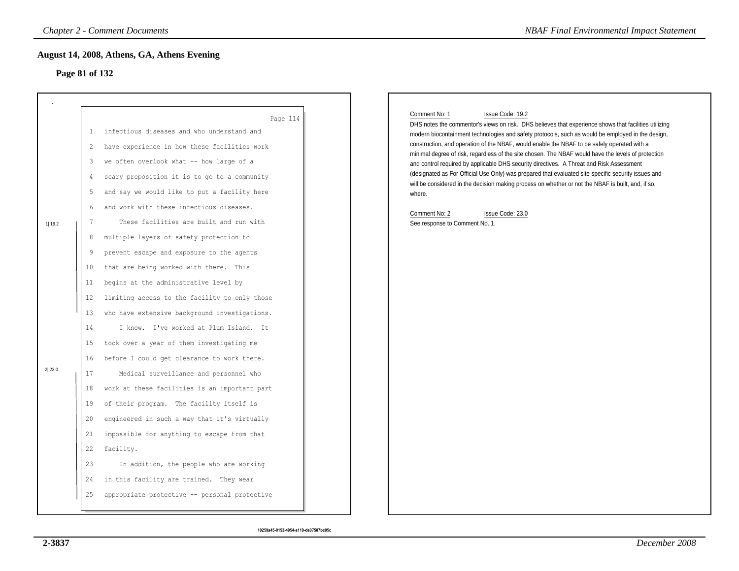## August 14, 2008, Athens, GA, Athens Evening

### Page 81 of 132

Page 114

1 infectious diseases and who understand and
2 have experience in how these facilities work
3 we often overlook what -- how large of a
4 scary proposition it is to go to a community
5 and say we would like to put a facility here
6 and work with these infectious diseases.

1|19.2

7 These facilities are built and run with
8 multiple layers of safety protection to
9 prevent escape and exposure to the agents
10 that are being worked with there. This
11 begins at the administrative level by
12 limiting access to the facility to only those
13 who have extensive background investigations.
14 I know. I've worked at Plum Island. It
15 took over a year of them investigating me
16 before I could get clearance to work there.

2|23.0

17 Medical surveillance and personnel who
18 work at these facilities is an important part
19 of their program. The facility itself is
20 engineered in such a way that it's virtually
21 impossible for anything to escape from that
22 facility.
23 In addition, the people who are working
24 in this facility are trained. They wear
25 appropriate protective -- personal protective

Comment No: 1 Issue Code: 19.2

DHS notes the commentor's views on risk. DHS believes that experience shows that facilities utilizing modern biocontainment technologies and safety protocols, such as would be employed in the design, construction, and operation of the NBAF, would enable the NBAF to be safely operated with a minimal degree of risk, regardless of the site chosen. The NBAF would have the levels of protection and control required by applicable DHS security directives. A Threat and Risk Assessment (designated as For Official Use Only) was prepared that evaluated site-specific security issues and will be considered in the decision making process on whether or not the NBAF is built, and, if so, where.

Comment No: 2 Issue Code: 23.0

See response to Comment No. 1.

10259a45-0153-4954-a119-de07587bc05c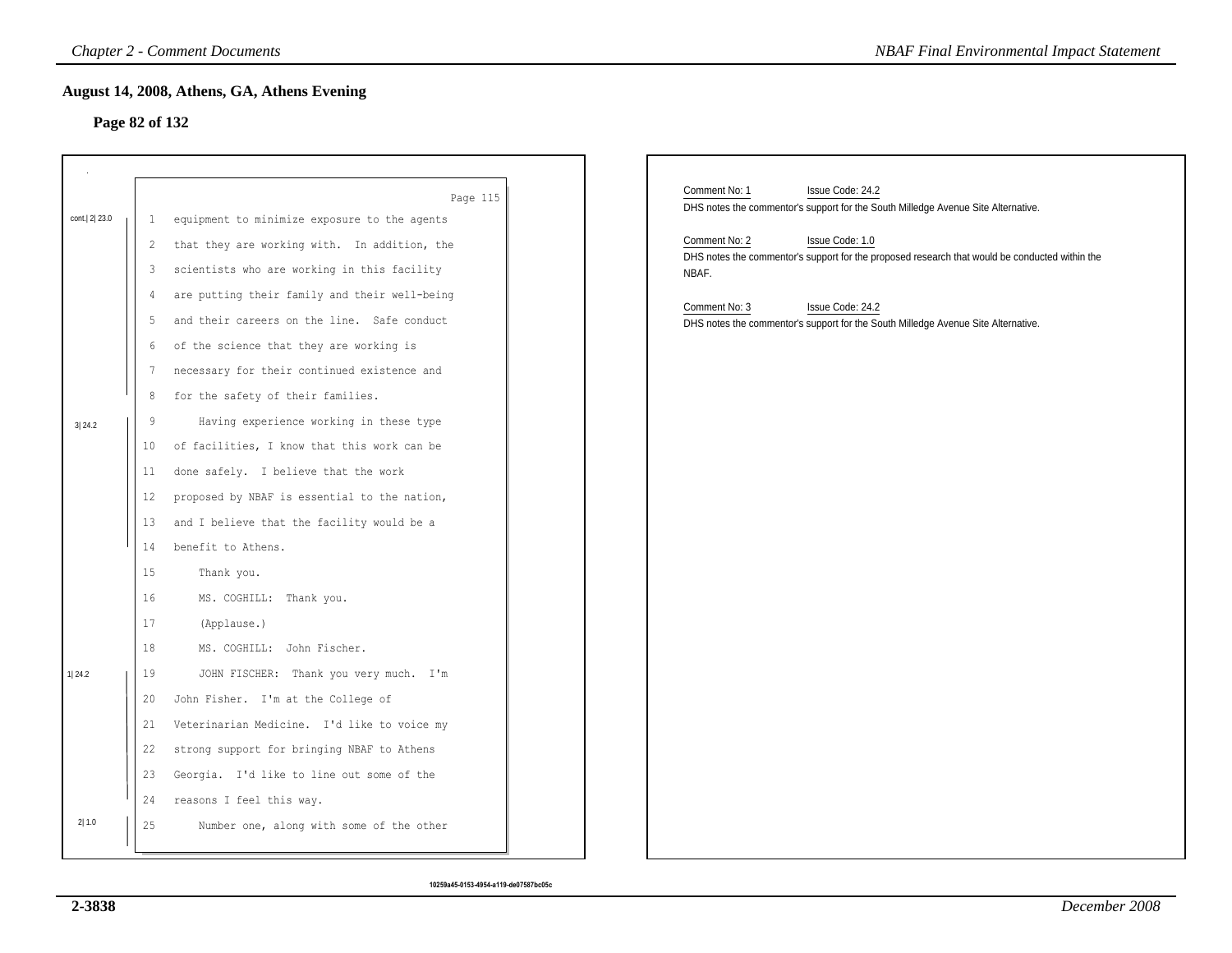## August 14, 2008, Athens, GA, Athens Evening

### Page 82 of 132

Page 115

cont.| 2| 23.0

1 equipment to minimize exposure to the agents
2 that they are working with. In addition, the
3 scientists who are working in this facility
4 are putting their family and their well-being
5 and their careers on the line. Safe conduct
6 of the science that they are working is
7 necessary for their continued existence and
8 for the safety of their families.

3| 24.2

9 Having experience working in these type
10 of facilities, I know that this work can be
11 done safely. I believe that the work
12 proposed by NBAF is essential to the nation,
13 and I believe that the facility would be a
14 benefit to Athens.
15 Thank you.
16 MS. COGHILL: Thank you.
17 (Applause.)
18 MS. COGHILL: John Fischer.

1| 24.2

19 JOHN FISCHER: Thank you very much. I'm
20 John Fisher. I'm at the College of
21 Veterinarian Medicine. I'd like to voice my
22 strong support for bringing NBAF to Athens
23 Georgia. I'd like to line out some of the
24 reasons I feel this way.

2| 1.0

25 Number one, along with some of the other

---

Comment No: 1 Issue Code: 24.2
DHS notes the commentor's support for the South Milledge Avenue Site Alternative.

Comment No: 2 Issue Code: 1.0
DHS notes the commentor's support for the proposed research that would be conducted within the NBAF.

Comment No: 3 Issue Code: 24.2
DHS notes the commentor's support for the South Milledge Avenue Site Alternative.

10259a45-0153-4954-a119-de07587bc05c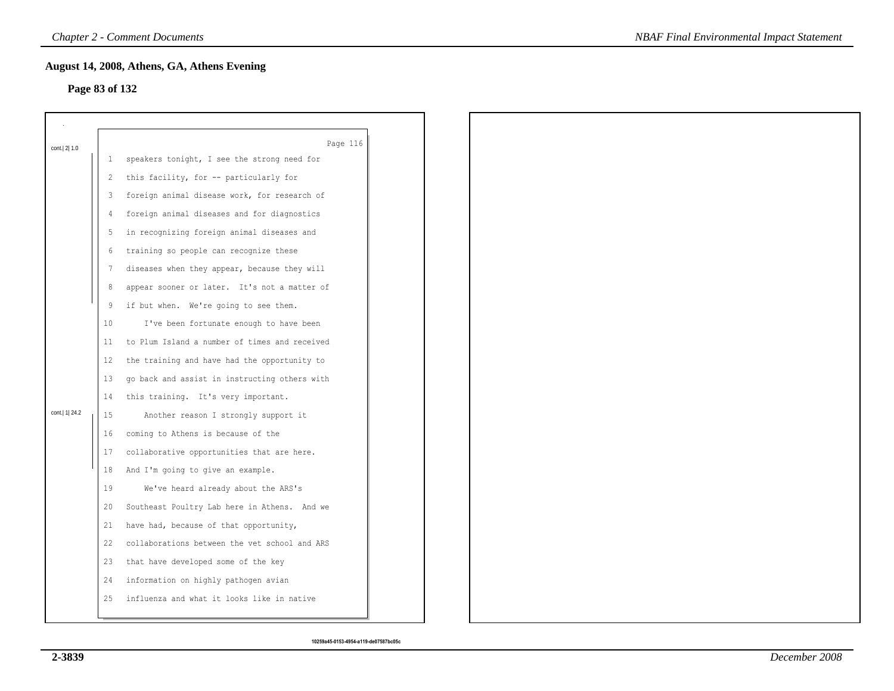## August 14, 2008, Athens, GA, Athens Evening

### Page 83 of 132

cont.| 2| 1.0

Page 116

1 speakers tonight, I see the strong need for
2 this facility, for -- particularly for
3 foreign animal disease work, for research of
4 foreign animal diseases and for diagnostics
5 in recognizing foreign animal diseases and
6 training so people can recognize these
7 diseases when they appear, because they will
8 appear sooner or later. It's not a matter of
9 if but when. We're going to see them.
10 I've been fortunate enough to have been
11 to Plum Island a number of times and received
12 the training and have had the opportunity to
13 go back and assist in instructing others with
14 this training. It's very important.

cont.| 1| 24.2

15 Another reason I strongly support it
16 coming to Athens is because of the
17 collaborative opportunities that are here.
18 And I'm going to give an example.
19 We've heard already about the ARS's
20 Southeast Poultry Lab here in Athens. And we
21 have had, because of that opportunity,
22 collaborations between the vet school and ARS
23 that have developed some of the key
24 information on highly pathogen avian
25 influenza and what it looks like in native

10259a45-0153-4954-a119-de07587bc05c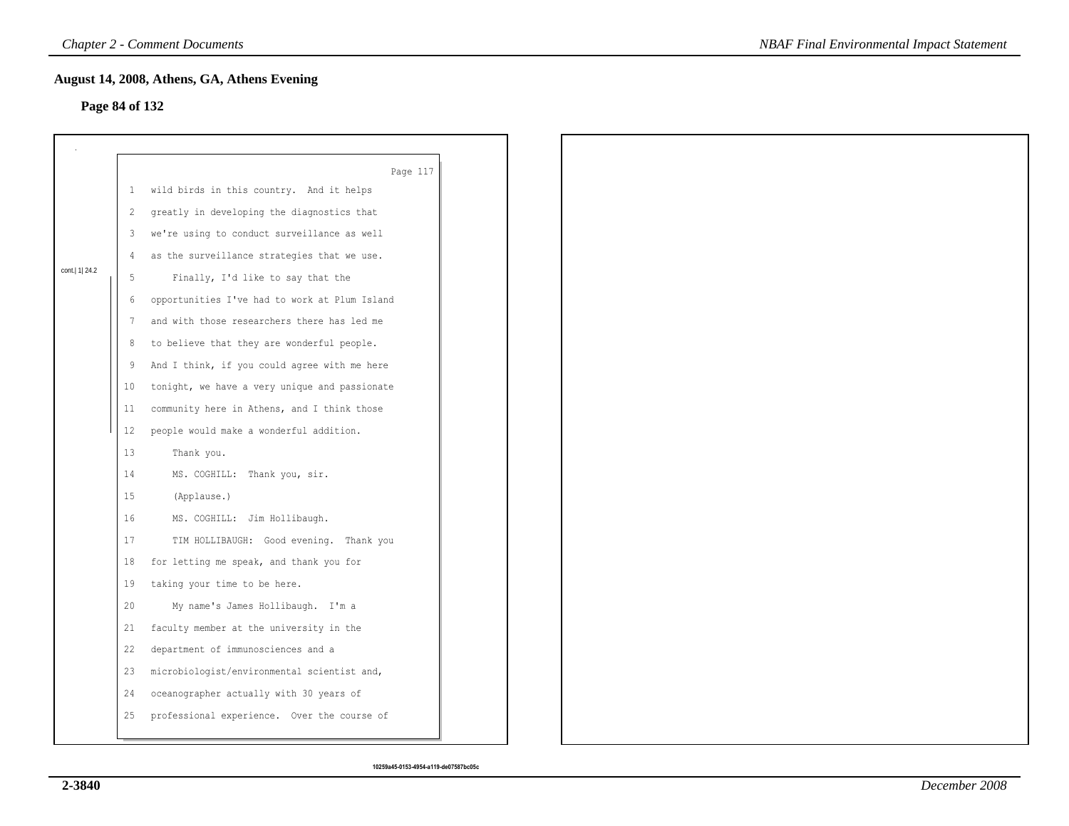## August 14, 2008, Athens, GA, Athens Evening

### Page 84 of 132

Page 117

1 wild birds in this country. And it helps
2 greatly in developing the diagnostics that
3 we're using to conduct surveillance as well
4 as the surveillance strategies that we use.
5 Finally, I'd like to say that the
6 opportunities I've had to work at Plum Island
7 and with those researchers there has led me
8 to believe that they are wonderful people.
9 And I think, if you could agree with me here
10 tonight, we have a very unique and passionate
11 community here in Athens, and I think those
12 people would make a wonderful addition.
13 Thank you.
14 MS. COGHILL: Thank you, sir.
15 (Applause.)
16 MS. COGHILL: Jim Hollibaugh.
17 TIM HOLLIBAUGH: Good evening. Thank you
18 for letting me speak, and thank you for
19 taking your time to be here.
20 My name's James Hollibaugh. I'm a
21 faculty member at the university in the
22 department of immunosciences and a
23 microbiologist/environmental scientist and,
24 oceanographer actually with 30 years of
25 professional experience. Over the course of

cont.| 1| 24.2

10259a45-0153-4954-a119-de07587bc05c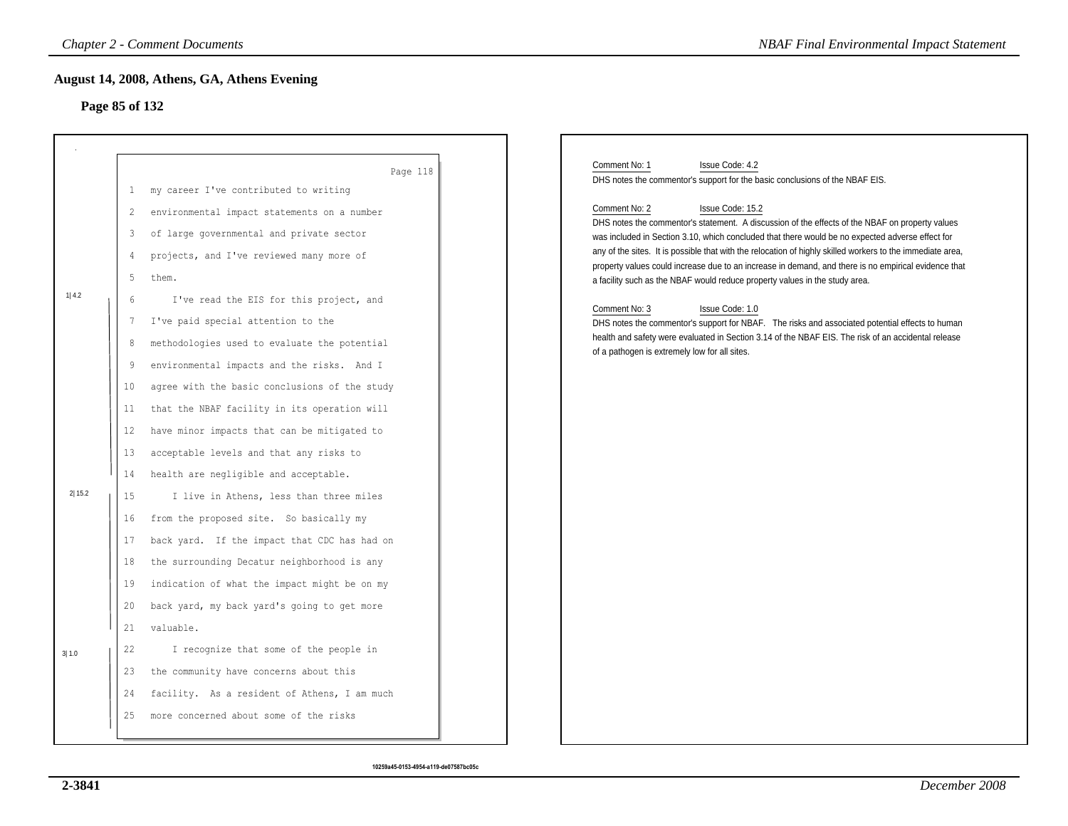## August 14, 2008, Athens, GA, Athens Evening

### Page 85 of 132

Page 118

1 my career I've contributed to writing
2 environmental impact statements on a number
3 of large governmental and private sector
4 projects, and I've reviewed many more of
5 them.

1|4.2

6 I've read the EIS for this project, and
7 I've paid special attention to the
8 methodologies used to evaluate the potential
9 environmental impacts and the risks. And I
10 agree with the basic conclusions of the study
11 that the NBAF facility in its operation will
12 have minor impacts that can be mitigated to
13 acceptable levels and that any risks to
14 health are negligible and acceptable.

2|15.2

15 I live in Athens, less than three miles
16 from the proposed site. So basically my
17 back yard. If the impact that CDC has had on
18 the surrounding Decatur neighborhood is any
19 indication of what the impact might be on my
20 back yard, my back yard's going to get more
21 valuable.

3|1.0

22 I recognize that some of the people in
23 the community have concerns about this
24 facility. As a resident of Athens, I am much
25 more concerned about some of the risks

Comment No: 1 Issue Code: 4.2

DHS notes the commentor's support for the basic conclusions of the NBAF EIS.

Comment No: 2 Issue Code: 15.2

DHS notes the commentor's statement. A discussion of the effects of the NBAF on property values was included in Section 3.10, which concluded that there would be no expected adverse effect for any of the sites. It is possible that with the relocation of highly skilled workers to the immediate area, property values could increase due to an increase in demand, and there is no empirical evidence that a facility such as the NBAF would reduce property values in the study area.

Comment No: 3 Issue Code: 1.0

DHS notes the commentor's support for NBAF. The risks and associated potential effects to human health and safety were evaluated in Section 3.14 of the NBAF EIS. The risk of an accidental release of a pathogen is extremely low for all sites.

10259a45-0153-4954-a119-de07587bc05c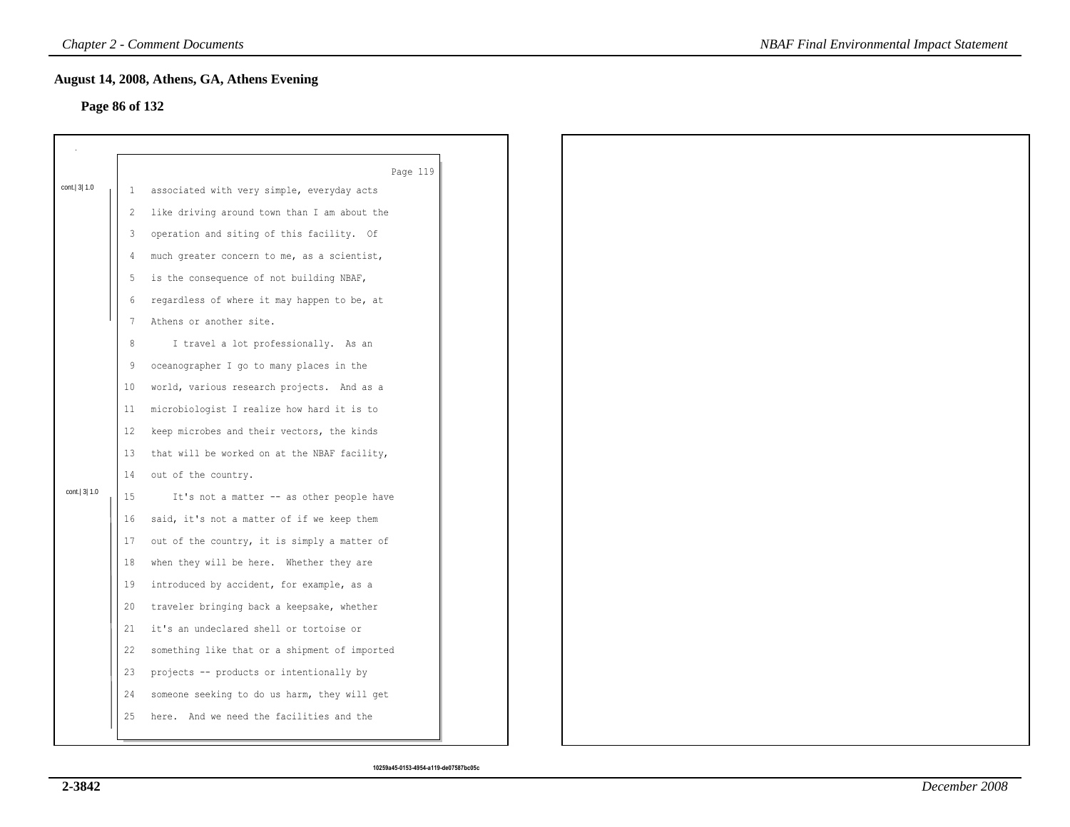**August 14, 2008, Athens, GA, Athens Evening**

**Page 86 of 132**

Page 119

cont.| 3| 1.0

1 associated with very simple, everyday acts
2 like driving around town than I am about the
3 operation and siting of this facility. Of
4 much greater concern to me, as a scientist,
5 is the consequence of not building NBAF,
6 regardless of where it may happen to be, at
7 Athens or another site.
8 I travel a lot professionally. As an
9 oceanographer I go to many places in the
10 world, various research projects. And as a
11 microbiologist I realize how hard it is to
12 keep microbes and their vectors, the kinds
13 that will be worked on at the NBAF facility,
14 out of the country.

cont.| 3| 1.0

15 It's not a matter -- as other people have
16 said, it's not a matter of if we keep them
17 out of the country, it is simply a matter of
18 when they will be here. Whether they are
19 introduced by accident, for example, as a
20 traveler bringing back a keepsake, whether
21 it's an undeclared shell or tortoise or
22 something like that or a shipment of imported
23 projects -- products or intentionally by
24 someone seeking to do us harm, they will get
25 here. And we need the facilities and the

10259a45-0153-4954-a119-de07587bc05c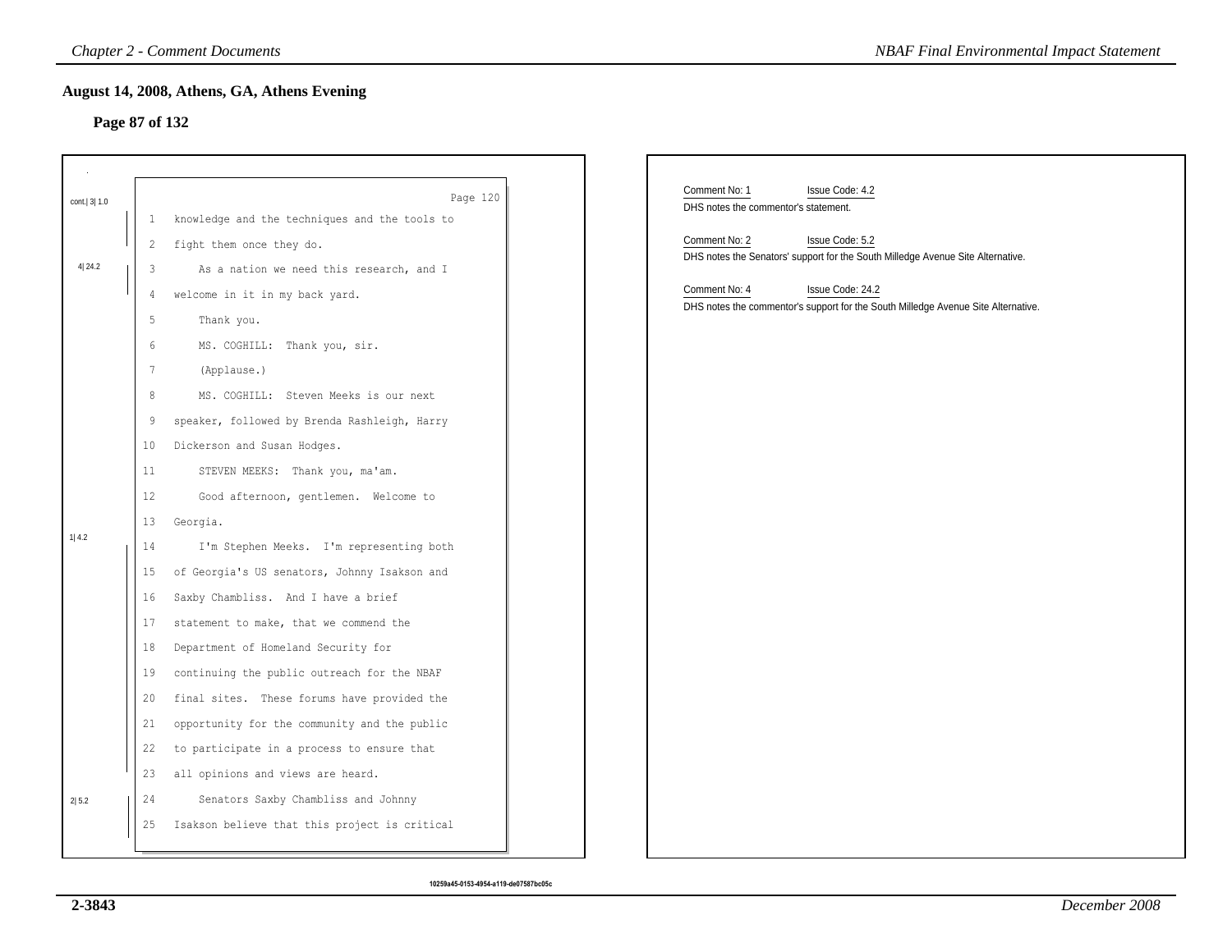## August 14, 2008, Athens, GA, Athens Evening

### Page 87 of 132

cont.| 3| 1.0

Page 120

1 knowledge and the techniques and the tools to
2 fight them once they do.

4| 24.2

3 As a nation we need this research, and I
4 welcome in it in my back yard.
5 Thank you.
6 MS. COGHILL: Thank you, sir.
7 (Applause.)
8 MS. COGHILL: Steven Meeks is our next
9 speaker, followed by Brenda Rashleigh, Harry
10 Dickerson and Susan Hodges.
11 STEVEN MEEKS: Thank you, ma'am.
12 Good afternoon, gentlemen. Welcome to
13 Georgia.

1| 4.2

14 I'm Stephen Meeks. I'm representing both
15 of Georgia's US senators, Johnny Isakson and
16 Saxby Chambliss. And I have a brief
17 statement to make, that we commend the
18 Department of Homeland Security for
19 continuing the public outreach for the NBAF
20 final sites. These forums have provided the
21 opportunity for the community and the public
22 to participate in a process to ensure that
23 all opinions and views are heard.

2| 5.2

24 Senators Saxby Chambliss and Johnny
25 Isakson believe that this project is critical

Comment No: 1 Issue Code: 4.2
DHS notes the commentor's statement.

Comment No: 2 Issue Code: 5.2
DHS notes the Senators' support for the South Milledge Avenue Site Alternative.

Comment No: 4 Issue Code: 24.2
DHS notes the commentor's support for the South Milledge Avenue Site Alternative.

10259a45-0153-4954-a119-de07587bc05c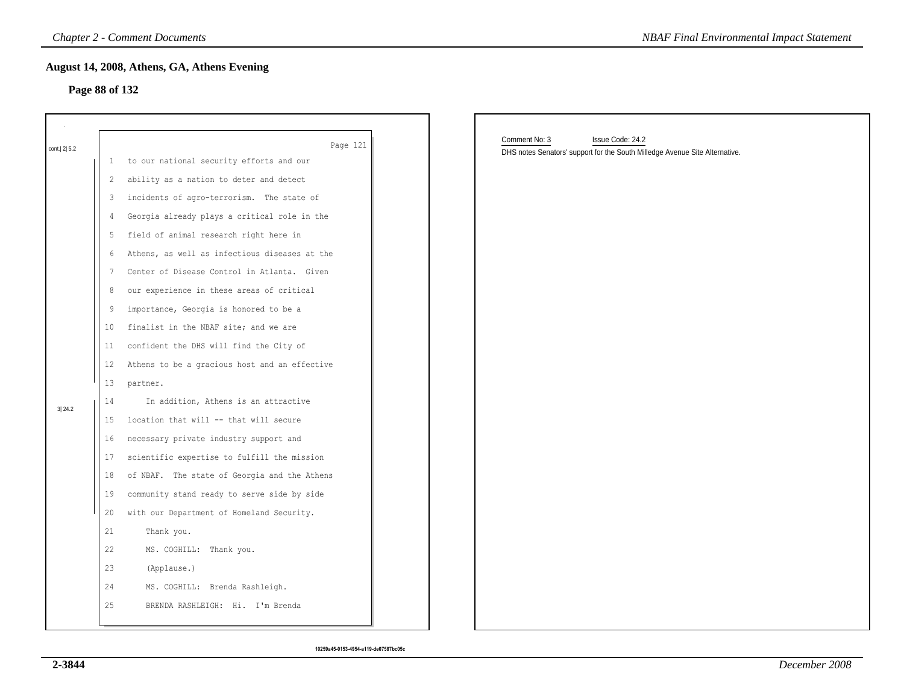## August 14, 2008, Athens, GA, Athens Evening

### Page 88 of 132

cont.| 2| 5.2

Page 121

1 to our national security efforts and our
2 ability as a nation to deter and detect
3 incidents of agro-terrorism. The state of
4 Georgia already plays a critical role in the
5 field of animal research right here in
6 Athens, as well as infectious diseases at the
7 Center of Disease Control in Atlanta. Given
8 our experience in these areas of critical
9 importance, Georgia is honored to be a
10 finalist in the NBAF site; and we are
11 confident the DHS will find the City of
12 Athens to be a gracious host and an effective
13 partner.

3| 24.2

14 In addition, Athens is an attractive
15 location that will -- that will secure
16 necessary private industry support and
17 scientific expertise to fulfill the mission
18 of NBAF. The state of Georgia and the Athens
19 community stand ready to serve side by side
20 with our Department of Homeland Security.
21 Thank you.
22 MS. COGHILL: Thank you.
23 (Applause.)
24 MS. COGHILL: Brenda Rashleigh.
25 BRENDA RASHLEIGH: Hi. I'm Brenda

Comment No: 3 Issue Code: 24.2

DHS notes Senators' support for the South Milledge Avenue Site Alternative.

10259a45-0153-4954-a119-de07587bc05c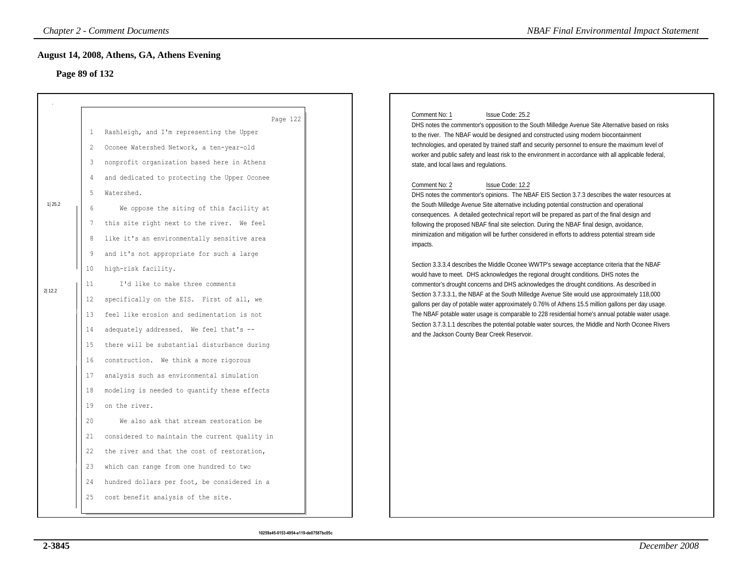## August 14, 2008, Athens, GA, Athens Evening

### Page 89 of 132

Page 122

1 Rashleigh, and I'm representing the Upper
2 Oconee Watershed Network, a ten-year-old
3 nonprofit organization based here in Athens
4 and dedicated to protecting the Upper Oconee
5 Watershed.

1| 25.2

6 We oppose the siting of this facility at
7 this site right next to the river. We feel
8 like it's an environmentally sensitive area
9 and it's not appropriate for such a large
10 high-risk facility.

2| 12.2

11 I'd like to make three comments
12 specifically on the EIS. First of all, we
13 feel like erosion and sedimentation is not
14 adequately addressed. We feel that's --
15 there will be substantial disturbance during
16 construction. We think a more rigorous
17 analysis such as environmental simulation
18 modeling is needed to quantify these effects
19 on the river.
20 We also ask that stream restoration be
21 considered to maintain the current quality in
22 the river and that the cost of restoration,
23 which can range from one hundred to two
24 hundred dollars per foot, be considered in a
25 cost benefit analysis of the site.

Comment No: 1 Issue Code: 25.2

DHS notes the commentor's opposition to the South Milledge Avenue Site Alternative based on risks to the river. The NBAF would be designed and constructed using modern biocontainment technologies, and operated by trained staff and security personnel to ensure the maximum level of worker and public safety and least risk to the environment in accordance with all applicable federal, state, and local laws and regulations.

Comment No: 2 Issue Code: 12.2

DHS notes the commentor's opinions. The NBAF EIS Section 3.7.3 describes the water resources at the South Milledge Avenue Site alternative including potential construction and operational consequences. A detailed geotechnical report will be prepared as part of the final design and following the proposed NBAF final site selection. During the NBAF final design, avoidance, minimization and mitigation will be further considered in efforts to address potential stream side impacts.

Section 3.3.3.4 describes the Middle Oconee WWTP's sewage acceptance criteria that the NBAF would have to meet. DHS acknowledges the regional drought conditions. DHS notes the commentor's drought concerns and DHS acknowledges the drought conditions. As described in Section 3.7.3.3.1, the NBAF at the South Milledge Avenue Site would use approximately 118,000 gallons per day of potable water approximately 0.76% of Athens 15.5 million gallons per day usage. The NBAF potable water usage is comparable to 228 residential home's annual potable water usage. Section 3.7.3.1.1 describes the potential potable water sources, the Middle and North Oconee Rivers and the Jackson County Bear Creek Reservoir.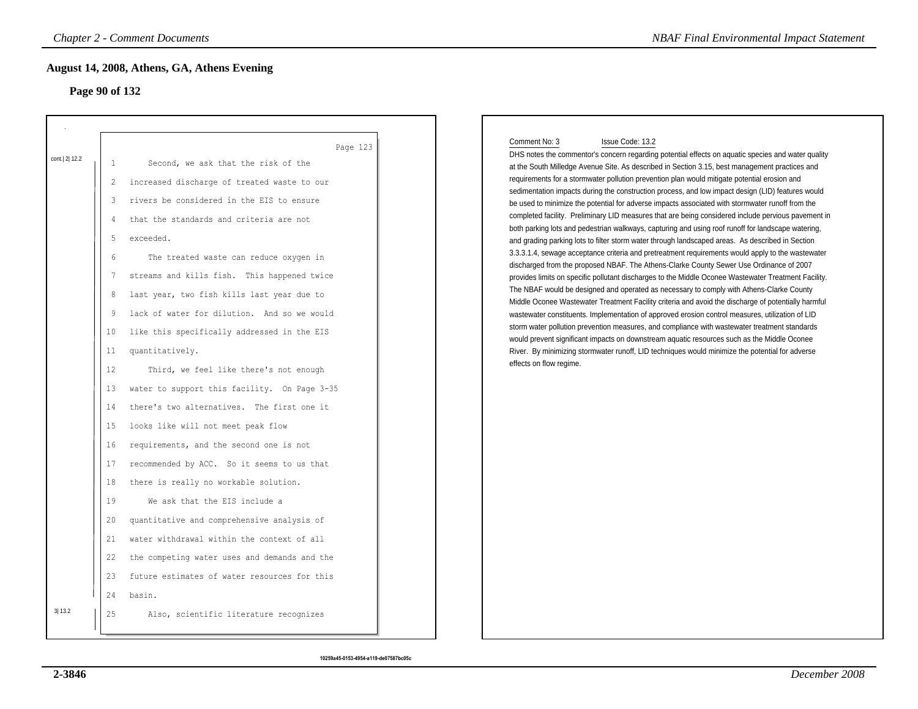## August 14, 2008, Athens, GA, Athens Evening

### Page 90 of 132

Page 123

cont.| 2| 12.2

1 Second, we ask that the risk of the
2 increased discharge of treated waste to our
3 rivers be considered in the EIS to ensure
4 that the standards and criteria are not
5 exceeded.
6 The treated waste can reduce oxygen in
7 streams and kills fish. This happened twice
8 last year, two fish kills last year due to
9 lack of water for dilution. And so we would
10 like this specifically addressed in the EIS
11 quantitatively.
12 Third, we feel like there's not enough
13 water to support this facility. On Page 3-35
14 there's two alternatives. The first one it
15 looks like will not meet peak flow
16 requirements, and the second one is not
17 recommended by ACC. So it seems to us that
18 there is really no workable solution.
19 We ask that the EIS include a
20 quantitative and comprehensive analysis of
21 water withdrawal within the context of all
22 the competing water uses and demands and the
23 future estimates of water resources for this
24 basin.

3| 13.2

25 Also, scientific literature recognizes

Comment No: 3 Issue Code: 13.2

DHS notes the commentor's concern regarding potential effects on aquatic species and water quality at the South Milledge Avenue Site. As described in Section 3.15, best management practices and requirements for a stormwater pollution prevention plan would mitigate potential erosion and sedimentation impacts during the construction process, and low impact design (LID) features would be used to minimize the potential for adverse impacts associated with stormwater runoff from the completed facility. Preliminary LID measures that are being considered include pervious pavement in both parking lots and pedestrian walkways, capturing and using roof runoff for landscape watering, and grading parking lots to filter storm water through landscaped areas. As described in Section 3.3.3.1.4, sewage acceptance criteria and pretreatment requirements would apply to the wastewater discharged from the proposed NBAF. The Athens-Clarke County Sewer Use Ordinance of 2007 provides limits on specific pollutant discharges to the Middle Oconee Wastewater Treatment Facility. The NBAF would be designed and operated as necessary to comply with Athens-Clarke County Middle Oconee Wastewater Treatment Facility criteria and avoid the discharge of potentially harmful wastewater constituents. Implementation of approved erosion control measures, utilization of LID storm water pollution prevention measures, and compliance with wastewater treatment standards would prevent significant impacts on downstream aquatic resources such as the Middle Oconee River. By minimizing stormwater runoff, LID techniques would minimize the potential for adverse effects on flow regime.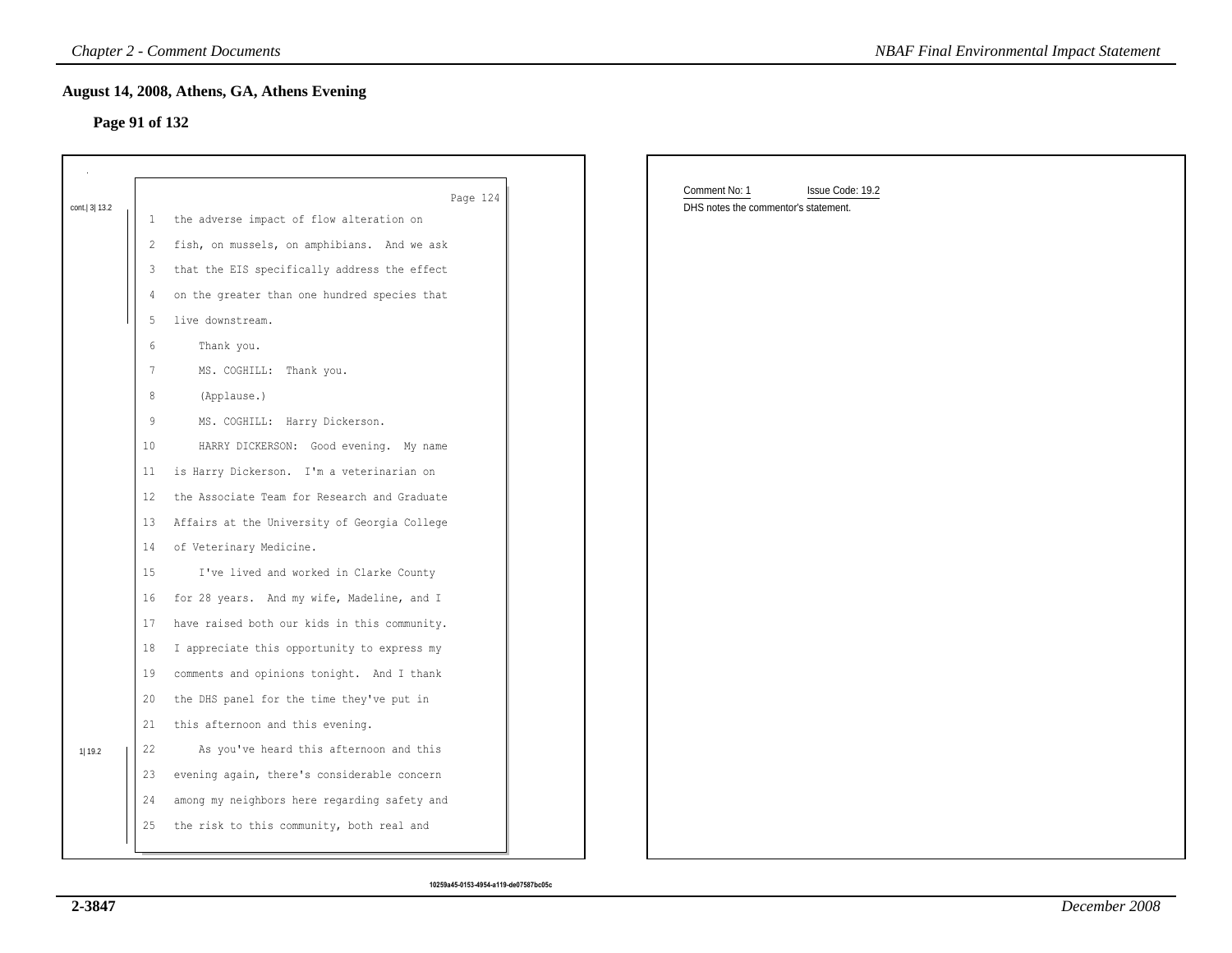## August 14, 2008, Athens, GA, Athens Evening

### Page 91 of 132

Page 124

cont.| 3| 13.2

1 the adverse impact of flow alteration on
2 fish, on mussels, on amphibians. And we ask
3 that the EIS specifically address the effect
4 on the greater than one hundred species that
5 live downstream.
6 Thank you.
7 MS. COGHILL: Thank you.
8 (Applause.)
9 MS. COGHILL: Harry Dickerson.
10 HARRY DICKERSON: Good evening. My name
11 is Harry Dickerson. I'm a veterinarian on
12 the Associate Team for Research and Graduate
13 Affairs at the University of Georgia College
14 of Veterinary Medicine.
15 I've lived and worked in Clarke County
16 for 28 years. And my wife, Madeline, and I
17 have raised both our kids in this community.
18 I appreciate this opportunity to express my
19 comments and opinions tonight. And I thank
20 the DHS panel for the time they've put in
21 this afternoon and this evening.

1| 19.2

22 As you've heard this afternoon and this
23 evening again, there's considerable concern
24 among my neighbors here regarding safety and
25 the risk to this community, both real and

Comment No: 1 Issue Code: 19.2

DHS notes the commentor's statement.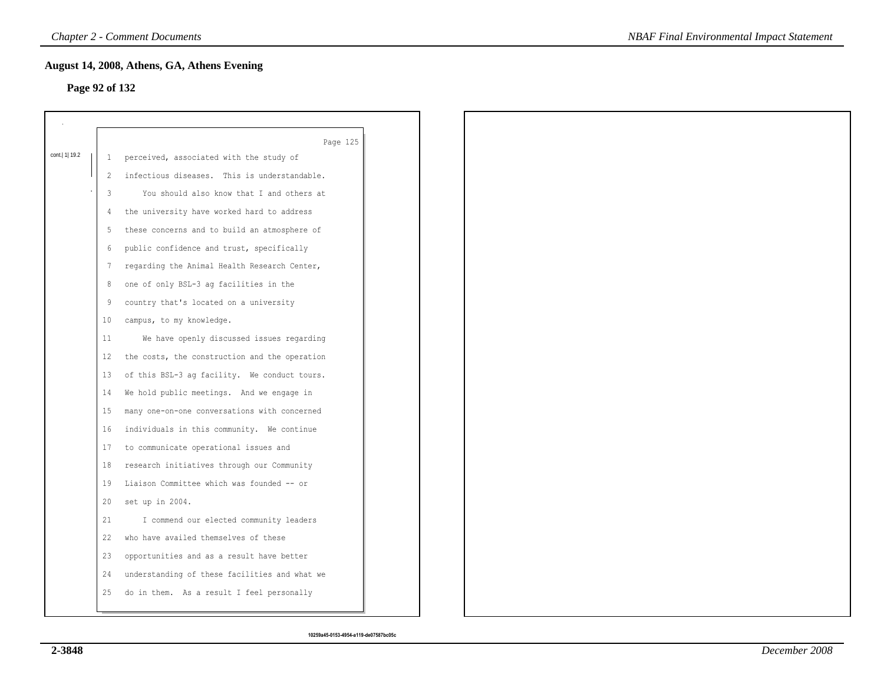## August 14, 2008, Athens, GA, Athens Evening

### Page 92 of 132

Page 125

cont.| 1| 19.2

1 perceived, associated with the study of
2 infectious diseases. This is understandable.
3 You should also know that I and others at
4 the university have worked hard to address
5 these concerns and to build an atmosphere of
6 public confidence and trust, specifically
7 regarding the Animal Health Research Center,
8 one of only BSL-3 ag facilities in the
9 country that's located on a university
10 campus, to my knowledge.
11 We have openly discussed issues regarding
12 the costs, the construction and the operation
13 of this BSL-3 ag facility. We conduct tours.
14 We hold public meetings. And we engage in
15 many one-on-one conversations with concerned
16 individuals in this community. We continue
17 to communicate operational issues and
18 research initiatives through our Community
19 Liaison Committee which was founded -- or
20 set up in 2004.
21 I commend our elected community leaders
22 who have availed themselves of these
23 opportunities and as a result have better
24 understanding of these facilities and what we
25 do in them. As a result I feel personally

10259a45-0153-4954-a119-de07587bc05c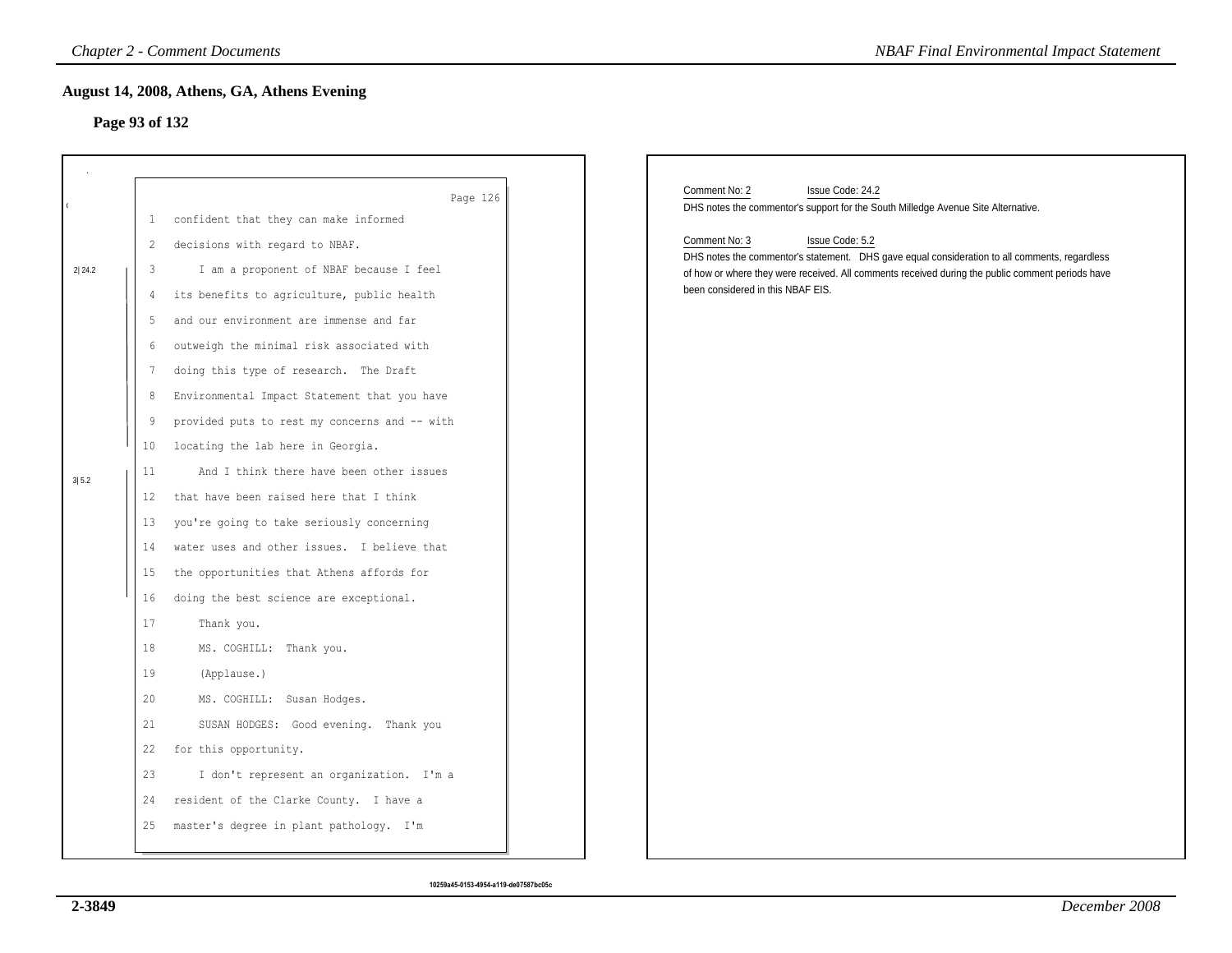## August 14, 2008, Athens, GA, Athens Evening

### Page 93 of 132

Page 126

1 confident that they can make informed
2 decisions with regard to NBAF.
3 I am a proponent of NBAF because I feel
4 its benefits to agriculture, public health
5 and our environment are immense and far
6 outweigh the minimal risk associated with
7 doing this type of research. The Draft
8 Environmental Impact Statement that you have
9 provided puts to rest my concerns and -- with
10 locating the lab here in Georgia.
11 And I think there have been other issues
12 that have been raised here that I think
13 you're going to take seriously concerning
14 water uses and other issues. I believe that
15 the opportunities that Athens affords for
16 doing the best science are exceptional.
17 Thank you.
18 MS. COGHILL: Thank you.
19 (Applause.)
20 MS. COGHILL: Susan Hodges.
21 SUSAN HODGES: Good evening. Thank you
22 for this opportunity.
23 I don't represent an organization. I'm a
24 resident of the Clarke County. I have a
25 master's degree in plant pathology. I'm

2| 24.2 (lines 3–10)

3| 5.2 (lines 11–16)

Comment No: 2 Issue Code: 24.2

DHS notes the commentor's support for the South Milledge Avenue Site Alternative.

Comment No: 3 Issue Code: 5.2

DHS notes the commentor's statement. DHS gave equal consideration to all comments, regardless of how or where they were received. All comments received during the public comment periods have been considered in this NBAF EIS.

10259a45-0153-4954-a119-de07587bc05c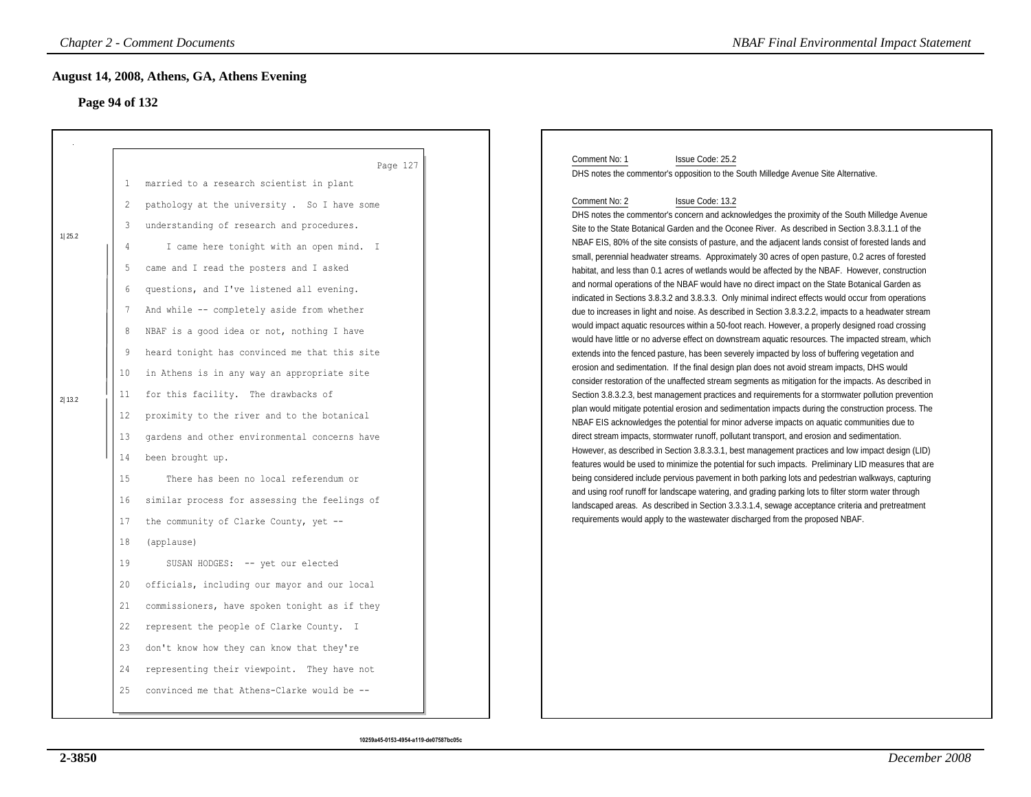## August 14, 2008, Athens, GA, Athens Evening

### Page 94 of 132

Page 127

1 married to a research scientist in plant
2 pathology at the university . So I have some
3 understanding of research and procedures.
4 I came here tonight with an open mind. I
5 came and I read the posters and I asked
6 questions, and I've listened all evening.
7 And while -- completely aside from whether
8 NBAF is a good idea or not, nothing I have
9 heard tonight has convinced me that this site
10 in Athens is in any way an appropriate site
11 for this facility. The drawbacks of
12 proximity to the river and to the botanical
13 gardens and other environmental concerns have
14 been brought up.
15 There has been no local referendum or
16 similar process for assessing the feelings of
17 the community of Clarke County, yet --
18 (applause)
19 SUSAN HODGES: -- yet our elected
20 officials, including our mayor and our local
21 commissioners, have spoken tonight as if they
22 represent the people of Clarke County. I
23 don't know how they can know that they're
24 representing their viewpoint. They have not
25 convinced me that Athens-Clarke would be --

1| 25.2

2| 13.2

Comment No: 1 Issue Code: 25.2

DHS notes the commentor's opposition to the South Milledge Avenue Site Alternative.

Comment No: 2 Issue Code: 13.2

DHS notes the commentor's concern and acknowledges the proximity of the South Milledge Avenue Site to the State Botanical Garden and the Oconee River. As described in Section 3.8.3.1.1 of the NBAF EIS, 80% of the site consists of pasture, and the adjacent lands consist of forested lands and small, perennial headwater streams. Approximately 30 acres of open pasture, 0.2 acres of forested habitat, and less than 0.1 acres of wetlands would be affected by the NBAF. However, construction and normal operations of the NBAF would have no direct impact on the State Botanical Garden as indicated in Sections 3.8.3.2 and 3.8.3.3. Only minimal indirect effects would occur from operations due to increases in light and noise. As described in Section 3.8.3.2.2, impacts to a headwater stream would impact aquatic resources within a 50-foot reach. However, a properly designed road crossing would have little or no adverse effect on downstream aquatic resources. The impacted stream, which extends into the fenced pasture, has been severely impacted by loss of buffering vegetation and erosion and sedimentation. If the final design plan does not avoid stream impacts, DHS would consider restoration of the unaffected stream segments as mitigation for the impacts. As described in Section 3.8.3.2.3, best management practices and requirements for a stormwater pollution prevention plan would mitigate potential erosion and sedimentation impacts during the construction process. The NBAF EIS acknowledges the potential for minor adverse impacts on aquatic communities due to direct stream impacts, stormwater runoff, pollutant transport, and erosion and sedimentation. However, as described in Section 3.8.3.3.1, best management practices and low impact design (LID) features would be used to minimize the potential for such impacts. Preliminary LID measures that are being considered include pervious pavement in both parking lots and pedestrian walkways, capturing and using roof runoff for landscape watering, and grading parking lots to filter storm water through landscaped areas. As described in Section 3.3.3.1.4, sewage acceptance criteria and pretreatment requirements would apply to the wastewater discharged from the proposed NBAF.

10259a45-0153-4954-a119-de07587bc05c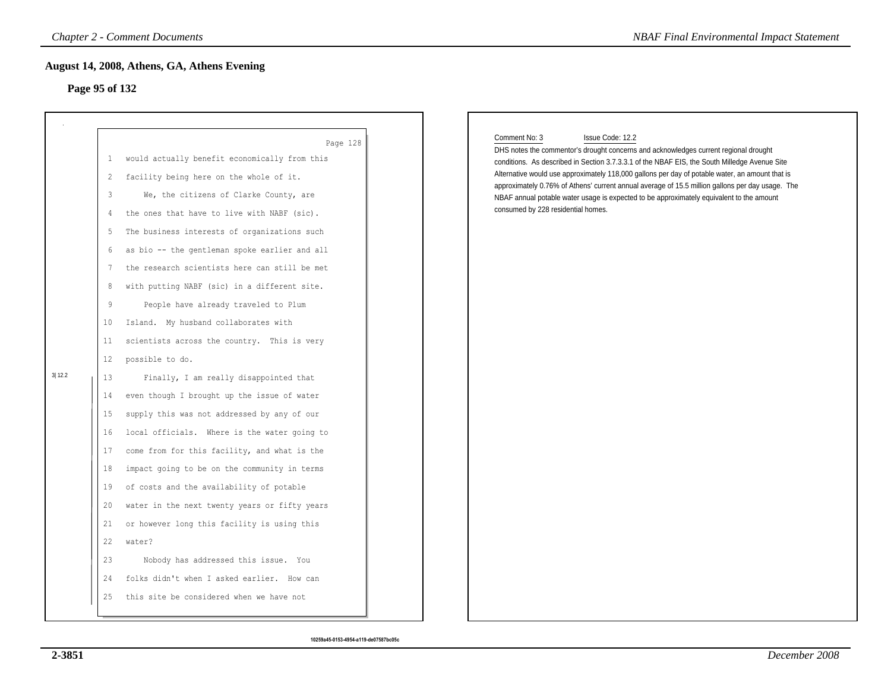## August 14, 2008, Athens, GA, Athens Evening

**Page 95 of 132**

Page 128

1 would actually benefit economically from this
2 facility being here on the whole of it.
3 We, the citizens of Clarke County, are
4 the ones that have to live with NABF (sic).
5 The business interests of organizations such
6 as bio -- the gentleman spoke earlier and all
7 the research scientists here can still be met
8 with putting NABF (sic) in a different site.
9 People have already traveled to Plum
10 Island. My husband collaborates with
11 scientists across the country. This is very
12 possible to do.

3|12.2

13 Finally, I am really disappointed that
14 even though I brought up the issue of water
15 supply this was not addressed by any of our
16 local officials. Where is the water going to
17 come from for this facility, and what is the
18 impact going to be on the community in terms
19 of costs and the availability of potable
20 water in the next twenty years or fifty years
21 or however long this facility is using this
22 water?
23 Nobody has addressed this issue. You
24 folks didn't when I asked earlier. How can
25 this site be considered when we have not

10259a45-0153-4954-a119-de07587bc05c

Comment No: 3 Issue Code: 12.2

DHS notes the commentor's drought concerns and acknowledges current regional drought conditions. As described in Section 3.7.3.3.1 of the NBAF EIS, the South Milledge Avenue Site Alternative would use approximately 118,000 gallons per day of potable water, an amount that is approximately 0.76% of Athens' current annual average of 15.5 million gallons per day usage. The NBAF annual potable water usage is expected to be approximately equivalent to the amount consumed by 228 residential homes.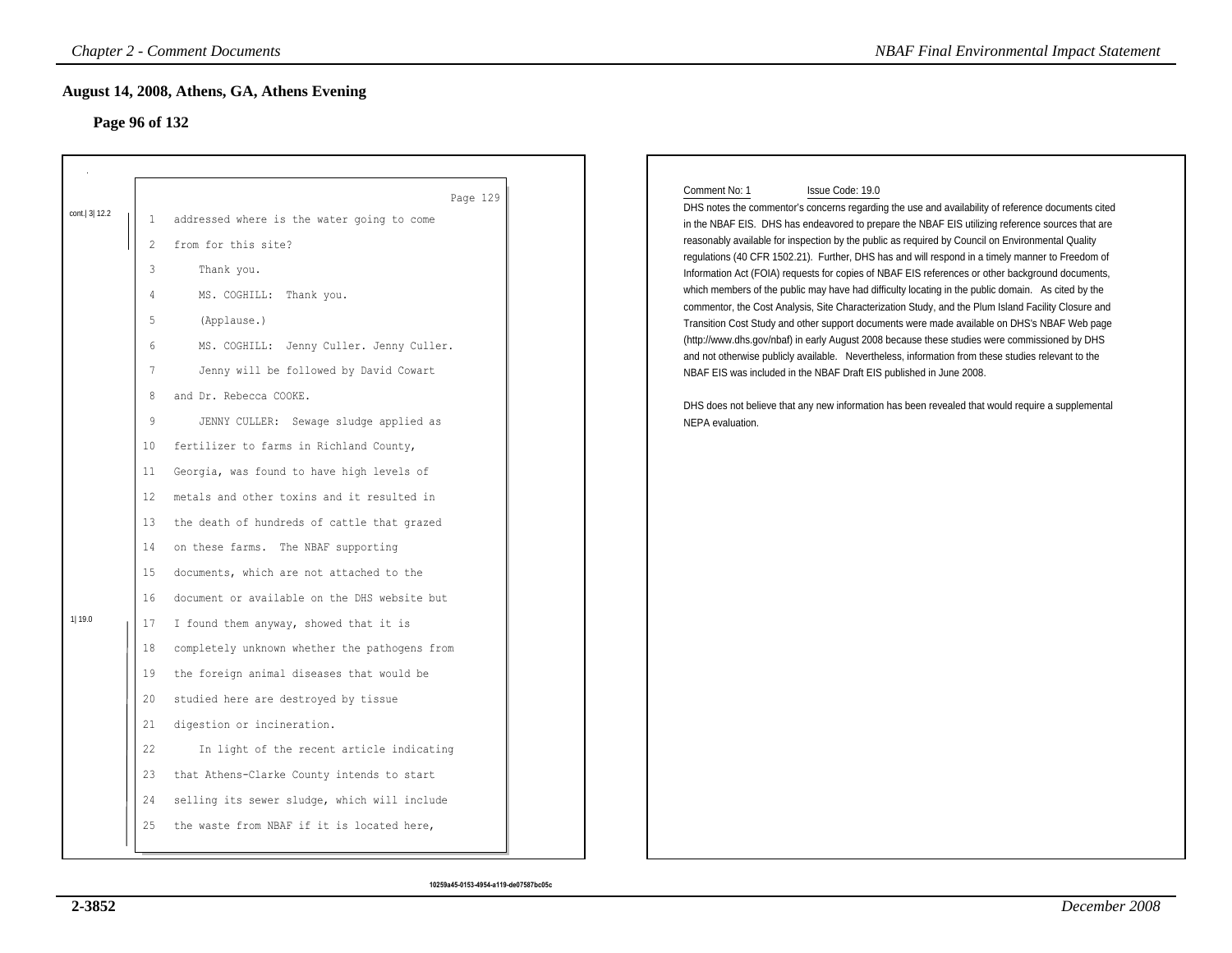## August 14, 2008, Athens, GA, Athens Evening

### Page 96 of 132

Page 129

cont.| 3| 12.2

1 addressed where is the water going to come

2 from for this site?

3 Thank you.

4 MS. COGHILL: Thank you.

5 (Applause.)

6 MS. COGHILL: Jenny Culler. Jenny Culler.

7 Jenny will be followed by David Cowart

8 and Dr. Rebecca COOKE.

9 JENNY CULLER: Sewage sludge applied as

10 fertilizer to farms in Richland County,

11 Georgia, was found to have high levels of

12 metals and other toxins and it resulted in

13 the death of hundreds of cattle that grazed

14 on these farms. The NBAF supporting

15 documents, which are not attached to the

16 document or available on the DHS website but

1| 19.0

17 I found them anyway, showed that it is

18 completely unknown whether the pathogens from

19 the foreign animal diseases that would be

20 studied here are destroyed by tissue

21 digestion or incineration.

22 In light of the recent article indicating

23 that Athens-Clarke County intends to start

24 selling its sewer sludge, which will include

25 the waste from NBAF if it is located here,

10259a45-0153-4954-a119-de07587bc05c

Comment No: 1 Issue Code: 19.0

DHS notes the commentor's concerns regarding the use and availability of reference documents cited in the NBAF EIS. DHS has endeavored to prepare the NBAF EIS utilizing reference sources that are reasonably available for inspection by the public as required by Council on Environmental Quality regulations (40 CFR 1502.21). Further, DHS has and will respond in a timely manner to Freedom of Information Act (FOIA) requests for copies of NBAF EIS references or other background documents, which members of the public may have had difficulty locating in the public domain. As cited by the commentor, the Cost Analysis, Site Characterization Study, and the Plum Island Facility Closure and Transition Cost Study and other support documents were made available on DHS's NBAF Web page (http://www.dhs.gov/nbaf) in early August 2008 because these studies were commissioned by DHS and not otherwise publicly available. Nevertheless, information from these studies relevant to the NBAF EIS was included in the NBAF Draft EIS published in June 2008.

DHS does not believe that any new information has been revealed that would require a supplemental NEPA evaluation.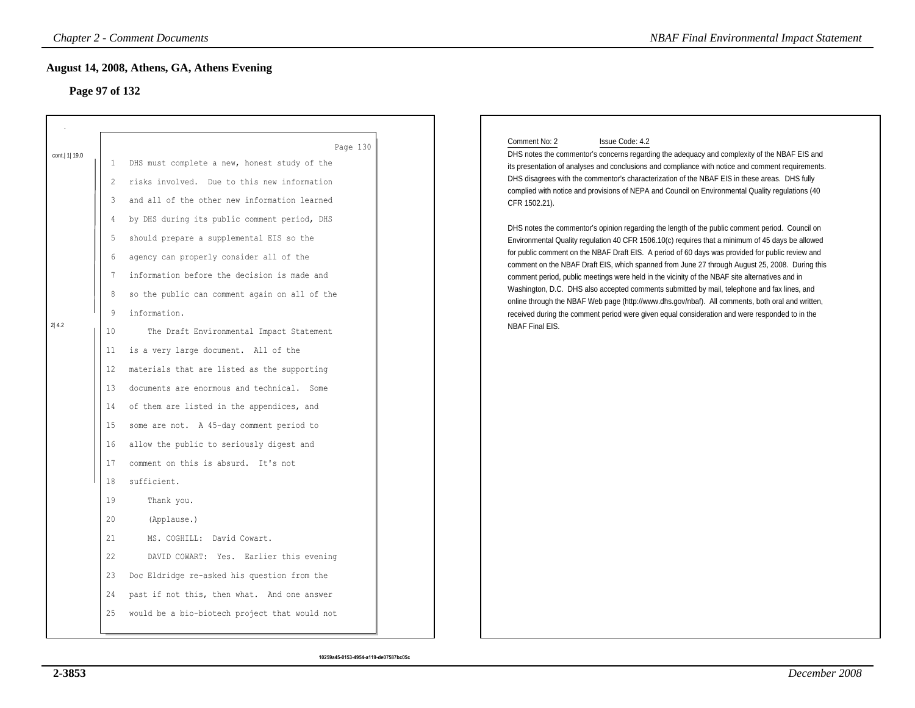## August 14, 2008, Athens, GA, Athens Evening

### Page 97 of 132

Page 130

cont.| 1| 19.0

1 DHS must complete a new, honest study of the
2 risks involved. Due to this new information
3 and all of the other new information learned
4 by DHS during its public comment period, DHS
5 should prepare a supplemental EIS so the
6 agency can properly consider all of the
7 information before the decision is made and
8 so the public can comment again on all of the
9 information.

2| 4.2

10 The Draft Environmental Impact Statement
11 is a very large document. All of the
12 materials that are listed as the supporting
13 documents are enormous and technical. Some
14 of them are listed in the appendices, and
15 some are not. A 45-day comment period to
16 allow the public to seriously digest and
17 comment on this is absurd. It's not
18 sufficient.
19 Thank you.
20 (Applause.)
21 MS. COGHILL: David Cowart.
22 DAVID COWART: Yes. Earlier this evening
23 Doc Eldridge re-asked his question from the
24 past if not this, then what. And one answer
25 would be a bio-biotech project that would not

Comment No: 2 Issue Code: 4.2

DHS notes the commentor's concerns regarding the adequacy and complexity of the NBAF EIS and its presentation of analyses and conclusions and compliance with notice and comment requirements. DHS disagrees with the commentor's characterization of the NBAF EIS in these areas. DHS fully complied with notice and provisions of NEPA and Council on Environmental Quality regulations (40 CFR 1502.21).

DHS notes the commentor's opinion regarding the length of the public comment period. Council on Environmental Quality regulation 40 CFR 1506.10(c) requires that a minimum of 45 days be allowed for public comment on the NBAF Draft EIS. A period of 60 days was provided for public review and comment on the NBAF Draft EIS, which spanned from June 27 through August 25, 2008. During this comment period, public meetings were held in the vicinity of the NBAF site alternatives and in Washington, D.C. DHS also accepted comments submitted by mail, telephone and fax lines, and online through the NBAF Web page (http://www.dhs.gov/nbaf). All comments, both oral and written, received during the comment period were given equal consideration and were responded to in the NBAF Final EIS.

10259a45-0153-4954-a119-de07587bc05c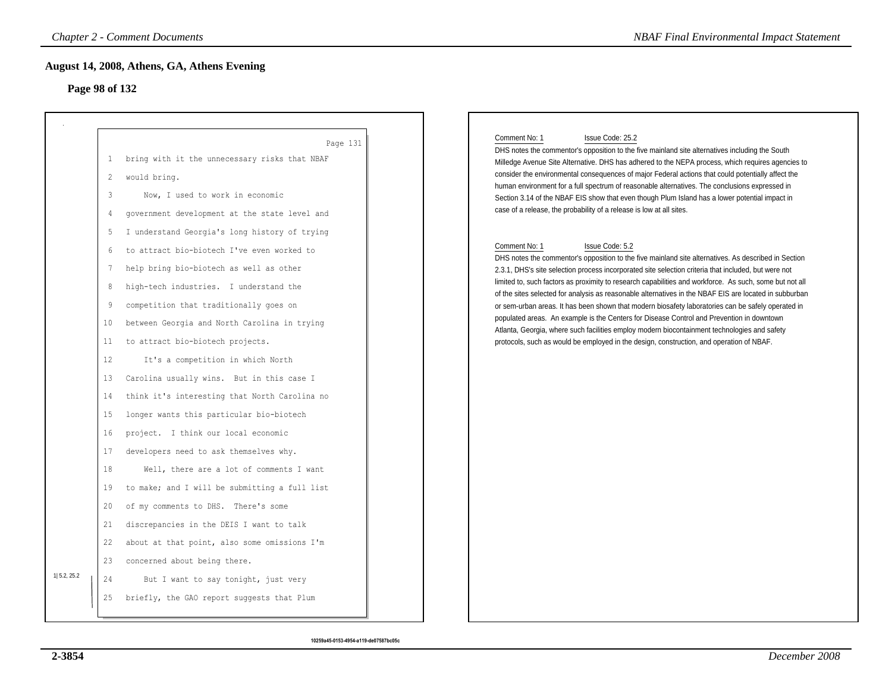## August 14, 2008, Athens, GA, Athens Evening

### Page 98 of 132

Page 131

1 bring with it the unnecessary risks that NBAF
2 would bring.
3 Now, I used to work in economic
4 government development at the state level and
5 I understand Georgia's long history of trying
6 to attract bio-biotech I've even worked to
7 help bring bio-biotech as well as other
8 high-tech industries. I understand the
9 competition that traditionally goes on
10 between Georgia and North Carolina in trying
11 to attract bio-biotech projects.
12 It's a competition in which North
13 Carolina usually wins. But in this case I
14 think it's interesting that North Carolina no
15 longer wants this particular bio-biotech
16 project. I think our local economic
17 developers need to ask themselves why.
18 Well, there are a lot of comments I want
19 to make; and I will be submitting a full list
20 of my comments to DHS. There's some
21 discrepancies in the DEIS I want to talk
22 about at that point, also some omissions I'm
23 concerned about being there.
24 But I want to say tonight, just very
25 briefly, the GAO report suggests that Plum

1| 5.2, 25.2

Comment No: 1 Issue Code: 25.2

DHS notes the commentor's opposition to the five mainland site alternatives including the South Milledge Avenue Site Alternative. DHS has adhered to the NEPA process, which requires agencies to consider the environmental consequences of major Federal actions that could potentially affect the human environment for a full spectrum of reasonable alternatives. The conclusions expressed in Section 3.14 of the NBAF EIS show that even though Plum Island has a lower potential impact in case of a release, the probability of a release is low at all sites.

Comment No: 1 Issue Code: 5.2

DHS notes the commentor's opposition to the five mainland site alternatives. As described in Section 2.3.1, DHS's site selection process incorporated site selection criteria that included, but were not limited to, such factors as proximity to research capabilities and workforce. As such, some but not all of the sites selected for analysis as reasonable alternatives in the NBAF EIS are located in subburban or sem-urban areas. It has been shown that modern biosafety laboratories can be safely operated in populated areas. An example is the Centers for Disease Control and Prevention in downtown Atlanta, Georgia, where such facilities employ modern biocontainment technologies and safety protocols, such as would be employed in the design, construction, and operation of NBAF.

10259a45-0153-4954-a119-de07587bc05c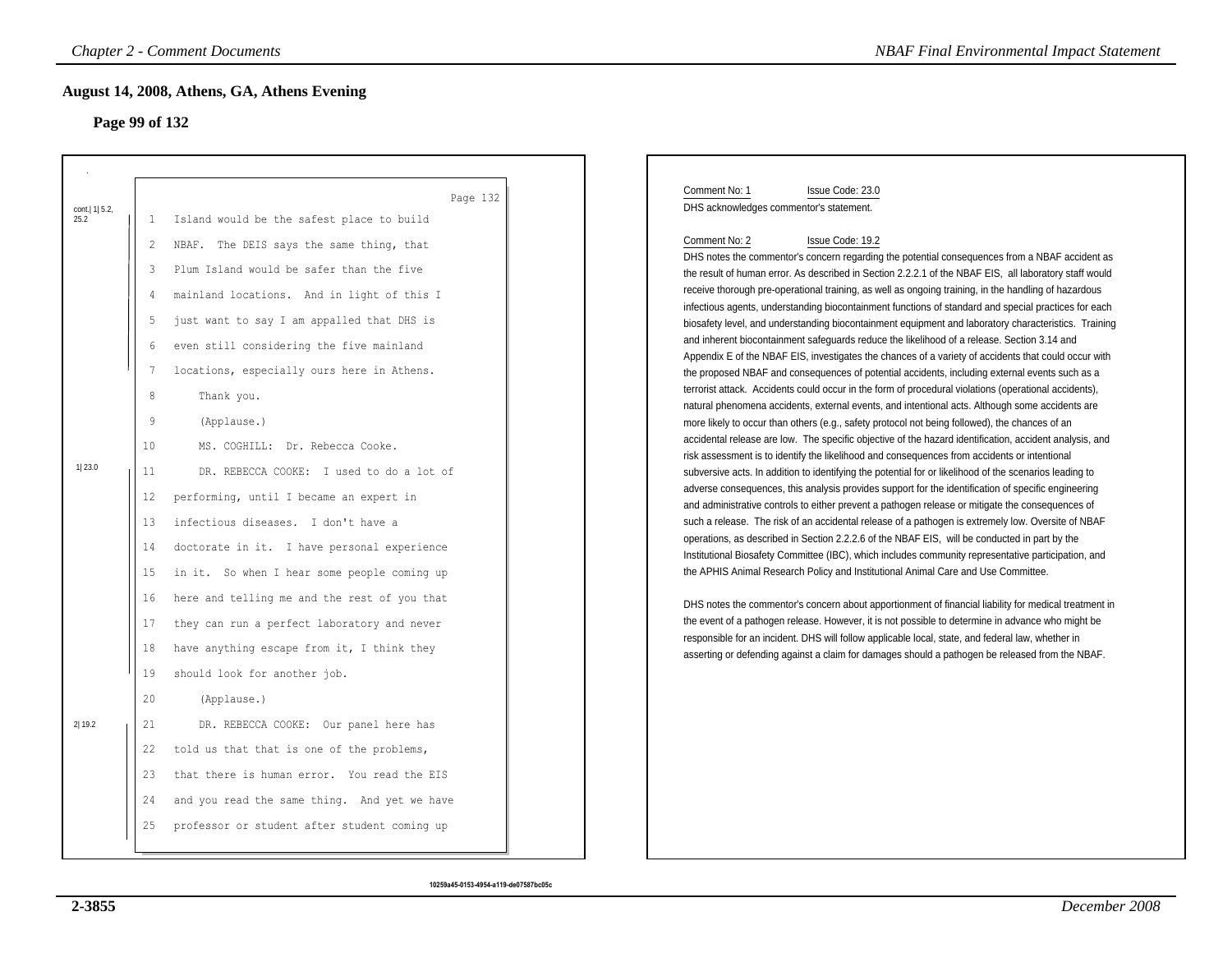## August 14, 2008, Athens, GA, Athens Evening

### Page 99 of 132

Page 132

cont.| 1| 5.2, 25.2

1 Island would be the safest place to build
2 NBAF. The DEIS says the same thing, that
3 Plum Island would be safer than the five
4 mainland locations. And in light of this I
5 just want to say I am appalled that DHS is
6 even still considering the five mainland
7 locations, especially ours here in Athens.
8 Thank you.
9 (Applause.)
10 MS. COGHILL: Dr. Rebecca Cooke.

1| 23.0

11 DR. REBECCA COOKE: I used to do a lot of
12 performing, until I became an expert in
13 infectious diseases. I don't have a
14 doctorate in it. I have personal experience
15 in it. So when I hear some people coming up
16 here and telling me and the rest of you that
17 they can run a perfect laboratory and never
18 have anything escape from it, I think they
19 should look for another job.
20 (Applause.)

2| 19.2

21 DR. REBECCA COOKE: Our panel here has
22 told us that that is one of the problems,
23 that there is human error. You read the EIS
24 and you read the same thing. And yet we have
25 professor or student after student coming up

Comment No: 1 Issue Code: 23.0

DHS acknowledges commentor's statement.

Comment No: 2 Issue Code: 19.2

DHS notes the commentor's concern regarding the potential consequences from a NBAF accident as the result of human error. As described in Section 2.2.2.1 of the NBAF EIS, all laboratory staff would receive thorough pre-operational training, as well as ongoing training, in the handling of hazardous infectious agents, understanding biocontainment functions of standard and special practices for each biosafety level, and understanding biocontainment equipment and laboratory characteristics. Training and inherent biocontainment safeguards reduce the likelihood of a release. Section 3.14 and Appendix E of the NBAF EIS, investigates the chances of a variety of accidents that could occur with the proposed NBAF and consequences of potential accidents, including external events such as a terrorist attack. Accidents could occur in the form of procedural violations (operational accidents), natural phenomena accidents, external events, and intentional acts. Although some accidents are more likely to occur than others (e.g., safety protocol not being followed), the chances of an accidental release are low. The specific objective of the hazard identification, accident analysis, and risk assessment is to identify the likelihood and consequences from accidents or intentional subversive acts. In addition to identifying the potential for or likelihood of the scenarios leading to adverse consequences, this analysis provides support for the identification of specific engineering and administrative controls to either prevent a pathogen release or mitigate the consequences of such a release. The risk of an accidental release of a pathogen is extremely low. Oversite of NBAF operations, as described in Section 2.2.2.6 of the NBAF EIS, will be conducted in part by the Institutional Biosafety Committee (IBC), which includes community representative participation, and the APHIS Animal Research Policy and Institutional Animal Care and Use Committee.

DHS notes the commentor's concern about apportionment of financial liability for medical treatment in the event of a pathogen release. However, it is not possible to determine in advance who might be responsible for an incident. DHS will follow applicable local, state, and federal law, whether in asserting or defending against a claim for damages should a pathogen be released from the NBAF.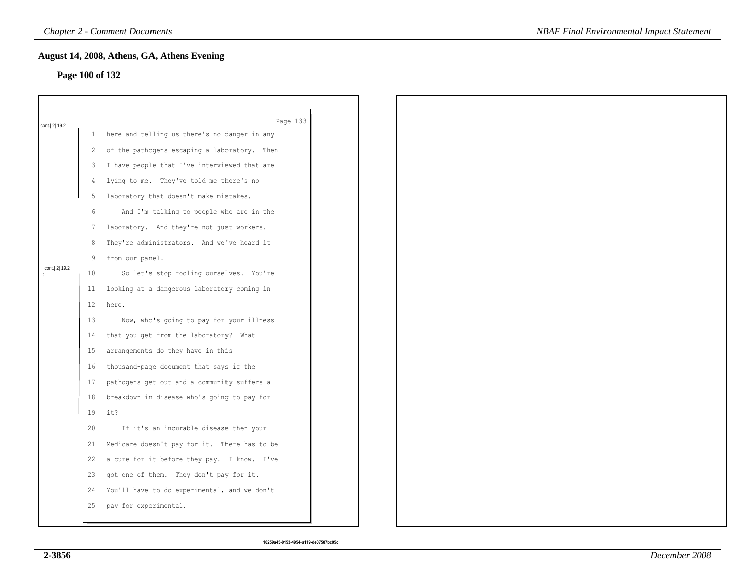## August 14, 2008, Athens, GA, Athens Evening

**Page 100 of 132**

cont.| 2| 19.2

Page 133

1 here and telling us there's no danger in any
2 of the pathogens escaping a laboratory. Then
3 I have people that I've interviewed that are
4 lying to me. They've told me there's no
5 laboratory that doesn't make mistakes.
6 And I'm talking to people who are in the
7 laboratory. And they're not just workers.
8 They're administrators. And we've heard it
9 from our panel.

cont.| 2| 19.2

10 So let's stop fooling ourselves. You're
11 looking at a dangerous laboratory coming in
12 here.
13 Now, who's going to pay for your illness
14 that you get from the laboratory? What
15 arrangements do they have in this
16 thousand-page document that says if the
17 pathogens get out and a community suffers a
18 breakdown in disease who's going to pay for
19 it?
20 If it's an incurable disease then your
21 Medicare doesn't pay for it. There has to be
22 a cure for it before they pay. I know. I've
23 got one of them. They don't pay for it.
24 You'll have to do experimental, and we don't
25 pay for experimental.

10259a45-0153-4954-a119-de07587bc05c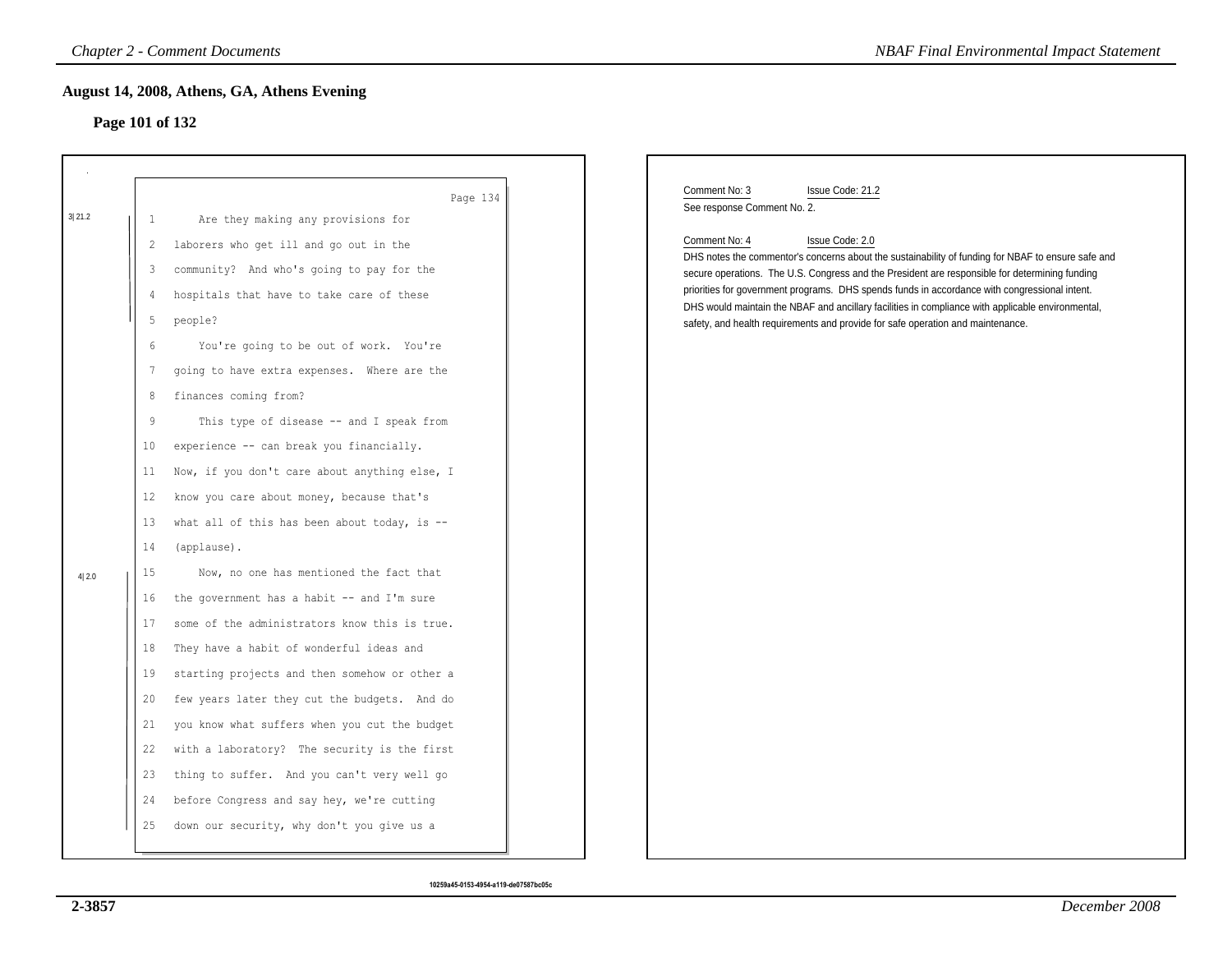## August 14, 2008, Athens, GA, Athens Evening

### Page 101 of 132

Page 134

3| 21.2

1 Are they making any provisions for
2 laborers who get ill and go out in the
3 community? And who's going to pay for the
4 hospitals that have to take care of these
5 people?
6 You're going to be out of work. You're
7 going to have extra expenses. Where are the
8 finances coming from?
9 This type of disease -- and I speak from
10 experience -- can break you financially.
11 Now, if you don't care about anything else, I
12 know you care about money, because that's
13 what all of this has been about today, is --
14 (applause).

4| 2.0

15 Now, no one has mentioned the fact that
16 the government has a habit -- and I'm sure
17 some of the administrators know this is true.
18 They have a habit of wonderful ideas and
19 starting projects and then somehow or other a
20 few years later they cut the budgets. And do
21 you know what suffers when you cut the budget
22 with a laboratory? The security is the first
23 thing to suffer. And you can't very well go
24 before Congress and say hey, we're cutting
25 down our security, why don't you give us a

10259a45-0153-4954-a119-de07587bc05c

Comment No: 3 Issue Code: 21.2

See response Comment No. 2.

Comment No: 4 Issue Code: 2.0

DHS notes the commentor's concerns about the sustainability of funding for NBAF to ensure safe and secure operations. The U.S. Congress and the President are responsible for determining funding priorities for government programs. DHS spends funds in accordance with congressional intent. DHS would maintain the NBAF and ancillary facilities in compliance with applicable environmental, safety, and health requirements and provide for safe operation and maintenance.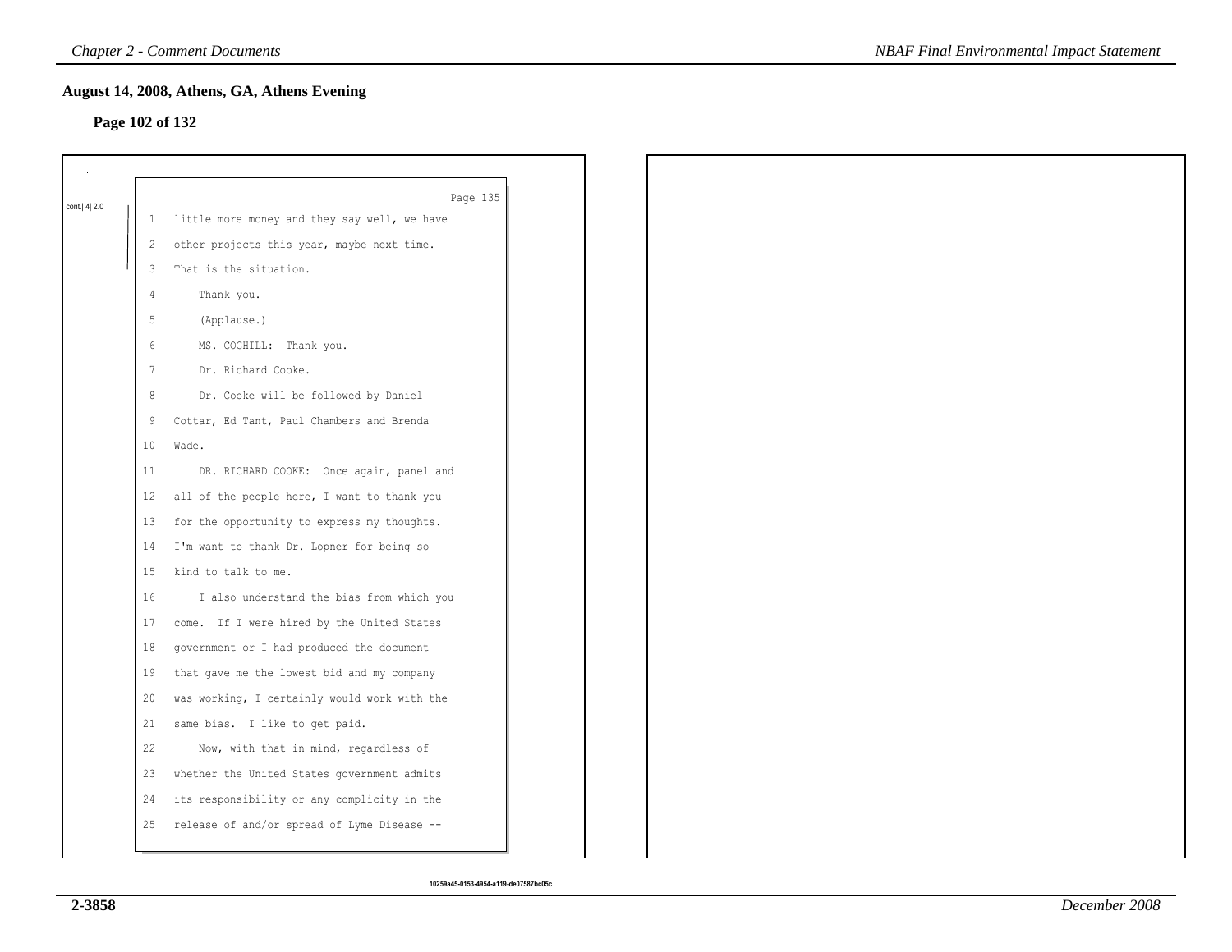## August 14, 2008, Athens, GA, Athens Evening

### Page 102 of 132

cont.| 4| 2.0

Page 135

1 little more money and they say well, we have
2 other projects this year, maybe next time.
3 That is the situation.
4 Thank you.
5 (Applause.)
6 MS. COGHILL: Thank you.
7 Dr. Richard Cooke.
8 Dr. Cooke will be followed by Daniel
9 Cottar, Ed Tant, Paul Chambers and Brenda
10 Wade.
11 DR. RICHARD COOKE: Once again, panel and
12 all of the people here, I want to thank you
13 for the opportunity to express my thoughts.
14 I'm want to thank Dr. Lopner for being so
15 kind to talk to me.
16 I also understand the bias from which you
17 come. If I were hired by the United States
18 government or I had produced the document
19 that gave me the lowest bid and my company
20 was working, I certainly would work with the
21 same bias. I like to get paid.
22 Now, with that in mind, regardless of
23 whether the United States government admits
24 its responsibility or any complicity in the
25 release of and/or spread of Lyme Disease --

10259a45-0153-4954-a119-de07587bc05c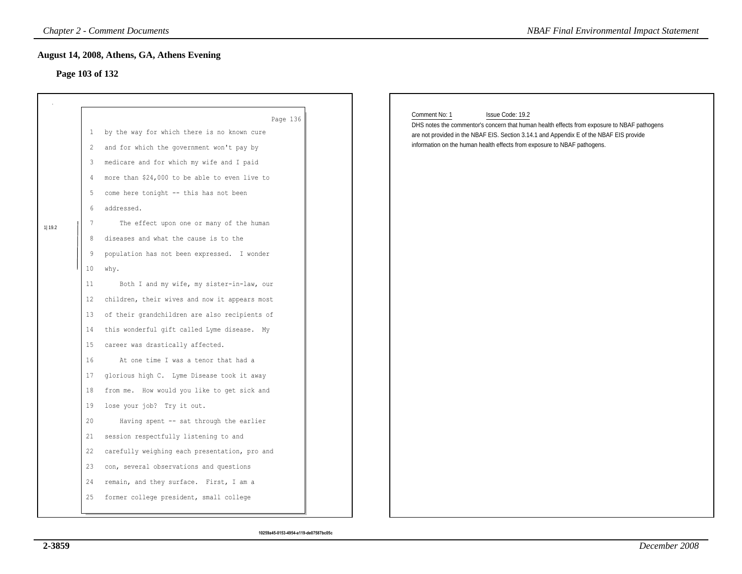## August 14, 2008, Athens, GA, Athens Evening

### Page 103 of 132

Page 136

1 by the way for which there is no known cure
2 and for which the government won't pay by
3 medicare and for which my wife and I paid
4 more than $24,000 to be able to even live to
5 come here tonight -- this has not been
6 addressed.
7 The effect upon one or many of the human
8 diseases and what the cause is to the
9 population has not been expressed. I wonder
10 why.
11 Both I and my wife, my sister-in-law, our
12 children, their wives and now it appears most
13 of their grandchildren are also recipients of
14 this wonderful gift called Lyme disease. My
15 career was drastically affected.
16 At one time I was a tenor that had a
17 glorious high C. Lyme Disease took it away
18 from me. How would you like to get sick and
19 lose your job? Try it out.
20 Having spent -- sat through the earlier
21 session respectfully listening to and
22 carefully weighing each presentation, pro and
23 con, several observations and questions
24 remain, and they surface. First, I am a
25 former college president, small college

1|19.2

Comment No: 1 Issue Code: 19.2

DHS notes the commentor's concern that human health effects from exposure to NBAF pathogens are not provided in the NBAF EIS. Section 3.14.1 and Appendix E of the NBAF EIS provide information on the human health effects from exposure to NBAF pathogens.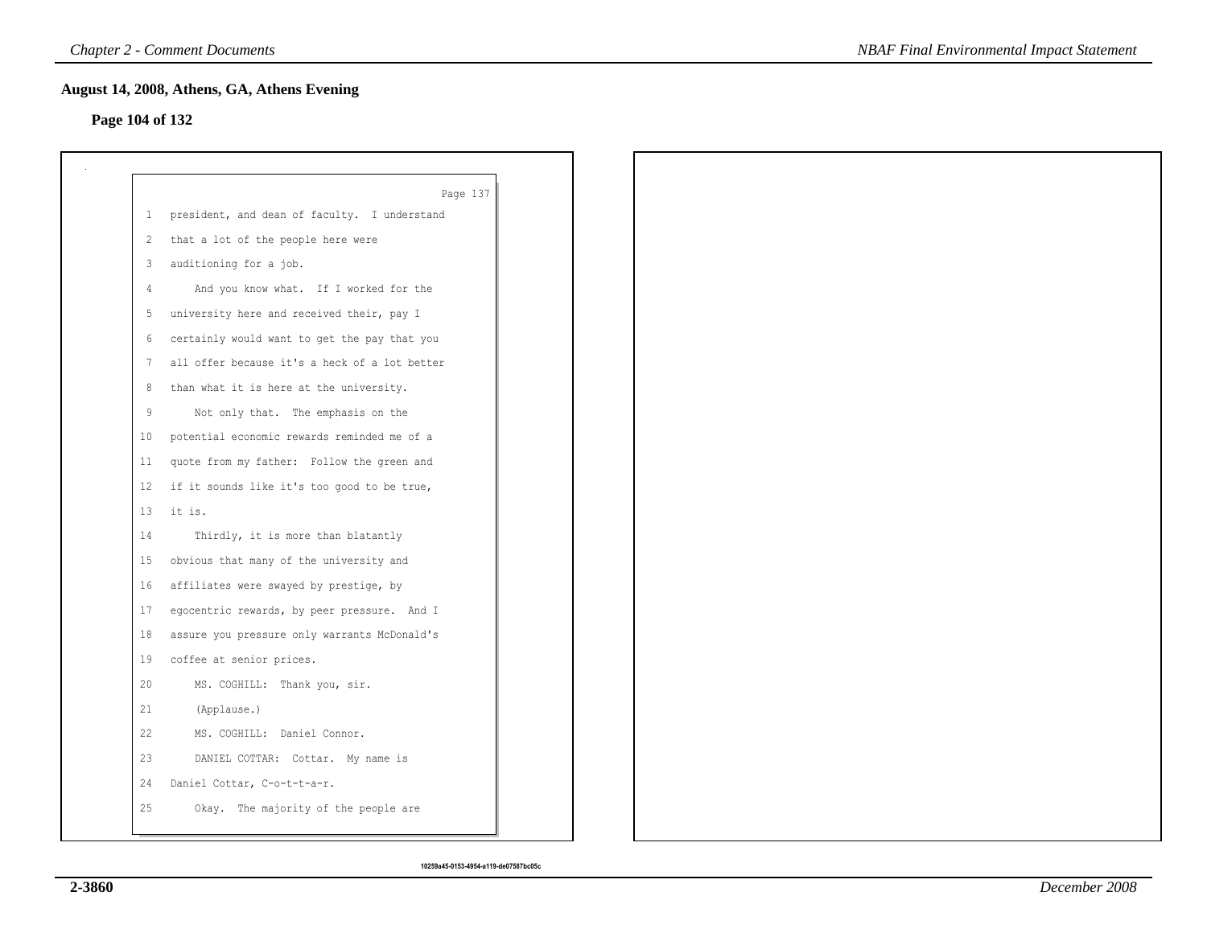## August 14, 2008, Athens, GA, Athens Evening

### Page 104 of 132

Page 137

1 president, and dean of faculty. I understand
2 that a lot of the people here were
3 auditioning for a job.
4 And you know what. If I worked for the
5 university here and received their, pay I
6 certainly would want to get the pay that you
7 all offer because it's a heck of a lot better
8 than what it is here at the university.
9 Not only that. The emphasis on the
10 potential economic rewards reminded me of a
11 quote from my father: Follow the green and
12 if it sounds like it's too good to be true,
13 it is.
14 Thirdly, it is more than blatantly
15 obvious that many of the university and
16 affiliates were swayed by prestige, by
17 egocentric rewards, by peer pressure. And I
18 assure you pressure only warrants McDonald's
19 coffee at senior prices.
20 MS. COGHILL: Thank you, sir.
21 (Applause.)
22 MS. COGHILL: Daniel Connor.
23 DANIEL COTTAR: Cottar. My name is
24 Daniel Cottar, C-o-t-t-a-r.
25 Okay. The majority of the people are

10259a45-0153-4954-a119-de07587bc05c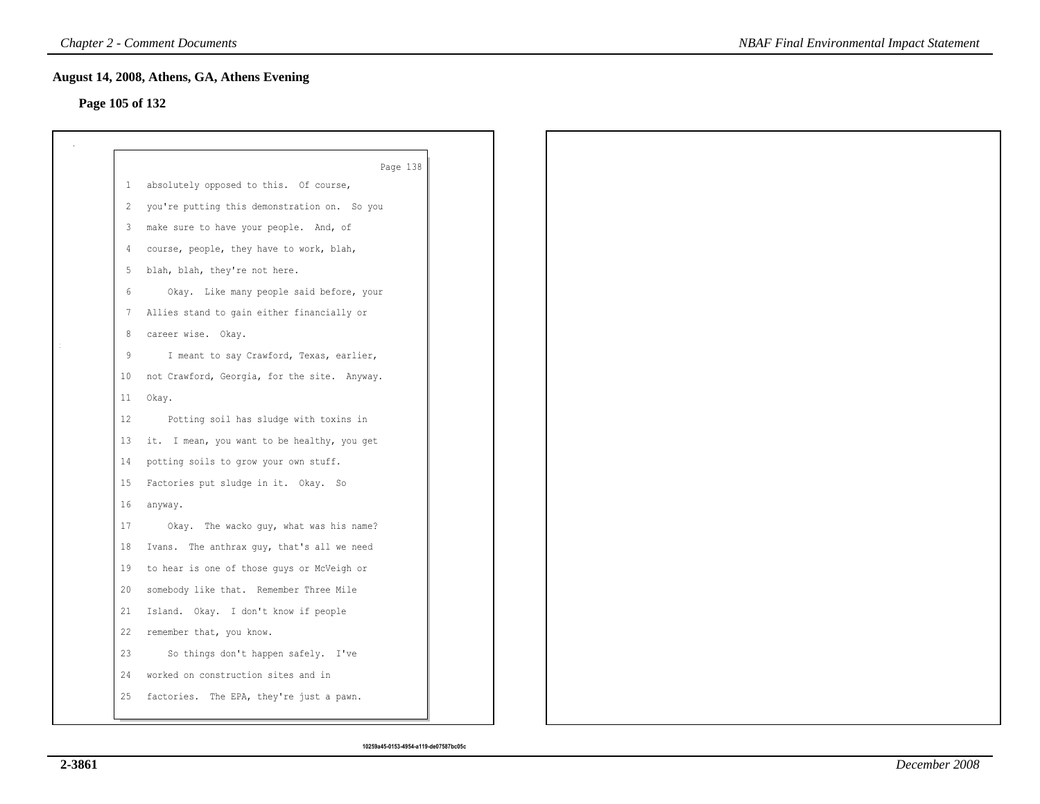## August 14, 2008, Athens, GA, Athens Evening

**Page 105 of 132**

Page 138

1 absolutely opposed to this. Of course,
2 you're putting this demonstration on. So you
3 make sure to have your people. And, of
4 course, people, they have to work, blah,
5 blah, blah, they're not here.
6 Okay. Like many people said before, your
7 Allies stand to gain either financially or
8 career wise. Okay.
9 I meant to say Crawford, Texas, earlier,
10 not Crawford, Georgia, for the site. Anyway.
11 Okay.
12 Potting soil has sludge with toxins in
13 it. I mean, you want to be healthy, you get
14 potting soils to grow your own stuff.
15 Factories put sludge in it. Okay. So
16 anyway.
17 Okay. The wacko guy, what was his name?
18 Ivans. The anthrax guy, that's all we need
19 to hear is one of those guys or McVeigh or
20 somebody like that. Remember Three Mile
21 Island. Okay. I don't know if people
22 remember that, you know.
23 So things don't happen safely. I've
24 worked on construction sites and in
25 factories. The EPA, they're just a pawn.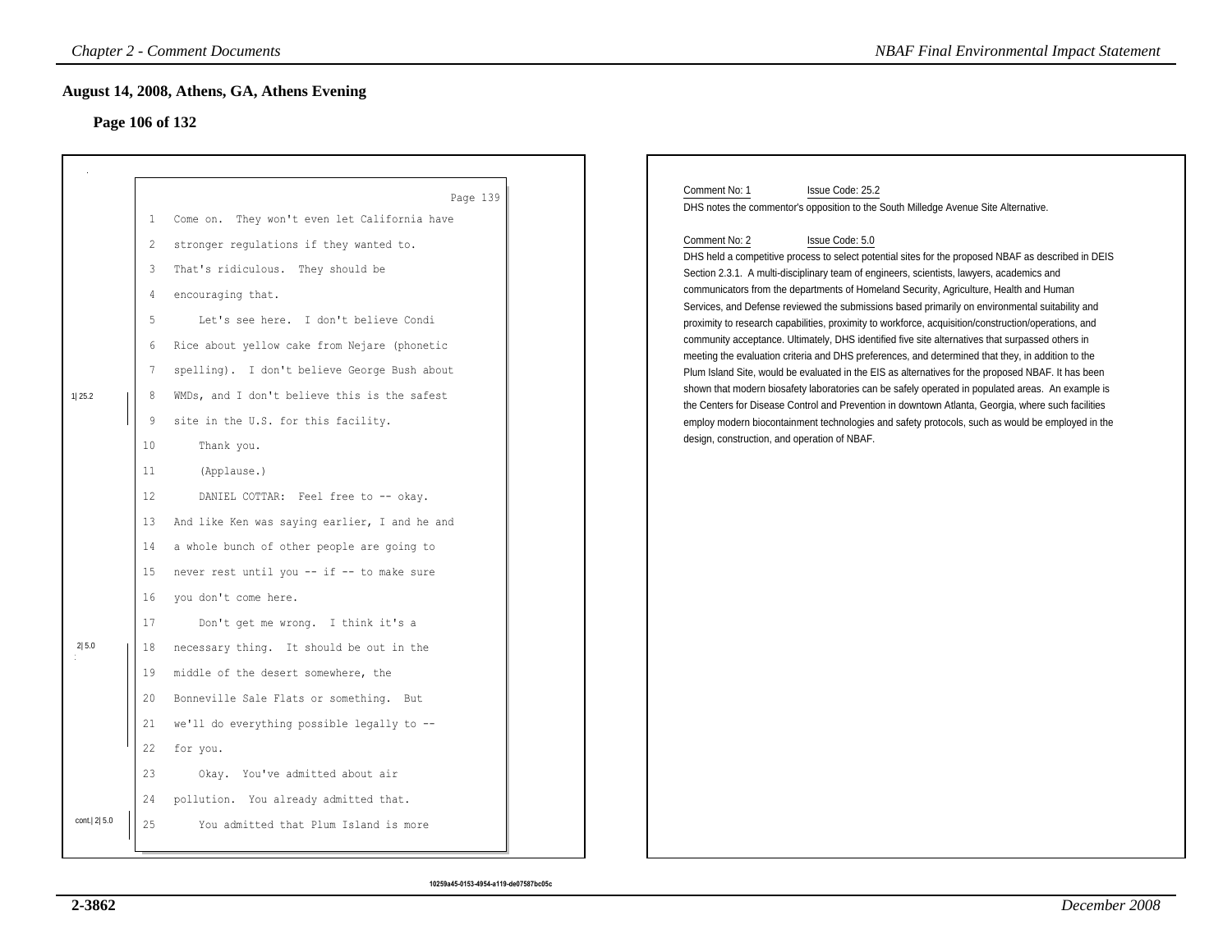## August 14, 2008, Athens, GA, Athens Evening

### Page 106 of 132

Page 139

```
1   Come on.  They won't even let California have
2   stronger regulations if they wanted to.
3   That's ridiculous.  They should be
4   encouraging that.
5       Let's see here.  I don't believe Condi
6   Rice about yellow cake from Nejare (phonetic
7   spelling).  I don't believe George Bush about
8   WMDs, and I don't believe this is the safest      [1|25.2]
9   site in the U.S. for this facility.
10      Thank you.
11      (Applause.)
12      DANIEL COTTAR:  Feel free to -- okay.
13  And like Ken was saying earlier, I and he and
14  a whole bunch of other people are going to
15  never rest until you -- if -- to make sure
16  you don't come here.
17      Don't get me wrong.  I think it's a
18  necessary thing.  It should be out in the         [2|5.0]
19  middle of the desert somewhere, the
20  Bonneville Sale Flats or something.  But
21  we'll do everything possible legally to --
22  for you.
23      Okay.  You've admitted about air
24  pollution.  You already admitted that.
25      You admitted that Plum Island is more         [cont.|2|5.0]
```

Comment No: 1 Issue Code: 25.2

DHS notes the commentor's opposition to the South Milledge Avenue Site Alternative.

Comment No: 2 Issue Code: 5.0

DHS held a competitive process to select potential sites for the proposed NBAF as described in DEIS Section 2.3.1. A multi-disciplinary team of engineers, scientists, lawyers, academics and communicators from the departments of Homeland Security, Agriculture, Health and Human Services, and Defense reviewed the submissions based primarily on environmental suitability and proximity to research capabilities, proximity to workforce, acquisition/construction/operations, and community acceptance. Ultimately, DHS identified five site alternatives that surpassed others in meeting the evaluation criteria and DHS preferences, and determined that they, in addition to the Plum Island Site, would be evaluated in the EIS as alternatives for the proposed NBAF. It has been shown that modern biosafety laboratories can be safely operated in populated areas. An example is the Centers for Disease Control and Prevention in downtown Atlanta, Georgia, where such facilities employ modern biocontainment technologies and safety protocols, such as would be employed in the design, construction, and operation of NBAF.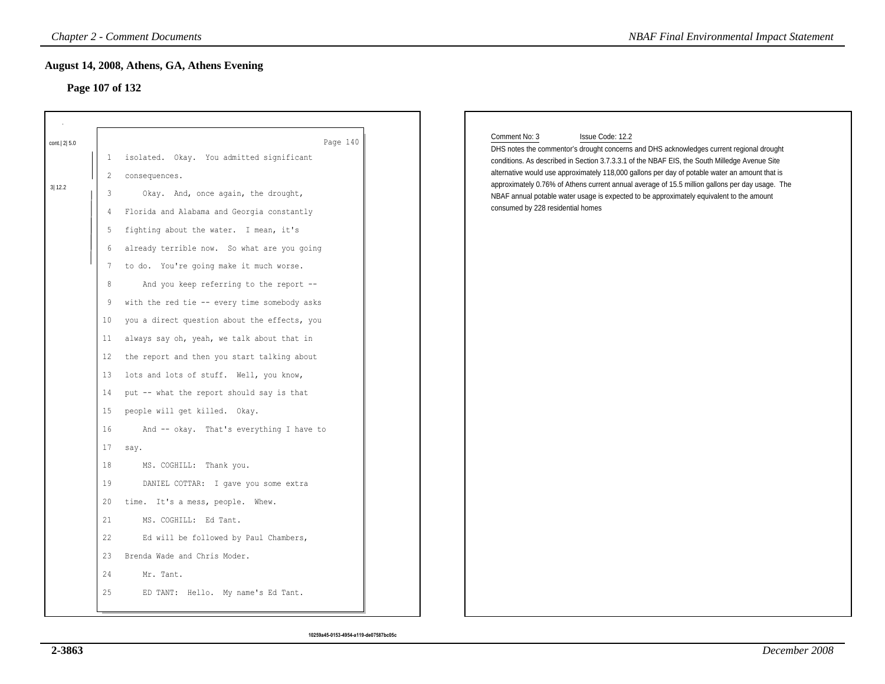## August 14, 2008, Athens, GA, Athens Evening

### Page 107 of 132

Page 140

cont.| 2| 5.0

1 isolated. Okay. You admitted significant
2 consequences.

3| 12.2

3 Okay. And, once again, the drought,
4 Florida and Alabama and Georgia constantly
5 fighting about the water. I mean, it's
6 already terrible now. So what are you going
7 to do. You're going make it much worse.
8 And you keep referring to the report --
9 with the red tie -- every time somebody asks
10 you a direct question about the effects, you
11 always say oh, yeah, we talk about that in
12 the report and then you start talking about
13 lots and lots of stuff. Well, you know,
14 put -- what the report should say is that
15 people will get killed. Okay.
16 And -- okay. That's everything I have to
17 say.
18 MS. COGHILL: Thank you.
19 DANIEL COTTAR: I gave you some extra
20 time. It's a mess, people. Whew.
21 MS. COGHILL: Ed Tant.
22 Ed will be followed by Paul Chambers,
23 Brenda Wade and Chris Moder.
24 Mr. Tant.
25 ED TANT: Hello. My name's Ed Tant.

10259a45-0153-4954-a119-de07587bc05c

Comment No: 3 Issue Code: 12.2

DHS notes the commentor's drought concerns and DHS acknowledges current regional drought conditions. As described in Section 3.7.3.3.1 of the NBAF EIS, the South Milledge Avenue Site alternative would use approximately 118,000 gallons per day of potable water an amount that is approximately 0.76% of Athens current annual average of 15.5 million gallons per day usage. The NBAF annual potable water usage is expected to be approximately equivalent to the amount consumed by 228 residential homes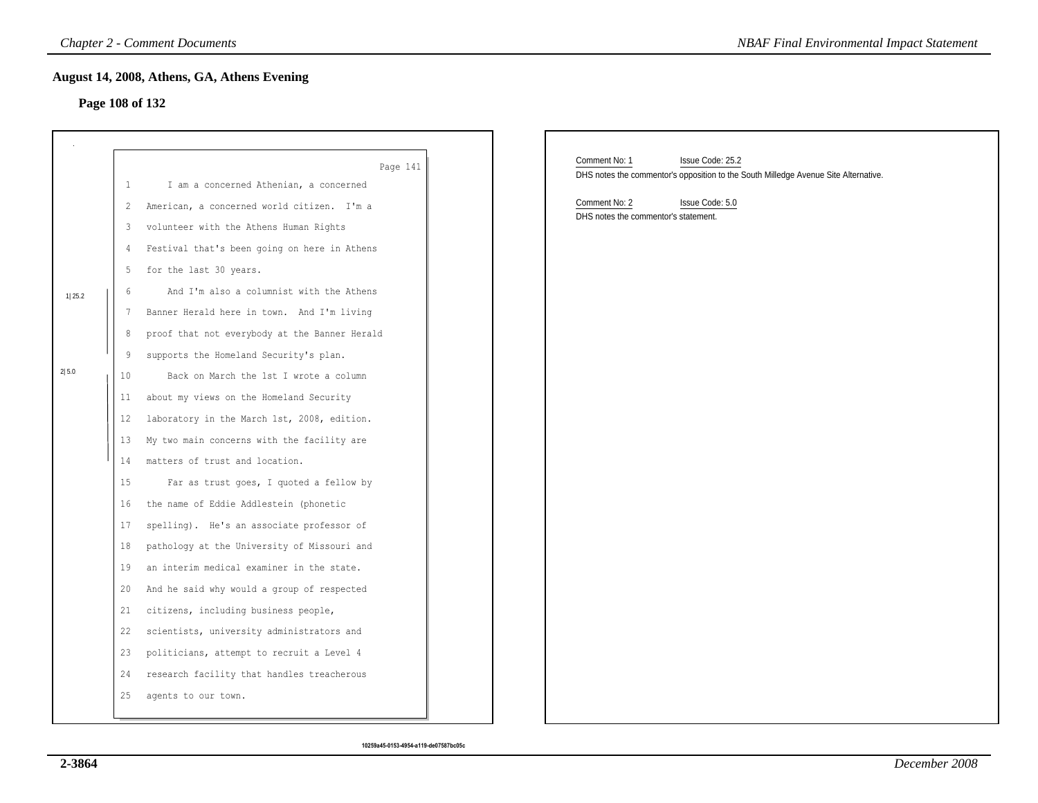## August 14, 2008, Athens, GA, Athens Evening

### Page 108 of 132

Page 141

1 I am a concerned Athenian, a concerned
2 American, a concerned world citizen. I'm a
3 volunteer with the Athens Human Rights
4 Festival that's been going on here in Athens
5 for the last 30 years.

1| 25.2

6 And I'm also a columnist with the Athens
7 Banner Herald here in town. And I'm living
8 proof that not everybody at the Banner Herald
9 supports the Homeland Security's plan.

2| 5.0

10 Back on March the 1st I wrote a column
11 about my views on the Homeland Security
12 laboratory in the March 1st, 2008, edition.
13 My two main concerns with the facility are
14 matters of trust and location.
15 Far as trust goes, I quoted a fellow by
16 the name of Eddie Addlestein (phonetic
17 spelling). He's an associate professor of
18 pathology at the University of Missouri and
19 an interim medical examiner in the state.
20 And he said why would a group of respected
21 citizens, including business people,
22 scientists, university administrators and
23 politicians, attempt to recruit a Level 4
24 research facility that handles treacherous
25 agents to our town.

Comment No: 1 Issue Code: 25.2
DHS notes the commentor's opposition to the South Milledge Avenue Site Alternative.

Comment No: 2 Issue Code: 5.0
DHS notes the commentor's statement.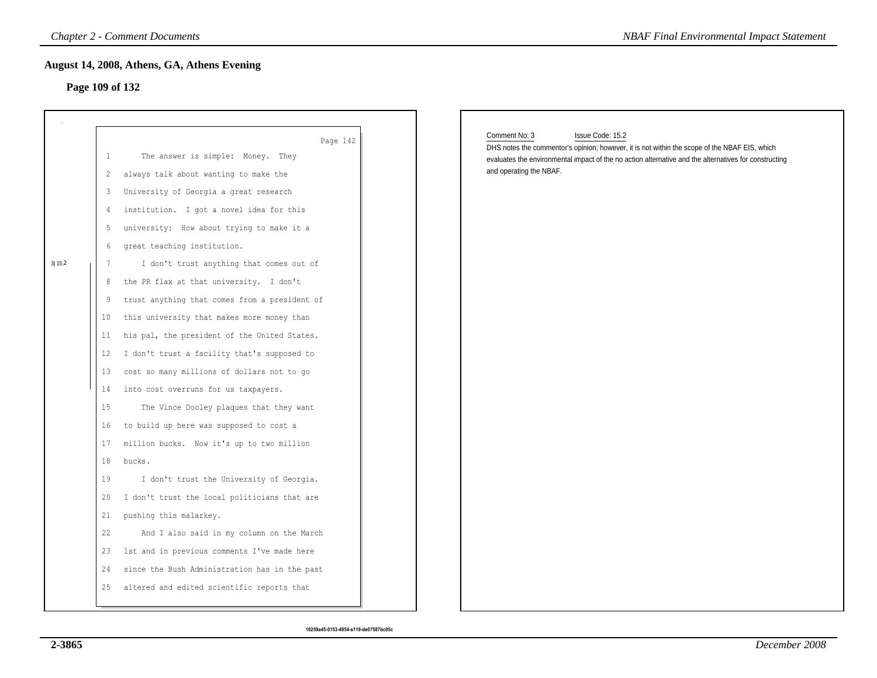## August 14, 2008, Athens, GA, Athens Evening

### Page 109 of 132

Page 142

1 The answer is simple: Money. They
2 always talk about wanting to make the
3 University of Georgia a great research
4 institution. I got a novel idea for this
5 university: How about trying to make it a
6 great teaching institution.
7 I don't trust anything that comes out of
8 the PR flax at that university. I don't
9 trust anything that comes from a president of
10 this university that makes more money than
11 his pal, the president of the United States.
12 I don't trust a facility that's supposed to
13 cost so many millions of dollars not to go
14 into cost overruns for us taxpayers.
15 The Vince Dooley plaques that they want
16 to build up here was supposed to cost a
17 million bucks. Now it's up to two million
18 bucks.
19 I don't trust the University of Georgia.
20 I don't trust the local politicians that are
21 pushing this malarkey.
22 And I also said in my column on the March
23 1st and in previous comments I've made here
24 since the Bush Administration has in the past
25 altered and edited scientific reports that

3|15.2

Comment No: 3 Issue Code: 15.2

DHS notes the commentor's opinion; however, it is not within the scope of the NBAF EIS, which evaluates the environmental impact of the no action alternative and the alternatives for constructing and operating the NBAF.

10259a45-0153-4954-a119-de07587bc05c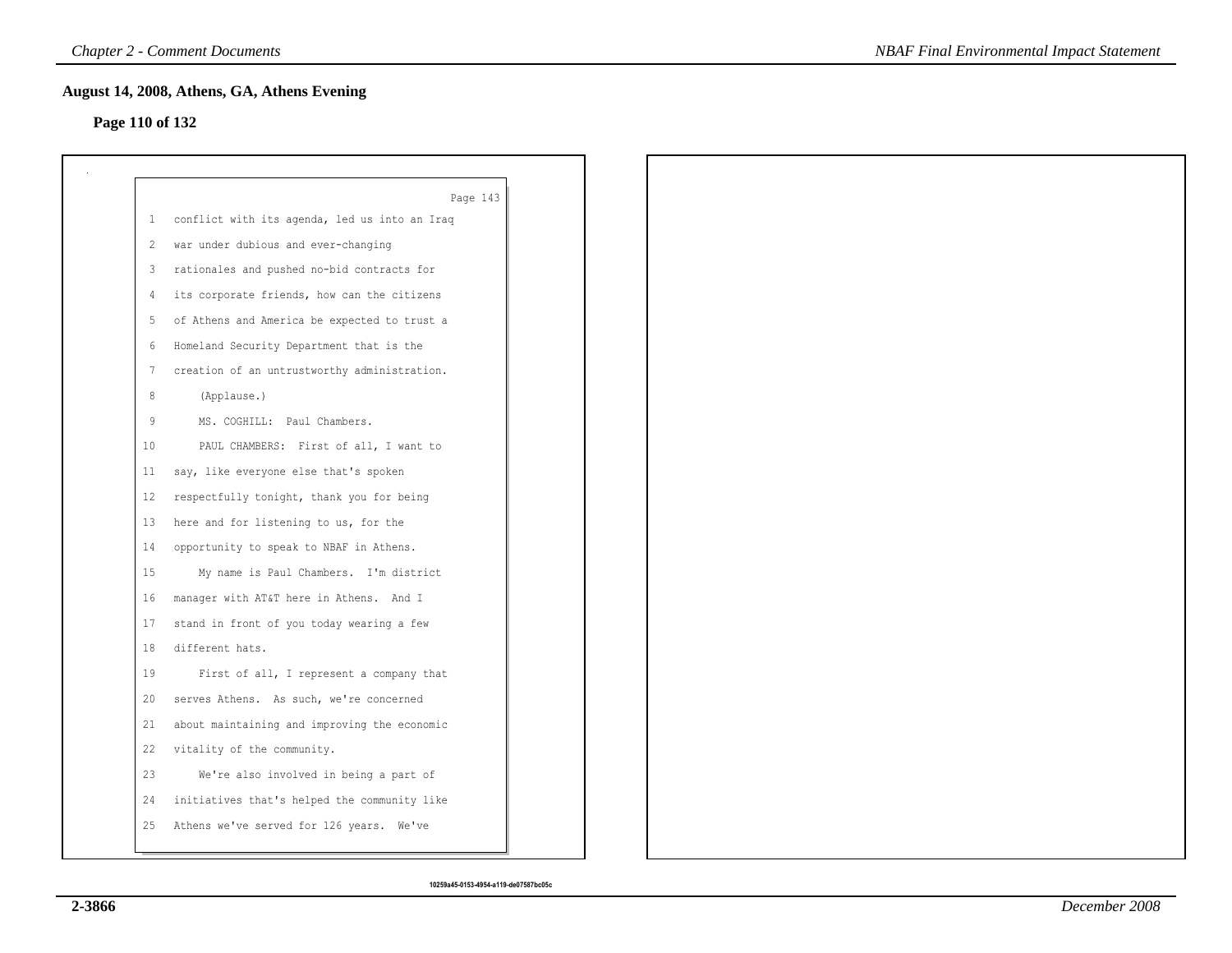## August 14, 2008, Athens, GA, Athens Evening

**Page 110 of 132**

Page 143

1 conflict with its agenda, led us into an Iraq
2 war under dubious and ever-changing
3 rationales and pushed no-bid contracts for
4 its corporate friends, how can the citizens
5 of Athens and America be expected to trust a
6 Homeland Security Department that is the
7 creation of an untrustworthy administration.
8 (Applause.)
9 MS. COGHILL: Paul Chambers.
10 PAUL CHAMBERS: First of all, I want to
11 say, like everyone else that's spoken
12 respectfully tonight, thank you for being
13 here and for listening to us, for the
14 opportunity to speak to NBAF in Athens.
15 My name is Paul Chambers. I'm district
16 manager with AT&T here in Athens. And I
17 stand in front of you today wearing a few
18 different hats.
19 First of all, I represent a company that
20 serves Athens. As such, we're concerned
21 about maintaining and improving the economic
22 vitality of the community.
23 We're also involved in being a part of
24 initiatives that's helped the community like
25 Athens we've served for 126 years. We've

10259a45-0153-4954-a119-de07587bc05c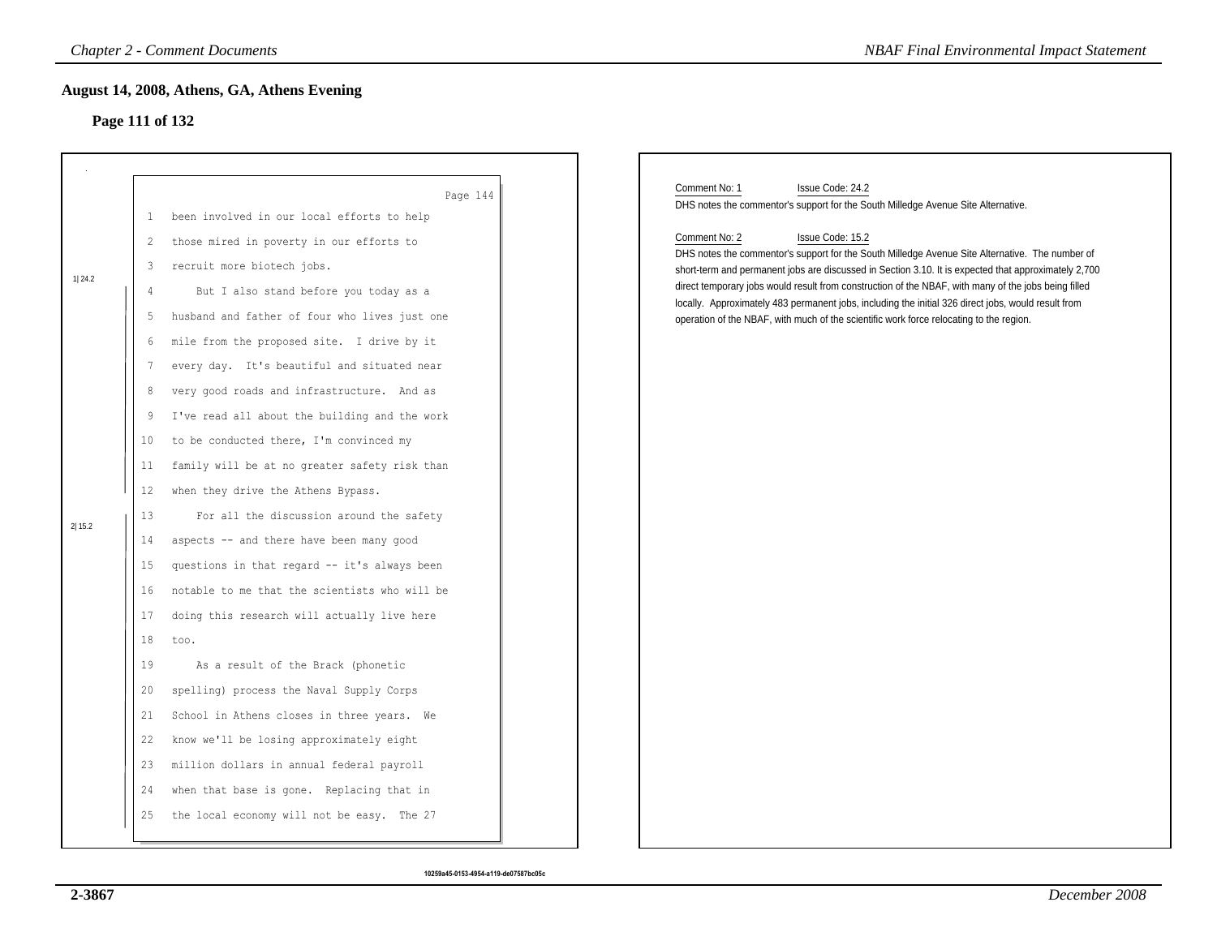## August 14, 2008, Athens, GA, Athens Evening

### Page 111 of 132

Page 144

```
 1   been involved in our local efforts to help
 2   those mired in poverty in our efforts to
 3   recruit more biotech jobs.
 4       But I also stand before you today as a
 5   husband and father of four who lives just one
 6   mile from the proposed site.  I drive by it
 7   every day.  It's beautiful and situated near
 8   very good roads and infrastructure.  And as
 9   I've read all about the building and the work
10   to be conducted there, I'm convinced my
11   family will be at no greater safety risk than
12   when they drive the Athens Bypass.
13       For all the discussion around the safety
14   aspects -- and there have been many good
15   questions in that regard -- it's always been
16   notable to me that the scientists who will be
17   doing this research will actually live here
18   too.
19       As a result of the Brack (phonetic
20   spelling) process the Naval Supply Corps
21   School in Athens closes in three years.  We
22   know we'll be losing approximately eight
23   million dollars in annual federal payroll
24   when that base is gone.  Replacing that in
25   the local economy will not be easy.  The 27
```

Margin markers: 1| 24.2 (lines 4–12); 2| 15.2 (lines 13–25)

Comment No: 1 Issue Code: 24.2

DHS notes the commentor's support for the South Milledge Avenue Site Alternative.

Comment No: 2 Issue Code: 15.2

DHS notes the commentor's support for the South Milledge Avenue Site Alternative. The number of short-term and permanent jobs are discussed in Section 3.10. It is expected that approximately 2,700 direct temporary jobs would result from construction of the NBAF, with many of the jobs being filled locally. Approximately 483 permanent jobs, including the initial 326 direct jobs, would result from operation of the NBAF, with much of the scientific work force relocating to the region.

10259a45-0153-4954-a119-de07587bc05c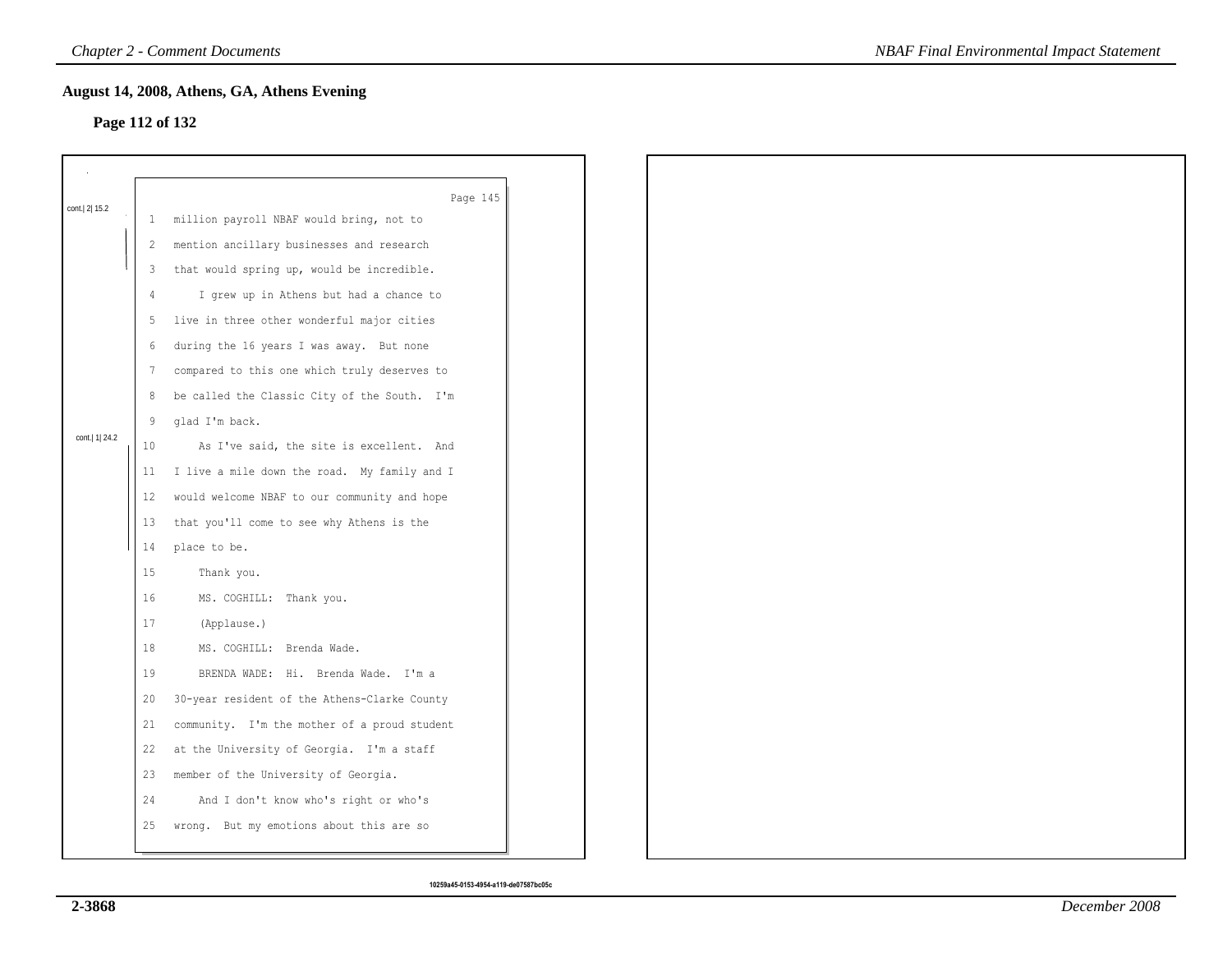## August 14, 2008, Athens, GA, Athens Evening

### Page 112 of 132

cont.| 2| 15.2

Page 145

1 million payroll NBAF would bring, not to
2 mention ancillary businesses and research
3 that would spring up, would be incredible.
4 I grew up in Athens but had a chance to
5 live in three other wonderful major cities
6 during the 16 years I was away. But none
7 compared to this one which truly deserves to
8 be called the Classic City of the South. I'm
9 glad I'm back.

cont.| 1| 24.2

10 As I've said, the site is excellent. And
11 I live a mile down the road. My family and I
12 would welcome NBAF to our community and hope
13 that you'll come to see why Athens is the
14 place to be.
15 Thank you.
16 MS. COGHILL: Thank you.
17 (Applause.)
18 MS. COGHILL: Brenda Wade.
19 BRENDA WADE: Hi. Brenda Wade. I'm a
20 30-year resident of the Athens-Clarke County
21 community. I'm the mother of a proud student
22 at the University of Georgia. I'm a staff
23 member of the University of Georgia.
24 And I don't know who's right or who's
25 wrong. But my emotions about this are so

10259a45-0153-4954-a119-de07587bc05c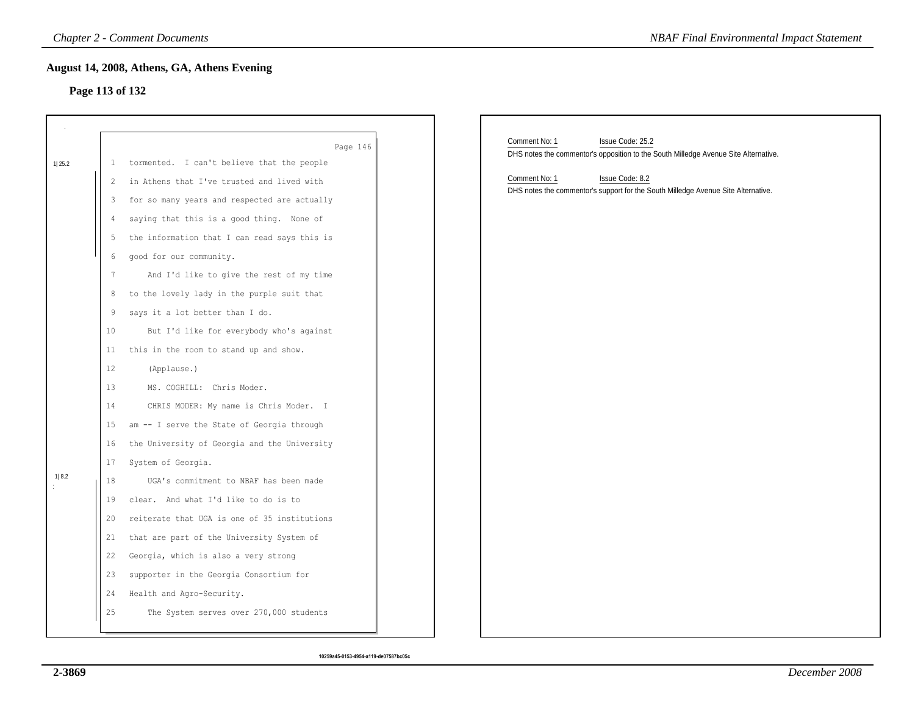## August 14, 2008, Athens, GA, Athens Evening

### Page 113 of 132

Page 146

1|25.2

1 tormented. I can't believe that the people
2 in Athens that I've trusted and lived with
3 for so many years and respected are actually
4 saying that this is a good thing. None of
5 the information that I can read says this is
6 good for our community.
7 And I'd like to give the rest of my time
8 to the lovely lady in the purple suit that
9 says it a lot better than I do.
10 But I'd like for everybody who's against
11 this in the room to stand up and show.
12 (Applause.)
13 MS. COGHILL: Chris Moder.
14 CHRIS MODER: My name is Chris Moder. I
15 am -- I serve the State of Georgia through
16 the University of Georgia and the University
17 System of Georgia.

1|8.2

18 UGA's commitment to NBAF has been made
19 clear. And what I'd like to do is to
20 reiterate that UGA is one of 35 institutions
21 that are part of the University System of
22 Georgia, which is also a very strong
23 supporter in the Georgia Consortium for
24 Health and Agro-Security.
25 The System serves over 270,000 students

Comment No: 1 Issue Code: 25.2
DHS notes the commentor's opposition to the South Milledge Avenue Site Alternative.

Comment No: 1 Issue Code: 8.2
DHS notes the commentor's support for the South Milledge Avenue Site Alternative.

10259a45-0153-4954-a119-de07587bc05c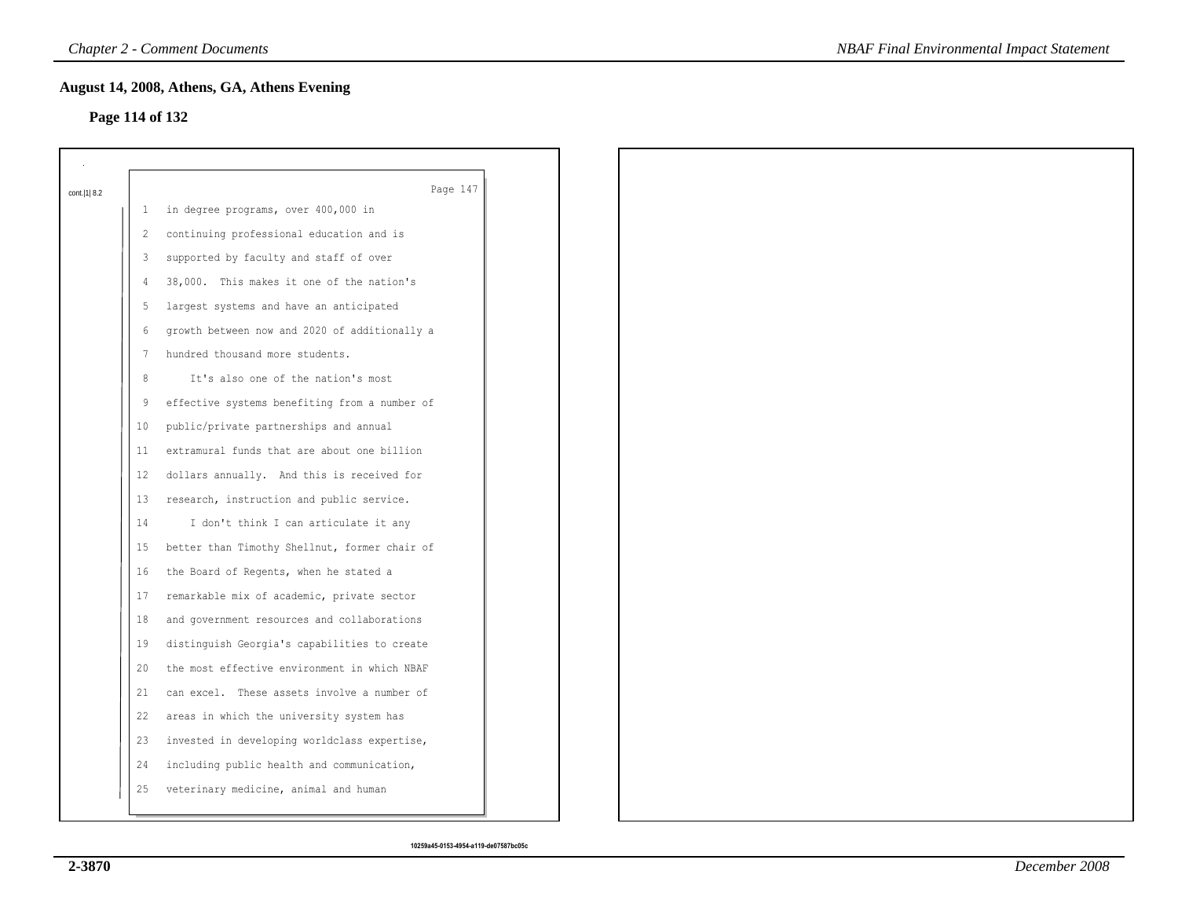## August 14, 2008, Athens, GA, Athens Evening

**Page 114 of 132**

cont.|1| 8.2

Page 147

1 in degree programs, over 400,000 in
2 continuing professional education and is
3 supported by faculty and staff of over
4 38,000. This makes it one of the nation's
5 largest systems and have an anticipated
6 growth between now and 2020 of additionally a
7 hundred thousand more students.
8 It's also one of the nation's most
9 effective systems benefiting from a number of
10 public/private partnerships and annual
11 extramural funds that are about one billion
12 dollars annually. And this is received for
13 research, instruction and public service.
14 I don't think I can articulate it any
15 better than Timothy Shellnut, former chair of
16 the Board of Regents, when he stated a
17 remarkable mix of academic, private sector
18 and government resources and collaborations
19 distinguish Georgia's capabilities to create
20 the most effective environment in which NBAF
21 can excel. These assets involve a number of
22 areas in which the university system has
23 invested in developing worldclass expertise,
24 including public health and communication,
25 veterinary medicine, animal and human

10259a45-0153-4954-a119-de07587bc05c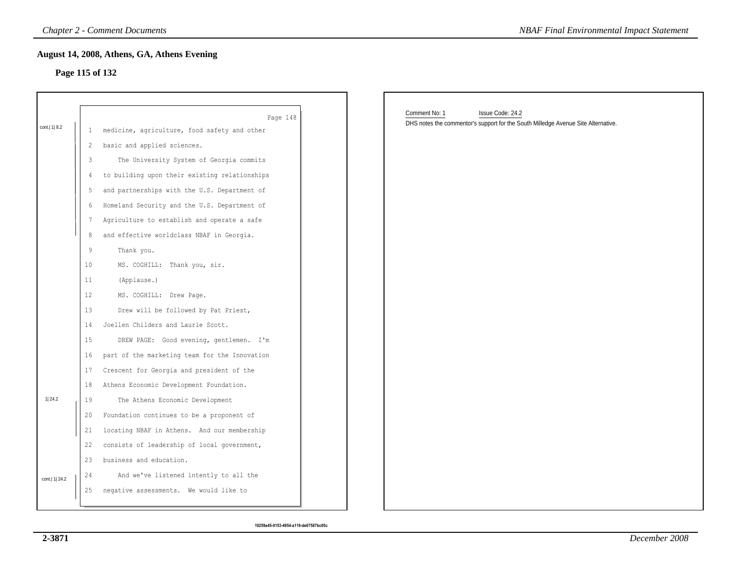## August 14, 2008, Athens, GA, Athens Evening

### Page 115 of 132

Page 148

cont.| 1| 8.2

1 medicine, agriculture, food safety and other
2 basic and applied sciences.
3 The University System of Georgia commits
4 to building upon their existing relationships
5 and partnerships with the U.S. Department of
6 Homeland Security and the U.S. Department of
7 Agriculture to establish and operate a safe
8 and effective worldclass NBAF in Georgia.
9 Thank you.
10 MS. COGHILL: Thank you, sir.
11 (Applause.)
12 MS. COGHILL: Drew Page.
13 Drew will be followed by Pat Priest,
14 Joellen Childers and Laurie Scott.
15 DREW PAGE: Good evening, gentlemen. I'm
16 part of the marketing team for the Innovation
17 Crescent for Georgia and president of the
18 Athens Economic Development Foundation.

1| 24.2

19 The Athens Economic Development
20 Foundation continues to be a proponent of
21 locating NBAF in Athens. And our membership
22 consists of leadership of local government,
23 business and education.

cont.| 1| 24.2

24 And we've listened intently to all the
25 negative assessments. We would like to

Comment No: 1 Issue Code: 24.2

DHS notes the commentor's support for the South Milledge Avenue Site Alternative.

10259a45-0153-4954-a119-de07587bc05c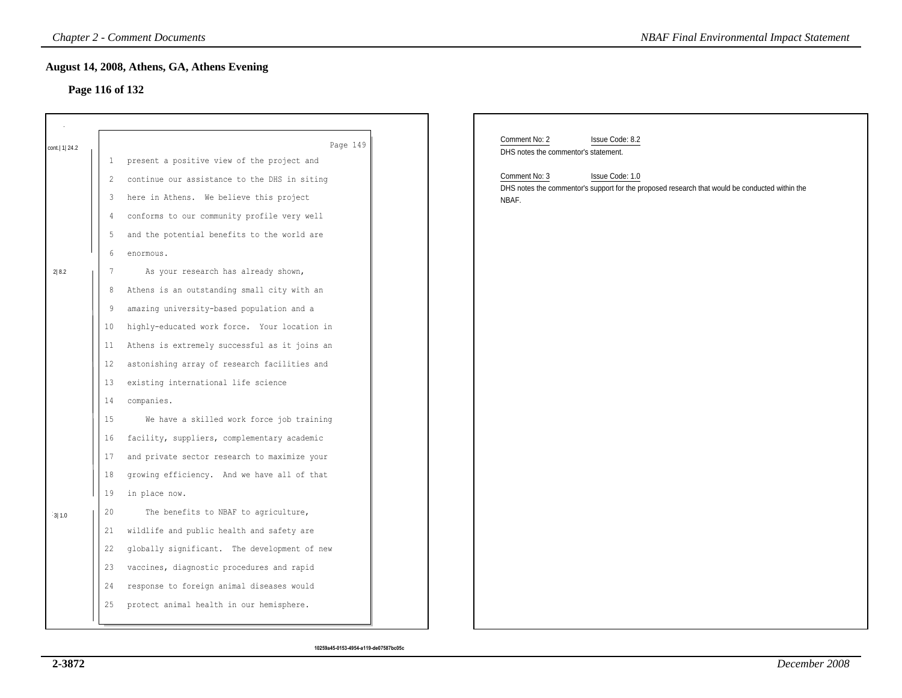## August 14, 2008, Athens, GA, Athens Evening

### Page 116 of 132

Page 149

cont.| 1| 24.2

1 present a positive view of the project and
2 continue our assistance to the DHS in siting
3 here in Athens. We believe this project
4 conforms to our community profile very well
5 and the potential benefits to the world are
6 enormous.

2| 8.2

7 As your research has already shown,
8 Athens is an outstanding small city with an
9 amazing university-based population and a
10 highly-educated work force. Your location in
11 Athens is extremely successful as it joins an
12 astonishing array of research facilities and
13 existing international life science
14 companies.
15 We have a skilled work force job training
16 facility, suppliers, complementary academic
17 and private sector research to maximize your
18 growing efficiency. And we have all of that
19 in place now.

3| 1.0

20 The benefits to NBAF to agriculture,
21 wildlife and public health and safety are
22 globally significant. The development of new
23 vaccines, diagnostic procedures and rapid
24 response to foreign animal diseases would
25 protect animal health in our hemisphere.

Comment No: 2 Issue Code: 8.2

DHS notes the commentor's statement.

Comment No: 3 Issue Code: 1.0

DHS notes the commentor's support for the proposed research that would be conducted within the NBAF.

10259a45-0153-4954-a119-de07587bc05c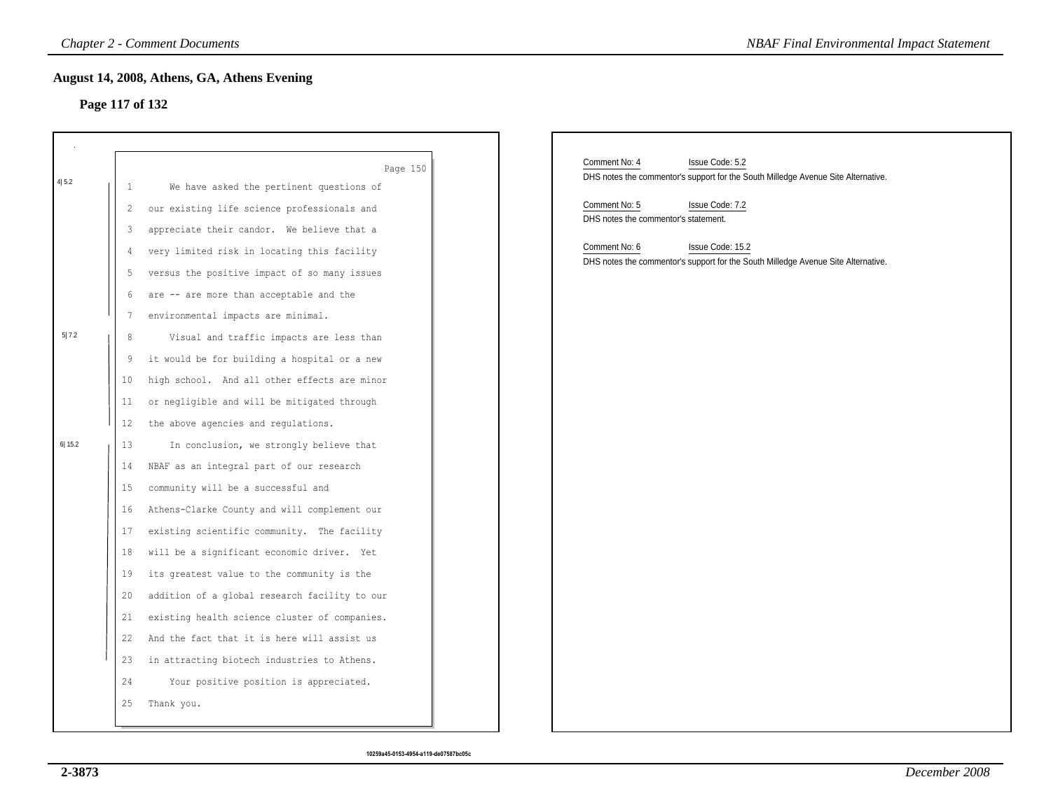## August 14, 2008, Athens, GA, Athens Evening

### Page 117 of 132

Page 150

4|5.2

1 We have asked the pertinent questions of
2 our existing life science professionals and
3 appreciate their candor. We believe that a
4 very limited risk in locating this facility
5 versus the positive impact of so many issues
6 are -- are more than acceptable and the
7 environmental impacts are minimal.

5|7.2

8 Visual and traffic impacts are less than
9 it would be for building a hospital or a new
10 high school. And all other effects are minor
11 or negligible and will be mitigated through
12 the above agencies and regulations.

6|15.2

13 In conclusion, we strongly believe that
14 NBAF as an integral part of our research
15 community will be a successful and
16 Athens-Clarke County and will complement our
17 existing scientific community. The facility
18 will be a significant economic driver. Yet
19 its greatest value to the community is the
20 addition of a global research facility to our
21 existing health science cluster of companies.
22 And the fact that it is here will assist us
23 in attracting biotech industries to Athens.
24 Your positive position is appreciated.
25 Thank you.

Comment No: 4 Issue Code: 5.2
DHS notes the commentor's support for the South Milledge Avenue Site Alternative.

Comment No: 5 Issue Code: 7.2
DHS notes the commentor's statement.

Comment No: 6 Issue Code: 15.2
DHS notes the commentor's support for the South Milledge Avenue Site Alternative.

10259a45-0153-4954-a119-de07587bc05c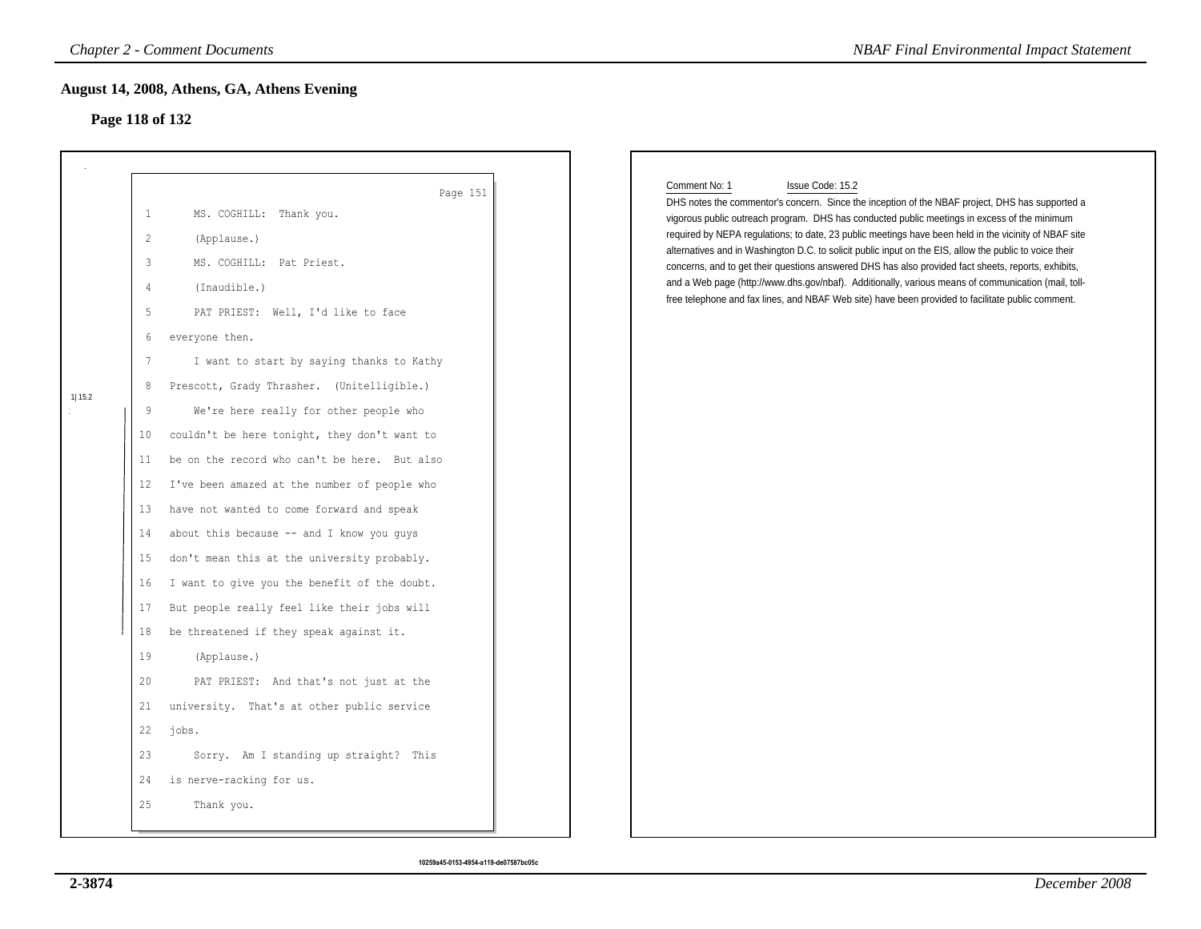## August 14, 2008, Athens, GA, Athens Evening

### Page 118 of 132

Page 151

1 MS. COGHILL: Thank you.
2 (Applause.)
3 MS. COGHILL: Pat Priest.
4 (Inaudible.)
5 PAT PRIEST: Well, I'd like to face
6 everyone then.
7 I want to start by saying thanks to Kathy
8 Prescott, Grady Thrasher. (Unitelligible.)

1|15.2

9 We're here really for other people who
10 couldn't be here tonight, they don't want to
11 be on the record who can't be here. But also
12 I've been amazed at the number of people who
13 have not wanted to come forward and speak
14 about this because -- and I know you guys
15 don't mean this at the university probably.
16 I want to give you the benefit of the doubt.
17 But people really feel like their jobs will
18 be threatened if they speak against it.
19 (Applause.)
20 PAT PRIEST: And that's not just at the
21 university. That's at other public service
22 jobs.
23 Sorry. Am I standing up straight? This
24 is nerve-racking for us.
25 Thank you.

10259a45-0153-4954-a119-de07587bc05c

Comment No: 1 Issue Code: 15.2

DHS notes the commentor's concern. Since the inception of the NBAF project, DHS has supported a vigorous public outreach program. DHS has conducted public meetings in excess of the minimum required by NEPA regulations; to date, 23 public meetings have been held in the vicinity of NBAF site alternatives and in Washington D.C. to solicit public input on the EIS, allow the public to voice their concerns, and to get their questions answered DHS has also provided fact sheets, reports, exhibits, and a Web page (http://www.dhs.gov/nbaf). Additionally, various means of communication (mail, toll-free telephone and fax lines, and NBAF Web site) have been provided to facilitate public comment.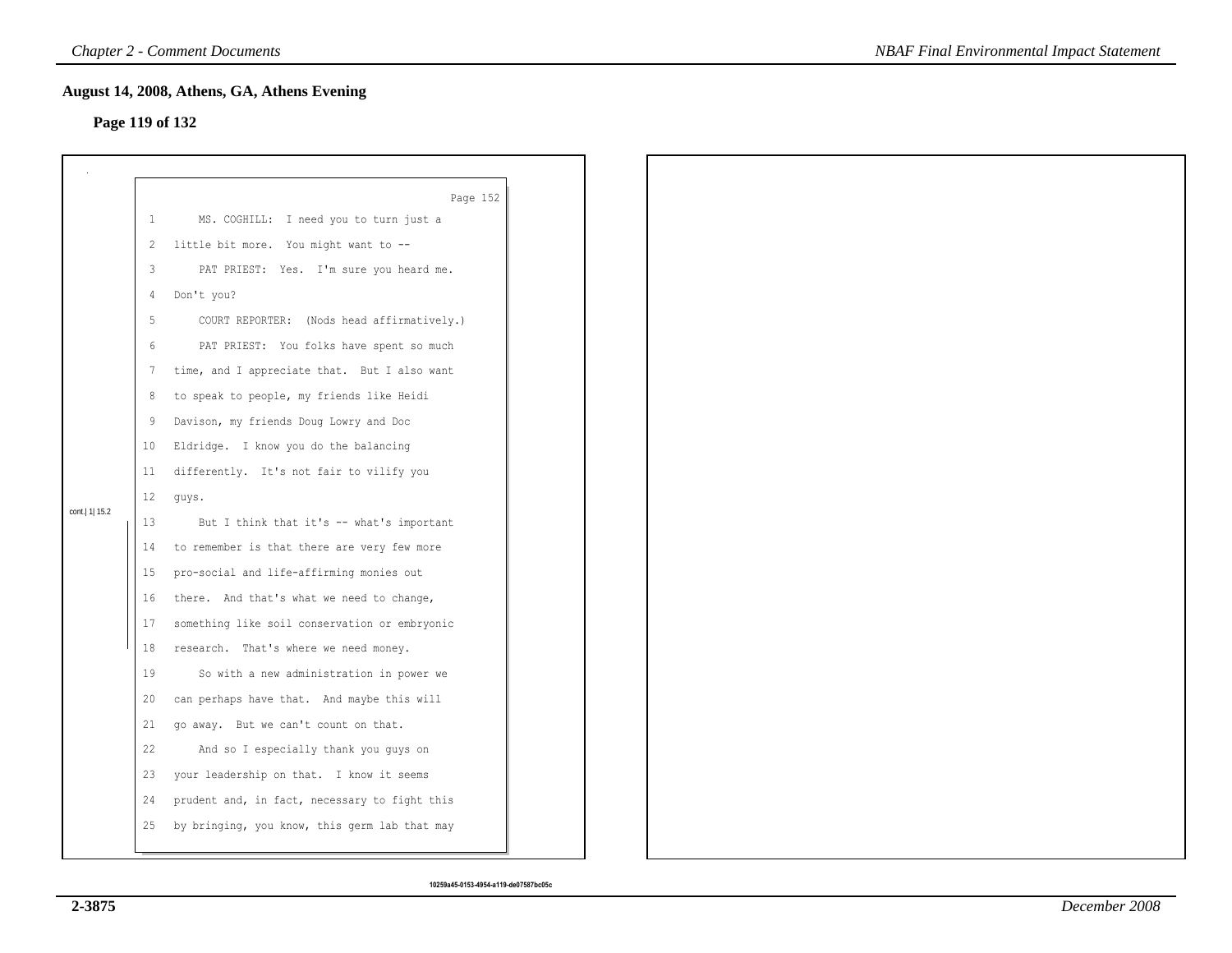## August 14, 2008, Athens, GA, Athens Evening

### Page 119 of 132

Page 152

1 MS. COGHILL: I need you to turn just a
2 little bit more. You might want to --
3 PAT PRIEST: Yes. I'm sure you heard me.
4 Don't you?
5 COURT REPORTER: (Nods head affirmatively.)
6 PAT PRIEST: You folks have spent so much
7 time, and I appreciate that. But I also want
8 to speak to people, my friends like Heidi
9 Davison, my friends Doug Lowry and Doc
10 Eldridge. I know you do the balancing
11 differently. It's not fair to vilify you
12 guys.

cont.| 1| 15.2

13 But I think that it's -- what's important
14 to remember is that there are very few more
15 pro-social and life-affirming monies out
16 there. And that's what we need to change,
17 something like soil conservation or embryonic
18 research. That's where we need money.
19 So with a new administration in power we
20 can perhaps have that. And maybe this will
21 go away. But we can't count on that.
22 And so I especially thank you guys on
23 your leadership on that. I know it seems
24 prudent and, in fact, necessary to fight this
25 by bringing, you know, this germ lab that may

10259a45-0153-4954-a119-de07587bc05c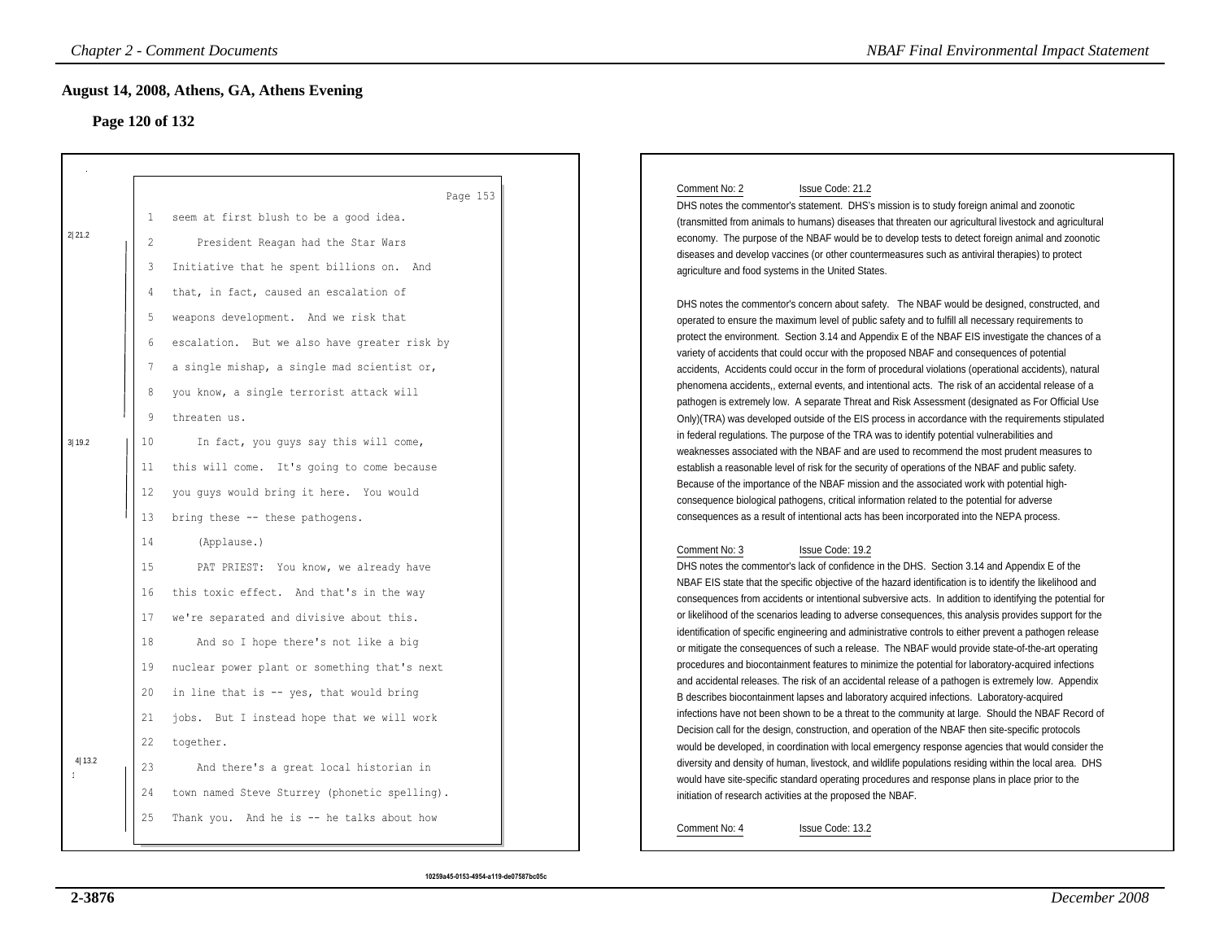## August 14, 2008, Athens, GA, Athens Evening

### Page 120 of 132

Page 153

```
 1   seem at first blush to be a good idea.
 2       President Reagan had the Star Wars
 3   Initiative that he spent billions on.  And
 4   that, in fact, caused an escalation of
 5   weapons development.  And we risk that
 6   escalation.  But we also have greater risk by
 7   a single mishap, a single mad scientist or,
 8   you know, a single terrorist attack will
 9   threaten us.
10       In fact, you guys say this will come,
11   this will come.  It's going to come because
12   you guys would bring it here.  You would
13   bring these -- these pathogens.
14       (Applause.)
15       PAT PRIEST:  You know, we already have
16   this toxic effect.  And that's in the way
17   we're separated and divisive about this.
18       And so I hope there's not like a big
19   nuclear power plant or something that's next
20   in line that is -- yes, that would bring
21   jobs.  But I instead hope that we will work
22   together.
23       And there's a great local historian in
24   town named Steve Sturrey (phonetic spelling).
25   Thank you.  And he is -- he talks about how
```

Margin markers: 2| 21.2 (lines 2–8); 3| 19.2 (lines 10–13); 4| 13.2 (lines 23–25)

Comment No: 2 Issue Code: 21.2

DHS notes the commentor's statement. DHS's mission is to study foreign animal and zoonotic (transmitted from animals to humans) diseases that threaten our agricultural livestock and agricultural economy. The purpose of the NBAF would be to develop tests to detect foreign animal and zoonotic diseases and develop vaccines (or other countermeasures such as antiviral therapies) to protect agriculture and food systems in the United States.

DHS notes the commentor's concern about safety. The NBAF would be designed, constructed, and operated to ensure the maximum level of public safety and to fulfill all necessary requirements to protect the environment. Section 3.14 and Appendix E of the NBAF EIS investigate the chances of a variety of accidents that could occur with the proposed NBAF and consequences of potential accidents, Accidents could occur in the form of procedural violations (operational accidents), natural phenomena accidents,, external events, and intentional acts. The risk of an accidental release of a pathogen is extremely low. A separate Threat and Risk Assessment (designated as For Official Use Only)(TRA) was developed outside of the EIS process in accordance with the requirements stipulated in federal regulations. The purpose of the TRA was to identify potential vulnerabilities and weaknesses associated with the NBAF and are used to recommend the most prudent measures to establish a reasonable level of risk for the security of operations of the NBAF and public safety. Because of the importance of the NBAF mission and the associated work with potential high-consequence biological pathogens, critical information related to the potential for adverse consequences as a result of intentional acts has been incorporated into the NEPA process.

Comment No: 3 Issue Code: 19.2

DHS notes the commentor's lack of confidence in the DHS. Section 3.14 and Appendix E of the NBAF EIS state that the specific objective of the hazard identification is to identify the likelihood and consequences from accidents or intentional subversive acts. In addition to identifying the potential for or likelihood of the scenarios leading to adverse consequences, this analysis provides support for the identification of specific engineering and administrative controls to either prevent a pathogen release or mitigate the consequences of such a release. The NBAF would provide state-of-the-art operating procedures and biocontainment features to minimize the potential for laboratory-acquired infections and accidental releases. The risk of an accidental release of a pathogen is extremely low. Appendix B describes biocontainment lapses and laboratory acquired infections. Laboratory-acquired infections have not been shown to be a threat to the community at large. Should the NBAF Record of Decision call for the design, construction, and operation of the NBAF then site-specific protocols would be developed, in coordination with local emergency response agencies that would consider the diversity and density of human, livestock, and wildlife populations residing within the local area. DHS would have site-specific standard operating procedures and response plans in place prior to the initiation of research activities at the proposed NBAF.

Comment No: 4 Issue Code: 13.2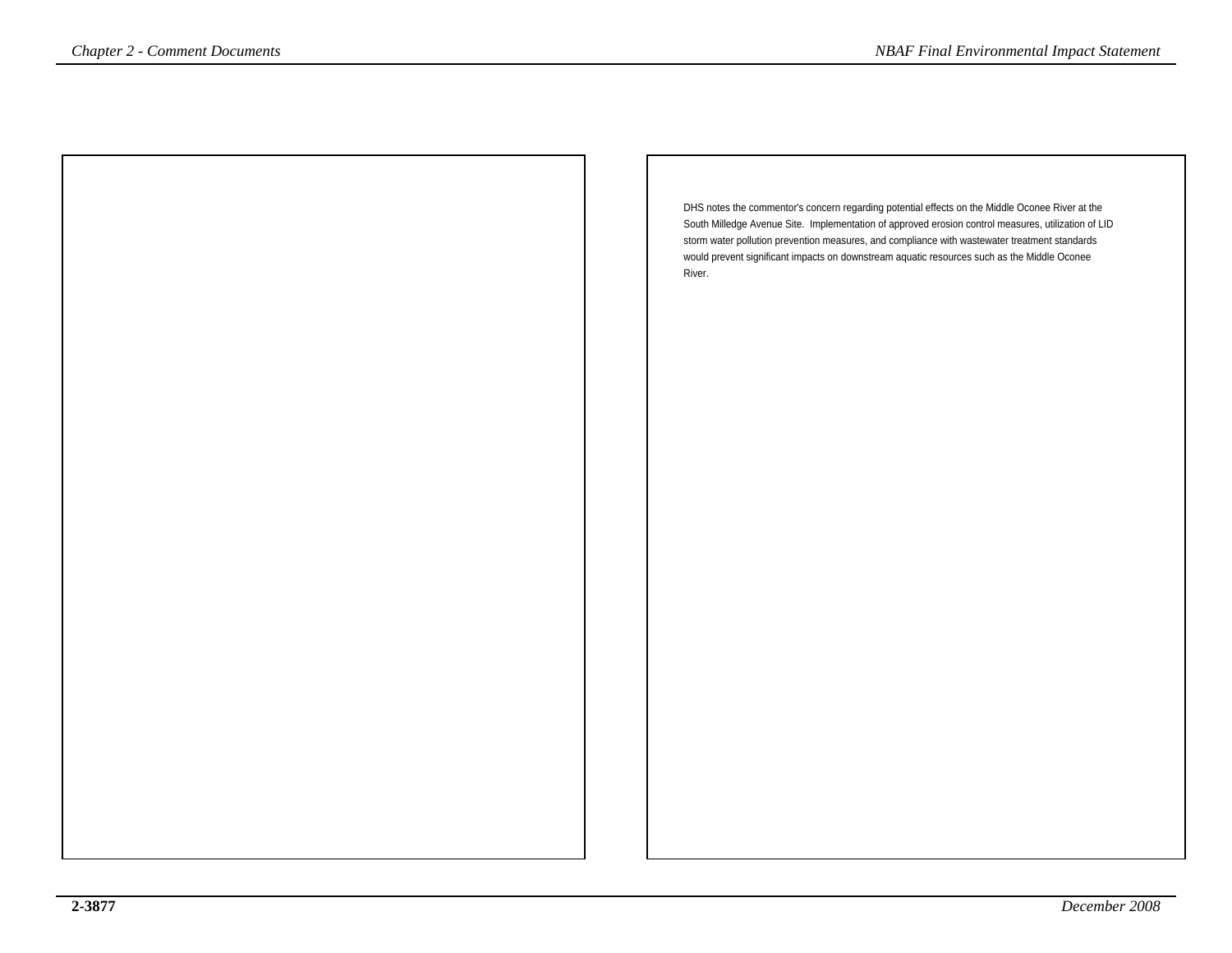DHS notes the commentor's concern regarding potential effects on the Middle Oconee River at the South Milledge Avenue Site. Implementation of approved erosion control measures, utilization of LID storm water pollution prevention measures, and compliance with wastewater treatment standards would prevent significant impacts on downstream aquatic resources such as the Middle Oconee River.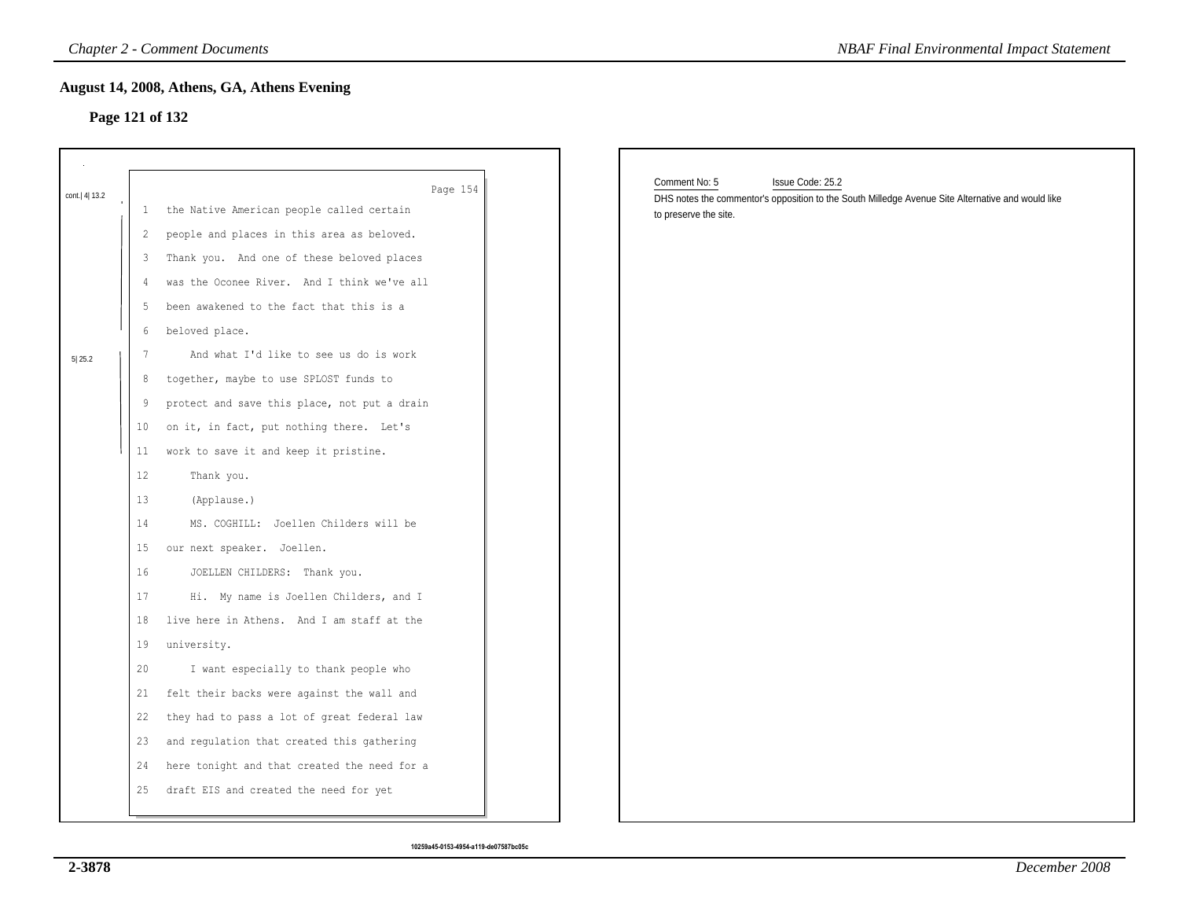## August 14, 2008, Athens, GA, Athens Evening

### Page 121 of 132

Page 154

cont.| 4| 13.2

1 the Native American people called certain
2 people and places in this area as beloved.
3 Thank you. And one of these beloved places
4 was the Oconee River. And I think we've all
5 been awakened to the fact that this is a
6 beloved place.

5| 25.2

7 And what I'd like to see us do is work
8 together, maybe to use SPLOST funds to
9 protect and save this place, not put a drain
10 on it, in fact, put nothing there. Let's
11 work to save it and keep it pristine.
12 Thank you.
13 (Applause.)
14 MS. COGHILL: Joellen Childers will be
15 our next speaker. Joellen.
16 JOELLEN CHILDERS: Thank you.
17 Hi. My name is Joellen Childers, and I
18 live here in Athens. And I am staff at the
19 university.
20 I want especially to thank people who
21 felt their backs were against the wall and
22 they had to pass a lot of great federal law
23 and regulation that created this gathering
24 here tonight and that created the need for a
25 draft EIS and created the need for yet

Comment No: 5 Issue Code: 25.2

DHS notes the commentor's opposition to the South Milledge Avenue Site Alternative and would like to preserve the site.

10259a45-0153-4954-a119-de07587bc05c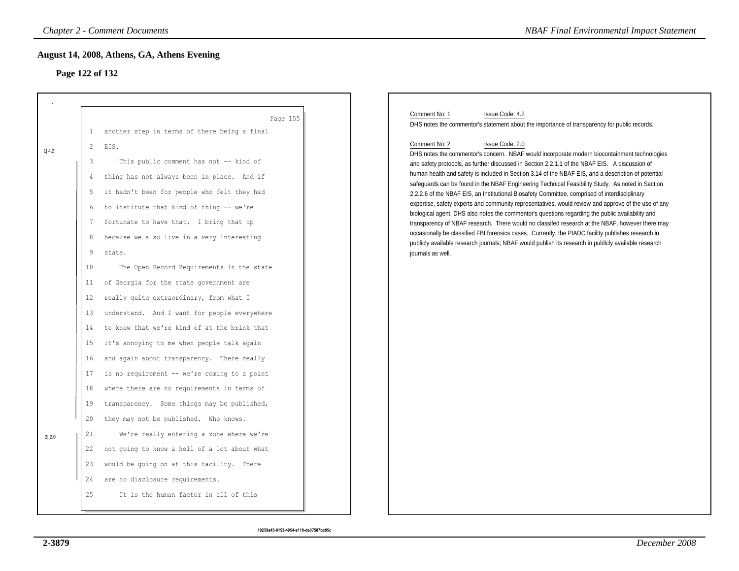## August 14, 2008, Athens, GA, Athens Evening

### Page 122 of 132

Page 155

1 another step in terms of there being a final

2 EIS.

1| 4.2

3 This public comment has not -- kind of

4 thing has not always been in place. And if

5 it hadn't been for people who felt they had

6 to institute that kind of thing -- we're

7 fortunate to have that. I bring that up

8 because we also live in a very interesting

9 state.

10 The Open Record Requirements in the state

11 of Georgia for the state government are

12 really quite extraordinary, from what I

13 understand. And I want for people everywhere

14 to know that we're kind of at the brink that

15 it's annoying to me when people talk again

16 and again about transparency. There really

17 is no requirement -- we're coming to a point

18 where there are no requirements in terms of

19 transparency. Some things may be published,

20 they may not be published. Who knows.

2| 2.0

21 We're really entering a zone where we're

22 not going to know a hell of a lot about what

23 would be going on at this facility. There

24 are no disclosure requirements.

25 It is the human factor in all of this

Comment No: 1 Issue Code: 4.2

DHS notes the commentor's statement about the importance of transparency for public records.

Comment No: 2 Issue Code: 2.0

DHS notes the commentor's concern. NBAF would incorporate modern biocontainment technologies and safety protocols, as further discussed in Section 2.2.1.1 of the NBAF EIS. A discussion of human health and safety is included in Section 3.14 of the NBAF EIS, and a description of potential safeguards can be found in the NBAF Engineering Technical Feasibility Study. As noted in Section 2.2.2.6 of the NBAF EIS, an Institutional Biosafety Committee, comprised of interdisciplinary expertise, safety experts and community representatives, would review and approve of the use of any biological agent. DHS also notes the commentor's questions regarding the public availability and transparency of NBAF research. There would no classifed research at the NBAF, however there may occasionally be classified FBI forensics cases. Currently, the PIADC facility publishes research in publicly available research journals; NBAF would publish its research in publicly available research journals as well.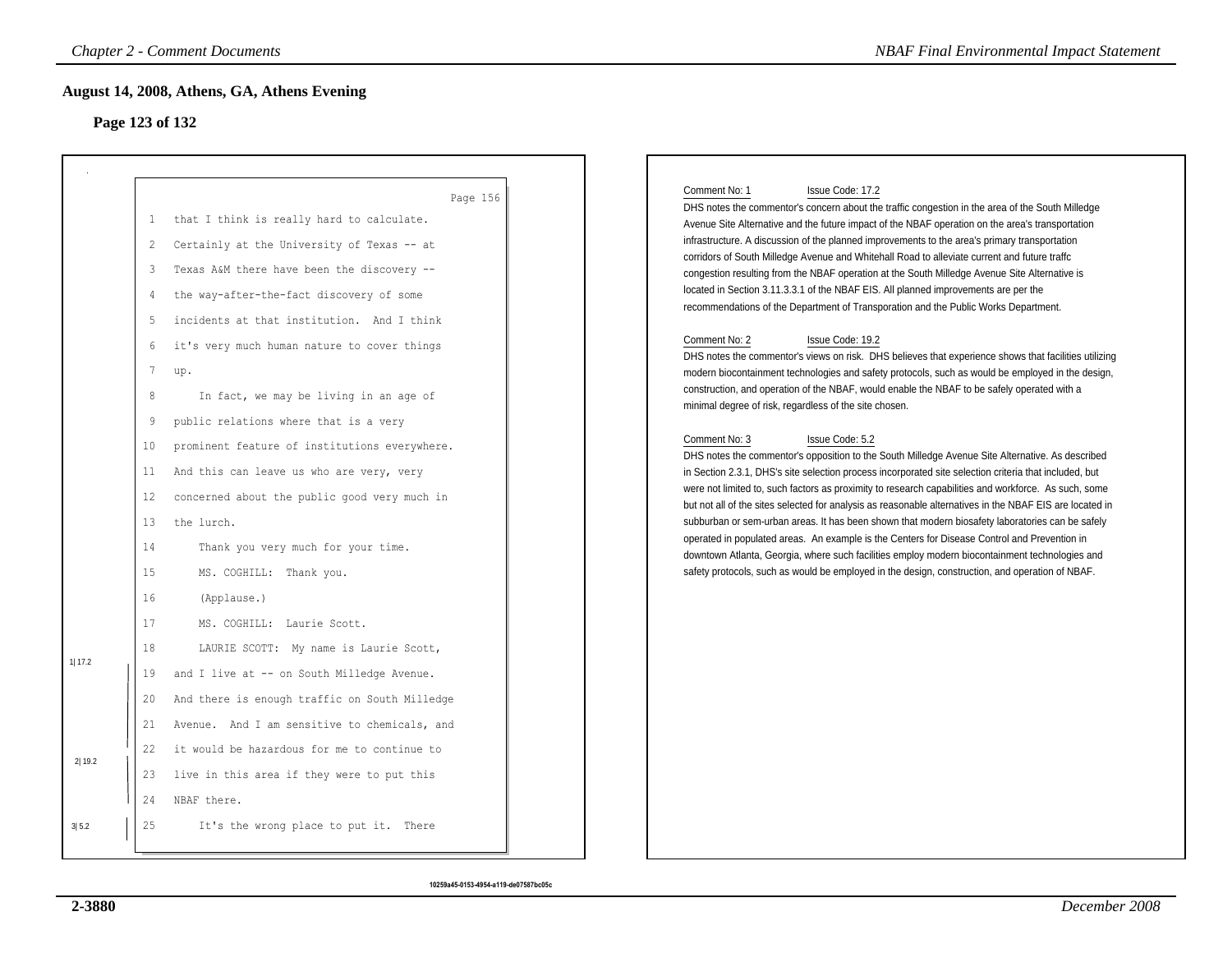## August 14, 2008, Athens, GA, Athens Evening

### Page 123 of 132

Page 156

1 that I think is really hard to calculate.
2 Certainly at the University of Texas -- at
3 Texas A&M there have been the discovery --
4 the way-after-the-fact discovery of some
5 incidents at that institution. And I think
6 it's very much human nature to cover things
7 up.
8 In fact, we may be living in an age of
9 public relations where that is a very
10 prominent feature of institutions everywhere.
11 And this can leave us who are very, very
12 concerned about the public good very much in
13 the lurch.
14 Thank you very much for your time.
15 MS. COGHILL: Thank you.
16 (Applause.)
17 MS. COGHILL: Laurie Scott.
18 LAURIE SCOTT: My name is Laurie Scott,
19 and I live at -- on South Milledge Avenue. [1|17.2]
20 And there is enough traffic on South Milledge
21 Avenue. And I am sensitive to chemicals, and
22 it would be hazardous for me to continue to
23 live in this area if they were to put this [2|19.2]
24 NBAF there.
25 It's the wrong place to put it. There [3|5.2]

10259a45-0153-4954-a119-de07587bc05c

Comment No: 1 Issue Code: 17.2

DHS notes the commentor's concern about the traffic congestion in the area of the South Milledge Avenue Site Alternative and the future impact of the NBAF operation on the area's transportation infrastructure. A discussion of the planned improvements to the area's primary transportation corridors of South Milledge Avenue and Whitehall Road to alleviate current and future traffc congestion resulting from the NBAF operation at the South Milledge Avenue Site Alternative is located in Section 3.11.3.3.1 of the NBAF EIS. All planned improvements are per the recommendations of the Department of Transporation and the Public Works Department.

Comment No: 2 Issue Code: 19.2

DHS notes the commentor's views on risk. DHS believes that experience shows that facilities utilizing modern biocontainment technologies and safety protocols, such as would be employed in the design, construction, and operation of the NBAF, would enable the NBAF to be safely operated with a minimal degree of risk, regardless of the site chosen.

Comment No: 3 Issue Code: 5.2

DHS notes the commentor's opposition to the South Milledge Avenue Site Alternative. As described in Section 2.3.1, DHS's site selection process incorporated site selection criteria that included, but were not limited to, such factors as proximity to research capabilities and workforce. As such, some but not all of the sites selected for analysis as reasonable alternatives in the NBAF EIS are located in subburban or sem-urban areas. It has been shown that modern biosafety laboratories can be safely operated in populated areas. An example is the Centers for Disease Control and Prevention in downtown Atlanta, Georgia, where such facilities employ modern biocontainment technologies and safety protocols, such as would be employed in the design, construction, and operation of NBAF.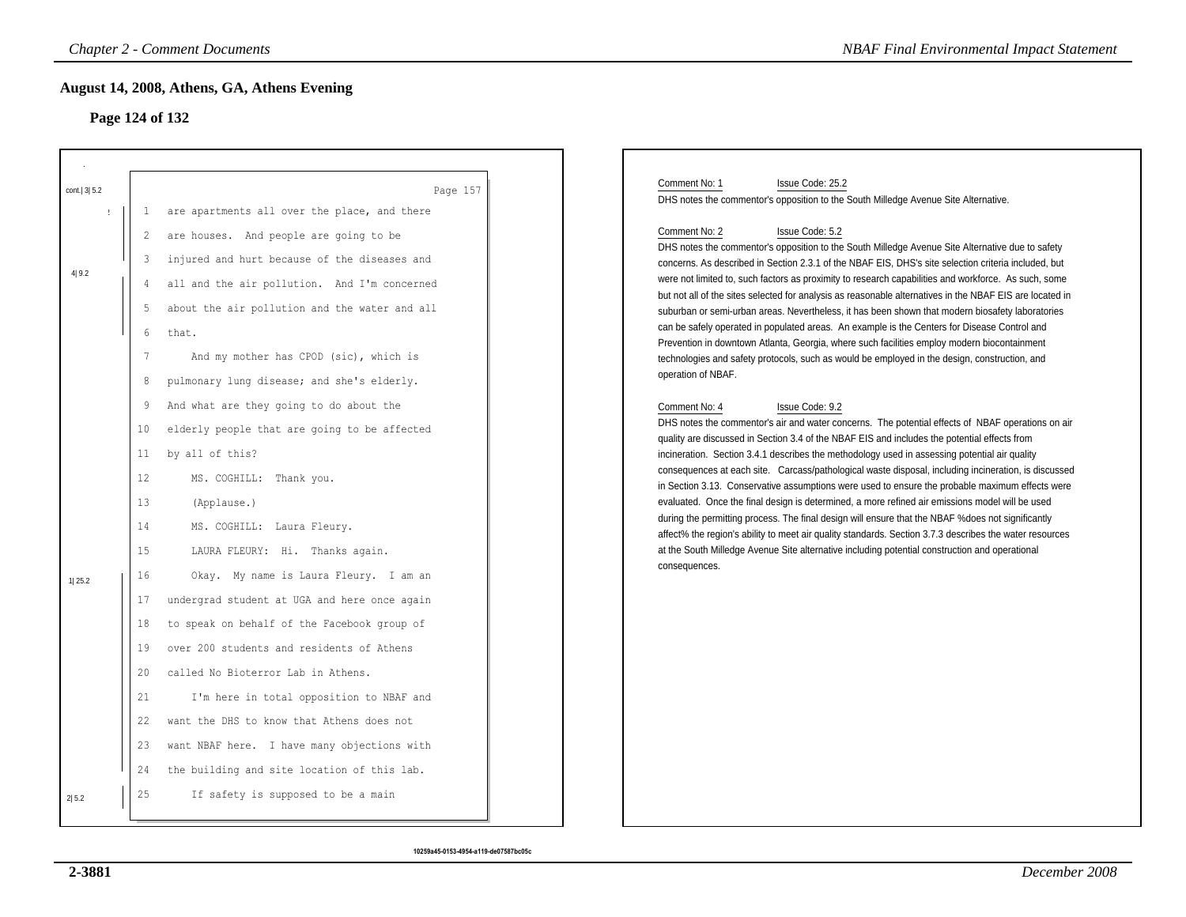## August 14, 2008, Athens, GA, Athens Evening

### Page 124 of 132

Page 157

cont.| 3| 5.2

1 are apartments all over the place, and there
2 are houses. And people are going to be
3 injured and hurt because of the diseases and

4| 9.2

4 all and the air pollution. And I'm concerned
5 about the air pollution and the water and all
6 that.
7 And my mother has CPOD (sic), which is
8 pulmonary lung disease; and she's elderly.
9 And what are they going to do about the
10 elderly people that are going to be affected
11 by all of this?
12 MS. COGHILL: Thank you.
13 (Applause.)
14 MS. COGHILL: Laura Fleury.
15 LAURA FLEURY: Hi. Thanks again.

1| 25.2

16 Okay. My name is Laura Fleury. I am an
17 undergrad student at UGA and here once again
18 to speak on behalf of the Facebook group of
19 over 200 students and residents of Athens
20 called No Bioterror Lab in Athens.
21 I'm here in total opposition to NBAF and
22 want the DHS to know that Athens does not
23 want NBAF here. I have many objections with
24 the building and site location of this lab.

2| 5.2

25 If safety is supposed to be a main

10259a45-0153-4954-a119-de07587bc05c

---

Comment No: 1 Issue Code: 25.2

DHS notes the commentor's opposition to the South Milledge Avenue Site Alternative.

Comment No: 2 Issue Code: 5.2

DHS notes the commentor's opposition to the South Milledge Avenue Site Alternative due to safety concerns. As described in Section 2.3.1 of the NBAF EIS, DHS's site selection criteria included, but were not limited to, such factors as proximity to research capabilities and workforce. As such, some but not all of the sites selected for analysis as reasonable alternatives in the NBAF EIS are located in suburban or semi-urban areas. Nevertheless, it has been shown that modern biosafety laboratories can be safely operated in populated areas. An example is the Centers for Disease Control and Prevention in downtown Atlanta, Georgia, where such facilities employ modern biocontainment technologies and safety protocols, such as would be employed in the design, construction, and operation of NBAF.

Comment No: 4 Issue Code: 9.2

DHS notes the commentor's air and water concerns. The potential effects of NBAF operations on air quality are discussed in Section 3.4 of the NBAF EIS and includes the potential effects from incineration. Section 3.4.1 describes the methodology used in assessing potential air quality consequences at each site. Carcass/pathological waste disposal, including incineration, is discussed in Section 3.13. Conservative assumptions were used to ensure the probable maximum effects were evaluated. Once the final design is determined, a more refined air emissions model will be used during the permitting process. The final design will ensure that the NBAF %does not significantly affect% the region's ability to meet air quality standards. Section 3.7.3 describes the water resources at the South Milledge Avenue Site alternative including potential construction and operational consequences.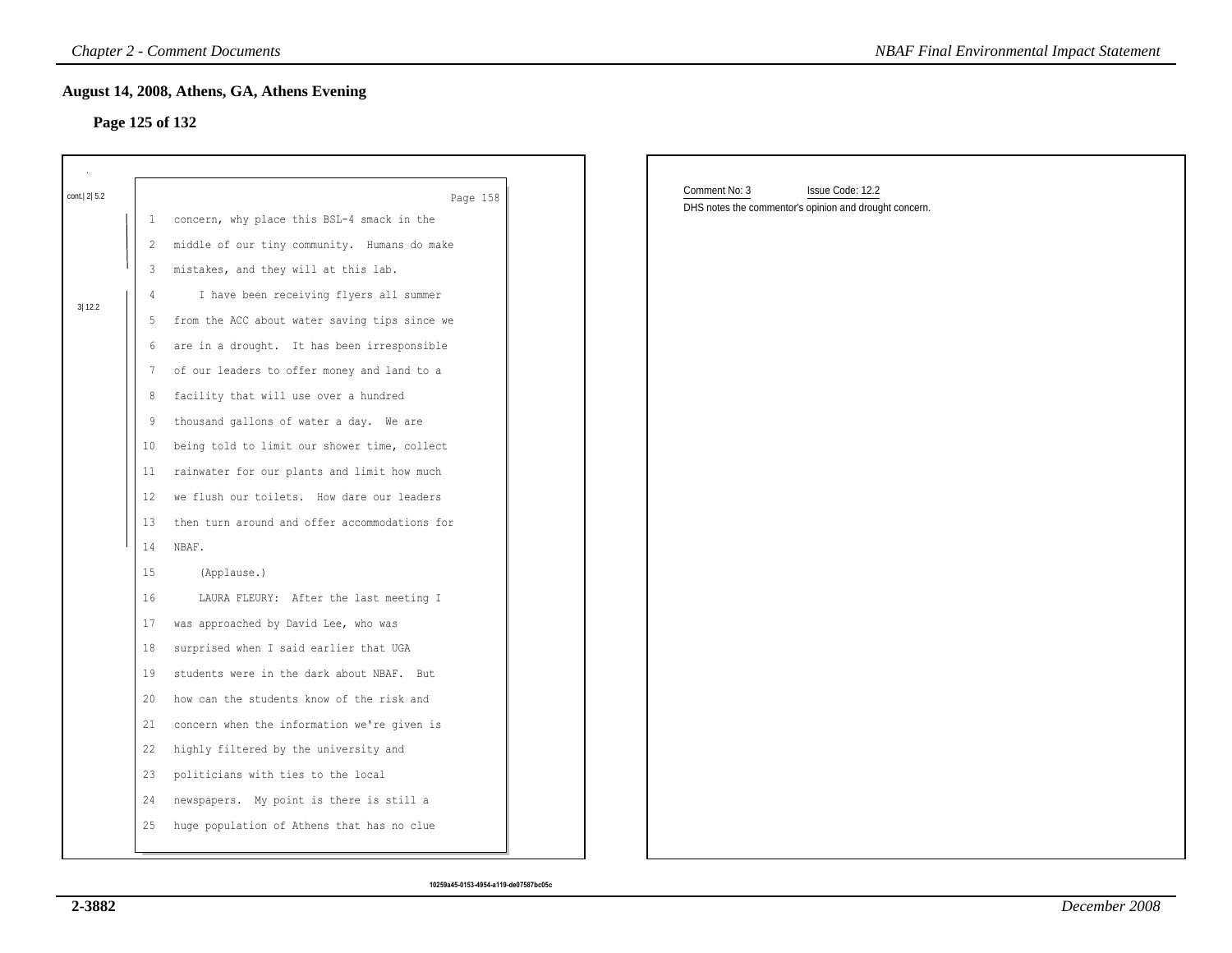## August 14, 2008, Athens, GA, Athens Evening

### Page 125 of 132

Page 158

cont.| 2| 5.2

1 concern, why place this BSL-4 smack in the
2 middle of our tiny community. Humans do make
3 mistakes, and they will at this lab.

3| 12.2

4 I have been receiving flyers all summer
5 from the ACC about water saving tips since we
6 are in a drought. It has been irresponsible
7 of our leaders to offer money and land to a
8 facility that will use over a hundred
9 thousand gallons of water a day. We are
10 being told to limit our shower time, collect
11 rainwater for our plants and limit how much
12 we flush our toilets. How dare our leaders
13 then turn around and offer accommodations for
14 NBAF.
15 (Applause.)
16 LAURA FLEURY: After the last meeting I
17 was approached by David Lee, who was
18 surprised when I said earlier that UGA
19 students were in the dark about NBAF. But
20 how can the students know of the risk and
21 concern when the information we're given is
22 highly filtered by the university and
23 politicians with ties to the local
24 newspapers. My point is there is still a
25 huge population of Athens that has no clue

Comment No: 3 Issue Code: 12.2

DHS notes the commentor's opinion and drought concern.

10259a45-0153-4954-a119-de07587bc05c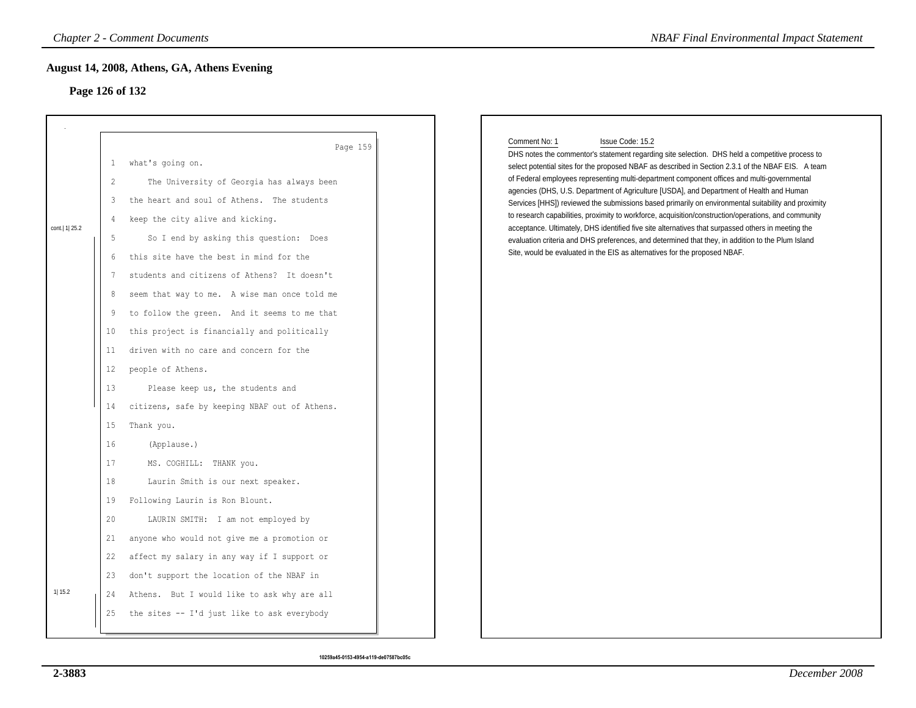## August 14, 2008, Athens, GA, Athens Evening

### Page 126 of 132

Page 159

1 what's going on.

2 The University of Georgia has always been

3 the heart and soul of Athens. The students

4 keep the city alive and kicking.

cont.| 1| 25.2

5 So I end by asking this question: Does

6 this site have the best in mind for the

7 students and citizens of Athens? It doesn't

8 seem that way to me. A wise man once told me

9 to follow the green. And it seems to me that

10 this project is financially and politically

11 driven with no care and concern for the

12 people of Athens.

13 Please keep us, the students and

14 citizens, safe by keeping NBAF out of Athens.

15 Thank you.

16 (Applause.)

17 MS. COGHILL: THANK you.

18 Laurin Smith is our next speaker.

19 Following Laurin is Ron Blount.

20 LAURIN SMITH: I am not employed by

21 anyone who would not give me a promotion or

22 affect my salary in any way if I support or

23 don't support the location of the NBAF in

1| 15.2

24 Athens. But I would like to ask why are all

25 the sites -- I'd just like to ask everybody

Comment No: 1 Issue Code: 15.2

DHS notes the commentor's statement regarding site selection. DHS held a competitive process to select potential sites for the proposed NBAF as described in Section 2.3.1 of the NBAF EIS. A team of Federal employees representing multi-department component offices and multi-governmental agencies (DHS, U.S. Department of Agriculture [USDA], and Department of Health and Human Services [HHS]) reviewed the submissions based primarily on environmental suitability and proximity to research capabilities, proximity to workforce, acquisition/construction/operations, and community acceptance. Ultimately, DHS identified five site alternatives that surpassed others in meeting the evaluation criteria and DHS preferences, and determined that they, in addition to the Plum Island Site, would be evaluated in the EIS as alternatives for the proposed NBAF.

10259a45-0153-4954-a119-de07587bc05c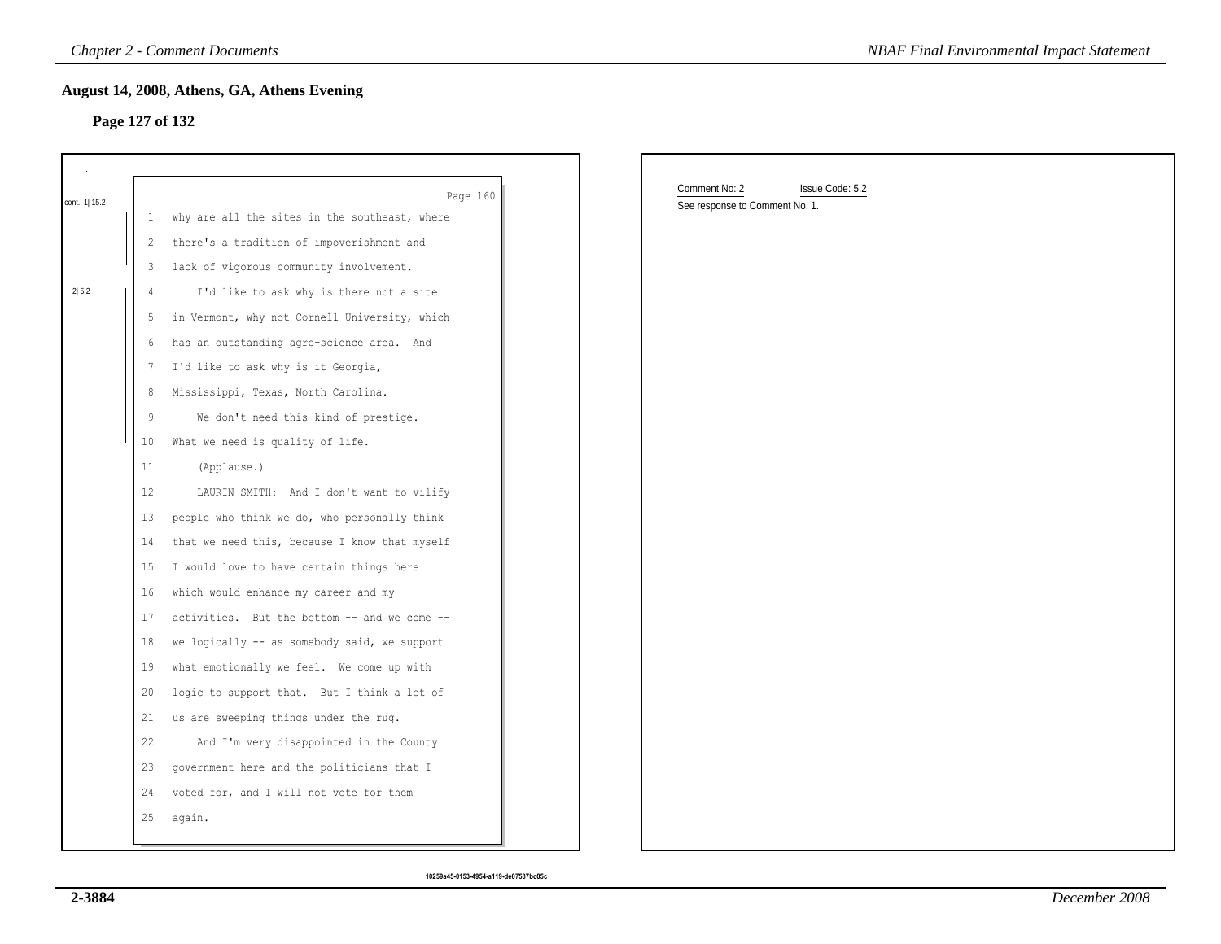## August 14, 2008, Athens, GA, Athens Evening

### Page 127 of 132

Page 160

cont.| 1| 15.2

1 why are all the sites in the southeast, where
2 there's a tradition of impoverishment and
3 lack of vigorous community involvement.

2| 5.2

4 I'd like to ask why is there not a site
5 in Vermont, why not Cornell University, which
6 has an outstanding agro-science area. And
7 I'd like to ask why is it Georgia,
8 Mississippi, Texas, North Carolina.
9 We don't need this kind of prestige.
10 What we need is quality of life.
11 (Applause.)
12 LAURIN SMITH: And I don't want to vilify
13 people who think we do, who personally think
14 that we need this, because I know that myself
15 I would love to have certain things here
16 which would enhance my career and my
17 activities. But the bottom -- and we come --
18 we logically -- as somebody said, we support
19 what emotionally we feel. We come up with
20 logic to support that. But I think a lot of
21 us are sweeping things under the rug.
22 And I'm very disappointed in the County
23 government here and the politicians that I
24 voted for, and I will not vote for them
25 again.

Comment No: 2 Issue Code: 5.2

See response to Comment No. 1.

10259a45-0153-4954-a119-de07587bc05c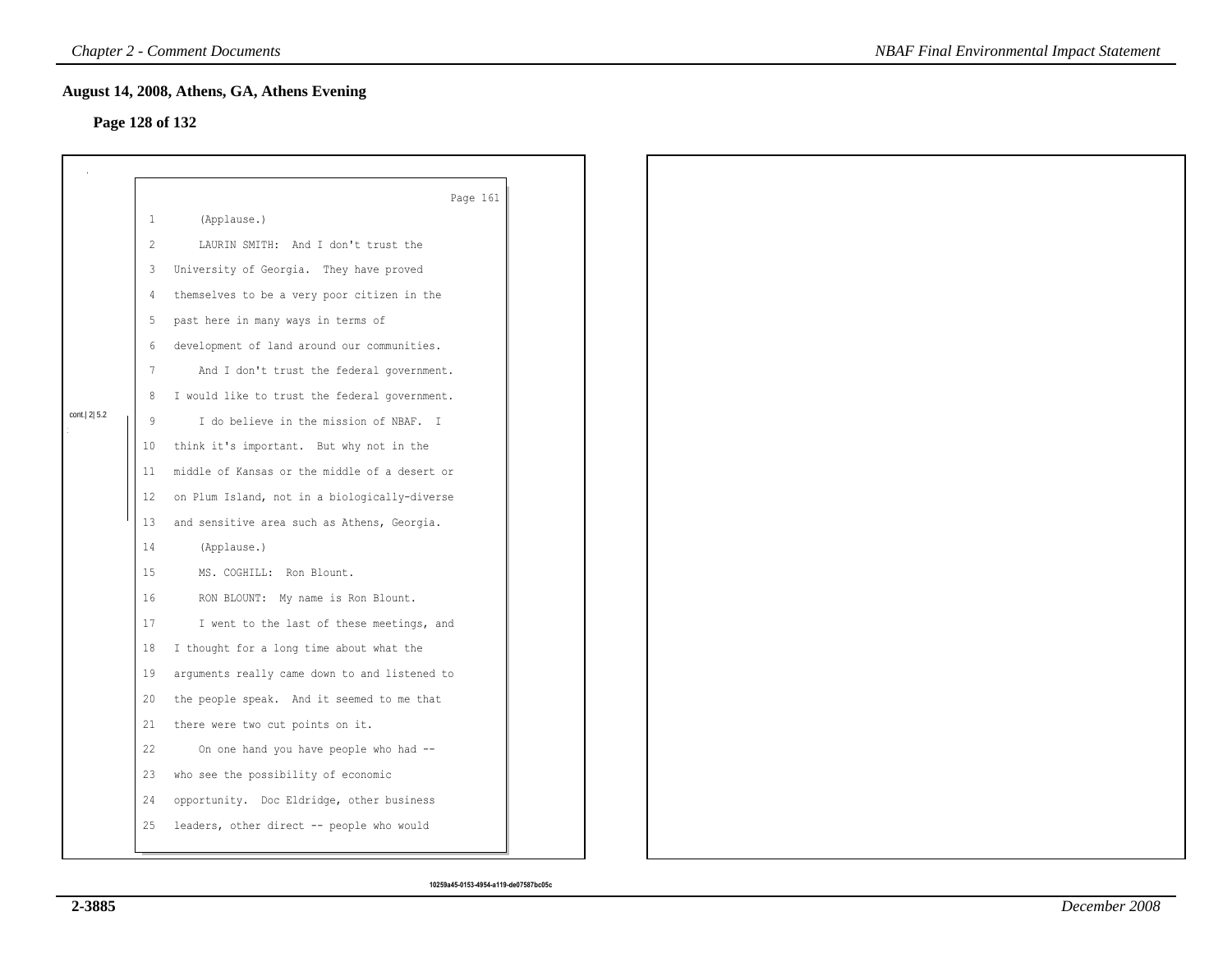## August 14, 2008, Athens, GA, Athens Evening

### Page 128 of 132

Page 161

1 (Applause.)

2 LAURIN SMITH: And I don't trust the

3 University of Georgia. They have proved

4 themselves to be a very poor citizen in the

5 past here in many ways in terms of

6 development of land around our communities.

7 And I don't trust the federal government.

8 I would like to trust the federal government.

cont.| 2| 5.2

9 I do believe in the mission of NBAF. I

10 think it's important. But why not in the

11 middle of Kansas or the middle of a desert or

12 on Plum Island, not in a biologically-diverse

13 and sensitive area such as Athens, Georgia.

14 (Applause.)

15 MS. COGHILL: Ron Blount.

16 RON BLOUNT: My name is Ron Blount.

17 I went to the last of these meetings, and

18 I thought for a long time about what the

19 arguments really came down to and listened to

20 the people speak. And it seemed to me that

21 there were two cut points on it.

22 On one hand you have people who had --

23 who see the possibility of economic

24 opportunity. Doc Eldridge, other business

25 leaders, other direct -- people who would

10259a45-0153-4954-a119-de07587bc05c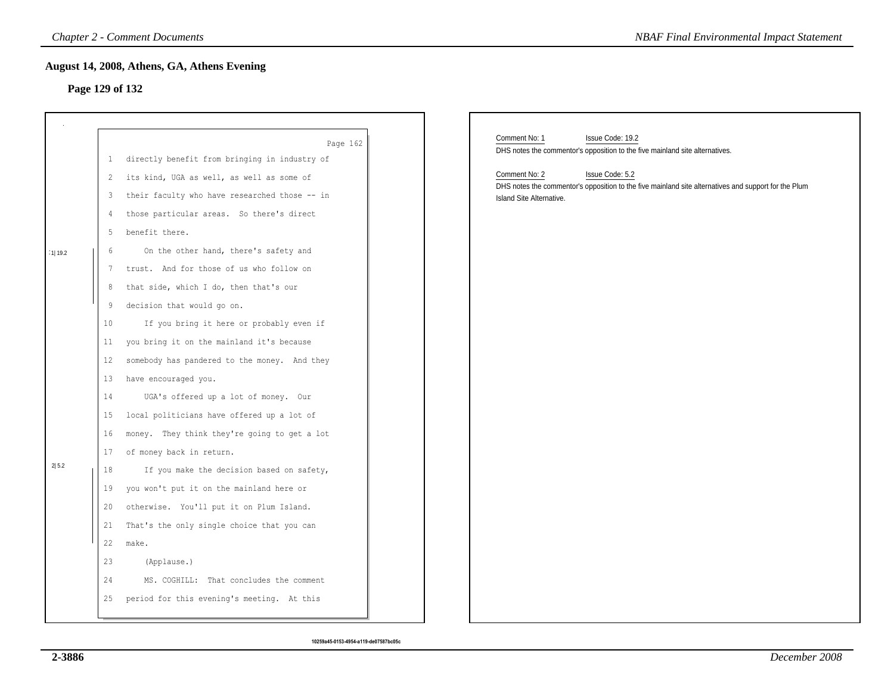## August 14, 2008, Athens, GA, Athens Evening

### Page 129 of 132

Page 162

1 directly benefit from bringing in industry of
2 its kind, UGA as well, as well as some of
3 their faculty who have researched those -- in
4 those particular areas. So there's direct
5 benefit there.

1| 19.2

6 On the other hand, there's safety and
7 trust. And for those of us who follow on
8 that side, which I do, then that's our
9 decision that would go on.
10 If you bring it here or probably even if
11 you bring it on the mainland it's because
12 somebody has pandered to the money. And they
13 have encouraged you.
14 UGA's offered up a lot of money. Our
15 local politicians have offered up a lot of
16 money. They think they're going to get a lot
17 of money back in return.

2| 5.2

18 If you make the decision based on safety,
19 you won't put it on the mainland here or
20 otherwise. You'll put it on Plum Island.
21 That's the only single choice that you can
22 make.
23 (Applause.)
24 MS. COGHILL: That concludes the comment
25 period for this evening's meeting. At this

Comment No: 1 Issue Code: 19.2

DHS notes the commentor's opposition to the five mainland site alternatives.

Comment No: 2 Issue Code: 5.2

DHS notes the commentor's opposition to the five mainland site alternatives and support for the Plum Island Site Alternative.

10259a45-0153-4954-a119-de07587bc05c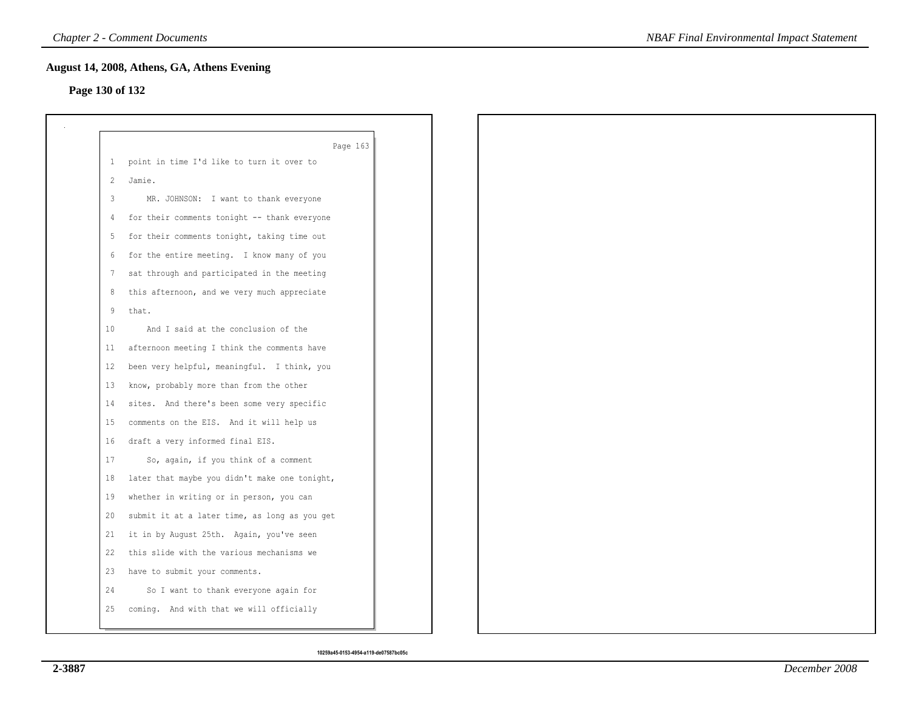## August 14, 2008, Athens, GA, Athens Evening

**Page 130 of 132**

Page 163

1 point in time I'd like to turn it over to
2 Jamie.
3 MR. JOHNSON: I want to thank everyone
4 for their comments tonight -- thank everyone
5 for their comments tonight, taking time out
6 for the entire meeting. I know many of you
7 sat through and participated in the meeting
8 this afternoon, and we very much appreciate
9 that.
10 And I said at the conclusion of the
11 afternoon meeting I think the comments have
12 been very helpful, meaningful. I think, you
13 know, probably more than from the other
14 sites. And there's been some very specific
15 comments on the EIS. And it will help us
16 draft a very informed final EIS.
17 So, again, if you think of a comment
18 later that maybe you didn't make one tonight,
19 whether in writing or in person, you can
20 submit it at a later time, as long as you get
21 it in by August 25th. Again, you've seen
22 this slide with the various mechanisms we
23 have to submit your comments.
24 So I want to thank everyone again for
25 coming. And with that we will officially

10259a45-0153-4954-a119-de07587bc05c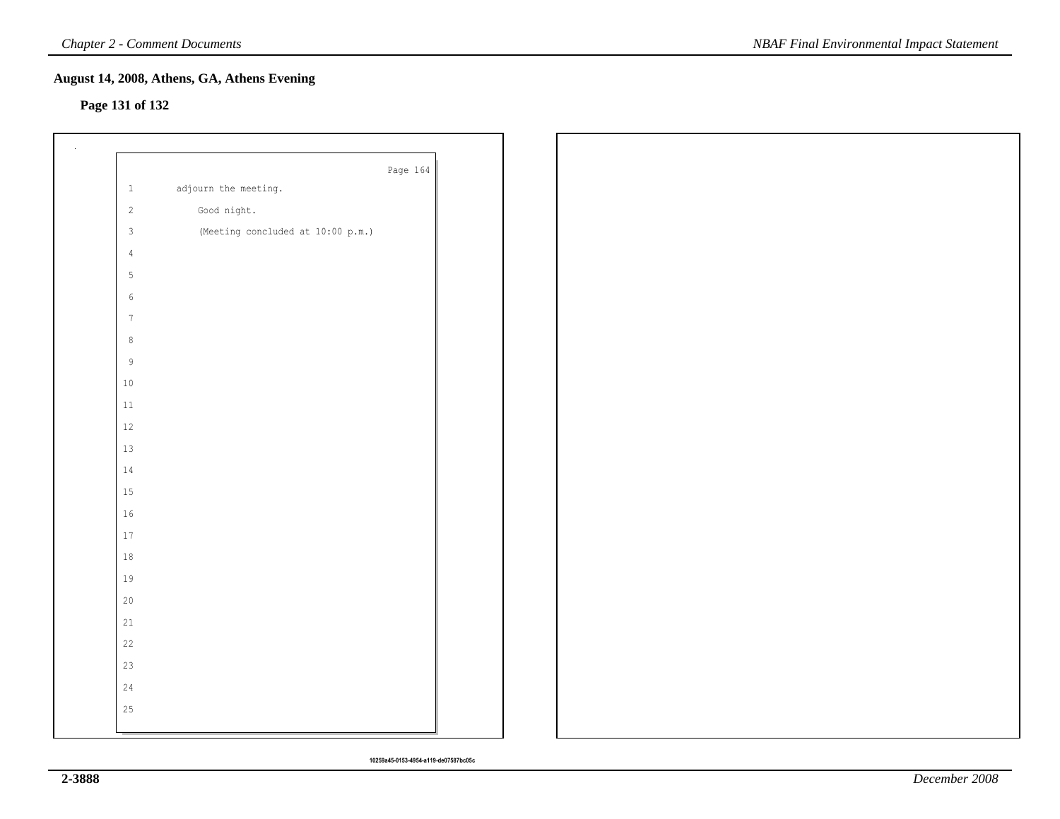## August 14, 2008, Athens, GA, Athens Evening

**Page 131 of 132**

Page 164

1 adjourn the meeting.

2 Good night.

3 (Meeting concluded at 10:00 p.m.)

4

5

6

7

8

9

10

11

12

13

14

15

16

17

18

19

20

21

22

23

24

25

10259a45-0153-4954-a119-de07587bc05c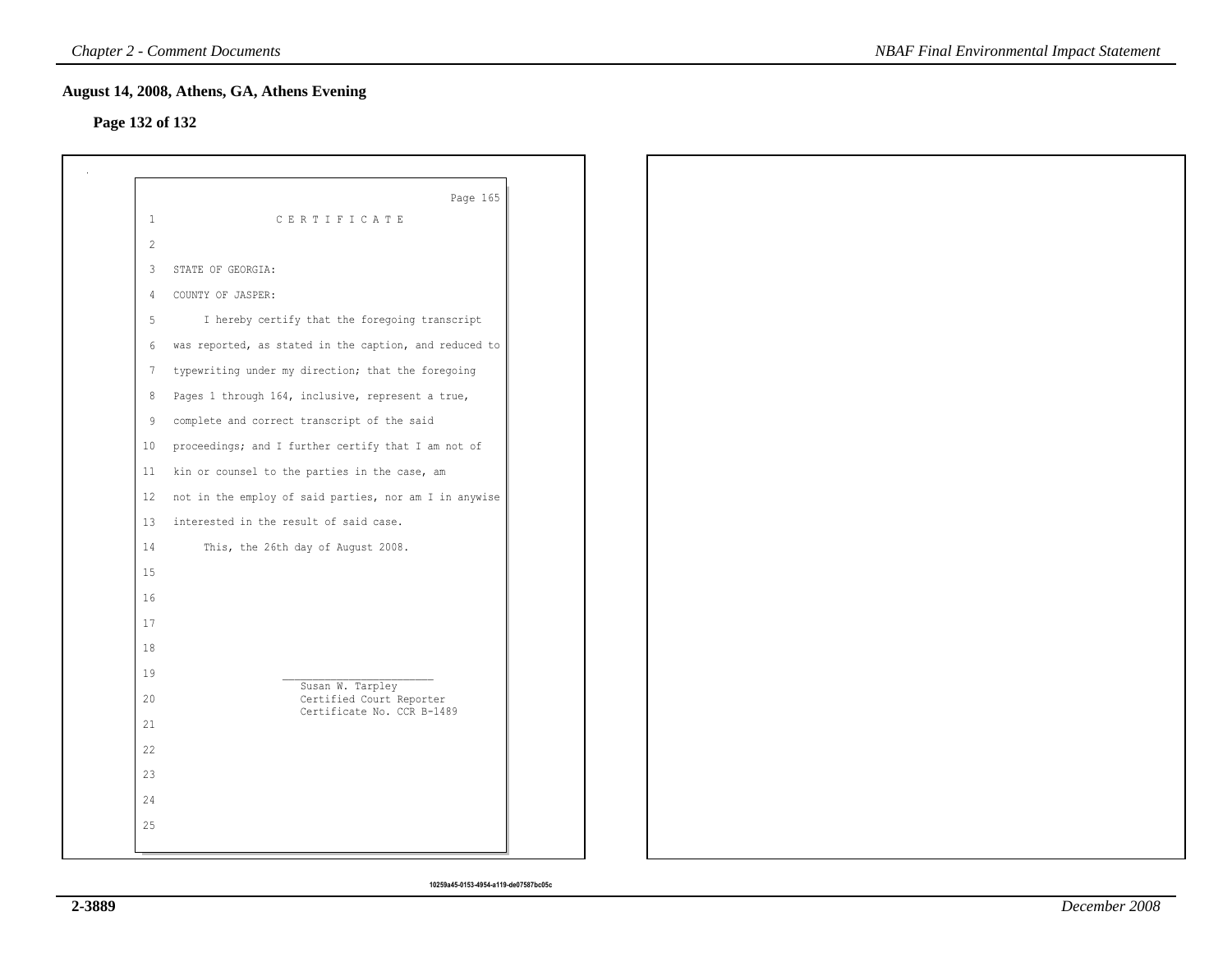## August 14, 2008, Athens, GA, Athens Evening

### Page 132 of 132

Page 165

1 C E R T I F I C A T E

2

3 STATE OF GEORGIA:

4 COUNTY OF JASPER:

5 I hereby certify that the foregoing transcript

6 was reported, as stated in the caption, and reduced to

7 typewriting under my direction; that the foregoing

8 Pages 1 through 164, inclusive, represent a true,

9 complete and correct transcript of the said

10 proceedings; and I further certify that I am not of

11 kin or counsel to the parties in the case, am

12 not in the employ of said parties, nor am I in anywise

13 interested in the result of said case.

14 This, the 26th day of August 2008.

15

16

17

18

19 \_\_\_\_\_\_\_\_\_\_\_\_\_\_\_\_\_\_\_\_\_\_\_\_\_

Susan W. Tarpley

20 Certified Court Reporter

Certificate No. CCR B-1489

21

22

23

24

25

10259a45-0153-4954-a119-de07587bc05c